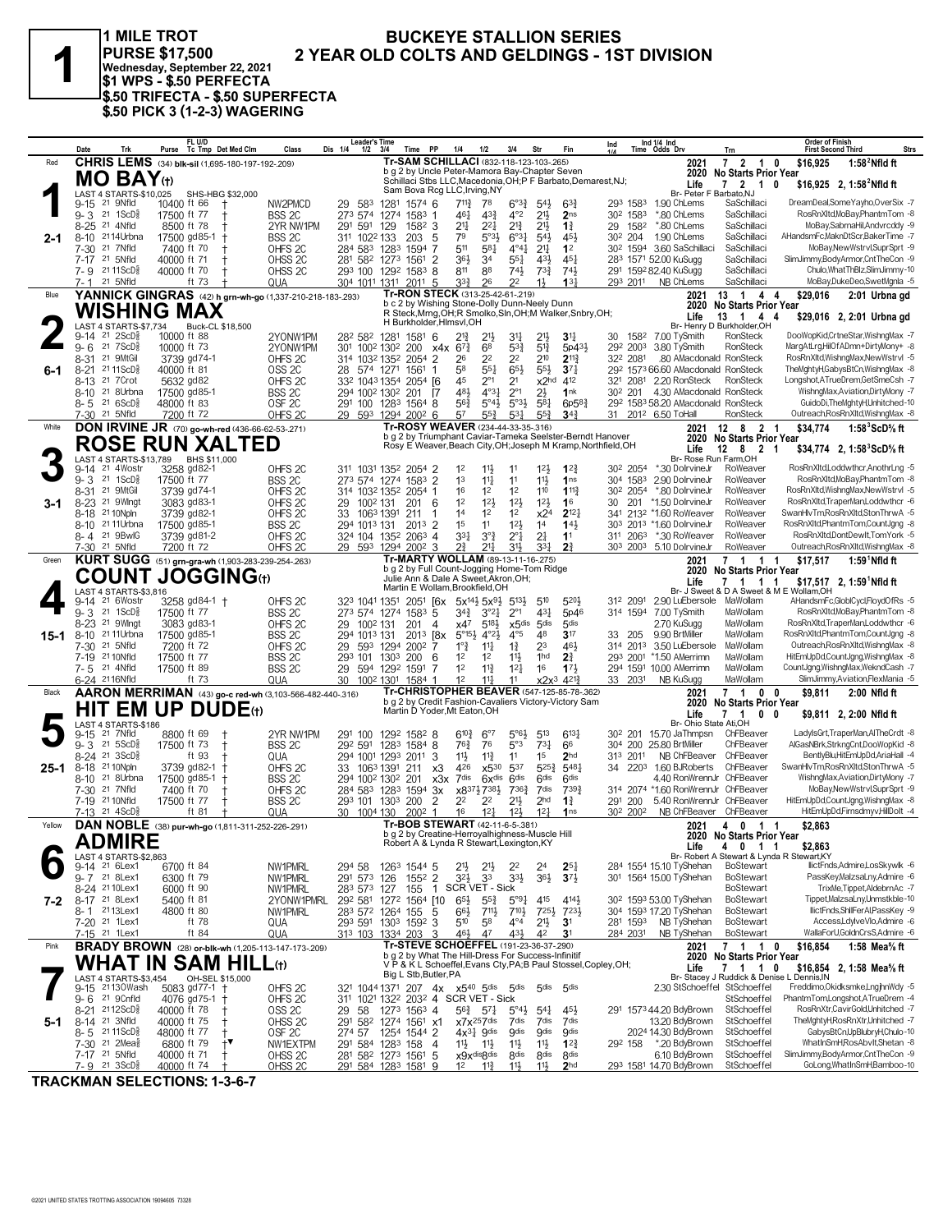# 1 MILE TROT — BUCKEYE STALLION SERIES
## 2 YEAR OLD COLTS AND GELDINGS - 1ST DIVISION

**PURSE $17,500**
Wednesday, September 22, 2021
$1 WPS - $.50 PERFECTA
$.50 TRIFECTA - $.50 SUPERFECTA
$.50 PICK 3 (1-2-3) WAGERING

---

### 1 — Red — 2-1
**CHRIS LEMS** (34) blk-sil (1,695-180-197-192-.209)
**MO BAY(t)**
Tr-SAM SCHILLACI (832-118-123-103-.265)
b g 2 by Uncle Peter-Mamora Bay-Chapter Seven
Schillaci Stbs LLC,Macedonia,OH;P F Barbato,Demarest,NJ; Sam Bova Rcg LLC,Irving,NY
Br- Peter F Barbato,NJ
LAST 4 STARTS-$10,025 — SHS-HBG $32,000
2021: 7 2 1 0 $16,925 1:58²Nfld ft
2020: No Starts Prior Year
Life: 7 2 1 0 $16,925 2, 1:58²Nfld ft

| Date | Trk | Purse | Cond | Class | 1/4 | 1/2 | 3/4 | Time | PP | 1/4 | 1/2 | 3/4 | Str | Fin | Ind | Odds | Drv | Trn | Order of Finish |
|---|---|---|---|---|---|---|---|---|---|---|---|---|---|---|---|---|---|---|---|
| 9-15 21 | 9Nfld | 10400 | ft 66 † | NW2PMCD | 29 | 58³ | 128¹ | 157⁴ | 6 | 7¹¹½ | 7⁸ | 6°³¾ | 5⁴½ | 6³¾ | 29³ 158³ | 1.90 | ChLems | SaSchillaci | DreamDeal,SomeYayho,OverSix -7 |
| 9-3 21 | 1ScD⅝ | 17500 | ft 77 † | BSS 2C | 27³ | 57⁴ | 127⁴ | 158³ | 1 | 4⁶½ | 4³¾ | 4°² | 2¹½ | 2ns | 30² 158³ | *.80 | ChLems | SaSchillaci | RosRnXltd,MoBay,PhantmTom -8 |
| 8-25 21 | 4Nfld | 8500 | ft 78 † | 2YR NW1PM | 29¹ | 59¹ | 129 | 158² | 3 | 2¹½ | 2²½ | 2¹¾ | 2¹½ | 1¾ | 29 158² | *.80 | ChLems | SaSchillaci | MoBay,SabrnaHil,Andvrcddy -9 |
| 8-10 21 | 14Urbna | 17500 | gd85-1 † | BSS 2C | 31¹ | 102²133 | | 203 | 5 | 7⁹ | 5°³½ | 6°³¼ | 5⁴½ | 4⁵½ | 30² 204 | 1.90 | ChLems | SaSchillaci | AHandsmFc,MaknDtScr,BakerTime -7 |
| 7-30 21 | 7Nfld | 7400 | ft 70 † | OHFS 2C | 28⁴ | 58³ | 128³ | 159⁴ | 7 | 5¹¹ | 5⁸½ | 4°⁴½ | 2¹½ | 1² | 30² 159⁴ | 3.60 | SaSchillaci | SaSchillaci | MoBay,NewWstrvl,SuprSprt -9 |
| 7-17 21 | 5Nfld | 40000 | ft 71 † | OHSS 2C | 28¹ | 58² | 127³ | 156¹ | 2 | 3⁶½ | 3⁴ | 5⁵¼ | 4³½ | 4⁵½ | 28³ 157¹ | 52.00 | KuSugg | SaSchillaci | SlimJimmy,BodyArmor,CntTheCon -9 |
| 7-9 21 | 11ScD⅝ | 40000 | ft 70 † | OHSS 2C | 29³ | 100 | 129² | 158³ | 8 | 8¹¹ | 8⁸ | 7⁴½ | 7³¾ | 7⁴½ | 29¹ 159² | 82.40 | KuSugg | SaSchillaci | Chulo,WhatThBlz,SlimJimmy -10 |
| 7-1 21 | 5Nfld | | ft 73 | QUA | 30⁴ | 101¹ | 131¹ | 201¹ | 5 | 3³¾ | 2⁶ | 2² | 1½ | 1³¼ | 29³ 201¹ | NB | ChLems | SaSchillaci | MoBay,DukeDeo,SwetMgnla -5 |

### 2 — Blue — 6-1
**YANNICK GINGRAS** (42) h grn-wh-go (1,337-210-218-183-.293)
**WISHING MAX**
Tr-RON STECK (313-25-42-61-.219)
b c 2 by Wishing Stone-Dolly Dunn-Neely Dunn
R Steck,Mrng,OH;R Smolko,Sln,OH;M Walker,Snbry,OH; H Burkholder,Hlmsvl,OH
Br- Henry D Burkholder,OH
LAST 4 STARTS-$7,734 — Buck-CL $18,500
2021: 13 1 4 4 $29,016 2:01 Urbna gd
2020: No Starts Prior Year
Life: 13 1 4 4 $29,016 2, 2:01 Urbna gd

| Date | Trk | Purse | Cond | Class | 1/4 | 1/2 | 3/4 | Time | PP | 1/4 | 1/2 | 3/4 | Str | Fin | Ind | Odds | Drv | Trn | Order of Finish |
|---|---|---|---|---|---|---|---|---|---|---|---|---|---|---|---|---|---|---|---|
| 9-14 21 | 2ScD⅝ | 10000 | ft 88 | 2YONW1PM | 28² | 58² | 128¹ | 158¹ | 6 | 2¹¾ | 2¹½ | 3¹¼ | 2¹½ | 3¹½ | 30 158² | 7.00 | TySmith | RonSteck | DooWopKid,CrtneStar,WishngMax -7 |
| 9-6 21 | 2ScD⅝ | 10000 | ft 73 | 2YONW1PM | 30¹ | 100² | 130² | 200 | x4x | 6⁷¾ | 6⁸ | 5³¾ | 5¹¾ | 5p4³½ | 29² 200³ | 3.80 | TySmith | RonSteck | MargAtLrg,HillOfADmn+DirtyMony+ -8 |
| 8-31 21 | 9MtGil | 3739 | gd74-1 | OHFS 2C | 31⁴ | 103² | 135² | 205⁴ | 2 | 2⁶ | 2² | 2² | 2¹⁰ | 2¹¹¾ | 32² 208¹ | .80 | AMacdonald | RonSteck | RosRnXltd,WishngMax,NewWstrvl -5 |
| 8-21 21 | 11ScD⅝ | 40000 | ft 81 | OSS 2C | 28 | 57⁴ | 127¹ | 156¹ | 1 | 5⁸ | 5⁵½ | 6⁵½ | 5⁵½ | 3⁷¼ | 29² 157³ | 66.60 | AMacdonald | RonSteck | TheMghtyH,GabysBtCn,WishngMax -8 |
| 8-13 21 | 7Crot | 5632 | gd82 | OHFS 2C | 33² | 104³ | 135⁴ | 205⁴ | [6 | 4⁵ | 2°¹ | 2¹ | x2hd | 4¹² | 32¹ 208¹ | 2.20 | RonSteck | RonSteck | Longshot,ATrueDrem,GetSmeCsh -7 |
| 8-10 21 | 8Urbna | 17500 | gd85-1 | BSS 2C | 29⁴ | 100² | 130² | 201 | [7 | 4⁸½ | 4°³½ | 4°³½ | 2½ | 1nk | 30² 201 | 4.30 | AMacdonald | RonSteck | WishngMax,Aviation,DirtyMony -7 |
| 8-5 21 | 6ScD⅝ | 48000 | ft 83 | OSF 2C | 29¹ | 100 | 128³ | 156⁴ | 8 | 5⁶¾ | 5°⁴½ | 5°³½ | 5⁸¼ | 6p5⁸¾ | 29² 158³ | 58.20 | AMacdonald | RonSteck | GuidoDi,TheMghtyH,Unhitched -10 |
| 7-30 21 | 5Nfld | 7200 | ft 72 | OHFS 2C | 29 | 59³ | 129⁴ | 200² | 6 | 5⁷ | 5⁵¾ | 5³¼ | 5⁵¾ | 3⁴¾ | 31 201² | 6.50 | ToHall | RonSteck | Outreach,RosRnXltd,WishngMax -8 |

### 3 — White — 3-1
**DON IRVINE JR** (70) go-wh-red (436-66-62-53-.271)
**ROSE RUN XALTED**
Tr-ROSY WEAVER (234-44-33-35-.316)
b g 2 by Triumphant Caviar-Tameka Seelster-Berndt Hanover
Rosy E Weaver,Beach City,OH;Joseph M Kramp,Northfield,OH
Br- Rose Run Farm,OH
LAST 4 STARTS-$13,789 — BHS $11,000
2021: 12 8 2 1 $34,774 1:58³ScD⅝ ft
2020: No Starts Prior Year
Life: 12 8 2 1 $34,774 2, 1:58³ScD⅝ ft

| Date | Trk | Purse | Cond | Class | 1/4 | 1/2 | 3/4 | Time | PP | 1/4 | 1/2 | 3/4 | Str | Fin | Ind | Odds | Drv | Trn | Order of Finish |
|---|---|---|---|---|---|---|---|---|---|---|---|---|---|---|---|---|---|---|---|
| 9-14 21 | 4Wostr | 3258 | gd82-1 | OHFS 2C | 31¹ | 103¹ | 135² | 205⁴ | 2 | 1² | 1¹½ | 1¹ | 1²½ | 1²¾ | 30² 205⁴ | *.30 | DoIrvineJr | RoWeaver | RosRnXltd,Loddwthcr,AnothrLng -5 |
| 9-3 21 | 1ScD⅝ | 17500 | ft 77 | BSS 2C | 27³ | 57⁴ | 127⁴ | 158³ | 2 | 1³ | 1¹½ | 1¹ | 1¹½ | 1ns | 30⁴ 158³ | 2.90 | DoIrvineJr | RoWeaver | RosRnXltd,MoBay,PhantmTom -8 |
| 8-31 21 | 9MtGil | 3739 | gd74-1 | OHFS 2C | 31⁴ | 103² | 135² | 205⁴ | 1 | 1⁶ | 1² | 1² | 1¹⁰ | 1¹¹¾ | 30² 205⁴ | *.80 | DoIrvineJr | RoWeaver | RosRnXltd,WishngMax,NewWstrvl -5 |
| 8-23 21 | 9Wlngt | 3083 | gd83-1 | OHFS 2C | 29 | 100² | 131 | 201 | 6 | 1² | 1²½ | 1²½ | 1²½ | 1⁶ | 30 201 | *1.50 | DoIrvineJr | RoWeaver | RosRnXltd,TraperMan,Loddwthcr -6 |
| 8-18 21 | 10Npln | 3739 | gd82-1 | OHFS 2C | 33 | 106³ | 139¹ | 211 | 1 | 1⁴ | 1² | 1² | x2⁴ | 2¹²½ | 34¹ 213² | *1.60 | RoWeaver | RoWeaver | SwanHlvTrn,RosRnXltd,StonThrwA -5 |
| 8-10 21 | 11Urbna | 17500 | gd85-1 | BSS 2C | 29⁴ | 101³ | 131 | 201³ | 2 | 1⁵ | 1¹ | 1²½ | 1⁴ | 1⁴½ | 30³ 201³ | *1.60 | DoIrvineJr | RoWeaver | RosRnXltd,PhantmTom,CountJgng -8 |
| 8-4 21 | 9BwlG | 3739 | gd81-2 | OHFS 2C | 32⁴ | 104 | 135² | 206³ | 4 | 3³½ | 3°¾ | 2°¾ | 2½ | 1¹ | 31¹ 206³ | *.30 | RoWeaver | RoWeaver | RosRnXltd,DontDewIt,TomYork -5 |
| 7-30 21 | 5Nfld | 7200 | ft 72 | OHFS 2C | 29 | 59³ | 129⁴ | 200² | 3 | 2¾ | 2¹½ | 3¹½ | 3³½ | 2¾ | 30³ 200³ | 5.10 | DoIrvineJr | RoWeaver | Outreach,RosRnXltd,WishngMax -8 |

### 4 — Green — 15-1
**KURT SUGG** (51) grn-gra-wh (1,903-283-239-254-.263)
**COUNT JOGGING(t)**
Tr-MARTY WOLLAM (89-13-11-16-.275)
b g 2 by Full Count-Jogging Home-Tom Ridge
Julie Ann & Dale A Sweet,Akron,OH; Martin E Wollam,Brookfield,OH
Br- J Sweet & D A Sweet & M E Wollam,OH
LAST 4 STARTS-$3,816
2021: 7 1 1 1 $17,517 1:59¹Nfld ft
2020: No Starts Prior Year
Life: 7 1 1 1 $17,517 2, 1:59¹Nfld ft

| Date | Trk | Purse | Cond | Class | 1/4 | 1/2 | 3/4 | Time | PP | 1/4 | 1/2 | 3/4 | Str | Fin | Ind | Odds | Drv | Trn | Order of Finish |
|---|---|---|---|---|---|---|---|---|---|---|---|---|---|---|---|---|---|---|---|
| 9-14 21 | 6Wostr | 3258 | gd84-1 † | OHFS 2C | 32³ | 104¹ | 135¹ | 205¹ | [6x | 5x¹⁴½ | 5x⁹½ | 5¹³½ | 5¹⁰ | 5²⁰½ | 31² 209¹ | 2.90 | LuEbersole | MaWollam | AHandsmFc,GloblCycl,FloydOfRs -5 |
| 9-3 21 | 1ScD⅝ | 17500 | ft 77 | BSS 2C | 27³ | 57⁴ | 127⁴ | 158³ | 5 | 3⁴¾ | 3°²½ | 2°¹ | 4³½ | 5p4⁶ | 31⁴ 159⁴ | 7.00 | TySmith | MaWollam | RosRnXltd,MoBay,PhantmTom -8 |
| 8-23 21 | 9Wlngt | 3083 | gd83-1 | OHFS 2C | 29 | 100² | 131 | 201 | 4 | x4⁷ | 5¹⁸½ | x5dis | 5dis | 5dis | | 2.70 | KuSugg | MaWollam | RosRnXltd,TraperMan,Loddwthcr -6 |
| 8-10 21 | 11Urbna | 17500 | gd85-1 | BSS 2C | 29⁴ | 101³ | 131 | 201³ | [8x | 5°¹⁵½ | 4°²½ | 4°⁵ | 4⁸ | 3¹⁷ | 33 205 | 9.90 | BrtMiller | MaWollam | RosRnXltd,PhantmTom,CountJgng -8 |
| 7-30 21 | 5Nfld | 7200 | ft 72 | OHFS 2C | 29 | 59³ | 129⁴ | 200² | 7 | 1°¾ | 1¹½ | 1¾ | 2³ | 4⁶½ | 31⁴ 201³ | 3.50 | LuEbersole | MaWollam | Outreach,RosRnXltd,WishngMax -8 |
| 7-19 21 | 10Nfld | 17500 | ft 77 | BSS 2C | 29³ | 101 | 130³ | 200 | 6 | 1² | 1² | 1¹½ | 1hd | 2¾ | 29³ 200¹ | *1.50 | AMerrimn | MaWollam | HitEmUpDd,CountJgng,WishngMax -8 |
| 7-5 21 | 4Nfld | 17500 | ft 89 | BSS 2C | 29 | 59⁴ | 129² | 159¹ | 7 | 1² | 1¹¾ | 1²½ | 1⁶ | 1⁷½ | 29⁴ 159¹ | 10.00 | AMerrimn | MaWollam | CountJgng,WishngMax,WekndCash -7 |
| 6-24 21 | 16Nfld | | ft 73 | QUA | 30 | 100² | 130¹ | 158⁴ | 1 | 1² | 1¹½ | 1¹ | x2x³ | 4²¹¾ | 33 203¹ | NB | KuSugg | MaWollam | SlimJimmy,Aviation,FlexMania -5 |

### 5 — Black — 25-1
**AARON MERRIMAN** (43) go-c red-wh (3,103-566-482-440-.316)
**HIT EM UP DUDE(t)**
Tr-CHRISTOPHER BEAVER (547-125-85-78-.362)
b g 2 by Credit Fashion-Cavaliers Victory-Victory Sam
Martin D Yoder,Mt Eaton,OH
Br- Ohio State Ati,OH
LAST 4 STARTS-$186
2021: 7 1 0 0 $9,811 2:00 Nfld ft
2020: No Starts Prior Year
Life: 7 1 0 0 $9,811 2, 2:00 Nfld ft

| Date | Trk | Purse | Cond | Class | 1/4 | 1/2 | 3/4 | Time | PP | 1/4 | 1/2 | 3/4 | Str | Fin | Ind | Odds | Drv | Trn | Order of Finish |
|---|---|---|---|---|---|---|---|---|---|---|---|---|---|---|---|---|---|---|---|
| 9-15 21 | 7Nfld | 8800 | ft 69 † | 2YR NW1PM | 29¹ | 100 | 129² | 158² | 8 | 6¹⁰¾ | 6°⁷ | 5°⁶½ | 5¹³ | 6¹³½ | 30² 201 | 15.70 | JaThmpsn | ChFBeaver | LadylsGrt,TraperMan,AlTheCrdt -8 |
| 9-3 21 | 5ScD⅝ | 17500 | ft 73 † | BSS 2C | 29² | 59¹ | 128³ | 158⁴ | 8 | 7⁶¾ | 7⁶ | 5°³ | 7³½ | 6⁶ | 30⁴ 200 | 25.80 | BrtMiller | ChFBeaver | AlGasNBrk,StrkngCnt,DooWopKid -8 |
| 8-24 21 | 3ScD⅝ | | ft 93 † | QUA | 29⁴ | 100¹ | 129³ | 201¹ | 3 | 1¹½ | 1¹¾ | 1¹ | 1⁵ | 2hd | 31³ 201¹ | NB | ChFBeaver | ChFBeaver | BentlyBlu,HitEmUpDd,AriaHall -4 |
| 8-18 21 | 10Npln | 3739 | gd82-1 † | OHFS 2C | 33 | 106³ | 139¹ | 211 | x3 | 4²⁶ | x5³⁰ | 5³⁷ | 5²⁵¾ | 5⁴⁸½ | 34 220³ | 1.60 | BJRoberts | ChFBeaver | SwanHlvTrn,RosRnXltd,StonThrwA -5 |
| 8-10 21 | 8Urbna | 17500 | gd85-1 † | BSS 2C | 29⁴ | 100² | 130² | 201 | x3x | 7dis | 6xdis | 6dis | 6dis | 6dis | | 4.40 | RonWrennJr | ChFBeaver | WishngMax,Aviation,DirtyMony -7 |
| 7-30 21 | 7Nfld | 7400 | ft 70 † | OHFS 2C | 28⁴ | 58³ | 128³ | 159⁴ | 3x | x8³⁷½ | 7³⁸½ | 7³⁶½ | 7dis | 7³⁹¾ | 31⁴ 207⁴ | *1.60 | RonWrennJr | ChFBeaver | MoBay,NewWstrvl,SuprSprt -9 |
| 7-19 21 | 10Nfld | 17500 | ft 77 † | BSS 2C | 29³ | 101 | 130³ | 200 | 2 | 2² | 2² | 2¹½ | 2hd | 1¾ | 29¹ 200 | 5.40 | RonWrennJr | ChFBeaver | HitEmUpDd,CountJgng,WishngMax -8 |
| 7-13 21 | 4ScD⅝ | | ft 81 † | QUA | 30 | 100⁴ | 130 | 200² | 1 | 1⁶ | 1²½ | 1²½ | 1²½ | 1ns | 30² 200² | NB | ChFBeaver | ChFBeaver | HitEmUpDd,Firnsdmyv,HillDolt -4 |

### 6 — Yellow — 7-2
**DAN NOBLE** (38) pur-wh-go (1,811-311-252-226-.291)
**ADMIRE**
Tr-BOB STEWART (42-11-6-5-.381)
b g 2 by Creatine-Herroyalhighness-Muscle Hill
Robert A & Lynda R Stewart,Lexington,KY
Br- Robert A Stewart & Lynda R Stewart,KY
LAST 4 STARTS-$2,863
2021: 4 0 1 1 $2,863
2020: No Starts Prior Year
Life: 4 0 1 1 $2,863

| Date | Trk | Purse | Cond | Class | 1/4 | 1/2 | 3/4 | Time | PP | 1/4 | 1/2 | 3/4 | Str | Fin | Ind | Odds | Drv | Trn | Order of Finish |
|---|---|---|---|---|---|---|---|---|---|---|---|---|---|---|---|---|---|---|---|
| 9-14 21 | 6Lex1 | 6700 | ft 84 | NW1PMRL | 29⁴ | 58 | 126³ | 154⁴ | 5 | 2¹½ | 2¹½ | 2² | 2⁴ | 2⁵¼ | 28⁴ 155⁴ | 15.10 | TyShehan | BoStewart | IllictFnds,Admire,LosSkywlk -6 |
| 9-7 21 | 8Lex1 | 6300 | ft 79 | NW1PMRL | 29¹ | 57³ | 126 | 155² | 2 | 3²½ | 3³ | 3³½ | 3⁶½ | 3⁷½ | 30¹ 156⁴ | 10.00 | TyShehan | BoStewart | PassKey,MalzsaLny,Admire -6 |
| 8-24 21 | 10Lex1 | 6000 | ft 90 | NW1PMRL | 28³ | 57³ | 127 | 155 | 1 | SCR VET - Sick | | | | | | | | BoStewart | TrixMe,Tippet,AldebrnAc -7 |
| 8-17 21 | 8Lex1 | 5400 | ft 81 | 2YONW1PMRL | 29² | 58¹ | 127² | 156⁴ | [10 | 6⁵½ | 5⁵¾ | 5°⁹½ | 4¹⁵ | 4¹⁴½ | 30² 159³ | 53.00 | TyShehan | BoStewart | Tippet,MalzsaLny,Unmstkble -10 |
| 8-1 21 | 13Lex1 | 4800 | ft 80 | NW1PMRL | 28³ | 57² | 126⁴ | 155 | 5 | 6⁶½ | 7¹¹½ | 7¹⁰½ | 7²⁵½ | 7²³½ | 30⁴ 159³ | 17.20 | TyShehan | BoStewart | IllictFnds,ShllFerAl,PassKey -9 |
| 7-20 21 | 1Lex1 | | ft 78 | QUA | 29³ | 59¹ | 130³ | 159² | 3 | 5¹⁰ | 5⁸ | 4°⁴ | 2¹½ | 3¹ | 28¹ 159³ | NB | TyShehan | BoStewart | AccessLdy,ImVeVlo,Admire -6 |
| 7-15 21 | 1Lex1 | | ft 84 | QUA | 31³ | 103 | 133⁴ | 203 | 1 | 4⁶½ | 4⁷ | 4³½ | 4² | 3¹ | 28⁴ 203¹ | NB | TyShehan | BoStewart | WallaForU,GoldnCrsS,Admire -6 |

### 7 — Pink — 5-1
**BRADY BROWN** (28) or-blk-wh (1,205-113-147-173-.209)
**WHAT IN SAM HILL(t)**
Tr-STEVE SCHOEFFEL (191-23-36-37-.290)
b g 2 by What The Hill-Dress For Success-Infinitif
V P & K L Schoeffel,Evans Cty,PA;B Paul Stossel,Copley,OH; Big L Stb,Butler,PA
Br- Stacey J Ruddick & Denise L Dennis,IN
LAST 4 STARTS-$3,454 — OH-SEL $15,000
2021: 7 1 1 0 $16,854 1:58 Mea⅝ ft
2020: No Starts Prior Year
Life: 7 1 1 0 $16,854 2, 1:58 Mea⅝ ft

| Date | Trk | Purse | Cond | Class | 1/4 | 1/2 | 3/4 | Time | PP | 1/4 | 1/2 | 3/4 | Str | Fin | Ind | Odds | Drv | Trn | Order of Finish |
|---|---|---|---|---|---|---|---|---|---|---|---|---|---|---|---|---|---|---|---|
| 9-15 21 | 13OWash | 5083 | gd77-1 † | OHFS 2C | 32¹ | 104⁴ | 137¹ | 207 | 4x | x5⁴⁰ | 5dis | 5dis | 5dis | 5dis | | 2.30 | StSchoeffel | StSchoeffel | Freddimo,Okidksmke,LnghnWdy -5 |
| 9-6 21 | 9Cnfld | 4076 | gd75-1 † | OHFS 2C | 31¹ | 102¹ | 132² | 203² | 4 | SCR VET - Sick | | | | | | | | StSchoeffel | PhantmTom,Longshot,ATrueDrem -4 |
| 8-21 21 | 12ScD⅝ | 40000 | ft 78 † | OSS 2C | 29 | 58 | 127³ | 156³ | 4 | 5⁶¾ | 5⁷½ | 5°⁴½ | 5⁴½ | 4⁵½ | 29¹ 157³ | 44.20 | BdyBrown | StSchoeffel | RosRnXtr,CavirGold,Unhitched -7 |
| 8-14 21 | 3Nfld | 40000 | ft 75 † | OHSS 2C | 29¹ | 58² | 127⁴ | 156¹ | x1 | x7x²⁵⁷dis | 7dis | 7dis | 7dis | 7dis | | 13.20 | BdyBrown | StSchoeffel | TheMghtyH,RosRnXtr,Unhitched -7 |
| 8-5 21 | 11ScD⅝ | 48000 | ft 77 † | OSF 2C | 27⁴ | 57 | 125⁴ | 154⁴ | 2 | 4x³¼ | 9dis | 9dis | 9dis | 9dis | | 202⁴ 14.30 | BdyBrown | StSchoeffel | GabysBtCn,UpBlubryH,Chulo -10 |
| 7-30 21 | 2Mea⅝ | 6800 | ft 79 †▼ | NW1EXTPM | 29¹ | 58⁴ | 128³ | 158 | 4 | 1¹½ | 1¹½ | 1¹½ | 1¹½ | 1²¾ | 29² 158 | *.20 | BdyBrown | StSchoeffel | WhatInSmH,RosAbvlt,Shetan -8 |
| 7-17 21 | 5Nfld | 40000 | ft 71 † | OHSS 2C | 28¹ | 58² | 127³ | 156¹ | 5 | x9xdis8dis | | 8dis | 8dis | 8dis | | 6.10 | BdyBrown | StSchoeffel | SlimJimmy,BodyArmor,CntTheCon -9 |
| 7-9 21 | 3ScD⅝ | 40000 | ft 74 † | OHSS 2C | 29¹ | 58⁴ | 128³ | 158¹ | 9 | 1² | 1¹¾ | 1¹½ | 1¹½ | 2hd | 29³ 158¹ | 14.70 | BdyBrown | StSchoeffel | GoLong,WhatInSmH,Bamboo -10 |

**TRACKMAN SELECTIONS: 1-3-6-7**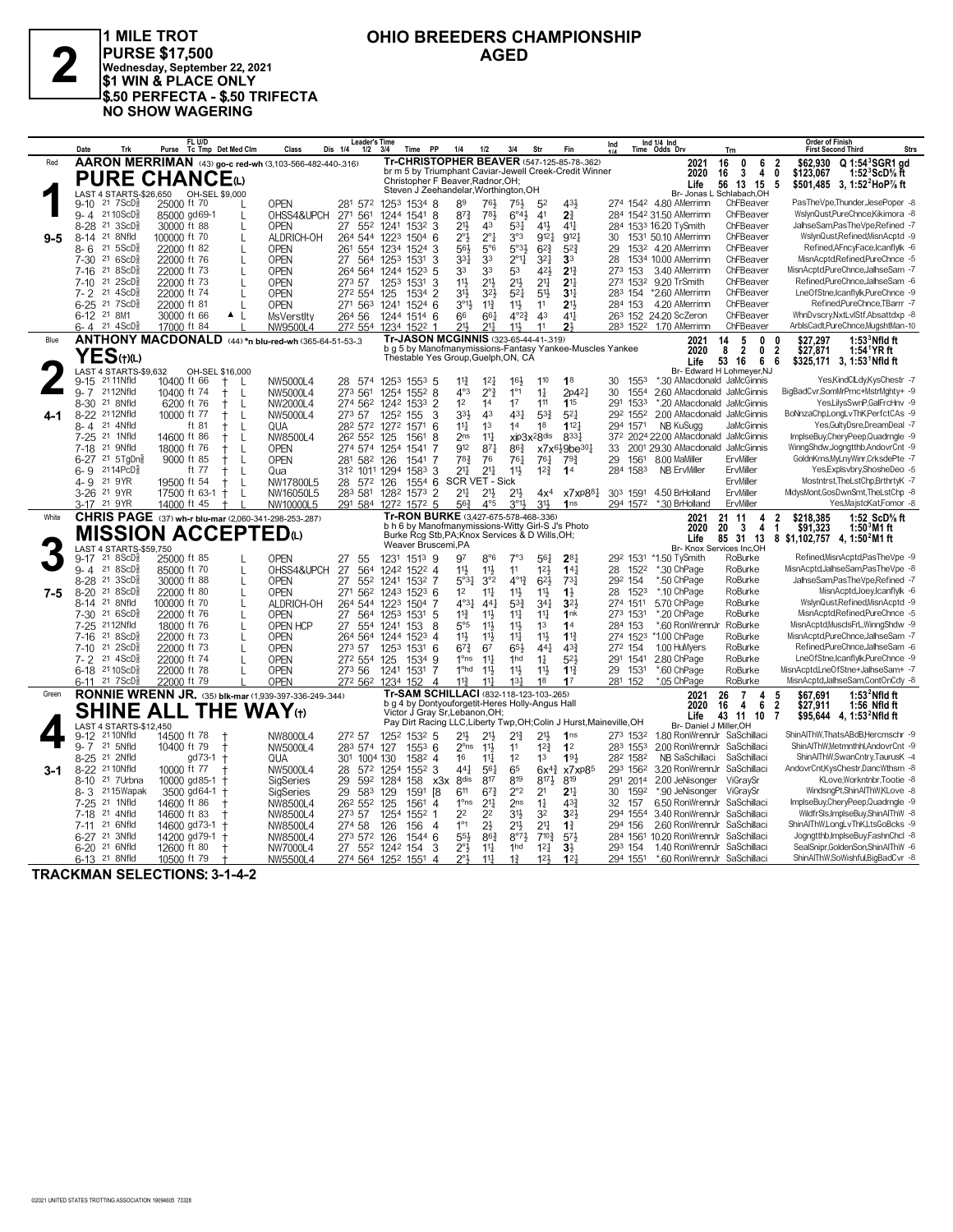# 2

**1 MILE TROT**
**PURSE $17,500**
**Wednesday, September 22, 2021**
**$1 WIN & PLACE ONLY**
**$.50 PERFECTA - $.50 TRIFECTA**
**NO SHOW WAGERING**

## OHIO BREEDERS CHAMPIONSHIP
## AGED

---

### 1 — Red — 9-5

**AARON MERRIMAN** (43) go-c red-wh (3,103-566-482-440-.316)

**PURE CHANCE(L)**

Tr-CHRISTOPHER BEAVER (547-125-85-78-.362)
br m 5 by Triumphant Caviar-Jewell Creek-Credit Winner
Christopher F Beaver,Radnor,OH;
Steven J Zeehandelar,Worthington,OH
Br- Jonas L Schlabach,OH

LAST 4 STARTS-$26,650 OH-SEL $9,000

| | Starts | 1st | 2nd | 3rd | Earnings | Record |
|---|---|---|---|---|---|---|
| 2021 | 16 | 0 | 6 | 2 | $62,930 | Q 1:54³SGR1 gd |
| 2020 | 16 | 3 | 4 | 0 | $123,067 | 1:52³ScD⅝ ft |
| Life | 56 | 13 | 15 | 5 | $501,485 | 3, 1:52²HoP⅞ ft |

| Date | Trk | Purse | Tc Tmp | Class | 1/4 | 1/2 | 3/4 | Time | PP | 1/4 | 1/2 | 3/4 | Str | Fin | Ind 1/4 | Ind Time | Odds | Drv | Trn | Order of Finish |
|---|---|---|---|---|---|---|---|---|---|---|---|---|---|---|---|---|---|---|---|---|
| 9-10 21 | 7ScD⅝ | 25000 | ft 70 | OPEN | 28¹ | 57² | 125³ | 153⁴ | 8 | 8⁹ | 7⁶½ | 7⁵½ | 5² | 4³½ | 27⁴ | 154² | 4.80 | AMerrimn | ChFBeaver | PasTheVpe,Thunder,JesePoper -8 |
| 9-4 21 | 10ScD⅝ | 85000 | gd69-1 | OHSS4&UPCH | 27¹ | 56¹ | 124⁴ | 154¹ | 8 | 8⁷¾ | 7⁸½ | 6°⁴½ | 4¹ | 2¾ | 28⁴ | 154² | 31.50 | AMerrimn | ChFBeaver | WslynQust,PureChnce,Kikimora -8 |
| 8-28 21 | 3ScD⅝ | 30000 | ft 88 | OPEN | 27 | 55² | 124¹ | 153² | 3 | 2¹½ | 4³ | 5³¼ | 4¹½ | 4¹½ | 28⁴ | 153³ | 16.20 | TySmith | ChFBeaver | JalhseSam,PasTheVpe,Refined -7 |
| 8-14 21 | 8Nfld | 100000 | ft 70 | ALDRICH-OH | 26⁴ | 54⁴ | 122³ | 150⁴ | 6 | 2°½ | 2°½ | 3°³ | 9¹²½ | 9¹²½ | 30 | 153¹ | 50.10 | AMerrimn | ChFBeaver | WslynQust,Refined,MisnAcptd -9 |
| 8-6 21 | 5ScD⅝ | 22000 | ft 82 | OPEN | 26¹ | 55⁴ | 123⁴ | 152⁴ | 3 | 5⁶½ | 5°⁶ | 5°³½ | 6²¾ | 5²¾ | 29 | 153² | 4.20 | AMerrimn | ChFBeaver | Refined,AFncyFace,Icanflylk -6 |
| 7-30 21 | 6ScD⅝ | 22000 | ft 76 | OPEN | 27 | 56⁴ | 125³ | 153¹ | 3 | 3³½ | 3³ | 2°¹¾ | 3²¼ | 3³ | 28 | 153⁴ | 10.00 | AMerrimn | ChFBeaver | MisnAcptd,Refined,PureChnce -5 |
| 7-16 21 | 8ScD⅝ | 22000 | ft 73 | OPEN | 26⁴ | 56⁴ | 124⁴ | 152³ | 5 | 3³ | 3³ | 5³ | 4²½ | 2¹¾ | 27³ | 153 | 3.40 | AMerrimn | ChFBeaver | MisnAcptd,PureChnce,JalhseSam -7 |
| 7-10 21 | 2ScD⅝ | 22000 | ft 73 | OPEN | 27³ | 57 | 125³ | 153¹ | 3 | 1¹½ | 2¹½ | 2¹½ | 2¹¼ | 2¹½ | 27³ | 153² | 9.20 | TrSmith | ChFBeaver | Refined,PureChnce,JalhseSam -6 |
| 7-2 21 | 4ScD⅝ | 22000 | ft 74 | OPEN | 27² | 55⁴ | 125 | 153⁴ | 2 | 3¹½ | 3²½ | 5²¼ | 5¹½ | 3¹¼ | 28³ | 154 | *2.60 | AMerrimn | ChFBeaver | LneOfStne,Icanflylk,PureChnce -9 |
| 6-25 21 | 7ScD⅝ | 22000 | ft 81 | OPEN | 27¹ | 56³ | 124¹ | 152⁴ | 6 | 3°¹½ | 1¹¾ | 1¹½ | 1¹ | 2¹½ | 28⁴ | 153 | 4.20 | AMerrimn | ChFBeaver | Refined,PureChnce,TBarrr -7 |
| 6-12 21 | 8M1 | 30000 | ft 66 ▲ | MsVerstlty | 26⁴ | 56 | 124⁴ | 151⁴ | 6 | 6⁶ | 6⁶¾ | 4°²¾ | 4³ | 4¹½ | 26³ | 152 | 24.20 | ScZeron | ChFBeaver | WhnDvscry,NxtLvlStf,Absattdxp -8 |
| 6-4 21 | 4ScD⅝ | 17000 | ft 84 | NW9500L4 | 27² | 55⁴ | 123⁴ | 152² | 1 | 2¹½ | 2¹½ | 1¹½ | 1¹ | 2½ | 28³ | 152² | 1.70 | AMerrimn | ChFBeaver | ArblsCadt,PureChnce,MugshtMan-10 |

---

### 2 — Blue — 4-1

**ANTHONY MACDONALD** (44) *n blu-red-wh (365-64-51-53-.3)

**YES(†)(L)**

Tr-JASON MCGINNIS (323-65-44-41-.319)
b g 5 by Manofmanymissions-Fantasy Yankee-Muscles Yankee
Thestable Yes Group,Guelph,ON, CA
Br- Edward H Lohmeyer,NJ

LAST 4 STARTS-$9,632 OH-SEL $16,000

| | Starts | 1st | 2nd | 3rd | Earnings | Record |
|---|---|---|---|---|---|---|
| 2021 | 14 | 5 | 0 | 0 | $27,297 | 1:53³Nfld ft |
| 2020 | 8 | 2 | 0 | 2 | $27,871 | 1:54¹YR ft |
| Life | 53 | 16 | 6 | 6 | $325,171 | 3, 1:53¹Nfld ft |

| Date | Trk | Purse | Tc Tmp | Class | 1/4 | 1/2 | 3/4 | Time | PP | 1/4 | 1/2 | 3/4 | Str | Fin | Ind 1/4 | Ind Time | Odds | Drv | Trn | Order of Finish |
|---|---|---|---|---|---|---|---|---|---|---|---|---|---|---|---|---|---|---|---|---|
| 9-15 21 | 11Nfld | 10400 | ft 66 † | NW5000L4 | 28 | 57⁴ | 125³ | 155³ | 5 | 1¹¾ | 1²½ | 1⁶½ | 1¹⁰ | 1⁸ | 30 | 155³ | *.30 | AMacdonald | JaMcGinnis | Yes,KindCllCdy,KysChestr -7 |
| 9-7 21 | 12Nfld | 10400 | ft 74 † | NW5000L4 | 27³ | 56¹ | 125⁴ | 155² | 8 | 4°³ | 2°½ | 1°¹ | 1¾ | 2p4²¼ | 30 | 155⁴ | 2.60 | AMacdonald | JaMcGinnis | BigBadCvr,SomMrPrnc+MstrMghty+ -9 |
| 8-30 21 | 8Nfld | 6200 | ft 76 † | NW2000L4 | 27⁴ | 56² | 124² | 153³ | 2 | 1² | 1⁴ | 1⁷ | 1¹¹ | 1¹⁵ | 29¹ | 153³ | *.20 | AMacdonald | JaMcGinnis | Yes,LilysSwnP,GalFrcHnv -9 |
| 8-22 21 | 12Nfld | 10000 | ft 77 † | NW5000L4 | 27³ | 57 | 125² | 155 | 3 | 3³½ | 4³ | 4³¼ | 5³¾ | 5²¼ | 29² | 155² | 2.00 | AMacdonald | JaMcGinnis | BoNnzaChp,LongLvThK,PerfctCAs -9 |
| 8-4 21 | 4Nfld | | ft 81 † | QUA | 28² | 57² | 127² | 157¹ | 6 | 1¹¾ | 1³ | 1⁴ | 1⁸ | 1¹²¼ | 29⁴ | 157¹ | NB | KuSugg | JaMcGinnis | Yes,GultyDsre,DreamDeal -7 |
| 7-25 21 | 1Nfld | 14600 | ft 86 † | NW8500L4 | 26² | 55² | 125 | 156¹ | 8 | 2ⁿˢ | 1¹½ | xip3x²8ᵈⁱˢ | | 8³³¼ | 37² | 202⁴ | 22.00 | AMacdonald | JaMcGinnis | ImplseBuy,CheryPeep,Quadrngle -9 |
| 7-18 21 | 9Nfld | 18000 | ft 76 † | OPEN | 27⁴ | 57⁴ | 125⁴ | 154¹ | 7 | 9¹² | 8⁷½ | 8⁶¾ | x7x6½9be³⁰¼ | | 33 | 200¹ | 29.30 | AMacdonald | JaMcGinnis | WinngShdw,Jogngtthb,AndovrCnt -9 |
| 6-27 21 | 5TgDn⅝ | 9000 | ft 85 † | OPEN | 28¹ | 58² | 126 | 154¹ | 7 | 7⁸¾ | 7⁶ | 7⁶¼ | 7⁶¼ | 7⁹¾ | 29 | 156¹ | 8.00 | MaMiller | ErvMiller | GoldnKrns,MyLnyWinr,CrksdePte -7 |
| 6-9 21 | 14PcD⅝ | | ft 77 † | Qua | 31² | 101¹ | 129⁴ | 158³ | 3 | 2¹¾ | 2¹½ | 1¹½ | 1²¾ | 1⁴ | 28⁴ | 158³ | NB | ErvMiller | ErvMiller | Yes,Explsvbry,ShosheDeo -5 |
| 4-9 21 | 9YR | 19500 | ft 54 † | NW17800L5 | 28 | 57² | 126 | 155⁴ | 6 | SCR VET - Sick | | | | | | | | | ErvMiller | Mostntrst,TheLstChp,BrthrtyK -7 |
| 3-26 21 | 9YR | 17500 | ft 63-1 † | NW16050L5 | 28³ | 58¹ | 128² | 157³ | 2 | 2¹½ | 2¹½ | 2¹½ | 4x⁴ | x7xp8⁸¼ | 30³ | 159¹ | 4.50 | BrHolland | ErvMiller | MidysMont,GosDwnSmt,TheLstChp -8 |
| 3-17 21 | 9YR | 14000 | ft 45 † | NW10000L5 | 29¹ | 58⁴ | 127² | 157² | 5 | 5⁶¾ | 4°⁵ | 3°¹½ | 3¹½ | 1ⁿˢ | 29⁴ | 157² | *.30 | BrHolland | ErvMiller | Yes,MajstcKat,Fomor -8 |

---

### 3 — White — 7-5

**CHRIS PAGE** (37) wh-r blu-mar (2,060-341-298-253-.287)

**MISSION ACCEPTED(L)**

Tr-RON BURKE (3,427-675-578-468-.336)
b h 6 by Manofmanymissions-Witty Girl-S J's Photo
Burke Rcg Stb,PA;Knox Services & D Wills,OH;
Weaver Bruscemi,PA
Br- Knox Services Inc,OH

LAST 4 STARTS-$59,750

| | Starts | 1st | 2nd | 3rd | Earnings | Record |
|---|---|---|---|---|---|---|
| 2021 | 21 | 11 | 4 | 2 | $218,385 | 1:52 ScD⅝ ft |
| 2020 | 20 | 3 | 4 | 1 | $91,323 | 1:50³M1 ft |
| Life | 85 | 31 | 13 | 8 | $1,102,757 | 4, 1:50²M1 ft |

| Date | Trk | Purse | Tc Tmp | Class | 1/4 | 1/2 | 3/4 | Time | PP | 1/4 | 1/2 | 3/4 | Str | Fin | Ind 1/4 | Ind Time | Odds | Drv | Trn | Order of Finish |
|---|---|---|---|---|---|---|---|---|---|---|---|---|---|---|---|---|---|---|---|---|
| 9-17 21 | 8ScD⅝ | 25000 | ft 85 | OPEN | 27 | 55 | 123¹ | 151³ | 9 | 9⁷ | 8°⁶ | 7°³ | 5⁶¼ | 2⁸¼ | 29² | 153¹ | *1.50 | TySmith | RoBurke | Refined,MisnAcptd,PasTheVpe -9 |
| 9-4 21 | 8ScD⅝ | 85000 | ft 70 | OHSS4&UPCH | 27 | 56⁴ | 124² | 152² | 4 | 1¹½ | 1¹½ | 1¹ | 1²½ | 1⁴¼ | 28 | 152² | *.30 | ChPage | RoBurke | MisnAcptd,JalhseSam,PasTheVpe -8 |
| 8-28 21 | 3ScD⅝ | 30000 | ft 88 | OPEN | 27 | 55² | 124¹ | 153² | 7 | 5°³¼ | 3°² | 4°¹¾ | 6²½ | 7³¼ | 29² | 154 | *.50 | ChPage | RoBurke | JalhseSam,PasTheVpe,Refined -7 |
| 8-20 21 | 8ScD⅝ | 22000 | ft 80 | OPEN | 27¹ | 56² | 124³ | 152³ | 6 | 1² | 1¹½ | 1¹½ | 1¹½ | 1½ | 28 | 152³ | *.10 | ChPage | RoBurke | MisnAcptd,Joey,Icanflylk -6 |
| 8-14 21 | 8Nfld | 100000 | ft 70 | ALDRICH-OH | 26⁴ | 54⁴ | 122³ | 150⁴ | 7 | 4°³½ | 4⁴¼ | 5³¾ | 3⁴½ | 3²½ | 27⁴ | 151¹ | 5.70 | ChPage | RoBurke | WslynQust,Refined,MisnAcptd -9 |
| 7-30 21 | 6ScD⅝ | 22000 | ft 76 | OPEN | 27 | 56⁴ | 125³ | 153¹ | 5 | 1¹¾ | 1¹½ | 1¹¾ | 1¹½ | 1ⁿᵏ | 27³ | 153¹ | *.20 | ChPage | RoBurke | MisnAcptd,Refined,PureChnce -5 |
| 7-25 21 | 12Nfld | 18000 | ft 76 | OPEN HCP | 27 | 55⁴ | 124¹ | 153 | 8 | 5°⁵ | 1¹½ | 1¹½ | 1³ | 1⁴ | 28⁴ | 153 | *.60 | RonWrennJr | RoBurke | MisnAcptd,MusclsFrL,WinngShdw -9 |
| 7-16 21 | 8ScD⅝ | 22000 | ft 73 | OPEN | 26⁴ | 56⁴ | 124⁴ | 152³ | 4 | 1¹½ | 1¹½ | 1¹¾ | 1¹½ | 1¹¾ | 27⁴ | 152³ | *1.00 | ChPage | RoBurke | MisnAcptd,PureChnce,JalhseSam -7 |
| 7-10 21 | 2ScD⅝ | 22000 | ft 73 | OPEN | 27³ | 57 | 125³ | 153¹ | 6 | 6⁷¾ | 6⁷ | 6⁵½ | 4⁴¼ | 4³¾ | 27² | 154 | 1.00 | HuMyers | RoBurke | Refined,PureChnce,JalhseSam -6 |
| 7-2 21 | 4ScD⅝ | 22000 | ft 74 | OPEN | 27² | 55⁴ | 125 | 153⁴ | 9 | 1°ⁿˢ | 1¹½ | 1ʰᵈ | 1¾ | 5²½ | 29¹ | 154¹ | 2.80 | ChPage | RoBurke | LneOfStne,Icanflylk,PureChnce -9 |
| 6-18 21 | 10ScD⅝ | 22000 | ft 78 | OPEN | 27³ | 56 | 124¹ | 153¹ | 7 | 1°ʰᵈ | 1¹½ | 1¹½ | 1¹½ | 1¹¾ | 29 | 153¹ | *.60 | ChPage | RoBurke | MisnAcptd,LneOfStne+JalhseSam+ -7 |
| 6-11 21 | 7ScD⅝ | 22000 | ft 79 | OPEN | 27² | 56² | 123⁴ | 152 | 4 | 1¹¾ | 1¹½ | 1³¼ | 1⁸ | 1⁷ | 28¹ | 152 | *.05 | ChPage | RoBurke | MisnAcptd,JalhseSam,ContOnCdy -8 |

---

### 4 — Green — 3-1

**RONNIE WRENN JR.** (35) blk-mar (1,939-397-336-249-.344)

**SHINE ALL THE WAY(†)**

Tr-SAM SCHILLACI (832-118-123-103-.265)
b g 4 by Dontyouforgetit-Heres Holly-Angus Hall
Victor J Gray Sr,Lebanon,OH;
Pay Dirt Racing LLC,Liberty Twp,OH;Colin J Hurst,Maineville,OH
Br- Daniel J Miller,OH

LAST 4 STARTS-$12,450

| | Starts | 1st | 2nd | 3rd | Earnings | Record |
|---|---|---|---|---|---|---|
| 2021 | 26 | 7 | 4 | 5 | $67,691 | 1:53²Nfld ft |
| 2020 | 16 | 4 | 6 | 2 | $27,911 | 1:56 Nfld ft |
| Life | 43 | 11 | 10 | 7 | $95,644 | 4, 1:53²Nfld ft |

| Date | Trk | Purse | Tc Tmp | Class | 1/4 | 1/2 | 3/4 | Time | PP | 1/4 | 1/2 | 3/4 | Str | Fin | Ind 1/4 | Ind Time | Odds | Drv | Trn | Order of Finish |
|---|---|---|---|---|---|---|---|---|---|---|---|---|---|---|---|---|---|---|---|---|
| 9-12 21 | 10Nfld | 14500 | ft 78 † | NW8000L4 | 27² | 57 | 125² | 153² | 5 | 2¹½ | 2¹½ | 2¹¾ | 2¹½ | 1ⁿˢ | 27³ | 153² | 1.80 | RonWrennJr | SaSchillaci | ShinAlThW,ThatsABdB,Hercmschr -9 |
| 9-7 21 | 5Nfld | 10400 | ft 79 † | NW5000L4 | 28³ | 57⁴ | 127 | 155³ | 6 | 2°ⁿˢ | 1¹½ | 1¹ | 1²¾ | 1² | 28³ | 155³ | 2.00 | RonWrennJr | SaSchillaci | ShinAlThW,Metmnthhl,AndovrCnt -9 |
| 8-25 21 | 2Nfld | | gd73-1 † | QUA | 30¹ | 100⁴ | 130 | 158² | 4 | 1⁶ | 1¹½ | 1² | 1³ | 1⁹½ | 28² | 158² | NB | SaSchillaci | SaSchillaci | ShinAlThW,SwanCntry,TaurusK -4 |
| 8-22 21 | 10Nfld | 10000 | ft 77 † | NW5000L4 | 28 | 57² | 125⁴ | 155² | 3 | 4⁴¼ | 5⁶¼ | 6⁵ | 6x⁴¾ | x7xp8⁵ | 29³ | 156² | 3.20 | RonWrennJr | SaSchillaci | AndovrCnt,KysChestr,DancWthsm -8 |
| 8-10 21 | 7Urbna | 10000 | gd85-1 † | SigSeries | 29 | 59² | 128⁴ | 158 | x3x | 8ᵈⁱˢ | 8¹⁷ | 8¹⁹ | 8¹⁷½ | 8¹⁹ | 29¹ | 201⁴ | 2.00 | JeNisonger | ViGraySr | KLove,Worknthr,Tootie -8 |
| 8-3 21 | 15Wapak | 3500 | gd64-1 † | SigSeries | 29 | 58³ | 129 | 159¹ | [8 | 6¹¹ | 6⁷¾ | 2°² | 2¹ | 2¹½ | 30 | 159² | *.90 | JeNisonger | ViGraySr | WindsngPt,ShinAlThW,KLove -8 |
| 7-25 21 | 1Nfld | 14600 | ft 86 † | NW8500L4 | 26² | 55² | 125 | 156¹ | 4 | 1°ⁿˢ | 2¹½ | 2ⁿˢ | 1¾ | 4³¾ | 32 | 157 | 6.50 | RonWrennJr | SaSchillaci | ImplseBuy,CheryPeep,Quadrngle -9 |
| 7-18 21 | 4Nfld | 14600 | ft 83 † | NW8500L4 | 27³ | 57 | 125⁴ | 155² | 1 | 2² | 2² | 3¹½ | 3² | 3²½ | 29⁴ | 155⁴ | 3.40 | RonWrennJr | SaSchillaci | WildfrSls,ImplseBuy,ShinAlThW -8 |
| 7-11 21 | 6Nfld | 14600 | gd73-1 † | NW8500L4 | 27⁴ | 58 | 126 | 156 | 4 | 1°¹ | 2½ | 2¹½ | 2¹¼ | 1¾ | 29⁴ | 156 | 2.60 | RonWrennJr | SaSchillaci | ShinAlThW,LongLvThK,LtsGoBcks -9 |
| 6-27 21 | 3Nfld | 14200 | gd79-1 † | NW8500L4 | 27³ | 57² | 126 | 154⁴ | 6 | 5⁵½ | 8⁶¾ | 8°⁷½ | 7¹⁰¾ | 5⁷½ | 28⁴ | 156¹ | 10.20 | RonWrennJr | SaSchillaci | Jogngtthb,ImplseBuy,FashnChcl -8 |
| 6-20 21 | 6Nfld | 12600 | ft 80 † | NW7000L4 | 27 | 55² | 124² | 154 | 3 | 2°½ | 1¹½ | 1ʰᵈ | 1²¼ | 3¾ | 29³ | 154 | 1.40 | RonWrennJr | SaSchillaci | SealSnipr,GoldenSon,ShinAlThW -6 |
| 6-13 21 | 8Nfld | 10500 | ft 79 † | NW5500L4 | 27⁴ | 56⁴ | 125² | 155¹ | 4 | 2°½ | 1¹½ | 1¾ | 1²½ | 1²¼ | 29⁴ | 155¹ | *.60 | RonWrennJr | SaSchillaci | ShinAlThW,SoWishful,BigBadCvr -8 |

---

**TRACKMAN SELECTIONS: 3-1-4-2**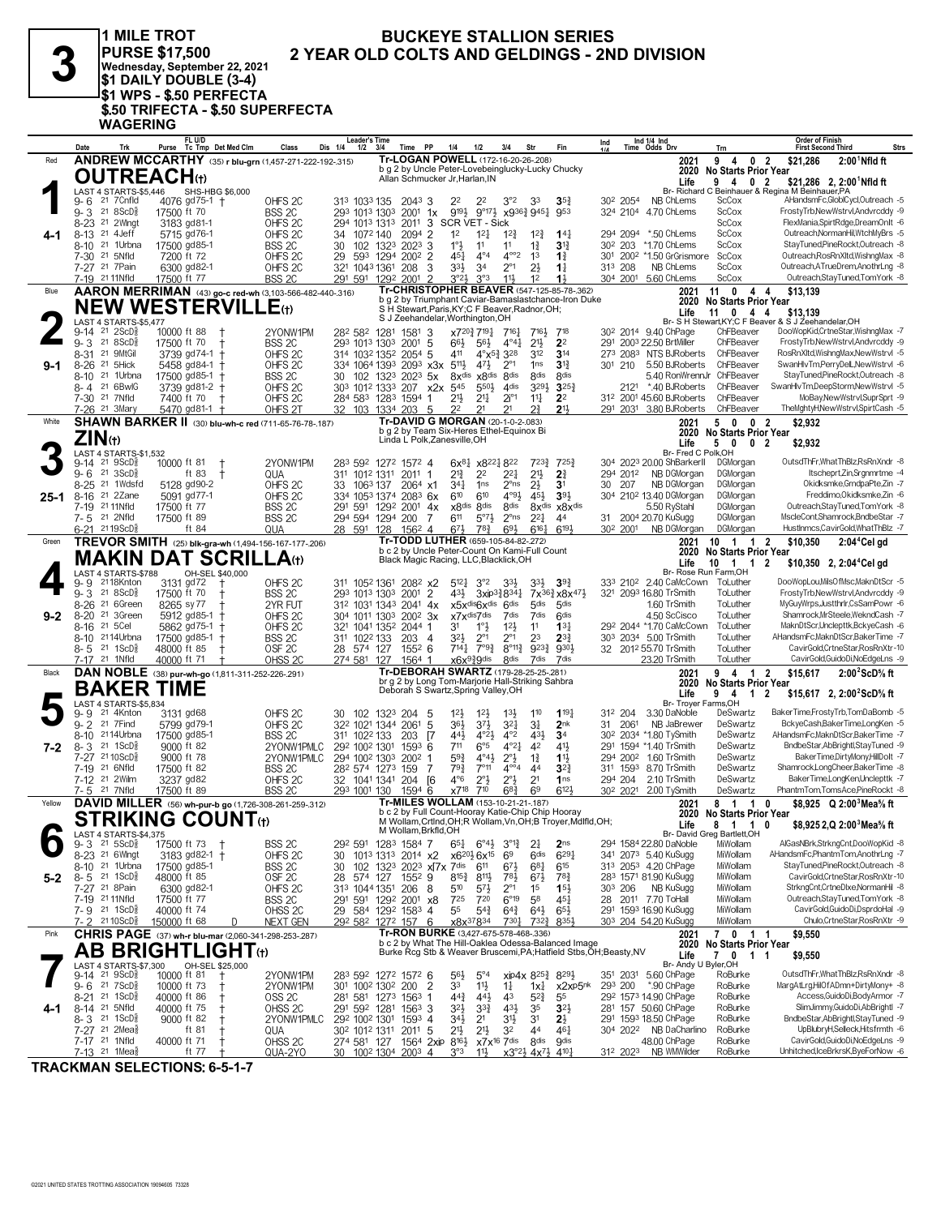# 3

**1 MILE TROT**
**PURSE $17,500**
**Wednesday, September 22, 2021**
**$1 DAILY DOUBLE (3-4)**
**$1 WPS - $.50 PERFECTA**
**$.50 TRIFECTA - $.50 SUPERFECTA**
**WAGERING**

## BUCKEYE STALLION SERIES
## 2 YEAR OLD COLTS AND GELDINGS - 2ND DIVISION

---

### 1 — Red — 4-1
**ANDREW MCCARTHY** (35) r blu-grn (1,457-271-222-192-.315)

**OUTREACH(t)**
Tr-LOGAN POWELL (172-16-20-26-.208)
b g 2 by Uncle Peter-Lovebeinglucky-Lucky Chucky
Allan Schmucker Jr,Harlan,IN
LAST 4 STARTS-$5,446 SHS-HBG $6,000
2021: 9 4 0 2 $21,286 2:00¹Nfld ft
2020: No Starts Prior Year
Life: 9 4 0 2 $21,286 2, 2:00¹Nfld ft
Br- Richard C Beinhauer & Regina M Beinhauer,PA

| Date | Trk | Purse | Cond | Class | 1/4 | 1/2 | 3/4 | Time | PP | 1/4 | 1/2 | 3/4 | Str | Fin | Ind | Odds | Drv | Trn | Order of Finish |
|---|---|---|---|---|---|---|---|---|---|---|---|---|---|---|---|---|---|---|---|
| 9-6 21 | 7Cnfld | 4076 | gd75-1 † | OHFS 2C | 31³ | 103³ | 135 | 204³ | 3 | 2² | 2² | 3°² | 3³ | 3⁵¾ | 30² 205⁴ | NB | ChLems | ScCox | AHandsmFc,GloblCycl,Outreach -5 |
| 9-3 21 | 8ScD⅝ | 17500 | ft 70 | BSS 2C | 29³ | 101³ | 130³ | 200¹ | 1x | 9¹⁹½ | 9°¹⁷½ | x9³⁶¾ | 9⁴⁵¼ | 9⁵³ | 32⁴ 210⁴ | 4.70 | ChLems | ScCox | FrostyTrb,NewWstrvl,Andvrcddy -9 |
| 8-23 21 | 2Wlngt | 3183 | gd81-1 | OHFS 2C | 29⁴ | 101³ | 131³ | 201¹ | 3 | SCR VET - Sick | | | | | | | | ScCox | FlexMania,SpiritRdge,DreamOnIt -6 |
| 8-13 21 | 4Jeff | 5715 | gd76-1 | OHFS 2C | 34 | 107² | 140 | 209⁴ | 2 | 1² | 1²½ | 1²¾ | 1²¾ | 1⁴¾ | 29⁴ 209⁴ | *.50 | ChLems | ScCox | Outreach,NormanHil,WtchMyBrs -5 |
| 8-10 21 | 1Urbna | 17500 | gd85-1 | BSS 2C | 30 | 102 | 132³ | 202³ | 3 | 1°½ | 1¹ | 1¹ | 1¾ | 3¹¾ | 30² 203 | *1.70 | ChLems | ScCox | StayTuned,PineRockt,Outreach -8 |
| 7-30 21 | 5Nfld | 7200 | ft 72 | OHFS 2C | 29 | 59³ | 129⁴ | 200² | 2 | 4⁵½ | 4°⁴ | 4°°² | 1³ | 1¾ | 30¹ 200² | *1.50 | GrGrismore | ScCox | Outreach,RosRnXltd,WishngMax -8 |
| 7-27 21 | 7Pain | 6300 | gd82-1 | OHFS 2C | 32¹ | 104³ | 136¹ | 208 | 3 | 3³½ | 3⁴ | 2°¹ | 2½ | 1¾ | 31³ 208 | NB | ChLems | ScCox | Outreach,ATrueDrem,AnothrLng -8 |
| 7-19 21 | 11Nfld | 17500 | ft 77 | BSS 2C | 29¹ | 59¹ | 129² | 200¹ | 2 | 3°²½ | 3°³ | 1¹½ | 1² | 1½ | 30⁴ 200¹ | 5.60 | ChLems | ScCox | Outreach,StayTuned,TomYork -8 |

---

### 2 — Blue — 9-1
**AARON MERRIMAN** (43) go-c red-wh (3,103-566-482-440-.316)

**NEW WESTERVILLE(t)**
Tr-CHRISTOPHER BEAVER (547-125-85-78-.362)
b g 2 by Triumphant Caviar-Bamaslastchance-Iron Duke
S H Stewart,Paris,KY;C F Beaver,Radnor,OH;
S J Zeehandelar,Worthington,OH
LAST 4 STARTS-$5,477
2021: 11 0 4 4 $13,139
2020: No Starts Prior Year
Life: 11 0 4 4 $13,139
Br- S H Stewart,KY;C F Beaver & S J Zeehandelar,OH

| Date | Trk | Purse | Cond | Class | 1/4 | 1/2 | 3/4 | Time | PP | 1/4 | 1/2 | 3/4 | Str | Fin | Ind | Odds | Drv | Trn | Order of Finish |
|---|---|---|---|---|---|---|---|---|---|---|---|---|---|---|---|---|---|---|---|
| 9-14 21 | 2ScD⅝ | 10000 | ft 88 † | 2YONW1PM | 28² | 58² | 128¹ | 158¹ | 3 | x7²⁰¾ | 7¹⁹¼ | 7¹⁶½ | 7¹⁶½ | 7¹⁸ | 30² 201⁴ | 9.40 | ChPage | ChFBeaver | DooWopKid,CrtneStar,WishngMax -7 |
| 9-3 21 | 8ScD⅝ | 17500 | ft 70 † | BSS 2C | 29³ | 101³ | 130³ | 200¹ | 5 | 6⁶½ | 5⁶½ | 4°⁴¾ | 2¹½ | 2² | 29¹ 200³ | 22.50 | BrtMiller | ChFBeaver | FrostyTrb,NewWstrvl,Andvrcddy -9 |
| 8-31 21 | 9MtGil | 3739 | gd74-1 † | OHFS 2C | 31⁴ | 103² | 135² | 205⁴ | 5 | 4¹¹ | 4°x⁵¾ | 3²⁸ | 3¹² | 3¹⁴ | 27³ 208³ | NTS | BJRoberts | ChFBeaver | RosRnXltd,WishngMax,NewWstrvl -5 |
| 8-26 21 | 5Hick | 5458 | gd84-1 † | OHFS 2C | 33⁴ | 106⁴ | 139³ | 209³ | x3x | 5¹¹½ | 4⁷½ | 2°¹ | 1ns | 3¹¾ | 30¹ 210 | 5.50 | BJRoberts | ChFBeaver | SwanHlvTm,PerryDeL,NewWstrvl -6 |
| 8-10 21 | 1Urbna | 17500 | gd85-1 † | BSS 2C | 30 | 102 | 132³ | 202³ | 5x | 8xdis | x8dis | 8dis | 8dis | 8dis | | 5.40 | RonWrennJr | ChFBeaver | StayTuned,PineRockt,Outreach -8 |
| 8-4 21 | 6BwlG | 3739 | gd81-2 † | OHFS 2C | 30³ | 101² | 133³ | 207 | x2x | 5⁴⁵ | 5⁵⁰½ | 4dis | 3²⁹½ | 3²⁵³ | 212¹ | *.40 | BJRoberts | ChFBeaver | SwanHlvTm,DeepStorm,NewWstrvl -5 |
| 7-30 21 | 7Nfld | 7400 | ft 70 † | OHFS 2C | 28⁴ | 58³ | 128³ | 159⁴ | 1 | 2¹½ | 2¹½ | 2i°¹ | 1¹¼ | 2² | 31² 200¹ | 45.60 | BJRoberts | ChFBeaver | MoBay,NewWstrvl,SuprSprt -9 |
| 7-26 21 | 3Mary | 5470 | gd81-1 † | OHFS 2T | 32 | 103 | 133⁴ | 203 | 5 | 2² | 2¹ | 2¹ | 2¾ | 2¹½ | 29¹ 203¹ | 3.80 | BJRoberts | ChFBeaver | TheMghtyH,NewWstrvl,SpirtCash -5 |

---

### 3 — White — 25-1
**SHAWN BARKER II** (30) blu-wh-c red (711-65-76-78-.187)

**ZIN(t)**
Tr-DAVID G MORGAN (20-1-0-2-.083)
b g 2 by Uncle Peter-Ethel-Equinox Bi
Linda L Polk,Zanesville,OH
LAST 4 STARTS-$1,532
2021: 5 0 0 2 $2,932
2020: No Starts Prior Year
Life: 5 0 0 2 $2,932
Br- Fred C Polk,OH

| Date | Trk | Purse | Cond | Class | 1/4 | 1/2 | 3/4 | Time | PP | 1/4 | 1/2 | 3/4 | Str | Fin | Ind | Odds | Drv | Trn | Order of Finish |
|---|---|---|---|---|---|---|---|---|---|---|---|---|---|---|---|---|---|---|---|
| 9-14 21 | 9ScD⅝ | 10000 | ft 81 † | 2YONW1PM | 28³ | 59² | 127² | 157² | 4 | 6x⁸½ | x8²²¾ | 8²² | 7²³¾ | 7²⁵¾ | 30⁴ 202³ | 20.00 | ShBarkerII | DGMorgan | OutsdThFr,WhatThBlz,RsRnXndr -8 |
| 9-6 21 | 3ScD⅝ | | ft 83 † | QUA | 31¹ | 101² | 131¹ | 201¹ | 1 | 2¹¾ | 2² | 2²½ | 2¹½ | 2¾ | 29⁴ 201² | NB | DGMorgan | DGMorgan | Itscheprt,Zin,Srgnmrtme -4 |
| 8-25 21 | 1Wdsfd | 5128 | gd90-2 | OHFS 2C | 33 | 106³ | 137 | 206⁴ | x1 | 3⁴½ | 1ns | 2°ns | 2½ | 3¹ | 30 207 | NB | DGMorgan | DGMorgan | Okidksmke,GrndpaPte,Zin -7 |
| 8-16 21 | 2Zane | 5091 | gd77-1 | OHFS 2C | 33⁴ | 105³ | 137⁴ | 208³ | 6x | 6¹⁰ | 6¹⁰ | 4°⁹½ | 4⁵½ | 3⁹½ | 30⁴ 210² | 13.40 | DGMorgan | DGMorgan | Freddimo,Okidksmke,Zin -6 |
| 7-19 21 | 11Nfld | 17500 | ft 77 | BSS 2C | 29¹ | 59¹ | 129² | 200¹ | 4x | x8dis | 8dis | 8dis | 8xdis | x8xdis | | 5.50 | RySlahl | DGMorgan | Outreach,StayTuned,TomYork -8 |
| 7-5 21 | 2Nfld | 17500 | ft 89 | BSS 2C | 29⁴ | 59⁴ | 129⁴ | 200 | 7 | 6¹¹ | 5°⁷½ | 2°ns | 2²¼ | 4⁴ | 31 200⁴ | 20.70 | KuSugg | DGMorgan | MscleCont,Shamrock,BndbeStar -7 |
| 6-21 21 | 19ScD⅝ | | ft 84 | QUA | 28 | 59¹ | 128 | 156² | 4 | 6⁷½ | 7⁸¾ | 6⁹½ | 6¹⁶½ | 6¹⁹½ | 30² 200¹ | NB | DGMorgan | DGMorgan | Hustlnmcs,CavirGold,WhatThBlz -7 |

---

### 4 — Green — 9-2
**TREVOR SMITH** (25) blk-gra-wh (1,494-156-167-177-.206)

**MAKIN DAT SCRILLA(t)**
Tr-TODD LUTHER (659-105-84-82-.272)
b c 2 by Uncle Peter-Count On Kami-Full Count
Black Magic Racing, LLC,Blacklick,OH
LAST 4 STARTS-$788 OH-SEL $40,000
2021: 10 1 1 2 $10,350 2:04⁴Cel gd
2020: No Starts Prior Year
Life: 10 1 1 2 $10,350 2, 2:04⁴Cel gd
Br- Rose Run Farm,OH

| Date | Trk | Purse | Cond | Class | 1/4 | 1/2 | 3/4 | Time | PP | 1/4 | 1/2 | 3/4 | Str | Fin | Ind | Odds | Drv | Trn | Order of Finish |
|---|---|---|---|---|---|---|---|---|---|---|---|---|---|---|---|---|---|---|---|
| 9-9 21 | 18Knton | 3131 | gd72 † | OHFS 2C | 31¹ | 105² | 136¹ | 208² | x2 | 5¹²½ | 3°² | 3³½ | 3³½ | 3⁹¾ | 33³ 210² | 2.40 | CaMcCown | ToLuther | DooWopLou,MilsOfMsc,MaknDtScr -5 |
| 9-3 21 | 8ScD⅝ | 17500 | ft 70 † | BSS 2C | 29³ | 101³ | 130³ | 200¹ | 2 | 4³½ | 3xip³¾8³⁴¼ | | 7x³⁶¾ | x8x⁴⁷½ | 32¹ 209³ | 16.80 | TrSmith | ToLuther | FrostyTrb,NewWstrvl,Andvrcddy -9 |
| 8-26 21 | 6Green | 8265 | sy77 † | 2YR FUT | 31² | 103¹ | 134³ | 204¹ | 4x | x5xdis6xdis | | 6dis | 5dis | 5dis | | 1.60 | TrSmith | ToLuther | MyGuyWrps,Justthrlr,CsSamPowr -6 |
| 8-20 21 | 3Green | 5912 | gd85-1 † | OHFS 2C | 30⁴ | 101¹ | 130³ | 200² | 3x | x7xdis7dis | | 7dis | 7dis | 6dis | | 4.50 | ScCisco | ToLuther | Shamrock,MrSteele,WekndCash -7 |
| 8-16 21 | 5Cel | 5862 | gd75-1 † | OHFS 2C | 32¹ | 104¹ | 135² | 204⁴ | 1 | 3¹ | 1°½ | 1²½ | 1¹ | 1³¼ | 29² 204⁴ | *1.70 | CaMcCown | ToLuther | MaknDtScr,Unclepttk,BckyeCash -6 |
| 8-10 21 | 14Urbna | 17500 | gd85-1 † | BSS 2C | 31¹ | 102² | 133 | 203 | 4 | 3²½ | 2°¹ | 2°¹ | 2³ | 2³¾ | 30³ 203⁴ | 5.00 | TrSmith | ToLuther | AHandsmFc,MaknDtScr,BakerTime -7 |
| 8-5 21 | 1ScD⅝ | 48000 | ft 85 † | OSF 2C | 28 | 57⁴ | 127 | 155² | 6 | 7¹⁴½ | 7°⁹¾ | 8°¹¹¾ | 9²³¾ | 9³⁰½ | 32 201² | 55.70 | TrSmith | ToLuther | CavirGold,CrtneStar,RosRnXtr -10 |
| 7-17 21 | 1Nfld | 40000 | ft 71 † | OHSS 2C | 27⁴ | 58¹ | 127 | 156⁴ | 1 | x6x⁹¾9dis | | 8dis | 7dis | 7dis | | 23.20 | TrSmith | ToLuther | CavirGold,GuidoDi,NoEdgeLns -9 |

---

### 5 — Black — 7-2
**DAN NOBLE** (38) pur-wh-go (1,811-311-252-226-.291)

**BAKER TIME**
Tr-DEBORAH SWARTZ (179-28-25-25-.281)
br g 2 by Long Tom-Marjorie Hall-Striking Sahbra
Deborah S Swartz,Spring Valley,OH
LAST 4 STARTS-$5,834
2021: 9 4 1 2 $15,617 2:00²ScD⅝ ft
2020: No Starts Prior Year
Life: 9 4 1 2 $15,617 2, 2:00²ScD⅝ ft
Br- Troyer Farms,OH

| Date | Trk | Purse | Cond | Class | 1/4 | 1/2 | 3/4 | Time | PP | 1/4 | 1/2 | 3/4 | Str | Fin | Ind | Odds | Drv | Trn | Order of Finish |
|---|---|---|---|---|---|---|---|---|---|---|---|---|---|---|---|---|---|---|---|
| 9-9 21 | 4Knton | 3131 | gd68 | OHFS 2C | 30 | 102 | 132³ | 204 | 5 | 1²½ | 1²½ | 1³½ | 1¹⁰ | 1¹⁹¼ | 31² 204 | 3.30 | DaNoble | DeSwartz | BakerTime,FrostyTrb,TomDaBomb -5 |
| 9-2 21 | 7Find | 5799 | gd79-1 | OHFS 2C | 32² | 102¹ | 134⁴ | 206¹ | 5 | 3⁶½ | 3⁷½ | 3²¼ | 3¾ | 2nk | 31 206¹ | NB | JaBrewer | DeSwartz | BckyeCash,BakerTime,LongKen -5 |
| 8-10 21 | 14Urbna | 17500 | gd85-1 | BSS 2C | 31¹ | 102² | 133 | 203 | [7 | 4⁴½ | 4°²½ | 4°² | 4³½ | 3⁴ | 30² 203⁴ | *1.80 | TySmith | DeSwartz | AHandsmFc,MaknDtScr,BakerTime -7 |
| 8-3 21 | 1ScD⅝ | 9000 | ft 82 | 2YONW1PMLC | 29² | 100² | 130¹ | 159³ | 6 | 7¹¹ | 6°⁵ | 4°²½ | 4² | 4¹½ | 29¹ 159⁴ | *1.40 | TrSmith | DeSwartz | BndbeStar,AbBrightl,StayTuned -9 |
| 7-27 21 | 10ScD⅝ | 9000 | ft 78 | 2YONW1PMLC | 29⁴ | 100² | 130³ | 200² | 1 | 5⁹¾ | 4°⁴½ | 2°½ | 1¾ | 1¹½ | 29⁴ 200² | 1.60 | TrSmith | DeSwartz | BakerTime,DirtyMony,HillDolt -7 |
| 7-19 21 | 6Nfld | 17500 | ft 82 | BSS 2C | 28² | 57⁴ | 127³ | 159 | 7 | 7⁹¾ | 7°¹¹ | 4°°⁴ | 4⁴ | 3²¾ | 31¹ 159³ | 8.70 | TrSmith | DeSwartz | Shamrock,LongCheer,BakerTime -8 |
| 7-12 21 | 2Wilm | 3237 | gd82 | OHFS 2C | 32 | 104¹ | 134¹ | 204 | [6 | 4°⁶ | 2°½ | 2°½ | 2¹ | 1ns | 29⁴ 204 | 2.10 | TrSmith | DeSwartz | BakerTime,LongKen,Unclepttk -7 |
| 7-5 21 | 7Nfld | 17500 | ft 89 | BSS 2C | 29³ | 100¹ | 130 | 159⁴ | 6 | x7¹⁸ | 7¹⁰ | 6⁸¾ | 6⁹ | 6¹²½ | 30² 202¹ | 2.00 | TySmith | DeSwartz | PhantmTom,TomsAce,PineRockt -8 |

---

### 6 — Yellow — 5-2
**DAVID MILLER** (56) wh-pur-b go (1,726-308-261-259-.312)

**STRIKING COUNT(t)**
Tr-MILES WOLLAM (153-10-21-21-.187)
b c 2 by Full Count-Hooray Katie-Chip Chip Hooray
M Wollam,Crtlnd,OH;R Wollam,Vn,OH;B Troyer,Mdlfld,OH;
M Wollam,Brkfld,OH
LAST 4 STARTS-$4,375
2021: 8 1 1 0 $8,925 Q 2:00³Mea⅝ ft
2020: No Starts Prior Year
Life: 8 1 1 0 $8,925 2,Q 2:00³Mea⅝ ft
Br- David Greg Bartlett,OH

| Date | Trk | Purse | Cond | Class | 1/4 | 1/2 | 3/4 | Time | PP | 1/4 | 1/2 | 3/4 | Str | Fin | Ind | Odds | Drv | Trn | Order of Finish |
|---|---|---|---|---|---|---|---|---|---|---|---|---|---|---|---|---|---|---|---|
| 9-3 21 | 5ScD⅝ | 17500 | ft 73 † | BSS 2C | 29² | 59¹ | 128³ | 158⁴ | 7 | 6⁵½ | 6°⁴½ | 3°¹¾ | 2¾ | 2ns | 29⁴ 158⁴ | 22.80 | DaNoble | MiWollam | AlGasNBrk,StrkngCnt,DooWopKid -8 |
| 8-23 21 | 6Wlngt | 3183 | gd82-1 † | OHFS 2C | 30 | 101³ | 131³ | 201⁴ | x2 | x6²⁰½6x¹⁵ | | 6⁹ | 6dis | 6²⁹½ | 34¹ 207³ | 5.40 | KuSugg | MiWollam | AHandsmFc,PhantmTom,AnothrLng -7 |
| 8-10 21 | 1Urbna | 17500 | gd85-1 | BSS 2C | 30 | 102 | 132³ | 202³ | x[7x | 7dis | 6¹¹ | 6⁷½ | 6⁸½ | 6¹⁵ | 31³ 205³ | 4.20 | ChPage | MiWollam | StayTuned,PineRockt,Outreach -8 |
| 8-5 21 | 1ScD⅝ | 48000 | ft 85 | OSF 2C | 28 | 57⁴ | 127 | 155² | 9 | 8¹⁵¾ | 8¹¹½ | 7⁸½ | 6⁷½ | 7⁸¾ | 28³ 157¹ | 81.90 | KuSugg | MiWollam | CavirGold,CrtneStar,RosRnXtr -10 |
| 7-27 21 | 8Pain | 6300 | gd82-1 | OHFS 2C | 31³ | 104⁴ | 135¹ | 206 | 8 | 5¹⁰ | 5⁷½ | 2°¹ | 1⁵ | 1⁵½ | 30³ 206 | NB | KuSugg | MiWollam | StrkngCnt,CrtneDlxe,NormanHil -8 |
| 7-19 21 | 11Nfld | 17500 | ft 77 | BSS 2C | 29¹ | 59¹ | 129² | 200¹ | x8 | 7²⁵ | 7²⁰ | 6°¹⁹ | 5⁸ | 4⁵½ | 28 201¹ | 7.70 | ToHall | MiWollam | Outreach,StayTuned,TomYork -8 |
| 7-5 21 | 10ScD⅝ | 40000 | ft 74 | OHSS 2C | 29 | 58⁴ | 129² | 158³ | 4 | 5⁵ | 5⁴¾ | 6⁴¾ | 6⁴½ | 6⁵½ | 29¹ 159³ | 16.90 | KuSugg | MiWollam | CavirGold,GuidoDi,DsprdoHal -9 |
| 7-2 21 | 10ScD⅝ | 150000 | ft 68 D | NEXT GEN | 29² | 58² | 127² | 157 | 6 | x8x³⁷⁸³⁴ | | 7³⁰¼ | 7³²¾ | 8³⁵½ | 30³ 204 | 54.20 | KuSugg | MiWollam | Chulo,CrtneStar,RosRnXtr -9 |

---

### 7 — Pink — 4-1
**CHRIS PAGE** (37) wh-r blu-mar (2,060-341-298-253-.287)

**AB BRIGHTLIGHT(t)**
Tr-RON BURKE (3,427-675-578-468-.336)
b c 2 by What The Hill-Oaklea Odessa-Balanced Image
Burke Rcg Stb & Weaver Bruscemi,PA;Hatfield Stbs,OH;Beasty,NV
LAST 4 STARTS-$7,300 OH-SEL $25,000
2021: 7 0 1 1 $9,550
2020: No Starts Prior Year
Life: 7 0 1 1 $9,550
Br- Andy U Byler,OH

| Date | Trk | Purse | Cond | Class | 1/4 | 1/2 | 3/4 | Time | PP | 1/4 | 1/2 | 3/4 | Str | Fin | Ind | Odds | Drv | Trn | Order of Finish |
|---|---|---|---|---|---|---|---|---|---|---|---|---|---|---|---|---|---|---|---|
| 9-14 21 | 9ScD⅝ | 10000 | ft 81 † | 2YONW1PM | 28³ | 59² | 127² | 157² | 6 | 5⁶½ | 5°⁴ | xip4x | 8²⁵¾ | 8²⁹½ | 35¹ 203¹ | 5.60 | ChPage | RoBurke | OutsdThFr,WhatThBlz,RsRnXndr -8 |
| 9-6 21 | 7ScD⅝ | 10000 | ft 73 † | 2YONW1PM | 30¹ | 100² | 130² | 200 | 2 | 3³ | 1¹½ | 1¾ | 1x½ | x2xp5nk | 29³ 200 | *.90 | ChPage | RoBurke | MargAtLrg,HillOfADmn+DirtyMony+ -8 |
| 8-21 21 | 1ScD⅝ | 40000 | ft 86 † | OSS 2C | 28¹ | 58¹ | 127³ | 156³ | 1 | 4⁴¾ | 4⁴½ | 4³ | 5²¾ | 5⁵ | 29² 157³ | 14.90 | ChPage | RoBurke | Access,GuidoDi,BodyArmor -7 |
| 8-14 21 | 5Nfld | 40000 | ft 75 † | OHSS 2C | 29¹ | 59² | 128¹ | 156³ | 3 | 3²½ | 3³¾ | 4³½ | 3⁵ | 3²½ | 28¹ 157 | 50.60 | ChPage | RoBurke | SlimJimmy,GuidoDi,AbBrightl -7 |
| 8-3 21 | 1ScD⅝ | 9000 | ft 82 † | 2YONW1PMLC | 29² | 100² | 130¹ | 159³ | 4 | 3⁴½ | 2¹ | 3¹½ | 3¹ | 2½ | 29¹ 159³ | 18.50 | ChPage | RoBurke | BndbeStar,AbBrightl,StayTuned -9 |
| 7-27 21 | 2Mea⅝ | | ft 81 † | QUA | 30² | 101² | 131¹ | 201¹ | 5 | 2¹½ | 2¹½ | 3² | 4⁴ | 4⁶½ | 30⁴ 202² | NB | DaCharlino | RoBurke | UpBlubryH,Selleck,Hitsfrmth -6 |
| 7-17 21 | 1Nfld | 40000 | ft 71 † | OHSS 2C | 27⁴ | 58¹ | 127 | 156⁴ | 2xip | 8¹⁶½ | x7x¹⁶ | 7dis | 8dis | 9dis | | 48.00 | ChPage | RoBurke | CavirGold,GuidoDi,NoEdgeLns -9 |
| 7-13 21 | 1Mea⅝ | | ft 77 † | QUA-2YO | 30 | 100² | 130⁴ | 200³ | 4 | 3°³ | 1¹½ | x3°²½ | 4x⁷½ | 4¹⁰½ | 31² 202³ | NB | WMWilder | RoBurke | Unhitched,IceBrkrsK,ByeForNow -6 |

---

**TRACKMAN SELECTIONS: 6-5-1-7**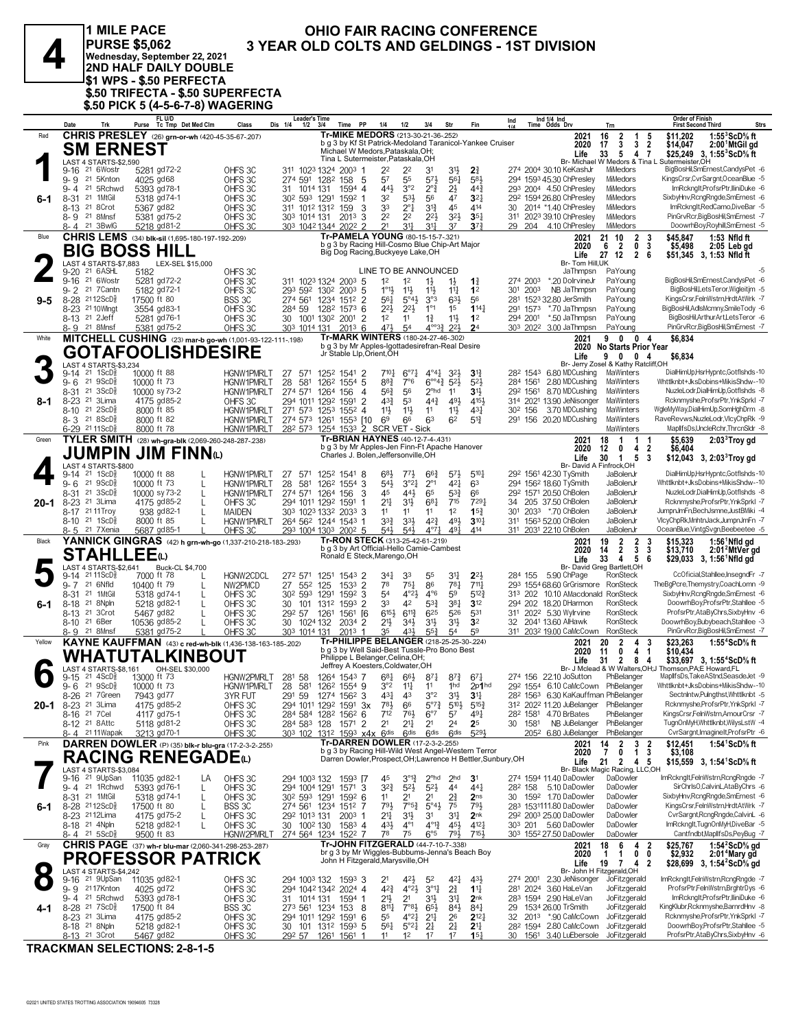# 4

**1 MILE PACE**
**PURSE $5,062**
**Wednesday, September 22, 2021**
**2ND HALF DAILY DOUBLE**
**$1 WPS - $.50 PERFECTA**
**$.50 TRIFECTA - $.50 SUPERFECTA**
**$.50 PICK 5 (4-5-6-7-8) WAGERING**

## OHIO FAIR RACING CONFERENCE
## 3 YEAR OLD COLTS AND GELDINGS - 1ST DIVISION

---

### 1 — Red — SM ERNEST — 6-1

**CHRIS PRESLEY** (26) grn-or-wh (420-45-35-67-.207)
Tr-MIKE MEDORS (213-30-21-36-.252)
b g 3 by Kf St Patrick-Medoland Taranicol-Yankee Cruiser
Michael W Medors,Pataskala,OH; Tina L Sutermeister,Pataskala,OH
Br- Michael W Medors & Tina L Sutermeister,OH
LAST 4 STARTS-$2,590

| | 2021 | 16 | 2 | 1 | 5 | $11,202 | 1:55³ScD⅝ ft |
|---|---|---|---|---|---|---|---|
| | 2020 | 17 | 3 | 3 | 2 | $14,047 | 2:00¹MtGil gd |
| | Life | 33 | 5 | 4 | 7 | $25,249 | 3, 1:55³ScD⅝ ft |

| Date | Trk | Purse | Cond | Class | 1/4 | 1/2 | 3/4 | Time | PP | 1/4 | 1/2 | 3/4 | Str | Fin | Ind | Odds | Drv | Trn | Order of Finish |
|---|---|---|---|---|---|---|---|---|---|---|---|---|---|---|---|---|---|---|---|
| 9-16 21 | 6Wostr | 5281 | gd72-2 | OHFS 3C | 31¹ | 102³ | 132⁴ | 200³ | 1 | 2² | 2² | 3¹ | 3½ | 2¾ | 27⁴ 200⁴ | 30.10 | KeKashJr | MiMedors | BigBosHil,SmErnest,CandysPet -6 |
| 9-9 21 | 5Knton | 4025 | gd68 | OHFS 3C | 27⁴ | 59¹ | 128² | 158 | 5 | 5⁷ | 5⁵ | 5⁷½ | 5⁶¼ | 5⁸½ | 29⁴ 159³ | 45.30 | ChPresley | MiMedors | KingsCrsr,CvrSargnt,OceanBlue -5 |
| 9-4 21 | 5Rchwd | 5393 | gd78-1 | OHFS 3C | 31 | 101⁴ | 131 | 159⁴ | 4 | 4⁴½ | 3°² | 2°¾ | 2½ | 4⁴¾ | 29³ 200⁴ | 4.50 | ChPresley | MiMedors | ImRckngIt,ProfsrPtr,IliniDuke -6 |
| 8-31 21 | 1MtGil | 5318 | gd74-1 | OHFS 3C | 30² | 59³ | 129¹ | 159² | 1 | 3² | 5³½ | 5⁶ | 4⁷ | 3²½ | 29² 159⁴ | 26.80 | ChPresley | MiMedors | SixbyHnv,RcngRngde,SmErnest -6 |
| 8-13 21 | 8Crot | 5367 | gd82 | OHFS 3C | 31¹ | 101² | 131² | 159 | 3 | 3³ | 2°½ | 3¹¾ | 4⁵ | 4¹⁴ | 30 201⁴ | *1.40 | ChPresley | MiMedors | ImRckngIt,RedCamo,DiveBar -5 |
| 8-9 21 | 8Mnsf | 5381 | gd75-2 | OHFS 3C | 30³ | 101⁴ | 131 | 201³ | 3 | 2² | 2² | 2²½ | 3²½ | 3⁵¼ | 31¹ 202³ | 39.10 | ChPresley | MiMedors | PinGrvRcr,BigBosHil,SmErnest -7 |
| 8-4 21 | 3BwlG | 5218 | gd81-2 | OHFS 3C | 30³ | 104² | 134⁴ | 202² | 2 | 2¹ | 3¹½ | 3¹½ | 3⁷ | 3⁷¾ | 29 204 | 4.10 | ChPresley | MiMedors | DoowrhBoy,RoyhillSmErnest -7 |

---

### 2 — Blue — BIG BOSS HILL — 9-5

**CHRIS LEMS** (34) blk-sil (1,695-180-197-192-.209)
Tr-PAMELA YOUNG (80-15-15-7-.321)
b g 3 by Racing Hill-Cosmo Blue Chip-Art Major
Big Dog Racing,Buckeye Lake,OH
Br- Tom Hill,UK
LAST 4 STARTS-$7,883 LEX-SEL $15,000

| | 2021 | 21 | 10 | 2 | 3 | $45,847 | 1:53 Nfld ft |
|---|---|---|---|---|---|---|---|
| | 2020 | 6 | 2 | 0 | 3 | $5,498 | 2:05 Leb gd |
| | Life | 27 | 12 | 2 | 6 | $51,345 | 3, 1:53 Nfld ft |

| Date | Trk | Purse | Cond | Class | 1/4 | 1/2 | 3/4 | Time | PP | 1/4 | 1/2 | 3/4 | Str | Fin | Ind | Odds | Drv | Trn | Order of Finish |
|---|---|---|---|---|---|---|---|---|---|---|---|---|---|---|---|---|---|---|---|
| 9-20 21 | 6ASHL | 5182 | | OHFS 3C | | | | | | LINE TO BE ANNOUNCED | | | | | | | JaThmpsn | PaYoung | -5 |
| 9-16 21 | 6Wostr | 5281 | gd72-2 | OHFS 3C | 31¹ | 102³ | 132⁴ | 200³ | 5 | 1² | 1² | 1½ | 1½ | 1¾ | 27⁴ 200³ | *.20 | DolrvineJr | PaYoung | BigBosHil,SmErnest,CandysPet -6 |
| 9-2 21 | 7Cantn | 5182 | gd72-1 | OHFS 3C | 29³ | 59² | 130² | 200³ | 5 | 1°1½ | 1¹½ | 1¹½ | 1¹¼ | 1² | 30¹ 200³ | NB | JaThmpsn | PaYoung | BigBosHil,LetsTeror,Nfgleitjm -5 |
| 8-28 21 | 12ScD⅝ | 17500 | ft 80 | BSS 3C | 27⁴ | 56¹ | 123⁴ | 151² | 2 | 5⁶½ | 5°4½ | 3°3 | 6³½ | 5⁶ | 28¹ 152³ | 32.80 | JerSmith | PaYoung | KingsCrsr,FelnWstrn,HrdtAtWrk -7 |
| 8-23 21 | 10Wlngt | 3554 | gd83-1 | OHFS 3C | 28⁴ | 59 | 128² | 157³ | 6 | 2²½ | 2²½ | 1°1 | 1⁵ | 1¹⁴¼ | 29¹ 157³ | *.70 | JaThmpsn | PaYoung | BigBosHil,AdlsMcmny,SmileTody -6 |
| 8-13 21 | 2Jeff | 5281 | gd76-1 | OHFS 3C | 30 | 100¹ | 130² | 200¹ | 2 | 1² | 1¹ | 1¾ | 1¹½ | 1² | 29⁴ 200¹ | *.50 | JaThmpsn | PaYoung | BigBosHil,ArthurArt,LetsTeror -6 |
| 8-9 21 | 8Mnsf | 5381 | gd75-2 | OHFS 3C | 30³ | 101⁴ | 131 | 201³ | 6 | 4⁷½ | 5⁴ | 4°°3¾ | 2²½ | 2⁴ | 30³ 202² | 3.00 | JaThmpsn | PaYoung | PinGrvRcr,BigBosHil,SmErnest -7 |

---

### 3 — White — GOTAFOOLISHDESIRE — 8-1

**MITCHELL CUSHING** (23) mar-b go-wh (1,001-93-122-111-.198)
Tr-MARK WINTERS (180-24-27-46-.302)
b g 3 by Mr Apples-Igottadesirefran-Real Desire
Jr Stable Llp,Orient,OH
Br- Jerry Zosel & Kathy Ratcliff,OH
LAST 4 STARTS-$3,234

| | 2021 | 9 | 0 | 0 | 4 | $6,834 | |
|---|---|---|---|---|---|---|---|
| | 2020 | No Starts Prior Year | | | | | |
| | Life | 9 | 0 | 0 | 4 | $6,834 | |

| Date | Trk | Purse | Cond | Class | 1/4 | 1/2 | 3/4 | Time | PP | 1/4 | 1/2 | 3/4 | Str | Fin | Ind | Odds | Drv | Trn | Order of Finish |
|---|---|---|---|---|---|---|---|---|---|---|---|---|---|---|---|---|---|---|---|
| 9-14 21 | 1ScD⅝ | 10000 | ft 88 | HGNW1PMRLT | 27 | 57¹ | 125² | 154¹ | 2 | 7¹⁰½ | 6°7¼ | 4°4¼ | 3²½ | 3¹¾ | 28² 154³ | 6.80 | MiCushing | MaWinters | DialHimUp,HsrHypntc,Gotflshds -10 |
| 9-6 21 | 9ScD⅝ | 10000 | ft 73 | HGNW1PMRLT | 28 | 58¹ | 126² | 155⁴ | 5 | 8⁸¾ | 7°6 | 6°°4¾ | 5²½ | 5²½ | 28⁴ 156¹ | 2.80 | MiCushing | MaWinters | Whttlknbt+,JksDobins+MikisShdw-10 |
| 8-31 21 | 3ScD⅝ | 10000 | sy73-2 | HGNW1PMRLT | 27⁴ | 57¹ | 126⁴ | 156 | 4 | 5⁶¾ | 5⁶ | 2°hd | 1¹ | 3¹½ | 29² 156¹ | 8.70 | MiCushing | MaWinters | NuzleLodr,DialHimUp,Gotflshds -8 |
| 8-23 21 | 3Lima | 4175 | gd85-2 | OHFS 3C | 29⁴ | 101¹ | 129² | 159¹ | 2 | 4³¾ | 5³ | 4⁴¾ | 4⁹½ | 4¹⁵½ | 31⁴ 202¹ | 13.90 | JeNisonger | MaWinters | Rcknmyshe,ProfsrPtr,YnkSprkl -7 |
| 8-10 21 | 2ScD⅝ | 8000 | ft 85 | HGNW1PMRLT | 27¹ | 57³ | 125³ | 155² | 4 | 1¹½ | 1¹½ | 1¹ | 1¹½ | 4³¾ | 30² 156 | 3.70 | MDCushing | MaWinters | WgleMyWay,DialHimUp,SomHghDrm -8 |
| 8-3 21 | 8ScD⅝ | 8000 | ft 82 | HGNW1PMRLT | 27⁴ | 57³ | 126¹ | 155³ | [10 | 6⁹ | 6⁶ | 6³ | 6² | 5¹¾ | 29¹ 156 | 20.20 | MDCushing | MaWinters | RaveRevws,NuzleLodr,VlcyChpRk -9 |
| 6-29 21 | 11ScD⅝ | 8000 | ft 78 | HGNW1PMRLT | 28² | 57³ | 125⁴ | 153³ | 2 | SCR VET - Sick | | | | | | | | MaWinters | MaplIfsDs,UncleRchr,ThrcnSldr -8 |

---

### 4 — Green — JUMPIN JIM FINN(L) — 20-1

**TYLER SMITH** (28) wh-gra-blk (2,069-260-248-287-.238)
Tr-BRIAN HAYNES (40-12-7-4-.431)
b g 3 by Mr Apples-Jen Finn-Ft Apache Hanover
Charles J. Bolen,Jeffersonville,OH
Br- David A Finfrock,OH
LAST 4 STARTS-$800

| | 2021 | 18 | 1 | 1 | 1 | $5,639 | 2:03³Troy gd |
|---|---|---|---|---|---|---|---|
| | 2020 | 12 | 0 | 4 | 2 | $6,404 | |
| | Life | 30 | 1 | 5 | 3 | $12,043 | 3, 2:03³Troy gd |

| Date | Trk | Purse | Cond | Med | Class | 1/4 | 1/2 | 3/4 | Time | PP | 1/4 | 1/2 | 3/4 | Str | Fin | Ind | Odds | Drv | Trn | Order of Finish |
|---|---|---|---|---|---|---|---|---|---|---|---|---|---|---|---|---|---|---|---|---|
| 9-14 21 | 1ScD⅝ | 10000 | ft 88 | L | HGNW1PMRLT | 27 | 57¹ | 125² | 154¹ | 8 | 6⁸½ | 7⁷½ | 6⁶¾ | 5⁷½ | 5¹⁰¼ | 29² 156¹ | 42.30 | TySmith | JaBolenJr | DialHimUp,HsrHypntc,Gotflshds -10 |
| 9-6 21 | 9ScD⅝ | 10000 | ft 73 | L | HGNW1PMRLT | 28 | 58¹ | 126² | 155⁴ | 3 | 5⁴½ | 3°2¼ | 2°1 | 4²¼ | 6³ | 29⁴ 156² | 18.60 | TySmith | JaBolenJr | Whttlknbt+,JksDobins+MikisShdw-10 |
| 8-31 21 | 3ScD⅝ | 10000 | sy73-2 | L | HGNW1PMRLT | 27⁴ | 57¹ | 126⁴ | 156 | 3 | 4⁵ | 4⁴½ | 6⁵ | 5³¾ | 6⁶ | 29² 157¹ | 20.50 | ChBolen | JaBolenJr | NuzleLodr,DialHimUp,Gotflshds -8 |
| 8-23 21 | 3Lima | 4175 | gd85-2 | L | OHFS 3C | 29⁴ | 101¹ | 129² | 159¹ | 1 | 2¹¼ | 3¹½ | 6⁸¼ | 7¹⁵ | 7²⁹¼ | 34 205 | 37.50 | ChBolen | JaBolenJr | Rcknmyshe,ProfsrPtr,YnkSprkl -7 |
| 8-17 21 | 11Troy | 938 | gd82-1 | L | MAIDEN | 30³ | 102³ | 133² | 203³ | 3 | 1¹ | 1¹ | 1¹ | 1² | 1⁵¾ | 30¹ 203³ | *.70 | ChBolen | JaBolenJr | JumpnJmFn,BechJsmne,JustBMiki -4 |
| 8-10 21 | 2ScD⅝ | 8000 | ft 85 | L | HGNW1PMRLT | 26⁴ | 56² | 124⁴ | 154³ | 1 | 3³¾ | 3³½ | 4²¾ | 4⁹½ | 3¹⁰¼ | 31¹ 156³ | 52.00 | ChBolen | JaBolenJr | VlcyChpRk,MnhtnJack,JumpnJmFn -7 |
| 8-5 21 | 7Xenia | 5687 | gd85-1 | L | OHFS 3C | 29³ | 100⁴ | 130³ | 200² | 5 | 5⁴½ | 5⁴½ | 4°7¼ | 4⁹½ | 4¹⁴ | 31¹ 203¹ | 22.10 | ChBolen | JaBolenJr | OceanBlue,VintgSvgn,Beebeetee -5 |

---

### 5 — Black — STAHLLEE(L) — 6-1

**YANNICK GINGRAS** (42) h grn-wh-go (1,337-210-218-183-.293)
Tr-RON STECK (313-25-42-61-.219)
b g 3 by Art Official-Hello Camie-Cambest
Ronald E Steck,Marengo,OH
Br- David Greg Bartlett,OH
LAST 4 STARTS-$2,641 Buck-CL $4,700

| | 2021 | 19 | 2 | 2 | 3 | $15,323 | 1:56¹Nfld gd |
|---|---|---|---|---|---|---|---|
| | 2020 | 14 | 2 | 3 | 3 | $13,710 | 2:01²MtVer gd |
| | Life | 33 | 4 | 5 | 6 | $29,033 | 3, 1:56¹Nfld gd |

| Date | Trk | Purse | Cond | Med | Class | 1/4 | 1/2 | 3/4 | Time | PP | 1/4 | 1/2 | 3/4 | Str | Fin | Ind | Odds | Drv | Trn | Order of Finish |
|---|---|---|---|---|---|---|---|---|---|---|---|---|---|---|---|---|---|---|---|---|
| 9-14 21 | 11ScD⅝ | 7000 | ft 78 | L | HGNW2CDCL | 27² | 57¹ | 125¹ | 154³ | 2 | 3⁴½ | 3³ | 5⁵ | 3¹½ | 2²½ | 28⁴ 155 | 5.90 | ChPage | RonSteck | CcOficial,Stahllee,InsegndFr -7 |
| 9-7 21 | 6Nfld | 10400 | ft 79 | L | NW2PMCD | 27 | 55² | 125 | 153³ | 2 | 7⁸ | 7⁵½ | 8⁶ | 7⁸¾ | 7¹¹¾ | 29³ 155⁴ | 68.60 | GrGrismore | RonSteck | TheBgPcre,Themystry,CoachLomn -9 |
| 8-31 21 | 1MtGil | 5318 | gd74-1 | L | OHFS 3C | 30² | 59³ | 129¹ | 159² | 3 | 5⁴ | 4°2½ | 4°6 | 5⁹ | 5¹²¾ | 31³ 202 | 10.10 | AMacdonald | RonSteck | SixbyHnv,RcngRngde,SmErnest -6 |
| 8-18 21 | 8Npln | 5218 | gd82-1 | L | OHFS 3C | 30 | 101 | 131² | 159³ | 2 | 3³ | 4² | 5³¾ | 3⁸¼ | 3¹² | 29⁴ 202 | 18.20 | DHarmon | RonSteck | DoowrhBoy,ProfsrPtr,Stahllee -5 |
| 8-13 21 | 3Crot | 5467 | gd82 | L | OHFS 3C | 29² | 57 | 126¹ | 156¹ | [6 | 6¹⁵½ | 6¹³ | 6²⁵ | 5²⁶ | 5³¹ | 31¹ 202² | 5.30 | WyIrvine | RonSteck | ProfsrPtr,AtaByChrs,SixbyHnv -6 |
| 8-10 21 | 6Ber | 10536 | gd85-2 | L | OHFS 3C | 30 | 102⁴ | 132 | 203⁴ | 2 | 2¹½ | 3⁴½ | 3¹½ | 3¹½ | 3² | 32 204¹ | 13.60 | AlHawk | RonSteck | DoowrhBoy,Bubybeach,Stahllee -3 |
| 8-9 21 | 8Mnsf | 5381 | gd75-2 | L | OHFS 3C | 30³ | 101⁴ | 131 | 201³ | 1 | 3⁵ | 4³½ | 5⁵¾ | 5⁴ | 5⁹ | 31¹ 203² | 19.00 | CaMcCown | RonSteck | PinGrvRcr,BigBosHil,SmErnest -7 |

---

### 6 — Yellow — WHATUTALKINBOUT — 20-1

**KAYNE KAUFFMAN** (43) c red-wh-blk (1,436-138-163-185-.202)
Tr-PHILIPPE BELANGER (218-25-25-30-.224)
b g 3 by Well Said-Best Tussle-Pro Bono Best
Philippe L Belanger,Celina,OH; Jeffrey A Koesters,Coldwater,OH
Br- J Mclead & W Walters,OH;J Thomson,PA;E Howard,FL
LAST 4 STARTS-$8,161 OH-SEL $30,000

| | 2021 | 20 | 2 | 4 | 3 | $23,263 | 1:55⁴ScD⅝ ft |
|---|---|---|---|---|---|---|---|
| | 2020 | 11 | 0 | 4 | 1 | $10,434 | |
| | Life | 31 | 2 | 8 | 4 | $33,697 | 3, 1:55⁴ScD⅝ ft |

| Date | Trk | Purse | Cond | Class | 1/4 | 1/2 | 3/4 | Time | PP | 1/4 | 1/2 | 3/4 | Str | Fin | Ind | Odds | Drv | Trn | Order of Finish |
|---|---|---|---|---|---|---|---|---|---|---|---|---|---|---|---|---|---|---|---|
| 9-15 21 | 4ScD⅝ | 13000 | ft 73 | HGNW2PMRLT | 28¹ | 58 | 126⁴ | 154³ | 7 | 6⁸½ | 6⁶½ | 8⁷¼ | 8⁷¾ | 6⁷¼ | 27⁴ 156 | 22.10 | JoSutton | PhBelanger | MaplIfsDs,TakeAStnd,SeasdeJet -9 |
| 9-6 21 | 9ScD⅝ | 10000 | ft 73 | HGNW1PMRLT | 28 | 58¹ | 126² | 155⁴ | 9 | 3°2 | 1¹½ | 1¹ | 1hd | 2p1hd | 29² 155⁴ | 6.10 | CaMcCown | PhBelanger | Whttlknbt+,JksDobins+MikisShdw-10 |
| 8-26 21 | 7Green | 7943 | gd77 | 3YR FUT | 29¹ | 59 | 127⁴ | 156² | 3 | 4³¼ | 4³ | 3°2 | 3¹½ | 3¹¼ | 28² 156³ | 6.30 | KaKauffman | PhBelanger | SectnIntv,Pulngthst,Whttlknbt -5 |
| 8-23 21 | 3Lima | 4175 | gd85-2 | OHFS 3C | 29⁴ | 101¹ | 129² | 159¹ | 3x | 7⁸½ | 6⁶ | 5°7¾ | 5¹⁰½ | 5¹⁵¾ | 31² 202² | 10.20 | JuBelanger | PhBelanger | Rcknmyshe,ProfsrPtr,YnkSprkl -7 |
| 8-16 21 | 7Cel | 4117 | gd75-1 | OHFS 3C | 28⁴ | 58⁴ | 128² | 156² | 6 | 7¹² | 7⁶½ | 6°7 | 5⁷ | 4⁹½ | 28² 158¹ | 4.70 | BrBates | PhBelanger | KingsCrsr,FelnWstrn,AmourCrsr -7 |
| 8-12 21 | 8Attc | 5118 | gd81-2 | OHFS 3C | 28⁴ | 58³ | 128 | 157¹ | 2 | 2¹ | 2¹½ | 2¹ | 2⁴ | 2⁵ | 30 158¹ | NB | JuBelanger | PhBelanger | TugnOnMyH,WhttlknbtWilysLstW -4 |
| 8-4 21 | 11Wapak | 3213 | gd70-1 | OHFS 3C | 30³ | 102 | 131² | 159³ | x4x | 6dis | 6dis | 6dis | 6dis | 5²⁹½ | 205² | 6.80 | JuBelanger | PhBelanger | CvrSargnt,ImagineIt,ProfsrPtr -6 |

---

### 7 — Pink — RACING RENEGADE(L) — 6-1

**DARREN DOWLER** (P) (35) blk-r blu-gra (17-2-3-2-.255)
Tr-DARREN DOWLER (17-2-3-2-.255)
b g 3 by Racing Hill-Wild West Angel-Western Terror
Darren Dowler,Prospect,OH;Lawrence H Bettler,Sunbury,OH
Br- Black Magic Racing, LLC,OH
LAST 4 STARTS-$3,084

| | 2021 | 14 | 2 | 3 | 2 | $12,451 | 1:54¹ScD⅝ ft |
|---|---|---|---|---|---|---|---|
| | 2020 | 7 | 0 | 1 | 3 | $3,108 | |
| | Life | 21 | 2 | 4 | 5 | $15,559 | 3, 1:54¹ScD⅝ ft |

| Date | Trk | Purse | Cond | Med | Class | 1/4 | 1/2 | 3/4 | Time | PP | 1/4 | 1/2 | 3/4 | Str | Fin | Ind | Odds | Drv | Trn | Order of Finish |
|---|---|---|---|---|---|---|---|---|---|---|---|---|---|---|---|---|---|---|---|---|
| 9-16 21 | 9UpSan | 11035 | gd82-1 | LA | OHFS 3C | 29⁴ | 100³ | 132 | 159³ | [7 | 4⁵ | 3°1¾ | 2°hd | 2hd | 3¹ | 27⁴ 159⁴ | 11.40 | DaDowler | DaDowler | ImRckngIt,FelnWstrn,RcngRngde -7 |
| 9-4 21 | 1Rchwd | 5393 | gd76-1 | L | OHFS 3C | 29⁴ | 100⁴ | 129¹ | 157¹ | 3 | 3²¾ | 5²½ | 5²½ | 4⁴ | 4⁴¼ | 28² 158 | 5.10 | DaDowler | DaDowler | SirChrlsO,CalvinL,AtaByChrs -6 |
| 8-31 21 | 1MtGil | 5318 | gd74-1 | L | OHFS 3C | 30² | 59³ | 129¹ | 159² | 6 | 1¹ | 2¹ | 2¹ | 2¾ | 2ns | 30 159² | 1.70 | DaDowler | DaDowler | SixbyHnv,RcngRngde,SmErnest -6 |
| 8-28 21 | 12ScD⅝ | 17500 | ft 80 | L | BSS 3C | 27⁴ | 56¹ | 123⁴ | 151² | 7 | 7⁹½ | 7°5¾ | 5°4½ | 7⁵ | 7⁹¾ | 28³ 153¹ | 111.80 | DaDowler | DaDowler | KingsCrsr,FelnWstrn,HrdtAtWrk -7 |
| 8-23 21 | 12Lima | 4175 | gd75-2 | L | OHFS 3C | 29² | 101³ | 131 | 200³ | 1 | 2¹½ | 3¹½ | 3¹ | 3¹½ | 2nk | 29² 200³ | 25.00 | DaDowler | DaDowler | CvrSargnt,RcngRngde,CalvinL -6 |
| 8-18 21 | 4Npln | 5218 | gd82-1 | L | OHFS 3C | 30 | 100² | 130 | 158³ | 4 | 4³½ | 4°1 | 4°1¾ | 4⁵½ | 4¹²½ | 30³ 201 | 5.60 | DaDowler | DaDowler | ImRckngIt,TugnOnMyH,DiveBar -5 |
| 8-4 21 | 5ScD⅝ | 9500 | ft 83 | L | HGNW2PMRLT | 27⁴ | 56⁴ | 123⁴ | 152² | 7 | 7⁸ | 7⁵ | 6°5 | 7⁹½ | 7¹⁵½ | 30³ 155² | 27.50 | DaDowler | DaDowler | CantfndbtMaplIfsDs,PeyBug -7 |

---

### 8 — Gray — PROFESSOR PATRICK — 4-1

**CHRIS PAGE** (37) wh-r blu-mar (2,060-341-298-253-.287)
Tr-JOHN FITZGERALD (44-7-10-7-.338)
br g 3 by Mr Wiggles-Bubbums-Jenna's Beach Boy
John H Fitzgerald,Marysville,OH
Br- John H Fitzgerald,OH
LAST 4 STARTS-$4,242

| | 2021 | 18 | 6 | 4 | 2 | $25,767 | 1:54²ScD⅝ gd |
|---|---|---|---|---|---|---|---|
| | 2020 | 1 | 1 | 0 | 0 | $2,932 | 2:01⁴Mary gd |
| | Life | 19 | 7 | 4 | 2 | $28,699 | 3, 1:54²ScD⅝ gd |

| Date | Trk | Purse | Cond | Class | 1/4 | 1/2 | 3/4 | Time | PP | 1/4 | 1/2 | 3/4 | Str | Fin | Ind | Odds | Drv | Trn | Order of Finish |
|---|---|---|---|---|---|---|---|---|---|---|---|---|---|---|---|---|---|---|---|
| 9-16 21 | 9UpSan | 11035 | gd82-1 | OHFS 3C | 29⁴ | 100³ | 132 | 159³ | 3 | 2¹ | 4²½ | 5² | 4²¼ | 4³½ | 27⁴ 200¹ | 2.30 | JeNisonger | JoFitzgerald | ImRckngIt,FelnWstrn,RcngRngde -7 |
| 9-9 21 | 17Knton | 4025 | gd72 | OHFS 3C | 29⁴ | 104² | 134² | 202⁴ | 4 | 4²¾ | 4°2½ | 3°1¼ | 2¾ | 1¹¼ | 28¹ 202⁴ | 3.60 | HaLeVan | JoFitzgerald | ProfsrPtr,FelnWstrn,BrghtrDys -6 |
| 9-4 21 | 5Rchwd | 5393 | gd78-1 | OHFS 3C | 31 | 101⁴ | 131 | 159⁴ | 1 | 2¹½ | 2¹ | 3¹½ | 3¹¼ | 2nk | 28³ 159⁴ | 2.90 | HaLeVan | JoFitzgerald | ImRckngIt,ProfsrPtr,IliniDuke -6 |
| 8-28 21 | 7ScD⅝ | 17500 | ft 84 | BSS 3C | 27³ | 56¹ | 123⁴ | 153 | 8 | 8¹¹¼ | 7°8½ | 6⁵½ | 8⁴½ | 8⁴¼ | 29 153⁴ | 26.00 | TrSmith | JoFitzgerald | KingKlubr,Rcknmyshe,BarnrdHnv -8 |
| 8-23 21 | 3Lima | 4175 | gd85-2 | OHFS 3C | 29⁴ | 101¹ | 129² | 159¹ | 6 | 5⁵ | 4°2¼ | 2¹¾ | 2⁶ | 2¹²¼ | 32 201³ | *.90 | CaMcCown | JoFitzgerald | Rcknmyshe,ProfsrPtr,YnkSprkl -7 |
| 8-18 21 | 8Npln | 5218 | gd82-1 | OHFS 3C | 30 | 101 | 131² | 159³ | 5 | 5⁶½ | 5°2¼ | 2½ | 2¼ | 2¹½ | 28² 159⁴ | 2.80 | CaMcCown | JoFitzgerald | DoowrhBoy,ProfsrPtr,Stahllee -5 |
| 8-13 21 | 3Crot | 5467 | gd82 | OHFS 3C | 29² | 57 | 126¹ | 156¹ | 1 | 1¹ | 1² | 1⁷ | 1⁷ | 1⁵½ | 30 156¹ | 3.40 | LuEbersole | JoFitzgerald | ProfsrPtr,AtaByChrs,SixbyHnv -6 |

---

**TRACKMAN SELECTIONS: 2-8-1-5**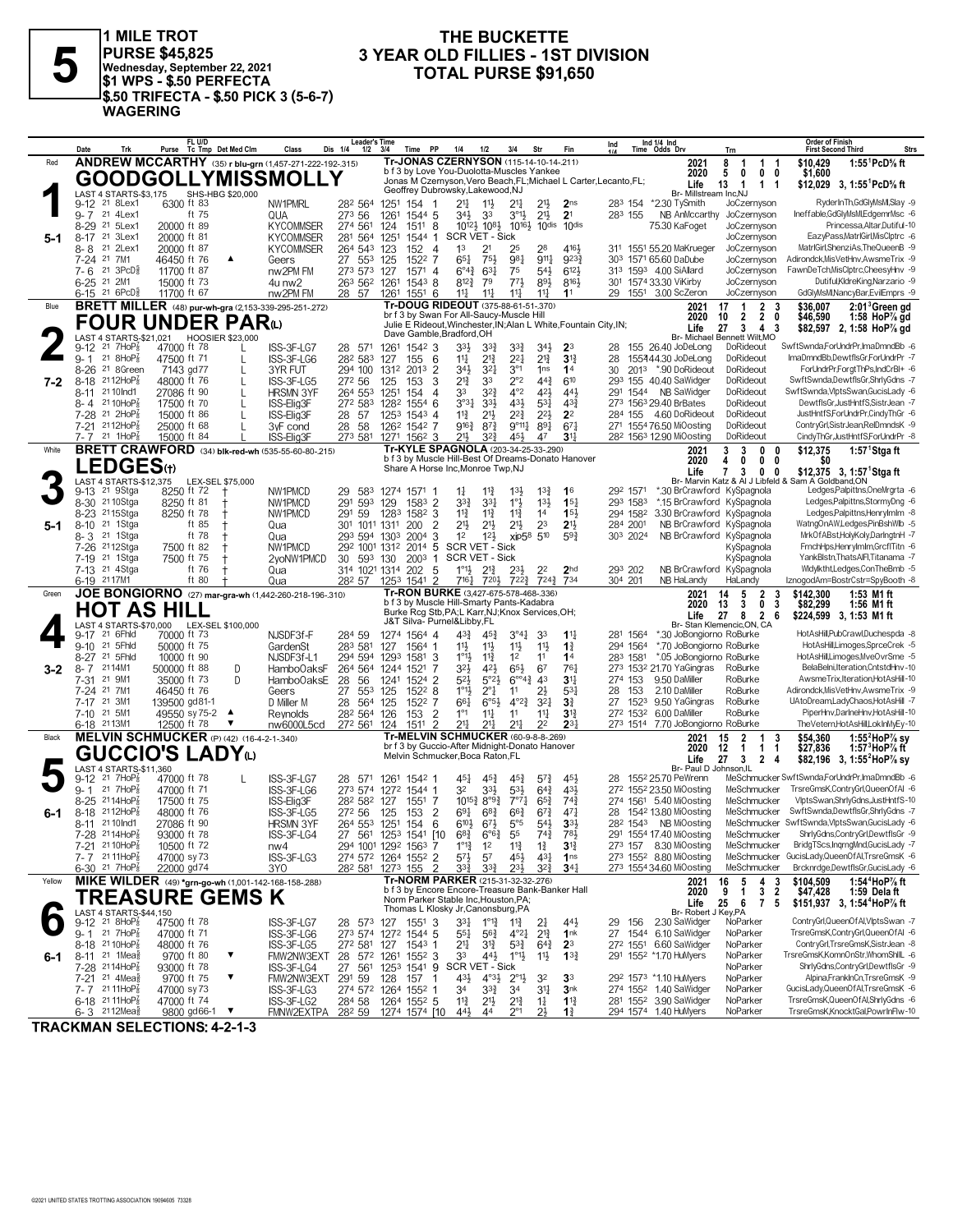# 5

**1 MILE TROT**
**PURSE $45,825**
**Wednesday, September 22, 2021**
**$1 WPS - $.50 PERFECTA**
**$.50 TRIFECTA - $.50 PICK 3 (5-6-7) WAGERING**

## THE BUCKETTE
## 3 YEAR OLD FILLIES - 1ST DIVISION
## TOTAL PURSE $91,650

---

### 1 — Red — GOODGOLLYMISSMOLLY — 5-1

**ANDREW MCCARTHY** (35) r blu-grn (1,457-271-222-192-.315)
Tr-JONAS CZERNYSON (115-14-10-14-.211)
b f 3 by Love You-Duolotta-Muscles Yankee
Jonas M Czernyson, Vero Beach, FL; Michael L Carter, Lecanto, FL; Geoffrey Dubrowsky, Lakewood, NJ
Br- Millstream Inc, NJ
LAST 4 STARTS-$3,175 SHS-HBG $20,000

| | Starts | 1st | 2nd | 3rd | Earnings | Record |
|---|---|---|---|---|---|---|
| 2021 | 8 | 1 | 1 | 1 | $10,429 | 1:55¹PcD⅝ ft |
| 2020 | 5 | 0 | 0 | 0 | $1,600 | |
| Life | 13 | 1 | 1 | 1 | $12,029 | 3, 1:55¹PcD⅝ ft |

| Date | Trk | Purse | FL U/D Tc Tmp | Class | Leader's Time 1/4 1/2 3/4 | Time | PP | 1/4 | 1/2 | 3/4 | Str | Fin | Ind Time | Odds Drv | Trn | Order of Finish |
|---|---|---|---|---|---|---|---|---|---|---|---|---|---|---|---|---|
| 9-12 21 | 8Lex1 | 6300 | ft 83 | NW1PMRL | 28² 56⁴ 125¹ | 154 | 1 | 2¹½ | 1¹½ | 2¹¾ | 2¹½ | 2ns | 28³ 154 | *2.30 TySmith | JoCzernyson | RyderInTh,GdGlyMsMl,Slay -9 |
| 9-7 21 | 4Lex1 | | ft 75 | QUA | 27³ 56 126¹ | 154⁴ | 5 | 3⁴½ | 3³ | 3°¹½ | 2¹½ | 2¹ | 28³ 155 | NB AnMccarthy | JoCzernyson | Ineffable,GdGlyMsMl,EdgemrMsc -6 |
| 8-29 21 | 5Lex1 | 20000 | ft 89 | KYCOMMSER | 27⁴ 56¹ 124 | 151¹ | 8 | 10¹²½ | 10⁸½ | 10¹⁶½ | 10dis | 10dis | | 75.30 KaFoget | JoCzernyson | Princessa,Altar,Dutiful-10 |
| 8-17 21 | 3Lex1 | 20000 | ft 81 | KYCOMMSER | 28¹ 56⁴ 125¹ | 154⁴ | 1 | SCR VET - Sick | | | | | | | JoCzernyson | EazyPass,MatrlGirl,MisClptrc -6 |
| 8-8 21 | 2Lex1 | 20000 | ft 87 | KYCOMMSER | 26⁴ 54³ 123 | 152 | 4 | 1³ | 2¹ | 2⁵ | 2⁸ | 4¹⁶½ | 31¹ 155¹ | 55.20 MaKrueger | JoCzernyson | MatrlGirl,ShenziAs,TheQueenB -9 |
| 7-24 21 | 7M1 | 46450 | ft 76 ▲ | Geers | 27 55³ 125 | 152² | 7 | 6⁵½ | 7⁵½ | 9⁸¼ | 9¹¹½ | 9²³¾ | 30³ 157¹ | 65.60 DaDube | JoCzernyson | Adirondck,MisVetHnv,AwsmeTrix -9 |
| 7-6 21 | 3PcD⅝ | 11700 | ft 87 | nw2PM FM | 27³ 57³ 127 | 157¹ | 4 | 6°⁴¾ | 6³¼ | 7⁵ | 5⁴½ | 6¹²½ | 31³ 159³ | 4.00 SiAllard | JoCzernyson | FawnDeTch,MisClptrc,CheesyHnv -9 |
| 6-25 21 | 2M1 | 15000 | ft 73 | 4u nw2 | 26³ 56² 126¹ | 154³ | 8 | 8¹²¾ | 7⁹ | 7⁷½ | 8⁹½ | 8¹⁶½ | 30¹ 157⁴ | 33.30 ViKirby | JoCzernyson | DutifuLKldreKing,Narzario -9 |
| 6-15 21 | 6PcD⅝ | 11700 | ft 67 | nw2PM FM | 28 57 126¹ | 155¹ | 6 | 1¹½ | 1¹½ | 1¹¾ | 1¹½ | 1¹ | 29 155¹ | 3.00 ScZeron | JoCzernyson | GdGlyMsMl,NancyBar,EvilEmprs -9 |

---

### 2 — Blue — FOUR UNDER PAR(L) — 7-2

**BRETT MILLER** (48) pur-wh-gra (2,153-339-295-251-.272)
Tr-DOUG RIDEOUT (375-88-61-51-.370)
br f 3 by Swan For All-Saucy-Muscle Hill
Julie E Rideout, Winchester, IN; Alan L White, Fountain City, IN; Dave Gamble, Bradford, OH
Br- Michael Bennett Wilt, MO
LAST 4 STARTS-$21,021 HOOSIER $23,000

| | Starts | 1st | 2nd | 3rd | Earnings | Record |
|---|---|---|---|---|---|---|
| 2021 | 17 | 1 | 2 | 3 | $36,047 | 2:01³Green gd |
| 2020 | 10 | 2 | 2 | 0 | $46,590 | 1:58 HoP⅞ gd |
| Life | 27 | 3 | 4 | 3 | $82,597 | 2, 1:58 HoP⅞ gd |

| Date | Trk | Purse | FL U/D Tc Tmp | Class | Leader's Time 1/4 1/2 3/4 | Time | PP | 1/4 | 1/2 | 3/4 | Str | Fin | Ind Time | Odds Drv | Trn | Order of Finish |
|---|---|---|---|---|---|---|---|---|---|---|---|---|---|---|---|---|
| 9-12 21 | 7HoP⅞ | 47000 | ft 78 L | ISS-3F-LG7 | 28 57¹ 126¹ | 154² | 3 | 3³½ | 3³¾ | 3³¾ | 3⁴½ | 2³ | 28 155 | 26.40 JoDeLong | DoRideout | SwftSwnda,ForUndrPr,ImaDmndBb -6 |
| 9-1 21 | 8HoP⅞ | 47500 | ft 71 L | ISS-3F-LG6 | 28² 58³ 127 | 155 | 6 | 1¹½ | 2¹¾ | 2²½ | 2¹¾ | 3¹¾ | 28 | 155⁴44.30 JoDeLong | DoRideout | ImaDmndBb,DewtflsGr,ForUndrPr -7 |
| 8-26 21 | 8Green | 7143 | gd77 L | 3YR FUT | 29⁴ 100 131² | 201³ | 2 | 3⁴½ | 3²½ | 3°¹ | 1ns | 1⁴ | 30 201³ | *.90 DoRideout | DoRideout | ForUndrPr,ForgtThPs,IndCrBl+ -6 |
| 8-18 21 | 12HoP⅞ | 48000 | ft 76 L | ISS-3F-LG5 | 27² 56 125 | 153 | 3 | 2¹¾ | 3³ | 2°² | 4⁴¾ | 6¹⁰ | 29³ 155 | 40.40 SaWidger | DoRideout | SwftSwnda,DewtflsGr,ShrlyGdns -7 |
| 8-11 21 | 10Ind1 | 27086 | ft 90 L | HRSMN 3YF | 26⁴ 55³ 125¹ | 154 | 4 | 3³ | 3²¾ | 4°² | 4²½ | 4⁴½ | 29¹ 154⁴ | NB SaWidger | DoRideout | SwftSwnda,VlptsSwan,GucisLady -6 |
| 8-4 21 | 10HoP⅞ | 17500 | ft 70 L | ISS-Elig3F | 27² 58³ 128² | 155⁴ | 6 | 3°³¼ | 3³½ | 4³½ | 5³¼ | 4³¾ | 27³ | 156³29.40 BrBates | DoRideout | DewtflsGr,JustHntfS,SistrJean -7 |
| 7-28 21 | 2HoP⅞ | 15000 | ft 86 L | ISS-Elig3F | 28 57 125³ | 154³ | 4 | 1¹¾ | 2¹½ | 2²¾ | 2²½ | 2² | 28⁴ 155 | 4.60 DoRideout | DoRideout | JustHntfS,ForUndrPr,CindyThGr -6 |
| 7-21 21 | 12HoP⅞ | 25000 | ft 68 L | 3yF cond | 28 58 126² | 154² | 7 | 9¹⁶¾ | 8⁷¾ | 9°¹¹¼ | 8⁹¼ | 6⁷½ | 27¹ | 155⁴76.50 MiOosting | DoRideout | ContryGrl,SistrJean,RelDmndsK -9 |
| 7-7 21 | 1HoP⅞ | 15000 | ft 84 L | ISS-Elig3F | 27³ 58¹ 127¹ | 156² | 3 | 2¹½ | 3²¾ | 4⁵½ | 4⁷ | 3¹½ | 28² 156³ | 12.90 MiOosting | DoRideout | CindyThGr,JustHntfS,ForUndrPr -8 |

---

### 3 — White — LEDGES(†) — 5-1

**BRETT CRAWFORD** (34) blk-red-wh (535-55-60-80-.215)
Tr-KYLE SPAGNOLA (203-34-25-33-.290)
b f 3 by Muscle Hill-Best Of Dreams-Donato Hanover
Share A Horse Inc, Monroe Twp, NJ
Br- Marvin Katz & Al J Libfeld & Sam A Goldband, ON
LAST 4 STARTS-$12,375 LEX-SEL $75,000

| | Starts | 1st | 2nd | 3rd | Earnings | Record |
|---|---|---|---|---|---|---|
| 2021 | 3 | 3 | 0 | 0 | $12,375 | 1:57¹Stga ft |
| 2020 | 4 | 0 | 0 | 0 | $0 | |
| Life | 7 | 3 | 0 | 0 | $12,375 | 3, 1:57¹Stga ft |

| Date | Trk | Purse | FL U/D Tc Tmp | Class | Leader's Time 1/4 1/2 3/4 | Time | PP | 1/4 | 1/2 | 3/4 | Str | Fin | Ind Time | Odds Drv | Trn | Order of Finish |
|---|---|---|---|---|---|---|---|---|---|---|---|---|---|---|---|---|
| 9-13 21 | 9Stga | 8250 | ft 72 † | NW1PMCD | 29 58³ 127⁴ | 157¹ | 1 | 1¾ | 1¹¾ | 1³½ | 1³¾ | 1⁶ | 29² 157¹ | *.30 BrCrawford | KySpagnola | Ledges,Palpittns,OneMrgrta -6 |
| 8-30 21 | 10Stga | 8250 | ft 81 † | NW1PMCD | 29¹ 59³ 129 | 158³ | 2 | 3³¾ | 3³¼ | 1°½ | 1³½ | 1⁵½ | 29³ 158³ | *.15 BrCrawford | KySpagnola | Ledges,Palpittns,StormyDng -6 |
| 8-23 21 | 15Stga | 8250 | ft 78 † | NW1PMCD | 29¹ 59 128³ | 158² | 3 | 1¹¾ | 1¹¾ | 1¹¾ | 1⁴ | 1⁵½ | 29⁴ 158² | 3.30 BrCrawford | KySpagnola | Ledges,Palpittns,HenrylmIm -8 |
| 8-10 21 | 1Stga | | ft 85 † | Qua | 30¹ 101¹ 131¹ | 200 | 2 | 2¹½ | 2¹½ | 2¹½ | 2³ | 2¹½ | 28⁴ 200¹ | NB BrCrawford | KySpagnola | WatngOnAW,Ledges,PinBshWlb -5 |
| 8-3 21 | 1Stga | | ft 78 † | Qua | 29³ 59⁴ 130³ | 200⁴ | 3 | 1² | 1²½ | xip5⁸ | 5¹⁰ | 5⁹¾ | 30³ 202⁴ | NB BrCrawford | KySpagnola | MrkOfABst,HolyKoly,DarlngtnH -7 |
| 7-26 21 | 12Stga | 7500 | ft 82 † | NW1PMCD | 29² 100¹ 131² | 201⁴ | 5 | SCR VET - Sick | | | | | | | KySpagnola | FrnchHps,HenrylmIm,GrcflTitn -6 |
| 7-19 21 | 1Stga | 7500 | ft 75 † | 2yoNW1PMCD | 30 59³ 130 | 200³ | 1 | SCR VET - Sick | | | | | | | KySpagnola | YankBlstn,ThatsAlll,Titanama -7 |
| 7-13 21 | 4Stga | | ft 76 † | Qua | 31⁴ 102¹ 131⁴ | 202 | 5 | 1°¹½ | 2¹¾ | 2³½ | 2² | 2hd | 29³ 202 | NB BrCrawford | KySpagnola | Wldylkthtt,Ledges,ConTheBmb -5 |
| 6-19 21 | 17M1 | | ft 80 † | Qua | 28² 57 125³ | 154¹ | 2 | 7¹⁶½ | 7²⁰½ | 7²²¾ | 7²⁴¾ | 7³⁴ | 30⁴ 201 | NB HaLandy | HaLandy | IznogodAm=BostrCstr=SpyBooth -8 |

---

### 4 — Green — HOT AS HILL — 3-2

**JOE BONGIORNO** (27) mar-gra-wh (1,442-260-218-196-.310)
Tr-RON BURKE (3,427-675-578-468-.336)
b f 3 by Muscle Hill-Smarty Pants-Kadabra
Burke Rcg Stb, PA; L Karr, NJ; Knox Services, OH; J&T Silva- Purnel&Libby, FL
Br- Stan Klemencic, ON, CA
LAST 4 STARTS-$70,000 LEX-SEL $100,000

| | Starts | 1st | 2nd | 3rd | Earnings | Record |
|---|---|---|---|---|---|---|
| 2021 | 14 | 5 | 2 | 3 | $142,300 | 1:53 M1 ft |
| 2020 | 13 | 3 | 0 | 3 | $82,299 | 1:56 M1 ft |
| Life | 27 | 8 | 2 | 6 | $224,599 | 3, 1:53 M1 ft |

| Date | Trk | Purse | FL U/D Tc Tmp | Class | Leader's Time 1/4 1/2 3/4 | Time | PP | 1/4 | 1/2 | 3/4 | Str | Fin | Ind Time | Odds Drv | Trn | Order of Finish |
|---|---|---|---|---|---|---|---|---|---|---|---|---|---|---|---|---|
| 9-17 21 | 6Fhld | 70000 | ft 73 | NJSDF3f-F | 28⁴ 59 127⁴ | 156⁴ | 4 | 4³¾ | 4⁵¾ | 3°⁴¼ | 3³ | 1¹¾ | 28¹ 156⁴ | *.30 JoBongiorno | RoBurke | HotAsHill,PubCrawl,Duchespda -8 |
| 9-10 21 | 5Fhld | 50000 | ft 75 | GardenSt | 28³ 58¹ 127 | 156⁴ | 1 | 1¹½ | 1¹½ | 1¹½ | 1¹½ | 1¾ | 29⁴ 156⁴ | *.70 JoBongiorno | RoBurke | HotAsHill,Limoges,SprceCrek -5 |
| 8-27 21 | 5Fhld | 10000 | ft 90 | NJSDF3f-L1 | 29⁴ 59⁴ 129³ | 158¹ | 3 | 1°¹½ | 1¹¾ | 1² | 1¹ | 1⁴ | 28³ 158¹ | *.05 JoBongiorno | RoBurke | HotAsHill,Limoges,MveOvrSme -5 |
| 8-7 21 | 14M1 | 500000 | ft 88 D | HamboOaksF | 26⁴ 56⁴ 124⁴ | 152¹ | 7 | 3²½ | 4²½ | 6⁵½ | 6⁷ | 7⁶¾ | 27³ 153² | 21.70 YaGingras | RoBurke | BelaBelni,Iteration,CntstdHnv -10 |
| 7-31 21 | 9M1 | 35000 | ft 73 D | HamboOaksE | 28 56 124¹ | 152⁴ | 2 | 5²½ | 5°²½ | 6°°⁴¾ | 4³ | 3¹½ | 27⁴ 153 | 9.50 DaMiller | RoBurke | AwsmeTrix,Iteration,HotAsHill-10 |
| 7-24 21 | 7M1 | 46450 | ft 76 | Geers | 27 55³ 125 | 152² | 8 | 1°¹½ | 2°½ | 1¹ | 2½ | 5³¼ | 28 153 | 2.10 DaMiller | RoBurke | Adirondck,MisVetHnv,AwsmeTrix -9 |
| 7-17 21 | 3M1 | 139500 | gd81-1 | D Miller M | 28 56⁴ 125 | 152² | 7 | 6⁸¾ | 6°⁶½ | 4°²¾ | 3²¼ | 3¾ | 27 152³ | 9.50 YaGingras | RoBurke | UAtoDream,LadyChaos,HotAsHill -7 |
| 7-10 21 | 5M1 | 49550 | sy75-2 ▲ | Reynolds | 28² 56⁴ 126 | 153 | 2 | 1°¹ | 1¹½ | 1¹ | 1¹½ | 3¹¾ | 27² 153² | 6.00 DaMiller | RoBurke | PiperHnv,DarlneHnv,HotAsHill-10 |
| 6-18 21 | 13M1 | 12500 | ft 78 ▼ | nw6000L5cd | 27² 56¹ 124 | 151¹ | 2 | 2¹½ | 2¹½ | 2¹½ | 2² | 2³¼ | 27³ 151⁴ | 7.70 JoBongiorno | RoBurke | TheVetern,HotAsHill,LokInMyEy-10 |

---

### 5 — Black — GUCCIO'S LADY(L) — 6-1

**MELVIN SCHMUCKER** (P) (42) (16-4-2-1-.340)
Tr-MELVIN SCHMUCKER (60-9-8-8-.269)
br f 3 by Guccio-After Midnight-Donato Hanover
Melvin Schmucker, Boca Raton, FL
Br- Paul D Johnson, IL
LAST 4 STARTS-$11,360

| | Starts | 1st | 2nd | 3rd | Earnings | Record |
|---|---|---|---|---|---|---|
| 2021 | 15 | 2 | 1 | 3 | $54,360 | 1:55²HoP⅞ sy |
| 2020 | 12 | 1 | 1 | 1 | $27,836 | 1:57³HoP⅞ ft |
| Life | 27 | 3 | 2 | 4 | $82,196 | 3, 1:55²HoP⅞ sy |

| Date | Trk | Purse | FL U/D Tc Tmp | Class | Leader's Time 1/4 1/2 3/4 | Time | PP | 1/4 | 1/2 | 3/4 | Str | Fin | Ind Time | Odds Drv | Trn | Order of Finish |
|---|---|---|---|---|---|---|---|---|---|---|---|---|---|---|---|---|
| 9-12 21 | 7HoP⅞ | 47000 | ft 78 L | ISS-3F-LG7 | 28 57¹ 126¹ | 154² | 1 | 4⁵½ | 4⁵¾ | 4⁵¾ | 5⁷¾ | 4⁵½ | 28 | 155²25.70 PeWrenn | MeSchmucker | SwftSwnda,ForUndrPr,ImaDmndBb -6 |
| 9-1 21 | 7HoP⅞ | 47000 | ft 71 | ISS-3F-LG6 | 27³ 57⁴ 127² | 154⁴ | 1 | 3² | 3³½ | 5³½ | 6⁴¾ | 4³½ | 27² | 155²23.50 MiOosting | MeSchmucker | TrsreGmsK,ContryGrl,QueenOfAl -6 |
| 8-25 21 | 14HoP⅞ | 17500 | ft 75 | ISS-Elig3F | 28² 58² 127 | 155¹ | 7 | 10¹⁵¾ | 8°⁹¾ | 7°⁷¼ | 6⁵¾ | 7⁴¾ | 27⁴ 156¹ | 5.40 MiOosting | MeSchmucker | VlptsSwan,ShrlyGdns,JustHntfS-10 |
| 8-18 21 | 12HoP⅞ | 48000 | ft 76 | ISS-3F-LG5 | 27² 56 125 | 153 | 2 | 6⁹½ | 6⁸¾ | 6⁶¾ | 6⁷¾ | 4⁷½ | 28 | 154²13.80 MiOosting | MeSchmucker | SwftSwnda,DewtflsGr,ShrlyGdns -7 |
| 8-11 21 | 10Ind1 | 27086 | ft 90 | HRSMN 3YF | 26⁴ 55³ 125¹ | 154 | 6 | 6¹⁰½ | 6⁷½ | 5°⁵ | 5⁴½ | 3³½ | 28² 154³ | NB MiOosting | MeSchmucker | SwftSwnda,VlptsSwan,GucisLady -6 |
| 7-28 21 | 14HoP⅞ | 93000 | ft 78 | ISS-3F-LG4 | 27 56¹ 125³ | 154¹ | [10 | 6⁸¾ | 6°⁶¾ | 5⁵ | 7⁴¾ | 7⁸½ | 29¹ | 155⁴17.40 MiOosting | MeSchmucker | ShrlyGdns,ContryGrl,DewtflsGr -9 |
| 7-21 21 | 10HoP⅞ | 10500 | ft 72 | nw4 | 29⁴ 100¹ 129² | 156³ | 7 | 1°¹¾ | 1² | 1¹¾ | 1¾ | 3¹¾ | 27³ 157 | 8.30 MiOosting | MeSchmucker | BridgTScs,IngmgMnd,GucisLady -7 |
| 7-7 21 | 11HoP⅞ | 47000 | sy73 | ISS-3F-LG3 | 27⁴ 57² 126⁴ | 155² | 2 | 5⁷½ | 5⁷ | 4⁵½ | 4³½ | 1ns | 27³ 155² | 8.80 MiOosting | MeSchmucker | GucisLady,QueenOfAl,TrsreGmsK -6 |
| 6-30 21 | 7HoP⅞ | 22000 | gd74 | 3YO | 28² 58¹ 127³ | 155 | 2 | 3³¾ | 3³¾ | 2³½ | 3²¾ | 3⁴¼ | 27³ | 155⁴34.60 MiOosting | MeSchmucker | Brcknrdge,DewtflsGr,GucisLady -6 |

---

### 6 — Yellow — TREASURE GEMS K — 6-1

**MIKE WILDER** (49) *grn-go-wh (1,001-142-168-158-.288)
Tr-NORM PARKER (215-31-32-32-.276)
b f 3 by Encore Encore-Treasure Bank-Banker Hall
Norm Parker Stable Inc, Houston, PA; Thomas L Klosky Jr, Canonsburg, PA
Br- Robert J Key, PA
LAST 4 STARTS-$44,150

| | Starts | 1st | 2nd | 3rd | Earnings | Record |
|---|---|---|---|---|---|---|
| 2021 | 16 | 5 | 4 | 3 | $104,509 | 1:54⁴HoP⅞ ft |
| 2020 | 9 | 1 | 3 | 2 | $47,428 | 1:59 Dela ft |
| Life | 25 | 6 | 7 | 5 | $151,937 | 3, 1:54⁴HoP⅞ ft |

| Date | Trk | Purse | FL U/D Tc Tmp | Class | Leader's Time 1/4 1/2 3/4 | Time | PP | 1/4 | 1/2 | 3/4 | Str | Fin | Ind Time | Odds Drv | Trn | Order of Finish |
|---|---|---|---|---|---|---|---|---|---|---|---|---|---|---|---|---|
| 9-12 21 | 8HoP⅞ | 47500 | ft 78 | ISS-3F-LG7 | 28 57³ 127 | 155¹ | 3 | 3³½ | 1°¹¾ | 1¹¾ | 2¾ | 4⁴½ | 29 156 | 2.30 SaWidger | NoParker | ContryGrl,QueenOfAl,VlptsSwan -7 |
| 9-1 21 | 7HoP⅞ | 47000 | ft 71 | ISS-3F-LG6 | 27³ 57⁴ 127² | 154⁴ | 5 | 5⁵½ | 5⁶¾ | 4°²½ | 2¹¾ | 1nk | 27 154⁴ | 6.10 SaWidger | NoParker | TrsreGmsK,ContryGrl,QueenOfAl -6 |
| 8-18 21 | 10HoP⅞ | 48000 | ft 76 | ISS-3F-LG5 | 27² 58¹ 127 | 154³ | 1 | 2¹¾ | 3¹¾ | 5³¾ | 6⁴¾ | 2³ | 27² 155¹ | 6.60 SaWidger | NoParker | ContryGrl,TrsreGmsK,SistrJean -8 |
| 8-11 21 | 1Mea⅝ | 9700 | ft 80 ▼ | FMW2NW3EXT | 28 57² 126¹ | 155² | 3 | 3³ | 4⁴½ | 1°¹½ | 1¹½ | 1³¾ | 29¹ 155² | *1.70 HuMyers | NoParker | TrsreGmsK,KomnOnStr,WhomShllL -6 |
| 7-28 21 | 14HoP⅞ | 93000 | ft 78 | ISS-3F-LG4 | 27 56¹ 125³ | 154¹ | 9 | SCR VET - Sick | | | | | | | NoParker | ShrlyGdns,ContryGrl,DewtflsGr -9 |
| 7-21 21 | 4Mea⅝ | 9700 | ft 75 ▼ | FMW2NW3EXT | 29¹ 59 128 | 157 | 1 | 4³½ | 4°³½ | 2°¹½ | 3² | 3³ | 29² 157³ | *1.10 HuMyers | NoParker | Alpina,FranklnCn,TrsreGmsK -9 |
| 7-7 21 | 11HoP⅞ | 47000 | sy73 | ISS-3F-LG3 | 27⁴ 57² 126⁴ | 155² | 6 | 3⁴ | 3³½ | 3⁴ | 3¹¾ | 3nk | 27⁴ 155² | 1.40 SaWidger | NoParker | GucisLady,QueenOfAl,TrsreGmsK -6 |
| 6-18 21 | 11HoP⅞ | 47000 | ft 74 | ISS-3F-LG2 | 28⁴ 58 126⁴ | 155² | 5 | 1¹¾ | 2¹½ | 2¹¾ | 1¾ | 1¹¾ | 28¹ 155² | 3.90 SaWidger | NoParker | TrsreGmsK,QueenOfAl,ShrlyGdns -6 |
| 6-3 21 | 12Mea⅝ | 9800 | gd66-1 ▼ | FMNW2EXTPA | 28² 59 127⁴ | 157⁴ | [10 | 4⁴½ | 4⁴ | 2°¹ | 2½ | 1¾ | 29⁴ 157⁴ | 1.40 HuMyers | NoParker | TrsreGmsK,KnocktGal,PowrInFlw-10 |

**TRACKMAN SELECTIONS: 4-2-1-3**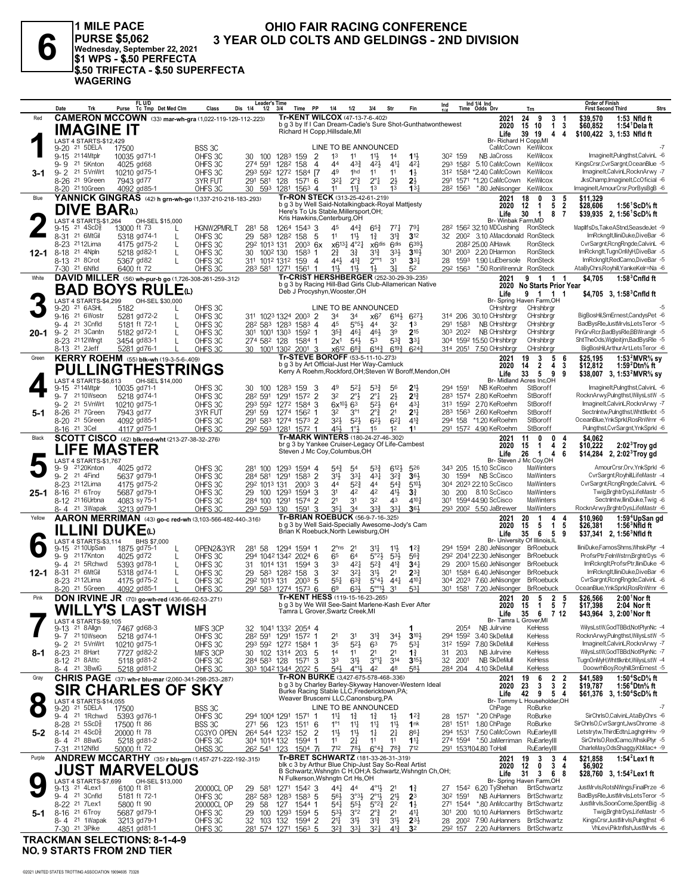# 6

**1 MILE PACE**
**PURSE $5,062**
**Wednesday, September 22, 2021**
**$1 WPS - $.50 PERFECTA**
**$.50 TRIFECTA - $.50 SUPERFECTA WAGERING**

## OHIO FAIR RACING CONFERENCE
## 3 YEAR OLD COLTS AND GELDINGS - 2ND DIVISION

---

### 1 — Red — IMAGINE IT — 3-1

**CAMERON MCCOWN** (33) mar-wh-gra (1,022-119-129-112-.223)
Tr-KENT WILCOX (47-13-7-6-.402)
b g 3 by If I Can Dream-Cadie's Sure Shot-Gunthatwonthewest
Richard H Copp,Hillsdale,MI
LAST 4 STARTS-$12,429
Br- Richard H Copp,MI

| | Starts | Win | Place | Show | Earnings | Record |
|---|---|---|---|---|---|---|
| 2021 | 24 | 9 | 3 | 1 | $39,570 | 1:53 Nfld ft |
| 2020 | 15 | 10 | 1 | 3 | $60,852 | 1:54[1] Dela ft |
| Life | 39 | 19 | 4 | 4 | $100,422 | 3, 1:53 Nfld ft |

| Date | Trk | Purse | Cond | Class | Details | Odds / Driver | Trainer | Order of Finish |
|---|---|---|---|---|---|---|---|---|
| 9-20 21 | 5DELA | 17500 | | BSS 3C | LINE TO BE ANNOUNCED | CaMcCown | KeWilcox | -7 |
| 9-15 21 | 14Mtplr | 10035 | gd71-1 | OHFS 3C | 30 100 128[3] 159 2 1[3] 1[1] 1[1½] 1[4] 1[1½] 30[2] 159 | NB JaCross | KeWilcox | ImagineIt,Pulngthst,CalvinL -6 |
| 9-9 21 | 5Knton | 4025 | gd68 | OHFS 3C | 27[4] 59[1] 128[2] 158 4 4[4] 4[3¾] 4[2½] 4[1¼] 4[2½] 29[3] 158[2] | 5.10 CaMcCown | KeWilcox | KingsCrsr,CvrSargnt,OceanBlue -5 |
| 9-2 21 | 5VnWrt | 10210 | gd75-1 | OHFS 3C | 29[3] 59[2] 127[2] 158[4] [7 4[9] 1hd 1[1] 1[1] 1[½] 31[2] 158[4] | *2.40 CaMcCown | KeWilcox | ImagineIt,CalvinL,RocknArwy -7 |
| 8-26 21 | 9Green | 7943 | gd77 | 3YR FUT | 29[1] 58[1] 128 157[1] 6 3[2¼] 2[°]ᵍ 2[°½] 2[½] 2[½] 29[1] 157[1] | *1.20 CaMcCown | KeWilcox | JksChamp,ImagineIt,CcOficial -6 |
| 8-20 21 | 10Green | 4092 | gd85-1 | OHFS 3C | 30 59[3] 128[1] 156[3] 4 1[1] 1[1¼] 1[3] 1[3] 1[3¼] 28[2] 156[3] | *.80 JeNisonger | KeWilcox | ImagineIt,AmourCrsr,PorBysBgB -6 |

### 2 — Blue — DIVE BAR(L) — 12-1

**YANNICK GINGRAS** (42) h grn-wh-go (1,337-210-218-183-.293)
Tr-RON STECK (313-25-42-61-.219)
b g 3 by Well Said-Notalkingback-Royal Mattjesty
Here's To Us Stable,Millersport,OH;
Kris Hawkins,Centerburg,OH
LAST 4 STARTS-$1,264 OH-SEL $15,000
Br- Winbak Farm,MD

| | Starts | Win | Place | Show | Earnings | Record |
|---|---|---|---|---|---|---|
| 2021 | 18 | 0 | 3 | 5 | $11,329 | |
| 2020 | 12 | 1 | 5 | 2 | $28,606 | 1:56[1] ScD⅝ ft |
| Life | 30 | 1 | 8 | 7 | $39,935 | 2, 1:56[1] ScD⅝ ft |

| Date | Trk | Purse | Cond | Class | Details | Odds / Driver | Trainer | Order of Finish |
|---|---|---|---|---|---|---|---|---|
| 9-15 21 | 4ScD⅝ | 13000 | ft 73 L | HGNW2PMRLT | 28[1] 58 126[4] 154[3] 3 4[5] 4[4¾] 6[5¾] 7[7¼] 7[9¼] 28[2] 156[2] | 32.10 MDCushing | RonSteck | MapllfsDs,TakeAStnd,SeasdeJet -9 |
| 8-31 21 | 6MtGil | 5318 | gd74-1 L | OHFS 3C | 29 58[3] 128[2] 158 5 1[1] 1[1½] 1[¾] 3[1¾] 3[12] 32 200[2] | 3.10 AMacdonald | RonSteck | ImRckngIt,IliniDuke,DiveBar -6 |
| 8-23 21 | 12Lima | 4175 | gd75-2 L | OHFS 3C | 29[2] 101[3] 131 200[3] 6x x6[13¼] 4[°2¼] x6dis 6dis 6[39½] | 208[2] 25.00 AlHawk | RonSteck | CvrSargnt,RcngRngde,CalvinL -6 |
| 8-18 21 | 4Npln | 5218 | gd82-1 L | OHFS 3C | 30 100[2] 130 158[3] 1 2[¾] 3[¾] 3[1¾] 3[3½] 3[10½] 30[1] 200[3] | 2.20 DHarmon | RonSteck | ImRckngIt,TugnOnMyH,DiveBar -5 |
| 8-13 21 | 8Crot | 5367 | gd82 L | OHFS 3C | 31[1] 101[2] 131[2] 159 4 4[4½] 4[1¾] 2[°°1] 3[1] 3[3¼] 28 159[3] | 1.90 LuEbersole | RonSteck | ImRckngIt,RedCamo,DiveBar -5 |
| 7-30 21 | 6Nfld | 6400 | ft 72 | OHFS 3C | 28[3] 58[1] 127[1] 156[1] 1 1[1½] 1[1½] 1[½] 3[¾] 5[2] 29[2] 156[3] | *.50 RonWrennJr | RonSteck | AtaByChrs,RoyhilI,YankeKelr=Na -6 |

### 3 — White — BAD BOYS RULE(L) — 20-1

**DAVID MILLER** (56) wh-pur-b go (1,726-308-261-259-.312)
Tr-CRIST HERSHBERGER (252-30-29-39-.235)
b g 3 by Racing Hill-Bad Girls Club-Allamerican Native
Deb J Procyshyn,Wooster,OH
LAST 4 STARTS-$4,299 OH-SEL $30,000
Br- Spring Haven Farm,OH

| | Starts | Win | Place | Show | Earnings | Record |
|---|---|---|---|---|---|---|
| 2021 | 9 | 1 | 1 | 1 | $4,705 | 1:58[3] Cnfld ft |
| 2020 | | | | | No Starts Prior Year | |
| Life | 9 | 1 | 1 | 1 | $4,705 | 3, 1:58[3] Cnfld ft |

| Date | Trk | Purse | Cond | Class | Details | Odds / Driver | Trainer | Order of Finish |
|---|---|---|---|---|---|---|---|---|
| 9-20 21 | 6ASHL | 5182 | | OHFS 3C | LINE TO BE ANNOUNCED | CHrshbrgr | CHrshbrgr | -5 |
| 9-16 21 | 6Wostr | 5281 | gd72-2 L | OHFS 3C | 31[1] 102[3] 132[4] 200[3] 2 3[4] 3[4] x6[7] 6[14½] 6[27½] 31[4] 206 | 30.10 CHrshbrgr | CHrshbrgr | BigBosHil,SmErnest,CandysPet -6 |
| 9-4 21 | 3Cnfld | 5181 | ft 72-1 L | OHFS 3C | 28[2] 58[3] 128[3] 158[3] 4 4[5] 5[°5½] 4[4] 3[2] 1[3] 29[1] 158[3] | NB CHrshbrgr | CHrshbrgr | BadBysRle,JustMrvls,LetsTeror -5 |
| 9-2 21 | 3Cantn | 5182 | gd72-1 L | OHFS 3C | 30[1] 100[1] 130[3] 159[2] 1 3[5¾] 4[6¼] 4[6½] 3[9] 2[15] 30[3] 202[2] | NB CHrshbrgr | CHrshbrgr | PinGrvRcr,BadBysRle,BBWranglr -5 |
| 8-23 21 | 12Wlngt | 3454 | gd83-1 L | OHFS 3C | 27[4] 58[2] 128 158[4] 1 2x[1] 5[4½] 5[3] 5[3¾] 3[3¼] 30[4] 159[2] | 15.50 CHrshbrgr | CHrshbrgr | ShtTheOds,Wigleitjm,BadBysRle -5 |
| 8-13 21 | 2Jeff | 5281 | gd76-1 L | OHFS 3C | 30 100[1] 130[2] 200[1] 3 x6[12] 6[8¾] 6[14¾] 6[19¾] 6[24¾] 31[4] 205[1] | 7.50 CHrshbrgr | CHrshbrgr | BigBosHil,ArthurArt,LetsTeror -6 |

### 4 — Green — PULLINGTHESTRINGS — 5-1

**KERRY ROEHM** (55) blk-wh (19-3-5-6-.409)
Tr-STEVE BOROFF (53-5-11-10-.273)
b g 3 by Art Official-Just Her Way-Camluck
Kerry A Roehm,Rockford,OH;Steven W Boroff,Mendon,OH
LAST 4 STARTS-$6,613 OH-SEL $14,000
Br- Midland Acres Inc,OH

| | Starts | Win | Place | Show | Earnings | Record |
|---|---|---|---|---|---|---|
| 2021 | 19 | 3 | 5 | 6 | $25,195 | 1:53[2] MVR⅝ sy |
| 2020 | 14 | 2 | 4 | 3 | $12,812 | 1:59[2] Dtn⅝ ft |
| Life | 33 | 5 | 9 | 9 | $38,007 | 3, 1:53[2] MVR⅝ sy |

| Date | Trk | Purse | Cond | Class | Details | Odds / Driver | Trainer | Order of Finish |
|---|---|---|---|---|---|---|---|---|
| 9-15 21 | 14Mtplr | 10035 | gd71-1 | OHFS 3C | 30 100 128[3] 159 3 4[9] 5[2¼] 5[3¾] 5[6] 2[1½] 29[4] 159[1] | NB KeRoehm | StBoroff | ImagineIt,Pulngthst,CalvinL -6 |
| 9-7 21 | 10Wseon | 5218 | gd74-1 | OHFS 3C | 28[2] 59[1] 129[1] 157[2] 2 3[2] 2[°1] 2[°½] 2[½] 2[1¾] 28[3] 157[4] | 2.80 KeRoehm | StBoroff | RocknArwy,Pulngthst,WilysLstW -5 |
| 9-2 21 | 5VnWrt | 10210 | gd75-1 | OHFS 3C | 29[3] 59[2] 127[2] 158[4] 3 6x[10½] 6[3] 5[2½] 6[4] 4[3¼] 31[3] 159[2] | 2.70 KeRoehm | StBoroff | ImagineIt,CalvinL,RocknArwy -7 |
| 8-26 21 | 7Green | 7943 | gd77 | 3YR FUT | 29[1] 59 127[4] 156[2] 1 3[2] 3[°1] 2[°¾] 2[1] 2[1¼] 28[3] 156[3] | 2.60 KeRoehm | StBoroff | SectnIntw,Pulngthst,Whttlknbt -5 |
| 8-20 21 | 5Green | 4092 | gd85-1 | OHFS 3C | 29[1] 58[3] 127[4] 157[3] 5 3[2½] 5[2½] 6[2½] 6[2¾] 4[1¾] 29[4] 158 | *1.20 KeRoehm | StBoroff | OceanBlue,YnkSprkl,RosRnWrnr -6 |
| 8-16 21 | 3Cel | 4117 | gd75-1 | OHFS 3C | 29[2] 59[3] 128[1] 157[2] 1 4[5½] 1[°½] 1[5] 1[2] 1[1] 29[1] 157[2] | 4.90 KeRoehm | StBoroff | Pulngthst,CvrSargnt,YnkSprkl -6 |

### 5 — Black — LIFE MASTER — 25-1

**SCOTT CISCO** (42) blk-red-wht (213-27-38-32-.276)
Tr-MARK WINTERS (180-24-27-46-.302)
br g 3 by Yankee Cruiser-Legacy Of Life-Cambest
Steven J Mc Coy,Columbus,OH
LAST 4 STARTS-$1,767
Br- Steven J Mc Coy,OH

| | Starts | Win | Place | Show | Earnings | Record |
|---|---|---|---|---|---|---|
| 2021 | 11 | 0 | 0 | 4 | $4,062 | |
| 2020 | 15 | 1 | 4 | 2 | $10,222 | 2:02[3] Troy gd |
| Life | 26 | 1 | 4 | 6 | $14,284 | 2, 2:02[3] Troy gd |

| Date | Trk | Purse | Cond | Class | Details | Odds / Driver | Trainer | Order of Finish |
|---|---|---|---|---|---|---|---|---|
| 9-9 21 | 20Knton | 4025 | gd72 | OHFS 3C | 28[1] 100 129[3] 159[4] 4 5[4¾] 5[4] 5[3¾] 6[12½] 5[26] 34[3] 205 | 15.10 ScCisco | MaWinters | AmourCrsr,Orv,YnkSprkl -6 |
| 9-2 21 | 4Find | 5637 | gd79-1 | OHFS 3C | 28[4] 58[1] 129[1] 158[3] 2 3[1½] 3[3¼] 4[3¼] 3[2¾] 3[6½] 30 159[4] | NB ScCisco | MaWinters | CvrSargnt,Royhill,LifeMastr -4 |
| 8-23 21 | 12Lima | 4175 | gd75-2 | OHFS 3C | 29[2] 101[3] 131 200[3] 5 4[4] 5[2¾] 4[4] 5[4¾] 5[10½] 30[4] 202[3] | 22.10 ScCisco | MaWinters | CvrSargnt,RcngRngde,CalvinL -6 |
| 8-16 21 | 6Troy | 5687 | gd79-1 | OHFS 3C | 29 100 129[3] 159[4] 3 3[1] 4[2] 4[2] 4[1¼] 3[¾] 30 200 | 8.10 ScCisco | MaWinters | Twig,BrghtrDys,LifeMastr -5 |
| 8-12 21 | 16Urbna | 4083 | sy 75-1 | OHFS 3C | 28[4] 100 129[1] 157[4] 2 2[1] 3[1] 3[2] 4[3] 4[10¼] 30[1] 159[4] | 44.90 ScCisco | MaWinters | SectnIntw,IliniDuke,Twig -6 |
| 8-4 21 | 3Wapak | 3213 | gd79-1 | OHFS 3C | 29[3] 59[3] 130 159[1] 3 3[5½] 3[4] 3[3¾] 3[3¼] 3[6½] 29[3] 200[2] | 5.50 JaBrewer | MaWinters | RocknArwy,BrghtrDys,LifeMastr -6 |

### 6 — Yellow — ILLINI DUKE(L) — 12-1

**AARON MERRIMAN** (43) go-c red-wh (3,103-566-482-440-.316)
Tr-BRIAN ROEBUCK (56-9-7-16-.325)
b g 3 by Well Said-Especially Awesome-Jody's Cam
Brian K Roebuck,North Lewisburg,OH
LAST 4 STARTS-$3,114 BHS $7,000
Br- University Of Illinois,IL

| | Starts | Win | Place | Show | Earnings | Record |
|---|---|---|---|---|---|---|
| 2021 | 20 | 1 | 4 | 4 | $10,960 | 1:59[4] UpSan gd |
| 2020 | 15 | 5 | 1 | 5 | $26,381 | 1:56[3] Nfld ft |
| Life | 35 | 6 | 5 | 9 | $37,341 | 2, 1:56[3] Nfld ft |

| Date | Trk | Purse | Cond | Class | Details | Odds / Driver | Trainer | Order of Finish |
|---|---|---|---|---|---|---|---|---|
| 9-15 21 | 10UpSan | 1875 | gd75-1 L | OPEN2&3YR | 28[1] 58 129[4] 159[4] 1 2[°ns] 2[1] 3[1¼] 1[1½] 1[2¾] 29[4] 159[4] | 2.80 JeNisonger | BrRoebuck | IliniDuke,FamosShms,WhskiPlyr -4 |
| 9-9 21 | 17Knton | 4025 | gd72 L | OHFS 3C | 29[4] 104[2] 134[2] 202[4] 6 6[5] 6[4] 5[°2½] 5[3¼] 5[6¾] 29[2] 204[1] | 22.30 JeNisonger | BrRoebuck | ProfsrPtr,FelnWstrn,BrghtrDys -6 |
| 9-4 21 | 5Rchwd | 5393 | gd78-1 L | OHFS 3C | 31 101[4] 131 159[4] 3 3[3] 4[2½] 5[2¾] 4[1¾] 3[4¼] 29 200[3] | 15.60 JeNisonger | BrRoebuck | ImRckngIt,ProfsrPtr,IliniDuke -6 |
| 8-31 21 | 6MtGil | 5318 | gd74-1 L | OHFS 3C | 29 58[3] 128[2] 158 3 3[2] 3[2½] 3[1½] 2[1] 2[3¾] 30[1] 158[4] | 6.40 JeNisonger | BrRoebuck | ImRckngIt,IliniDuke,DiveBar -6 |
| 8-23 21 | 12Lima | 4175 | gd75-2 L | OHFS 3C | 29[2] 101[3] 131 200[3] 5 5[5½] 6[3¾] 5[°4¼] 4[4¼] 4[10] 30[4] 202[3] | 7.60 JeNisonger | BrRoebuck | CvrSargnt,RcngRngde,CalvinL -6 |
| 8-20 21 | 5Green | 4092 | gd85-1 L | OHFS 3C | 29[1] 58[3] 127[4] 157[3] 6 6[9] 6[3½] 5[°°1½] 3[1] 5[3¼] 30[1] 158[1] | 7.20 JeNisonger | BrRoebuck | OceanBlue,YnkSprkl,RosRnWrnr -6 |

### 7 — Pink — WILLY'S LAST WISH — 8-1

**DON IRVINE JR** (70) go-wh-red (436-66-62-53-.271)
Tr-KENT HESS (119-15-16-23-.265)
b g 3 by We Will See-Saint Marlene-Kash Ever After
Tamra L Grover,Swartz Creek,MI
LAST 4 STARTS-$9,105
Br- Tamra L Grover,MI

| | Starts | Win | Place | Show | Earnings | Record |
|---|---|---|---|---|---|---|
| 2021 | 20 | 5 | 2 | 5 | $26,566 | 2:00[1] Nor ft |
| 2020 | 15 | 1 | 5 | 7 | $17,398 | 2:04 Nor ft |
| Life | 35 | 6 | 7 | 12 | $43,964 | 3, 2:00[1] Nor ft |

| Date | Trk | Purse | Cond | Class | Details | Odds / Driver | Trainer | Order of Finish |
|---|---|---|---|---|---|---|---|---|
| 9-13 21 | 8Allgn | 7467 | gd68-3 | MIFS 3CP | 32 104[1] 133[2] 205[4] 4 1 205[4] | NB JuIrvine | KeHess | WilysLstW,GodTBBd,NotPlynNc -4 |
| 9-7 21 | 10Wseon | 5218 | gd74-1 | OHFS 3C | 28[2] 59[1] 129[1] 157[2] 1 2[1] 3[1] 3[1¾] 3[4½] 3[10½] 29[4] 159[2] | 3.40 SkDeMull | KeHess | RocknArwy,Pulngthst,WilysLstW -5 |
| 9-2 21 | 5VnWrt | 10210 | gd75-1 | OHFS 3C | 29[3] 59[2] 127[2] 158[4] 1 3[5] 5[2½] 6[3] 7[5] 5[3¼] 31[2] 159[2] | 7.80 SkDeMull | KeHess | ImagineIt,CalvinL,RocknArwy -7 |
| 8-23 21 | 8Hart | 7727 | gd82-2 | MIFS 3CP | 30 102 131[4] 203 5 1[4] 1[1] 2[1] 2[1] 1[¾] 31 203 | NB JuIrvine | KeHess | WilysLstW,GodTBBd,NotPlynNc -7 |
| 8-12 21 | 8Attc | 5118 | gd81-2 | OHFS 3C | 28[4] 58[3] 128 157[1] 3 3[3] 3[1½] 3[°1¼] 3[14] 3[15½] 32 200[1] | NB SkDeMull | KeHess | TugnOnMyH,Whttlknbt,WilysLstW -4 |
| 8-4 21 | 3BwlG | 5218 | gd81-2 | OHFS 3C | 30[3] 104[2] 134[4] 202[2] 5 5[4¾] 4[°1¾] 4[2] 4[8] 5[8½] 28[4] 204 | 4.10 SkDeMull | KeHess | DoowrhBoy,Royhill,SmErnest -5 |

### 8 — Gray — SIR CHARLES OF SKY — 5-2

**CHRIS PAGE** (37) wh-r blu-mar (2,060-341-298-253-.287)
Tr-RON BURKE (3,427-675-578-468-.336)
b g 3 by Charley Barley-Skyway Hanover-Western Ideal
Burke Racing Stable LLC,Fredericktown,PA;
Weaver Bruscemi LLC,Canonsburg,PA
LAST 4 STARTS-$14,055
Br- Tommy L Householder,OH

| | Starts | Win | Place | Show | Earnings | Record |
|---|---|---|---|---|---|---|
| 2021 | 19 | 6 | 2 | 2 | $41,589 | 1:50[4] ScD⅝ ft |
| 2020 | 23 | 3 | 3 | 2 | $19,787 | 1:56[4] Dtn⅝ ft |
| Life | 42 | 9 | 5 | 4 | $61,376 | 3, 1:50[4] ScD⅝ ft |

| Date | Trk | Purse | Cond | Class | Details | Odds / Driver | Trainer | Order of Finish |
|---|---|---|---|---|---|---|---|---|
| 9-20 21 | 5DELA | 17500 | | BSS 3C | LINE TO BE ANNOUNCED | ChPage | RoBurke | -7 |
| 9-4 21 | 1Rchwd | 5393 | gd76-1 | OHFS 3C | 29[4] 100[4] 129[1] 157[1] 1 1[1½] 1[¾] 1[¾] 1[½] 1[2¾] 28 157[1] | *.20 ChPage | RoBurke | SirChrlsO,CalvinL,AtaByChrs -6 |
| 8-28 21 | 5ScD⅝ | 17500 | ft 86 | BSS 3C | 27[1] 56 123 151[1] 6 1[°1] 1[1¼] 1[1¼] 1[1½] 1nk 28[1] 151[1] | 1.80 ChPage | RoBurke | SirChrlsO,CvrSargnt,JwsChrome -8 |
| 8-14 21 | 4ScD⅝ | 20000 | ft 78 | CG3YO OPEN | 26[4] 54[4] 123[2] 152 2 1[1½] 1[1½] 1[1] 2[¾] 8[6½] 29[4] 153[1] | 7.50 CaMcCown | RuEarleyIII | Letstrytw,ThirdEdtn,LaghgnHnv -9 |
| 8-4 21 | 8BwlG | 5218 | gd81-2 | OHFS 3C | 30[4] 101[4] 132 159[4] 1 1[1] 2[½] 1[1] 1[1] 1[1¼] 27[4] 159[4] | *.50 JaMerriman | RuEarleyIII | SirChrlsO,RedCamo,WhskiPlyr -5 |
| 7-31 21 | 12Nfld | 50000 | ft 72 | OHSS 3C | 26[2] 54[1] 123 150[4] 7i 7[12] 7[8½] 6[°4¾] 7[8¾] 7[12] 29[1] 153[1] | 104.80 ToHall | RuEarleyIII | CharleMay,OdsShaggy,KbMac+ -9 |

### 9 — Purple — JUST MARVELOUS — 5-1

**ANDREW MCCARTHY** (35) r blu-grn (1,457-271-222-192-.315)
Tr-BRET SCHWARTZ (181-33-26-31-.319)
blk c 3 by Arthur Blue Chip-Just Say So-Real Artist
B Schwartz,Wshngtn C H,OH;A Schwartz,Wshngtn Ch,OH;
N Fulkerson,Wshngtn Crt Hs,OH
LAST 4 STARTS-$7,699 OH-SEL $13,000
Br- Spring Haven Farm,OH

| | Starts | Win | Place | Show | Earnings | Record |
|---|---|---|---|---|---|---|
| 2021 | 19 | 3 | 3 | 4 | $21,858 | 1:54[2] Lex1 ft |
| 2020 | 12 | 0 | 3 | 4 | $6,902 | |
| Life | 31 | 3 | 6 | 8 | $28,760 | 3, 1:54[2] Lex1 ft |

| Date | Trk | Purse | Cond | Class | Details | Odds / Driver | Trainer | Order of Finish |
|---|---|---|---|---|---|---|---|---|
| 9-13 21 | 4Lex1 | 6100 | ft 81 | 20000CL OP | 29 58[1] 127[1] 154[2] 3 4[4¼] 4[4] 4[°1½] 2[1] 1[¾] 27 154[2] | 6.20 TyShehan | BrtSchwartz | JustMrvls,RotsNWngs,FinalPrze -6 |
| 9-4 21 | 3Cnfld | 5181 | ft 72-1 | OHFS 3C | 28[2] 58[3] 128[3] 158[3] 5 5[6½] 3[°3½] 2[°1½] 2[1½] 2[3] 30[2] 159[1] | NB AuHanners | BrtSchwartz | BadBysRle,JustMrvls,LetsTeror -5 |
| 8-22 21 | 7Lex1 | 5800 | ft 90 | 20000CL OP | 29 58 127 154[4] 1 5[4¼] 5[5½] 5[°2¼] 2[2] 1[½] 27[1] 154[4] | *.80 AnMccarthy | BrtSchwartz | JustMrvls,SoonCome,SpentBig -8 |
| 8-16 21 | 6Troy | 5687 | gd79-1 | OHFS 3C | 29 100 129[3] 159[4] 5 5[3½] 3[°2] 2[°¾] 2[1] 4[1¼] 30[1] 200 | 10.10 AuHanners | BrtSchwartz | Twig,BrghtrDys,LifeMastr -5 |
| 8-4 21 | 1Wapak | 3213 | gd79-1 | OHFS 3C | 32 103 132 159[4] 2 2[1¾] 2[1] 3[1¾] 3[1½] 2[3½] 28 200[2] | 7.90 AuHanners | BrtSchwartz | KingsCrsr,JustMrvls,Pulngthst -6 |
| 7-30 21 | 3Pike | 4851 | gd81-1 | OHFS 3C | 28[1] 57[4] 127[1] 156[3] 5 3[2¾] 3[3½] 3[2½] 4[1¾] 3[2] 29[2] 157 | 2.20 AuHanners | BrtSchwartz | VhLevi,Piktnflsh,JustMrvls -6 |

**TRACKMAN SELECTIONS: 8-1-4-9**
**NO. 9 STARTS FROM 2ND TIER**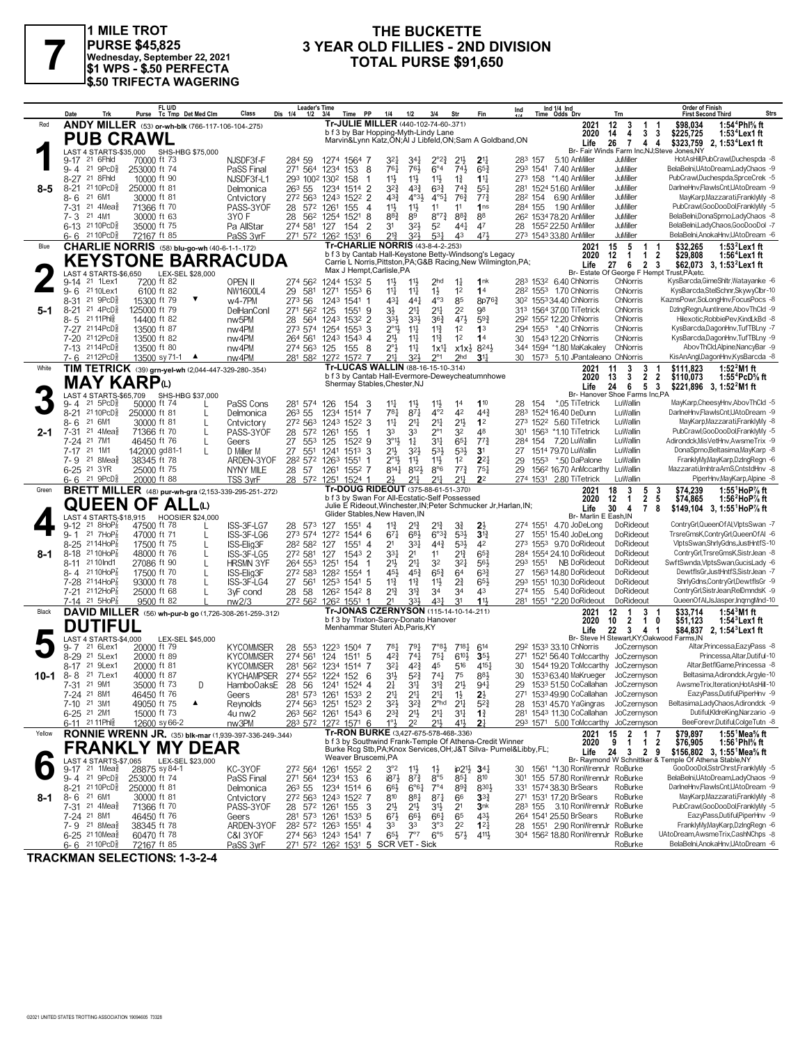# 7

**1 MILE TROT**
**PURSE $45,825**
**Wednesday, September 22, 2021**
**$1 WPS - $.50 PERFECTA**
**$.50 TRIFECTA WAGERING**

## THE BUCKETTE
## 3 YEAR OLD FILLIES - 2ND DIVISION
## TOTAL PURSE $91,650

---

### 1 — Red — 8-5
**ANDY MILLER** (53) or-wh-blk (766-117-106-104-.275)

**PUB CRAWL**
b f 3 by Bar Hopping-Myth-Lindy Lane
Marvin&Lynn Katz,ON;Al J Libfeld,ON;Sam A Goldband,ON
Tr-JULIE MILLER (440-102-74-60-.371)
LAST 4 STARTS-$35,000 SHS-HBG $75,000

| | Starts | Win | 2nd | 3rd | Earnings | Record |
|---|---|---|---|---|---|---|
| 2021 | 12 | 3 | 1 | 1 | $98,034 | 1:54⁴Phl⅝ ft |
| 2020 | 14 | 4 | 3 | 3 | $225,725 | 1:53⁴Lex1 ft |
| Life | 26 | 7 | 4 | 4 | $323,759 | 2, 1:53⁴Lex1 ft |

Br- Fair Winds Farm Inc,NJ;Steve Jones,NY

| Date | Trk | Purse | Cond | Class | 1/4 | 1/2 | 3/4 | Time | PP | 1/4 | 1/2 | 3/4 | Str | Fin | Ind | Time Odds Drv | Trn | Order of Finish |
|---|---|---|---|---|---|---|---|---|---|---|---|---|---|---|---|---|---|---|
| 9-17 21 6Fhld | | 70000 ft 73 | | NJSDF3f-F | 28⁴ | 59 | 127⁴ | 156⁴ | 7 | 3²¼ | 3⁴¾ | 2°²¾ | 2½ | 2¼ | 28³ | 157 5.10 AnMiller | JuMiller | HotAsHill,PubCrawl,Duchespda -8 |
| 9-4 21 9PcD⅝ | | 253000 ft 74 | | PaSS Final | 27¹ | 56⁴ | 123⁴ | 153 | 8 | 7⁶¼ | 7⁶½ | 6°⁴ | 7⁴½ | 6⁵¾ | 29³ | 154¹ 7.40 AnMiller | JuMiller | BelaBelni,UAtoDream,LadyChaos -9 |
| 8-27 21 8Fhld | | 10000 ft 90 | | NJSDF3f-L1 | 29³ | 100² | 130² | 158 | 1 | 1½ | 1½ | 1½ | 1¾ | 1¼ | 27³ | 158 *1.40 AnMiller | JuMiller | PubCrawl,Duchespda,SprceCrek -5 |
| 8-21 21 10PcD⅝ | | 250000 ft 81 | | Delmonica | 26³ | 55 | 123⁴ | 151⁴ | 2 | 3²¾ | 4³¾ | 6³¾ | 7⁴¾ | 5⁵¼ | 28¹ | 152⁴ 51.60 AnMiller | JuMiller | DarlneHnv,FlawlsCnt,UAtoDream -9 |
| 8-6 21 6M1 | | 30000 ft 81 | | Cntvictory | 27² | 56³ | 124³ | 152² | 2 | 4³¾ | 4°³½ | 4°⁵¼ | 7⁶¾ | 7⁷¾ | 28² | 154 6.90 AnMiller | JuMiller | MayKarp,Mazzarati,FranklyMy -8 |
| 7-31 21 4Mea⅝ | | 71366 ft 70 | | PASS-3YOF | 28 | 57² | 126¹ | 155 | 4 | 1½ | 1½ | 1¹ | 1¹ | 1ns | 28⁴ | 155 1.90 AnMiller | JuMiller | PubCrawl,GooDooDol,FranklyMy -5 |
| 7-3 21 4M1 | | 30000 ft 63 | | 3YO F | 28 | 56² | 125⁴ | 152¹ | 8 | 8⁸¾ | 8⁹ | 8°⁷¾ | 8⁸¾ | 8⁸ | 26² | 153⁴ 78.20 AnMiller | JuMiller | BelaBelni,DonaSprno,LadyChaos -8 |
| 6-13 21 10PcD⅝ | | 35000 ft 75 | | Pa AllStar | 27⁴ | 58¹ | 127 | 154 | 2 | 3¹ | 3²½ | 5² | 4⁴¼ | 4⁷ | 28 | 155² 22.50 AnMiller | JuMiller | BelaBelni,LadyChaos,GooDooDol -7 |
| 6-6 21 10PcD⅝ | | 72167 ft 85 | | PaSS 3yrF | 27¹ | 57² | 126² | 153¹ | 6 | 2¹¾ | 3²½ | 5³¼ | 4³ | 4⁷½ | 27³ | 154³ 33.80 AnMiller | JuMiller | BelaBelni,AnokaHnv,UAtoDream -6 |

---

### 2 — Blue — 5-1
**CHARLIE NORRIS** (58) blu-go-wh (40-6-1-1-.172)

**KEYSTONE BARRACUDA**
b f 3 by Cantab Hall-Keystone Betty-Windsong's Legacy
Carrie L Norris,Pittston,PA;G&B Racing,New Wilmington,PA;
Max J Hempt,Carlisle,PA
Tr-CHARLIE NORRIS (43-8-4-2-.253)
LAST 4 STARTS-$6,650 LEX-SEL $28,000

| | Starts | Win | 2nd | 3rd | Earnings | Record |
|---|---|---|---|---|---|---|
| 2021 | 15 | 5 | 1 | 1 | $32,265 | 1:53²Lex1 ft |
| 2020 | 12 | 1 | 1 | 2 | $29,808 | 1:56⁴Lex1 ft |
| Life | 27 | 6 | 2 | 3 | $62,073 | 3, 1:53²Lex1 ft |

Br- Estate Of George F Hempt Trust,PA;etc.

| Date | Trk | Purse | Cond | Class | 1/4 | 1/2 | 3/4 | Time | PP | 1/4 | 1/2 | 3/4 | Str | Fin | Ind | Time Odds Drv | Trn | Order of Finish |
|---|---|---|---|---|---|---|---|---|---|---|---|---|---|---|---|---|---|---|
| 9-14 21 1Lex1 | | 7200 ft 82 | | OPEN II | 27⁴ | 56² | 124⁴ | 153² | 5 | 1½ | 1½ | 2hd | 1½ | 1nk | 28³ | 153² 6.40 ChNorris | ChNorris | KysBarcda,GimeShltr,Watayanke -6 |
| 9-6 21 10Lex1 | | 6100 ft 82 | | NW1600L4 | 29 | 58¹ | 127¹ | 155³ | 6 | 1¼ | 1¼ | 1½ | 1² | 1⁴ | 28² | 155³ 1.70 ChNorris | ChNorris | KysBarcda,StelSchnr,SkywyClbr-10 |
| 8-31 21 9PcD⅝ | | 15300 ft 79 ▼ | | w4-7PM | 27³ | 56 | 124³ | 154¹ | 1 | 4³¾ | 4⁴¼ | 4°³ | 8⁵ | 8p7⁶¾ | 30² | 155³ 34.40 ChNorris | ChNorris | KaznsPowr,SoLongHnv,FocusPocs -8 |
| 8-21 21 4PcD⅝ | | 125000 ft 79 | | DelHanConl | 27¹ | 56² | 125 | 155¹ | 9 | 3½ | 2¹¼ | 2¹¼ | 2² | 9⁸ | 31³ | 156⁴ 37.00 TiTetrick | ChNorris | DzlngRegn,AuntIrene,AbovThCld -9 |
| 8-5 21 11Phl⅝ | | 14400 ft 82 | | nw5PM | 28 | 56⁴ | 124³ | 153² | 2 | 3³½ | 3³½ | 3⁶¾ | 4⁷½ | 5⁹¾ | 29² | 155² 12.20 ChNorris | ChNorris | Hilexotic,RobbiePev,KindLkBd -8 |
| 7-27 21 14PcD⅝ | | 13500 ft 87 | | nw4PM | 27³ | 57⁴ | 125⁴ | 155³ | 3 | 2°½ | 1½ | 1¹¾ | 1² | 1³ | 29⁴ | 155³ *.40 ChNorris | ChNorris | KysBarcda,DagonHnv,TufTBLny -7 |
| 7-20 21 12PcD⅝ | | 13500 ft 82 | | nw4PM | 26⁴ | 56¹ | 124³ | 154³ | 4 | 2½ | 1½ | 1¹¾ | 1² | 1⁴ | 30 | 154³ 12.20 ChNorris | ChNorris | KysBarcda,DagonHnv,TufTBLny -9 |
| 7-13 21 14PcD⅝ | | 13500 ft 80 | | nw4PM | 27⁴ | 56³ | 125 | 155 | 8 | 2°½ | 1½ | 1x¹¼ | x1x½ | 8²⁴¼ | 34⁴ | 159⁴ *1.80 MaKakaley | ChNorris | AbovThCld,Alpine,NancyBar -9 |
| 7-6 21 12PcD⅝ | | 13500 sy 71-1 ▲ | | nw4PM | 28¹ | 58² | 127² | 157² | 7 | 2¹¼ | 3²½ | 4³ | 2hd | 3¹¼ | 30 | 157³ 5.10 JPantaleano | ChNorris | KisAnAngl,DagonHnv,KysBarcda -8 |

---

### 3 — White — 2-1
**TIM TETRICK** (39) grn-yel-wh (2,044-447-329-280-.354)

**MAY KARP**(L)
b f 3 by Cantab Hall-Evermore-Deweycheatumnhowe
Shermay Stables,Chester,NJ
Tr-LUCAS WALLIN (88-16-15-10-.314)
LAST 4 STARTS-$65,709 SHS-HBG $37,000

| | Starts | Win | 2nd | 3rd | Earnings | Record |
|---|---|---|---|---|---|---|
| 2021 | 11 | 3 | 3 | 1 | $111,823 | 1:52²M1 ft |
| 2020 | 13 | 3 | 2 | 2 | $110,073 | 1:55⁴PcD⅝ ft |
| Life | 24 | 6 | 5 | 3 | $221,896 | 3, 1:52²M1 ft |

Br- Hanover Shoe Farms Inc,PA

| Date | Trk | Purse | Cond | Class | 1/4 | 1/2 | 3/4 | Time | PP | 1/4 | 1/2 | 3/4 | Str | Fin | Ind | Time Odds Drv | Trn | Order of Finish |
|---|---|---|---|---|---|---|---|---|---|---|---|---|---|---|---|---|---|---|
| 9-4 21 5PcD⅝ | | 50000 ft 74 | L | PaSS Cons | 28¹ | 57⁴ | 126 | 154 | 3 | 1¹¼ | 1½ | 1½ | 1⁴ | 1¹⁰ | 28 | 154 *.05 TiTetrick | LuWallin | MayKarp,CheesyHnv,AbovThCld -5 |
| 8-21 21 10PcD⅝ | | 250000 ft 81 | L | Delmonica | 26³ | 55 | 123⁴ | 151⁴ | 7 | 7⁸¼ | 8⁷¼ | 4°² | 4² | 4⁴¾ | 28 | 152⁴ 16.40 DeDunn | LuWallin | DarlneHnv,FlawlsCnt,UAtoDream -9 |
| 8-6 21 6M1 | | 30000 ft 81 | L | Cntvictory | 27² | 56³ | 124³ | 152² | 3 | 1¼ | 2¹½ | 2¹¾ | 2½ | 1² | 27³ | 152² 5.60 TiTetrick | LuWallin | MayKarp,Mazzarati,FranklyMy -8 |
| 7-31 21 4Mea⅝ | | 71366 ft 70 | L | PASS-3YOF | 28 | 57² | 126¹ | 155 | 1 | 3³ | 3³ | 2°¹ | 3² | 4⁸ | 30¹ | 156³ *1.10 TiTetrick | LuWallin | PubCrawl,GooDooDol,FranklyMy -5 |
| 7-24 21 7M1 | | 46450 ft 76 | L | Geers | 27 | 55³ | 125 | 152² | 9 | 3°¹½ | 1¾ | 3¹¾ | 6⁵½ | 7⁷¾ | 28⁴ | 154 7.20 LuWallin | LuWallin | Adirondck,MisVetHnv,AwsmeTrix -9 |
| 7-17 21 1M1 | | 142000 gd81-1 | L | D Miller M | 27 | 55¹ | 124¹ | 151³ | 3 | 2½ | 3²½ | 5³½ | 5³½ | 3¹ | 27 | 151⁴ 79.70 LuWallin | LuWallin | DonaSprno,Beltasima,MayKarp -8 |
| 7-9 21 8Mea⅝ | | 38345 ft 78 | | ARDEN-3YOF | 28² | 57² | 126³ | 155¹ | 1 | 2°½ | 1½ | 1½ | 1² | 2²¼ | 29 | 155³ *.50 DaPalone | LuWallin | FranklyMy,MayKarp,DzlngRegn -6 |
| 6-25 21 3YR | | 25000 ft 75 | | NYNY MILE | 28 | 57 | 126¹ | 155² | 7 | 8¹⁴½ | 8¹²½ | 8°⁶ | 7⁷¾ | 7⁵¼ | 29 | 156² 16.70 AnMccarthy | LuWallin | Mazzarati,ImhtraAmS,CntstdHnv -8 |
| 6-6 21 9PcD⅝ | | 20000 ft 88 | | TSS 3yrF | 28 | 57² | 125¹ | 152⁴ | 1 | 2½ | 2¹½ | 2¹¾ | 2¹½ | 2² | 27⁴ | 153¹ 2.80 TiTetrick | LuWallin | PiperHnv,MayKarp,Alpine -8 |

---

### 4 — Green — 8-1
**BRETT MILLER** (48) pur-wh-gra (2,153-339-295-251-.272)

**QUEEN OF ALL**(L)
b f 3 by Swan For All-Ecstatic-Self Possessed
Julie E Rideout,Winchester,IN;Peter Schmucker Jr,Harlan,IN;
Glider Stables,New Haven,IN
Tr-DOUG RIDEOUT (375-88-61-51-.370)
LAST 4 STARTS-$18,915 HOOSIER $24,000

| | Starts | Win | 2nd | 3rd | Earnings | Record |
|---|---|---|---|---|---|---|
| 2021 | 18 | 3 | 5 | 3 | $74,239 | 1:55¹HoP⅞ ft |
| 2020 | 12 | 1 | 2 | 5 | $74,865 | 1:56²HoP⅞ ft |
| Life | 30 | 4 | 7 | 8 | $149,104 | 3, 1:55¹HoP⅞ ft |

Br- Marlin E Eash,IN

| Date | Trk | Purse | Cond | Class | 1/4 | 1/2 | 3/4 | Time | PP | 1/4 | 1/2 | 3/4 | Str | Fin | Ind | Time Odds Drv | Trn | Order of Finish |
|---|---|---|---|---|---|---|---|---|---|---|---|---|---|---|---|---|---|---|
| 9-12 21 8HoP⅞ | | 47500 ft 78 | L | ISS-3F-LG7 | 28 | 57³ | 127 | 155¹ | 4 | 1¹¾ | 2¹¾ | 2¹¾ | 3¾ | 2½ | 27⁴ | 155¹ 4.70 JoDeLong | DoRideout | ContryGrl,QueenOfAl,VlptsSwan -7 |
| 9-1 21 7HoP⅞ | | 47000 ft 71 | L | ISS-3F-LG6 | 27³ | 57⁴ | 127² | 154⁴ | 6 | 6⁷¼ | 6⁸½ | 6°³¾ | 5³½ | 3¹¾ | 27 | 155¹ 15.40 JoDeLong | DoRideout | TrsreGmsK,ContryGrl,QueenOfAl -6 |
| 8-25 21 14HoP⅞ | | 17500 ft 75 | L | ISS-Elig3F | 28² | 58² | 127 | 155¹ | 4 | 2¹ | 3³½ | 4⁴¾ | 5³½ | 4² | 27³ | 155³ 9.70 DoRideout | DoRideout | VlptsSwan,ShrlyGdns,JustHntfS-10 |
| 8-18 21 10HoP⅞ | | 48000 ft 76 | L | ISS-3F-LG5 | 27² | 58¹ | 127 | 154³ | 2 | 3³½ | 2¹ | 1¹ | 2¹¾ | 6⁵¾ | 28⁴ | 155⁴ 24.10 DoRideout | DoRideout | ContryGrl,TrsreGmsK,SistrJean -8 |
| 8-11 21 10Ind1 | | 27086 ft 90 | L | HRSMN 3YF | 26⁴ | 55³ | 125¹ | 154 | 1 | 2½ | 2¹½ | 3² | 3²½ | 5⁶½ | 29³ | 155¹ NB DoRideout | DoRideout | SwftSwnda,VlptsSwan,GucisLady -6 |
| 8-4 21 10HoP⅞ | | 17500 ft 70 | L | ISS-Elig3F | 27² | 58³ | 128² | 155⁴ | 1 | 4⁵½ | 4⁵¾ | 6⁵¾ | 6⁴ | 6³¾ | 27 | 156³ 14.80 DoRideout | DoRideout | DewtflsGr,JustHntfS,SistrJean -7 |
| 7-28 21 14HoP⅞ | | 93000 ft 78 | L | ISS-3F-LG4 | 27 | 56¹ | 125³ | 154¹ | 5 | 1¹¾ | 1¹¾ | 1½ | 2¾ | 6⁵½ | 29³ | 155¹ 10.30 DoRideout | DoRideout | ShrlyGdns,ContryGrl,DewtflsGr -9 |
| 7-21 21 12HoP⅞ | | 25000 ft 68 | L | 3yF cond | 28 | 58 | 126² | 154² | 8 | 2¹¾ | 3¹¾ | 3⁴ | 3⁴ | 4³ | 27⁴ | 155 5.40 DoRideout | DoRideout | ContryGrl,SistrJean,RelDrmndsK -9 |
| 7-14 21 5HoP⅞ | | 9500 ft 82 | L | nw2/3 | 27² | 56² | 126² | 155¹ | 1 | 2¹ | 3³½ | 4³¼ | 3¹ | 1½ | 28¹ | 155¹ *2.20 DoRideout | DoRideout | QueenOfAl,JsJasper,InqrngMnd-10 |

---

### 5 — Black — 10-1
**DAVID MILLER** (56) wh-pur-b go (1,726-308-261-259-.312)

**DUTIFUL**
b f 3 by Trixton-Sarcy-Donato Hanover
Menhammar Stuteri Ab,Paris,KY
Tr-JONAS CZERNYSON (115-14-10-14-.211)
LAST 4 STARTS-$4,000 LEX-SEL $45,000

| | Starts | Win | 2nd | 3rd | Earnings | Record |
|---|---|---|---|---|---|---|
| 2021 | 12 | 1 | 3 | 1 | $33,714 | 1:54³M1 ft |
| 2020 | 10 | 2 | 1 | 0 | $51,123 | 1:54³Lex1 ft |
| Life | 22 | 3 | 4 | 1 | $84,837 | 2, 1:54³Lex1 ft |

Br- Steve H Stewart,KY;Oakwood Farms,IN

| Date | Trk | Purse | Cond | Class | 1/4 | 1/2 | 3/4 | Time | PP | 1/4 | 1/2 | 3/4 | Str | Fin | Ind | Time Odds Drv | Trn | Order of Finish |
|---|---|---|---|---|---|---|---|---|---|---|---|---|---|---|---|---|---|---|
| 9-7 21 6Lex1 | | 20000 ft 79 | | KYCOMMSER | 28 | 55³ | 122³ | 150⁴ | 7 | 7⁸¼ | 7⁹½ | 7°⁸½ | 7¹⁸½ | 6¹⁴ | 29² | 153³ 33.10 ChNorris | JoCzernyson | Altar,Princessa,EazyPass -8 |
| 8-29 21 5Lex1 | | 20000 ft 89 | | KYCOMMSER | 27⁴ | 56¹ | 124 | 151¹ | 5 | 4²¾ | 7⁴¼ | 7⁵¼ | 6¹⁰½ | 3⁵½ | 27¹ | 152¹ 56.40 ToMccarthy | JoCzernyson | Princessa,Altar,Dutiful-10 |
| 8-17 21 9Lex1 | | 20000 ft 81 | | KYCOMMSER | 28¹ | 56² | 123⁴ | 151⁴ | 7 | 3²¼ | 4²¾ | 4⁵ | 5¹⁶ | 4¹⁵¼ | 30 | 154⁴ 19.20 ToMccarthy | JoCzernyson | Altar,BetflGame,Princessa -8 |
| 8-8 21 7Lex1 | | 40000 ft 87 | | KYCHAMPSER | 27⁴ | 55² | 122⁴ | 152 | 6 | 3¹½ | 5²¾ | 7⁴¼ | 7⁵ | 8⁸½ | 30 | 153³ 63.40 MaKrueger | JoCzernyson | Beltasima,Adirondck,Argyle-10 |
| 7-31 21 9M1 | | 35000 ft 73 | D | HamboOaksE | 28 | 56 | 124¹ | 152⁴ | 4 | 2½ | 3¹½ | 3¹¾ | 2½ | 9⁴¼ | 29 | 153³ 51.50 CoCallahan | JoCzernyson | AwsmeTrix,Iteration,HotAsHill-10 |
| 7-24 21 8M1 | | 46450 ft 76 | | Geers | 28¹ | 57³ | 126¹ | 153³ | 2 | 2¹½ | 2¹½ | 2¹¼ | 1½ | 2½ | 27¹ | 153³ 49.00 CoCallahan | JoCzernyson | EazyPass,Dutiful,PiperHnv -9 |
| 7-10 21 3M1 | | 49050 ft 75 ▲ | | Reynolds | 27⁴ | 56³ | 125¹ | 152³ | 4 | 3²½ | 3²¾ | 2°hd | 2¹¼ | 5²¾ | 28 | 153¹ 45.70 YaGingras | JoCzernyson | Beltasima,LadyChaos,Adirondck -9 |
| 6-25 21 2M1 | | 15000 ft 73 | | 4u nw2 | 26³ | 56² | 126¹ | 154³ | 6 | 2³¾ | 2¹½ | 2¹¾ | 3¹¼ | 1¾ | 28¹ | 154³ 11.30 CoCallahan | JoCzernyson | Dutiful,KldreKing,Narzario -9 |
| 6-11 21 11Phl⅝ | | 12600 sy 66-2 | | nw3PM | 28³ | 57² | 127² | 157¹ | 6 | 1°½ | 2² | 2¹¾ | 4¹½ | 2¼ | 29³ | 157¹ 5.00 ToMccarthy | JoCzernyson | BeeForevr,Dutiful,ColgeTutn -8 |

---

### 6 — Yellow — 8-1
**RONNIE WRENN JR.** (35) blk-mar (1,939-397-338-249-.344)

**FRANKLY MY DEAR**
b f 3 by Southwind Frank-Temple Of Athena-Credit Winner
Burke Rcg Stb,PA;Knox Services,OH;J&T Silva- Purnel&Libby,FL;
Weaver Bruscemi,PA
Tr-RON BURKE (3,427-675-578-468-.336)
LAST 4 STARTS-$7,065 LEX-SEL $23,000

| | Starts | Win | 2nd | 3rd | Earnings | Record |
|---|---|---|---|---|---|---|
| 2021 | 15 | 2 | 1 | 7 | $79,897 | 1:55¹Mea⅝ ft |
| 2020 | 9 | 1 | 1 | 2 | $76,905 | 1:56¹Phl⅝ ft |
| Life | 24 | 3 | 2 | 9 | $156,802 | 3, 1:55¹Mea⅝ ft |

Br- Raymond W Schnittker & Temple Of Athena Stable,NY

| Date | Trk | Purse | Cond | Class | 1/4 | 1/2 | 3/4 | Time | PP | 1/4 | 1/2 | 3/4 | Str | Fin | Ind | Time Odds Drv | Trn | Order of Finish |
|---|---|---|---|---|---|---|---|---|---|---|---|---|---|---|---|---|---|---|
| 9-17 21 1Mea⅝ | | 28875 sy 84-1 | | KC-3YOF | 27² | 56⁴ | 126¹ | 155² | 2 | 3°² | 1¹½ | 1½ | ip2¹½ | 3⁴¼ | 30 | 156¹ *1.30 RonWrennJr | RoBurke | GooDooDol,SstrChrst,FranklyMy -5 |
| 9-4 21 9PcD⅝ | | 253000 ft 74 | | PaSS Final | 27¹ | 56⁴ | 123⁴ | 153 | 6 | i8⁷½ | 8⁷¾ | 8°⁵ | 8⁵½ | 8¹⁰ | 30¹ | 155 57.80 RonWrennJr | RoBurke | BelaBelni,UAtoDream,LadyChaos -9 |
| 8-21 21 10PcD⅝ | | 250000 ft 81 | | Delmonica | 26³ | 55 | 123⁴ | 151⁴ | 6 | 6⁶½ | 6°⁶¼ | 7°⁴ | 8⁹¾ | 8³⁰½ | 33¹ | 157⁴ 38.30 BrSears | RoBurke | DarlneHnv,FlawlsCnt,UAtoDream -9 |
| 8-6 21 6M1 | | 30000 ft 81 | | Cntvictory | 27² | 56³ | 124³ | 152² | 7 | 8¹⁰ | 8⁸½ | 8⁷¼ | 6⁶ | 3³¾ | 27¹ | 153¹ 17.20 BrSears | RoBurke | MayKarp,Mazzarati,FranklyMy -8 |
| 7-31 21 4Mea⅝ | | 71366 ft 70 | | PASS-3YOF | 28 | 57² | 126¹ | 155 | 3 | 2¹½ | 2¹½ | 3¹½ | 2¹ | 3nk | 28³ | 155 3.10 RonWrennJr | RoBurke | PubCrawl,GooDooDol,FranklyMy -5 |
| 7-24 21 8M1 | | 46450 ft 76 | | Geers | 28¹ | 57³ | 126¹ | 153³ | 5 | 6⁷½ | 6⁶½ | 6⁶¼ | 6⁵ | 4³½ | 26⁴ | 154¹ 25.50 BrSears | RoBurke | EazyPass,Dutiful,PiperHnv -9 |
| 7-9 21 8Mea⅝ | | 38345 ft 78 | | ARDEN-3YOF | 28² | 57² | 126³ | 155¹ | 4 | 3³ | 3³ | 3°³ | 2² | 1²¼ | 28 | 155¹ 2.90 RonWrennJr | RoBurke | FranklyMy,MayKarp,DzlngRegn -6 |
| 6-25 21 10Mea⅝ | | 60470 ft 78 | | C&I 3YOF | 27⁴ | 56³ | 124³ | 154¹ | 7 | 6⁵½ | 7°⁷ | 6°⁵ | 5⁷½ | 4¹¹½ | 30⁴ | 156² 18.80 RonWrennJr | RoBurke | UAtoDream,AwsmeTrix,CashNChps -8 |
| 6-6 21 10PcD⅝ | | 72167 ft 85 | | PaSS 3yrF | 27¹ | 57² | 126² | 153¹ | 5 | SCR VET - Sick | | | | | | | RoBurke | BelaBelni,AnokaHnv,UAtoDream -6 |

---

**TRACKMAN SELECTIONS: 1-3-2-4**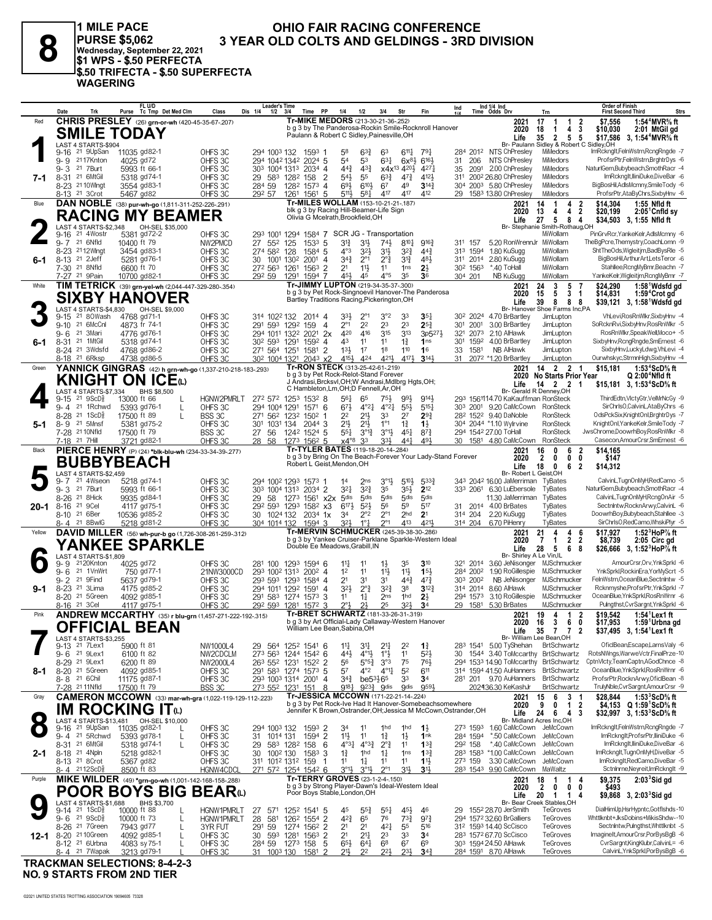# 8

**1 MILE PACE**
**PURSE $5,062**
**Wednesday, September 22, 2021**
**$1 WPS - $.50 PERFECTA**
**$.50 TRIFECTA - $.50 SUPERFECTA WAGERING**

## OHIO FAIR RACING CONFERENCE
## 3 YEAR OLD COLTS AND GELDINGS - 3RD DIVISION

---

### 1 — Red — 7-1
**CHRIS PRESLEY** (26) grn-or-wh (420-45-35-67-.207)
**SMILE TODAY**
Tr-MIKE MEDORS (213-30-21-36-.252)
b g 3 by The Panderosa-Rockin Smile-Rocknroll Hanover
Paulann & Robert C Sidley,Painesville,OH
LAST 4 STARTS-$904
Br- Paulann Sidley & Robert C Sidley,OH

| | Starts | 1st | 2nd | 3rd | Earnings | Mark |
|---|---|---|---|---|---|---|
| 2021 | 17 | 1 | 1 | 2 | $7,556 | 1:54⁴MVR⅝ ft |
| 2020 | 18 | 1 | 4 | 3 | $10,030 | 2:01 MtGil gd |
| Life | 35 | 2 | 5 | 5 | $17,586 | 3, 1:54⁴MVR⅝ ft |

| Date | Trk | Purse | Cond | Class | 1/4 | 1/2 | 3/4 | Time | PP | 1/4 | 1/2 | 3/4 | Str | Fin | Ind | Odds/Drv | Trn | Order of Finish |
|---|---|---|---|---|---|---|---|---|---|---|---|---|---|---|---|---|---|---|
| 9-16 21 | 9UpSan | 11035 | gd82-1 | OHFS 3C | 29⁴ | 100³ | 132 | 159³ | 1 | 5⁸ | 6³¾ | 6³ | 6¹¹¼ | 7⁹¼ | 28⁴ 201² | NTS ChPresley | MiMedors | ImRckngIt,FelnWstrn,RcngRngde -7 |
| 9-9 21 | 17Knton | 4025 | gd72 | OHFS 3C | 29⁴ | 104² | 134² | 202⁴ | 5 | 5⁴ | 5³ | 6³¼ | 6x⁸½ | 6¹⁶½ | 31 206 | NTS ChPresley | MiMedors | ProfsrPtr,FelnWstrn,BrghtrDys -6 |
| 9-3 21 | 7Burt | 5993 | ft 66-1 | OHFS 3C | 30³ | 100⁴ | 131³ | 203⁴ | 4 | 4⁴¾ | 4³¾ | x4x¹³ | 4²⁰½ | 4²⁷¼ | 35 209¹ | 2.00 ChPresley | MiMedors | NaturlGem,Bubybeach,SmothRacr -4 |
| 8-31 21 | 6MtGil | 5318 | gd74-1 | OHFS 3C | 29 | 58³ | 128² | 158 | 2 | 5⁴½ | 5⁵ | 6³¾ | 4⁷¾ | 4¹²½ | 31¹ 200² | 26.80 ChPresley | MiMedors | ImRckngIt,IliniDuke,DiveBar -6 |
| 8-23 21 | 10Wlngt | 3554 | gd83-1 | OHFS 3C | 28⁴ | 59 | 128² | 157³ | 4 | 6⁹½ | 6¹⁰½ | 6⁷ | 4⁹ | 3¹⁴¾ | 30⁴ 200³ | 5.80 ChPresley | MiMedors | BigBosHil,AdlsMcmny,SmileTody -6 |
| 8-13 21 | 3Crot | 5467 | gd82 | OHFS 3C | 29² | 57 | 126¹ | 156¹ | 5 | 5¹¹½ | 5⁸¼ | 4¹⁷ | 4¹⁷ | 4¹² | 29 158³ | 13.80 ChPresley | MiMedors | ProfsrPtr,AtaByChrs,SixbyHnv -6 |

---

### 2 — Blue — 6-1
**DAN NOBLE** (38) pur-wh-go (1,811-311-252-226-.291)
**RACING MY BEAMER**
Tr-MILES WOLLAM (153-10-21-21-.187)
blk g 3 by Racing Hill-Beamer-Life Sign
Olivia G Mcelrath,Brookfield,OH
LAST 4 STARTS-$2,348 — OH-SEL $35,000
Br- Stephanie Smith-Rothaug,OH

| | Starts | 1st | 2nd | 3rd | Earnings | Mark |
|---|---|---|---|---|---|---|
| 2021 | 14 | 1 | 4 | 2 | $14,304 | 1:55 Nfld ft |
| 2020 | 13 | 4 | 4 | 2 | $20,199 | 2:05¹Cnfld sy |
| Life | 27 | 5 | 8 | 4 | $34,503 | 3, 1:55 Nfld ft |

| Date | Trk | Purse | Cond | Class | 1/4 | 1/2 | 3/4 | Time | PP | 1/4 | 1/2 | 3/4 | Str | Fin | Ind | Odds/Drv | Trn | Order of Finish |
|---|---|---|---|---|---|---|---|---|---|---|---|---|---|---|---|---|---|---|
| 9-16 21 | 4Wostr | 5381 | gd72-2 | OHFS 3C | 29³ | 100¹ | 129⁴ | 158⁴ | 7 | SCR JG - Transportation | | | | | | | MiWollam | PinGrvRcr,YankeKelr,AdlsMcmny -6 |
| 9-7 21 | 6Nfld | 10400 | ft 79 | NW2PMCD | 27 | 55² | 125 | 153³ | 5 | 3¹¾ | 3¹¾ | 7⁴¾ | 8¹⁰¼ | 9¹⁶¾ | 31¹ 157 | 5.20 RonWrennJr | MiWollam | TheBgPcre,Themystry,CoachLomn -9 |
| 8-23 21 | 12Wlngt | 3454 | gd83-1 | OHFS 3C | 27⁴ | 58² | 128 | 158⁴ | 5 | 4°³ | 3²½ | 3¹½ | 3²¾ | 4⁴¾ | 31³ 159⁴ | 1.80 KuSugg | MiWollam | ShtTheOds,Wigleitjm,BadBysRle -5 |
| 8-13 21 | 2Jeff | 5281 | gd76-1 | OHFS 3C | 30 | 100¹ | 130² | 200¹ | 3 | 3⁴¾ | 2°¹ | 2°¾ | 3¹¾ | 4⁸½ | 31¹ 201⁴ | 2.80 KuSugg | MiWollam | BigBosHil,ArthurArt,LetsTeror -6 |
| 7-30 21 | 8Nfld | 6600 | ft 70 | OHFS 3C | 27² | 56³ | 126¹ | 156³ | 2 | 2¹ | 1¹½ | 1¹ | 1ns | 2½ | 30² 156³ | *.40 ToHall | MiWollam | Stahllee,RcngMyBmr,Beachn -7 |
| 7-27 21 | 9Pain | 10700 | gd82-1 | OHFS 3C | 29² | 59 | 129¹ | 159⁴ | 7 | 4⁵½ | 4⁵ | 4°⁵ | 3⁵ | 3⁶ | 30⁴ 201 | NB KuSugg | MiWollam | YankeKelr,Wigleitjm,RcngMyBmr -7 |

---

### 3 — White — 6-1
**TIM TETRICK** (39) grn-yel-wh (2,044-447-329-280-.354)
**SIXBY HANOVER**
Tr-JIMMY LUPTON (219-34-35-37-.300)
b g 3 by Pet Rock-Singnoevil Hanover-The Panderosa
Bartley Traditions Racing,Pickerington,OH
LAST 4 STARTS-$4,830 — OH-SEL $9,000
Br- Hanover Shoe Farms Inc,PA

| | Starts | 1st | 2nd | 3rd | Earnings | Mark |
|---|---|---|---|---|---|---|
| 2021 | 24 | 3 | 5 | 7 | $24,290 | 1:58¹Wdsfd gd |
| 2020 | 15 | 5 | 3 | 1 | $14,831 | 1:59⁴Crot gd |
| Life | 39 | 8 | 8 | 8 | $39,121 | 3, 1:58¹Wdsfd gd |

| Date | Trk | Purse | Cond | Class | 1/4 | 1/2 | 3/4 | Time | PP | 1/4 | 1/2 | 3/4 | Str | Fin | Ind | Odds/Drv | Trn | Order of Finish |
|---|---|---|---|---|---|---|---|---|---|---|---|---|---|---|---|---|---|---|
| 9-15 21 | 8OWash | 4768 | gd71-1 | OHFS 3C | 31⁴ | 102² | 132 | 201⁴ | 4 | 3³½ | 2°¹ | 3°² | 3³ | 3⁵¼ | 30² 202⁴ | 4.70 BrBartley | JimLupton | VhLevi,RosRnWlkr,SixbyHnv -4 |
| 9-10 21 | 6McCnl | 4873 | fr 74-1 | OHFS 3C | 29¹ | 59³ | 129² | 159 | 4 | 2°¹ | 2² | 2³ | 2³ | 2⁵¾ | 30¹ 200¹ | 3.00 BrBartley | JimLupton | SoRcknRvi,SixbyHnv,RosRnWlkr -5 |
| 9-6 21 | 3Mari | 4776 | gd76-1 | OHFS 3C | 29⁴ | 101¹ | 132² | 202¹ | 2x | 4²⁰ | 4¹⁶ | 3¹⁵ | 3¹³ | 3p5²⁷½ | 32¹ 207³ | 2.10 AlHawk | JimLupton | RosRnWlkr,SpeakWell,Moco+ -5 |
| 8-31 21 | 1MtGil | 5318 | gd74-1 | OHFS 3C | 30² | 59³ | 129¹ | 159² | 4 | 4³ | 1¹ | 1¹ | 1¾ | 1ns | 30¹ 159² | 4.00 BrBartley | JimLupton | SixbyHnv,RcngRngde,SmErnest -6 |
| 8-24 21 | 3Wdsfd | 4768 | gd86-2 | OHFS 3C | 27¹ | 56⁴ | 125¹ | 158¹ | 2 | 1³½ | 1⁷ | 1⁸ | 1¹⁰ | 1⁶ | 33 158¹ | NB AlHawk | JimLupton | SixbyHnv,LuckyLdwg,VhLevi -4 |
| 8-18 21 | 6Rksp | 4738 | gd86-5 | OHFS 3C | 30² | 100⁴ | 132¹ | 204³ | x2 | 4¹⁵½ | 4²⁴ | 4²¹½ | 4¹⁷½ | 3¹⁴¾ | 31 207² | *1.20 BrBartley | JimLupton | Ourwhskyc,StrmnHigh,SixbyHnv -4 |

---

### 4 — Green — 5-1
**YANNICK GINGRAS** (42) h grn-wh-go (1,337-210-218-183-.293)
**KNIGHT ON ICE(L)**
Tr-RON STECK (313-25-42-61-.219)
b g 3 by Pet Rock-Relot-Stand Forever
J Andrasi,Brcksvl,OH;W Andrasi,Mdlbrg Hgts,OH; C Hambleton,Lm,OH;D Fennell,Ar,OH
LAST 4 STARTS-$7,334 — BHS $8,500
Br- Gerald R Denney,OH

| | Starts | 1st | 2nd | 3rd | Earnings | Mark |
|---|---|---|---|---|---|---|
| 2021 | 14 | 2 | 2 | 1 | $15,181 | 1:53⁴ScD⅝ ft |
| 2020 | No Starts Prior Year | | | | | Q 2:00⁴Nfld ft |
| Life | 14 | 2 | 2 | 1 | $15,181 | 3, 1:53⁴ScD⅝ ft |

| Date | Trk | Purse | Cond | Class | 1/4 | 1/2 | 3/4 | Time | PP | 1/4 | 1/2 | 3/4 | Str | Fin | Ind | Odds/Drv | Trn | Order of Finish |
|---|---|---|---|---|---|---|---|---|---|---|---|---|---|---|---|---|---|---|
| 9-15 21 | 9ScD⅝ | 13000 | ft 66 L | HGNW2PMRLT | 27² | 57² | 125³ | 153² | 8 | 5⁶¼ | 6⁵ | 7⁵½ | 9⁹½ | 9¹⁴½ | 29³ 156¹ | 114.70 KaKauffman | RonSteck | ThirdEdtn,VlctyGtr,VelMrNcGy -9 |
| 9-4 21 | 1Rchwd | 5393 | gd76-1 L | OHFS 3C | 29⁴ | 100⁴ | 129¹ | 157¹ | 6 | 6⁷½ | 4°²¼ | 4°²½ | 5⁵½ | 5¹⁵¼ | 30³ 200¹ | 9.20 CaMcCown | RonSteck | SirChrlsO,CalvinL,AtaByChrs -6 |
| 8-28 21 | 1ScD⅝ | 17500 | ft 89 L | BSS 3C | 27¹ | 56² | 123² | 150² | 1 | 2² | 2¹½ | 3³ | 2⁷ | 2⁹¾ | 28² 152² | 9.40 DaNoble | RonSteck | OdsPckSix,KnightOnI,BrghtrDys -7 |
| 8-9 21 | 5Mnsf | 5381 | gd75-2 | OHFS 3C | 30¹ | 103¹ | 134 | 204⁴ | 3 | 2¹½ | 2¹½ | 1°¹ | 1¾ | 1¾ | 30⁴ 204⁴ | *1.10 Wylrvine | RonSteck | KnightOnI,YankeKelr,SmileTody -7 |
| 7-28 21 | 10Nfld | 17500 | ft 79 | BSS 3C | 27 | 56 | 124² | 152⁴ | 5 | 5⁵½ | 3°¹¾ | 3°¹½ | 4⁵½ | 8⁷¾ | 29⁴ 154² | 27.00 ToHall | RonSteck | JwsChrome,DoowrhBoy,RosRnWlkr -8 |
| 7-18 21 | 7Hill | 3721 | gd82-1 | OHFS 3C | 28 | 58 | 127³ | 156² | 5 | x4°⁸ | 3³ | 3³½ | 4⁴¾ | 4⁹½ | 30 158¹ | 4.80 CaMcCown | RonSteck | Casecon,AmourCrsr,SmErnest -6 |

---

### 5 — Black — 20-1
**PIERCE HENRY** (P) (24) *blk-blu-wh (234-33-34-39-.277)
**BUBBYBEACH**
Tr-TYLER BATES (119-18-20-14-.284)
b g 3 by Bring On The Beach-Forever Your Lady-Stand Forever
Robert L Geist,Mendon,OH
LAST 4 STARTS-$2,459
Br- Robert L Geist,OH

| | Starts | 1st | 2nd | 3rd | Earnings | Mark |
|---|---|---|---|---|---|---|
| 2021 | 16 | 0 | 6 | 2 | $14,165 | |
| 2020 | 2 | 0 | 0 | 0 | $147 | |
| Life | 18 | 0 | 6 | 2 | $14,312 | |

| Date | Trk | Purse | Cond | Class | 1/4 | 1/2 | 3/4 | Time | PP | 1/4 | 1/2 | 3/4 | Str | Fin | Ind | Odds/Drv | Trn | Order of Finish |
|---|---|---|---|---|---|---|---|---|---|---|---|---|---|---|---|---|---|---|
| 9-7 21 | 4Wseon | 5218 | gd74-1 | OHFS 3C | 29⁴ | 100² | 129³ | 157³ | 1 | 1⁴ | 2ns | 3°¹½ | 5¹⁰½ | 5³³¾ | 34³ 204² | 16.00 JaMerriman | TyBates | CalvinL,TugnOnMyH,RedCamo -5 |
| 9-3 21 | 7Burt | 5993 | ft 66-1 | OHFS 3C | 30³ | 100⁴ | 131³ | 203⁴ | 2 | 3²½ | 3²¾ | 3⁵ | 3⁵½ | 2¹² | 33³ 206¹ | 6.30 LuEbersole | TyBates | NaturlGem,Bubybeach,SmothRacr -4 |
| 8-26 21 | 8Hick | 9935 | gd84-1 | OHFS 3C | 29 | 58 | 127³ | 156¹ | x2x | 5dis | 5dis | 5dis | 5dis | 5dis | | 11.30 JaMerriman | TyBates | CalvinL,TugnOnMyH,RcngOnAir -5 |
| 8-16 21 | 9Cel | 4117 | gd75-1 | OHFS 3C | 29² | 59³ | 129³ | 158² | x3 | 6¹⁷½ | 5²½ | 5⁶ | 5⁹ | 5¹⁷ | 31 201⁴ | 4.00 BrBates | TyBates | SectnIntw,RocknArwy,CalvinL -6 |
| 8-10 21 | 6Ber | 10536 | gd85-2 | OHFS 3C | 30 | 102⁴ | 132 | 203⁴ | 1x | 3⁴ | 2°² | 2°¹ | 2hd | 2¹ | 31⁴ 204 | 2.20 KuSugg | TyBates | DoowrhBoy,Bubybeach,Stahllee -3 |
| 8-4 21 | 8BwlG | 5218 | gd81-2 | OHFS 3C | 30⁴ | 101⁴ | 132 | 159⁴ | 3 | 3²½ | 1°½ | 2°¹ | 4¹³ | 4²¹½ | 31⁴ 204 | 6.70 PiHenry | TyBates | SirChrlsO,RedCamo,WhskiPlyr -5 |

---

### 6 — Yellow — 9-1
**DAVID MILLER** (56) wh-pur-b go (1,726-308-261-259-.312)
**YANKEE SPARKLE**
Tr-MERVIN SCHMUCKER (245-39-38-30-.286)
b g 3 by Yankee Cruiser-Parklane Sparkle-Western Ideal
Double Ee Meadows,Grabill,IN
LAST 4 STARTS-$1,809
Br- Shirley A Le Vin,IL

| | Starts | 1st | 2nd | 3rd | Earnings | Mark |
|---|---|---|---|---|---|---|
| 2021 | 21 | 4 | 4 | 6 | $17,927 | 1:52³HoP⅞ ft |
| 2020 | 7 | 1 | 2 | 2 | $8,739 | 2:05 Circ gd |
| Life | 28 | 5 | 6 | 8 | $26,666 | 3, 1:52³HoP⅞ ft |

| Date | Trk | Purse | Cond | Class | 1/4 | 1/2 | 3/4 | Time | PP | 1/4 | 1/2 | 3/4 | Str | Fin | Ind | Odds/Drv | Trn | Order of Finish |
|---|---|---|---|---|---|---|---|---|---|---|---|---|---|---|---|---|---|---|
| 9-9 21 | 20Knton | 4025 | gd72 | OHFS 3C | 28¹ | 100 | 129³ | 159⁴ | 6 | 1¹½ | 1¹ | 1½ | 3⁵ | 3¹⁰ | 32¹ 201⁴ | 3.60 JeNisonger | MJSchmucker | AmourCrsr,Orv,YnkSprkl -6 |
| 9-6 21 | 1VnWrt | 750 | gd77-1 | 21NW3000CD | 29³ | 100² | 131³ | 200² | 4 | 1² | 1¹ | 1¹½ | 1¹½ | 1⁵½ | 28⁴ 200² | 1.90 RoGillespie | MJSchmucker | YnkSprkl,RockinEra,YorMyScrt -5 |
| 9-2 21 | 9Find | 5637 | gd79-1 | OHFS 3C | 29³ | 59³ | 129³ | 158⁴ | 4 | 2¹ | 3¹ | 3¹ | 4⁴¾ | 4⁷¾ | 30² 200² | NB JeNisonger | MJSchmucker | FelnWstrn,OceanBlue,SectnIntw -5 |
| 8-23 21 | 3Lima | 4175 | gd85-2 | OHFS 3C | 29⁴ | 101¹ | 129² | 159¹ | 4 | 3²½ | 2°¾ | 3²¾ | 3⁸ | 3¹²¾ | 31⁴ 201⁴ | 8.60 AlHawk | MJSchmucker | Rcknmyshe,ProfsrPtr,YnkSprkl -7 |
| 8-20 21 | 5Green | 4092 | gd85-1 | OHFS 3C | 29¹ | 58³ | 127⁴ | 157³ | 3 | 1¹ | 1¾ | 2ns | 1hd | 2½ | 29⁴ 157³ | 3.10 RoGillespie | MJSchmucker | OceanBlue,YnkSprkl,RosRnWrnr -6 |
| 8-16 21 | 3Cel | 4117 | gd75-1 | OHFS 3C | 29² | 59³ | 128¹ | 157² | 3 | 2°½ | 2½ | 2⁵ | 3²½ | 3⁴ | 29 158¹ | 5.30 BrBates | MJSchmucker | Pulngthst,CvrSargnt,YnkSprkl -6 |

---

### 7 — Pink — 8-1
**ANDREW MCCARTHY** (35) r blu-grn (1,457-271-222-192-.315)
**OFFICIAL BEAN**
Tr-BRET SCHWARTZ (181-33-26-31-.319)
b g 3 by Art Official-Lady Callaway-Western Hanover
William Lee Bean,Sabina,OH
LAST 4 STARTS-$3,255
Br- William Lee Bean,OH

| | Starts | 1st | 2nd | 3rd | Earnings | Mark |
|---|---|---|---|---|---|---|
| 2021 | 19 | 4 | 1 | 2 | $19,542 | 1:54¹Lex1 ft |
| 2020 | 16 | 3 | 6 | 0 | $17,953 | 1:59¹Urbna gd |
| Life | 35 | 7 | 7 | 2 | $37,495 | 3, 1:54¹Lex1 ft |

| Date | Trk | Purse | Cond | Class | 1/4 | 1/2 | 3/4 | Time | PP | 1/4 | 1/2 | 3/4 | Str | Fin | Ind | Odds/Drv | Trn | Order of Finish |
|---|---|---|---|---|---|---|---|---|---|---|---|---|---|---|---|---|---|---|
| 9-13 21 | 7Lex1 | 5900 | ft 81 | NW1000L4 | 29 | 56⁴ | 125² | 154¹ | 6 | 1¹½ | 3¹½ | 2¹¾ | 2² | 1¾ | 28³ 154¹ | 5.00 TyShehan | BrtSchwartz | OficlBean,Escape,LarnsValy -6 |
| 9-6 21 | 9Lex1 | 6100 | ft 82 | NW2CDCLM | 27³ | 56³ | 124⁴ | 154² | 6 | 4⁴½ | 4°¹½ | 1°½ | 1¹ | 5²½ | 30 154⁴ | 3.40 ToMccarthy | BrtSchwartz | RotsNWings,WarweVctr,FinalPrze -10 |
| 8-29 21 | 9Lex1 | 6200 | ft 89 | NW2000L4 | 26³ | 55² | 123¹ | 152² | 2 | 5⁶ | 5°⁵¾ | 3°³ | 7⁵ | 7⁶½ | 29⁴ 153³ | 14.90 ToMccarthy | BrtSchwartz | CptnVlcty,TeamCaptn,AGodChnce -8 |
| 8-20 21 | 5Green | 4092 | gd85-1 | OHFS 3C | 29¹ | 58³ | 127⁴ | 157³ | 5 | 5⁷ | 4°² | 4°¹½ | 5² | 6¹¹ | 31⁴ 159⁴ | 41.50 AuHanners | BrtSchwartz | OceanBlue,YnkSprkl,RosRnWrnr -6 |
| 8-8 21 | 6Chil | 11175 | gd87-1 | OHFS 3C | 29³ | 100³ | 131⁴ | 200¹ | 4 | 3⁴¾ | be5³½6⁵ | | 3³ | 3⁴ | 28¹ 201 | 9.70 AuHanners | BrtSchwartz | ProfsrPtr,RocknArwy,OficlBean -8 |
| 7-28 21 | 11Nfld | 17500 | ft 79 | BSS 3C | 27³ | 55² | 123¹ | 151 | 8 | 9¹⁸½ | 9²³¾ | 9dis | 9dis | 9⁵⁹½ | | 202436.30 KeKashJr | BrtSchwartz | TrulyNble,CvrSargnt,AmourCrsr -9 |

---

### 8 — Gray — 2-1
**CAMERON MCCOWN** (33) mar-wh-gra (1,022-119-129-112-.223)
**IM ROCKING IT(L)**
Tr-JESSICA MCCOWN (171-22-21-14-.224)
b g 3 by Pet Rock-Ive Had It Hanover-Somebeachsomewhere
Jennifer K Brown,Ostrander,OH;Jessica M McCown,Ostrander,OH
LAST 4 STARTS-$13,481 — OH-SEL $10,000
Br- Midland Acres Inc,OH

| | Starts | 1st | 2nd | 3rd | Earnings | Mark |
|---|---|---|---|---|---|---|
| 2021 | 15 | 6 | 3 | 1 | $28,844 | 1:53³ScD⅝ ft |
| 2020 | 9 | 0 | 1 | 2 | $4,153 | Q 1:59¹ScD⅝ ft |
| Life | 24 | 6 | 4 | 3 | $32,997 | 3, 1:53³ScD⅝ ft |

| Date | Trk | Purse | Cond | Class | 1/4 | 1/2 | 3/4 | Time | PP | 1/4 | 1/2 | 3/4 | Str | Fin | Ind | Odds/Drv | Trn | Order of Finish |
|---|---|---|---|---|---|---|---|---|---|---|---|---|---|---|---|---|---|---|
| 9-16 21 | 9UpSan | 11035 | gd82-1 L | OHFS 3C | 29⁴ | 100³ | 132 | 159³ | 2 | 3⁴ | 1¹ | 1hd | 1hd | 1¾ | 27³ 159³ | 1.60 CaMcCown | JeMcCown | ImRckngIt,FelnWstrn,RcngRngde -7 |
| 9-4 21 | 5Rchwd | 5393 | gd78-1 L | OHFS 3C | 31 | 101⁴ | 131 | 159⁴ | 2 | 1¹½ | 1¹ | 1¾ | 1½ | 1nk | 28⁴ 159⁴ | *.50 CaMcCown | JeMcCown | ImRckngIt,ProfsrPtr,IliniDuke -6 |
| 8-31 21 | 6MtGil | 5318 | gd74-1 L | OHFS 3C | 29 | 58³ | 128² | 158 | 6 | 4°³½ | 4°³¾ | 2°¾ | 1¹ | 1³¾ | 29² 158 | *.40 CaMcCown | JeMcCown | ImRckngIt,IliniDuke,DiveBar -6 |
| 8-18 21 | 4Npln | 5218 | gd82-1 | OHFS 3C | 30 | 100² | 130 | 158³ | 3 | 1¾ | 1hd | 1½ | 1ns | 1³¾ | 28³ 158³ | *1.00 CaMcCown | JeMcCown | ImRckngIt,TugnOnMyH,DiveBar -5 |
| 8-13 21 | 8Crot | 5367 | gd82 | OHFS 3C | 31¹ | 101² | 131² | 159 | 4 | 1¹ | 1¾ | 1¹ | 1¹ | 1¹½ | 27³ 159 | 3.30 CaMcCown | JeMcCown | ImRckngIt,RedCamo,DiveBar -5 |
| 8-4 21 | 12ScD⅝ | 8500 | ft 83 | HGNW4CDCL | 27¹ | 57² | 125⁴ | 154² | 6 | 3°¹½ | 3°¹½ | 2°¹ | 3¹½ | 3¹½ | 28³ 154³ | 9.90 CaMcCown | MaWaltz | SectnInrne,Neyreit,ImRckngIt -9 |

---

### 9 — Purple — 12-1
**MIKE WILDER** (49) *grn-go-wh (1,001-142-168-158-.288)
**POOR BOYS BIG BEAR(L)**
Tr-TERRY GROVES (23-1-2-4-.150)
b g 3 by Strong Player-Dawn's Ideal-Western Ideal
Poor Boys Stable,London,OH
LAST 4 STARTS-$1,688 — BHS $3,700
Br- Bear Creek Stables,OH

| | Starts | 1st | 2nd | 3rd | Earnings | Mark |
|---|---|---|---|---|---|---|
| 2021 | 18 | 1 | 1 | 4 | $9,375 | 2:03³Sid gd |
| 2020 | 2 | 0 | 0 | 0 | $493 | |
| Life | 20 | 1 | 1 | 4 | $9,868 | 3, 2:03³Sid gd |

| Date | Trk | Purse | Cond | Class | 1/4 | 1/2 | 3/4 | Time | PP | 1/4 | 1/2 | 3/4 | Str | Fin | Ind | Odds/Drv | Trn | Order of Finish |
|---|---|---|---|---|---|---|---|---|---|---|---|---|---|---|---|---|---|---|
| 9-14 21 | 1ScD⅝ | 10000 | ft 88 L | HGNW1PMRLT | 27 | 57¹ | 125² | 154¹ | 5 | 4⁵ | 5⁵¾ | 5⁵¾ | 4⁵½ | 4⁶ | 29 155² | 28.70 JerSmith | TeGroves | DialHimUp,HsrHypntc,Gotflshds -10 |
| 9-6 21 | 9ScD⅝ | 10000 | ft 73 L | HGNW1PMRLT | 28 | 58¹ | 126² | 155⁴ | 2 | 4²¾ | 6⁵ | 7⁶ | 7³¾ | 9⁷¾ | 29⁴ 157² | 32.60 BrGalliers | TeGroves | Whttlknbt+,JksDobins+MikisShdw-10 |
| 8-26 21 | 7Green | 7943 | gd77 L | 3YR FUT | 29¹ | 59 | 127⁴ | 156² | 2 | 2¹ | 2¹ | 4²½ | 5⁵ | 5¹⁶ | 31² 159³ | 14.40 ScCisco | TeGroves | SectnIntw,Pulngthst,Whttlknbt -5 |
| 8-20 21 | 10Green | 4092 | gd85-1 L | OHFS 3C | 30 | 59³ | 128¹ | 156³ | 2 | 2¹ | 2¹½ | 2³ | 3³ | 3⁴ | 28³ 157² | 67.70 ScCisco | TeGroves | ImagineIt,AmourCrsr,PorBysBgB -6 |
| 8-12 21 | 6Urbna | 4083 | sy75-1 L | OHFS 3C | 28⁴ | 59 | 127³ | 158 | 5 | 6⁵½ | 6⁴¼ | 6⁸ | 6⁷ | 6⁹ | 30³ 159⁴ | 24.50 AlHawk | TeGroves | CvrSargnt,KingKlubr,CalvinL= -6 |
| 8-4 21 | 7Wapak | 3213 | gd79-1 L | OHFS 3C | 31 | 100³ | 130 | 158¹ | 2 | 2¹½ | 2² | 2²½ | 2³½ | 3⁴¾ | 28⁴ 159¹ | 8.70 AlHawk | TeGroves | CalvinL,YnkSprkl,PorBysBgB -6 |

---

**TRACKMAN SELECTIONS: 8-4-2-3**
**NO. 9 STARTS FROM 2ND TIER**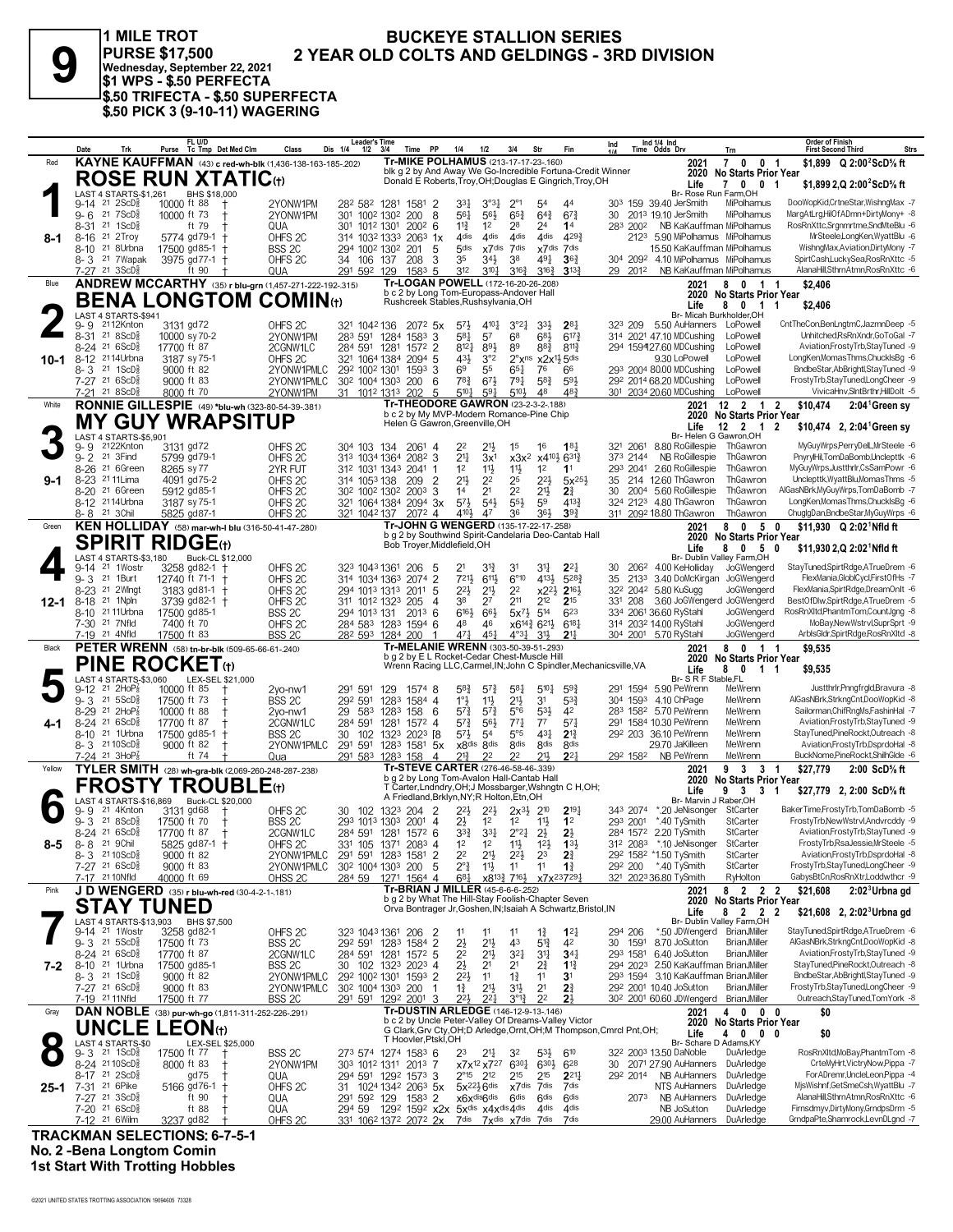# 9

**1 MILE TROT**
**PURSE $17,500**
**Wednesday, September 22, 2021**
**$1 WPS - $.50 PERFECTA**
**$.50 TRIFECTA - $.50 SUPERFECTA**
**$.50 PICK 3 (9-10-11) WAGERING**

## BUCKEYE STALLION SERIES
## 2 YEAR OLD COLTS AND GELDINGS - 3RD DIVISION

---

### 1 — Red — 8-1
**KAYNE KAUFFMAN** (43) c red-wh-blk (1,436-138-163-185-.202)
**ROSE RUN XTATIC(t)**
Tr-MIKE POLHAMUS (213-17-17-23-.160)
blk g 2 by And Away We Go-Incredible Fortuna-Credit Winner
Donald E Roberts,Troy,OH;Douglas E Gingrich,Troy,OH
2021: 7 0 0 1 $1,899 Q 2:02²ScD⅝ ft
2020 No Starts Prior Year
Life: 7 0 0 1 $1,899 2,Q 2:02²ScD⅝ ft
Br- Rose Run Farm,OH
LAST 4 STARTS-$1,261 BHS $18,000

| Date | Trk | Purse | Cond | Class | 1/4 | 1/2 | 3/4 | Time | PP | 1/4 | 1/2 | 3/4 | Str | Fin | Ind | Odds Drv | Trn | Order of Finish |
|---|---|---|---|---|---|---|---|---|---|---|---|---|---|---|---|---|---|---|
| 9-14 21 | 2ScD⅝ | 10000 | ft 88 † | 2YONW1PM | 28² | 58² | 128¹ | 158¹ | 2 | 3³½ | 3°³½ | 2°¹ | 5⁴ | 4⁴ | 30³ 159 | 39.40 JerSmith | MiPolhamus | DooWopKid,CrtneStar,WishngMax -7 |
| 9-6 21 | 7ScD⅝ | 10000 | ft 73 † | 2YONW1PM | 30¹ | 100² | 130² | 200 | 8 | 5⁶½ | 5⁶½ | 6⁵¾ | 6⁴¾ | 6⁷¾ | 30 201³ | 19.10 JerSmith | MiPolhamus | MargAtLrg,HilOfADrmn+DirtyMony+ -8 |
| 8-31 21 | 1ScD⅝ | | ft 79 † | QUA | 30¹ | 101² | 130¹ | 200² | 6 | 1¹½ | 1² | 2⁸ | 2⁴ | 1⁴ | 28³ 200² | NB KaKauffman | MiPolhamus | RosRnXttc,Srgnmrtme,SndMteBlu -6 |
| 8-16 21 | 2Troy | 5774 | gd79-1 † | OHFS 2C | 31⁴ | 103² | 133³ | 206³ | 1x | 4dis | 4dis | 4dis | 4dis | 4²⁹¾ | 212³ | 5.90 MiPolhamus | MiPolhamus | MrSteele,LongKen,WyattBlu -6 |
| 8-10 21 | 8Urbna | 17500 | gd85-1 † | BSS 2C | 29⁴ | 100² | 130² | 201 | 5 | 5dis | x7dis | 7dis | x7dis | 7dis | | 15.50 KaKauffman | MiPolhamus | WishngMax,Aviation,DirtyMony -7 |
| 8-3 21 | 7Wapak | 3975 | gd77-1 † | OHFS 2C | 34 | 106 | 137 | 208 | 3 | 3⁵ | 3⁴½ | 3⁸ | 4⁹½ | 3⁶¾ | 30⁴ 209² | 4.10 MiPolhamus | MiPolhamus | SpirtCash,LuckySea,RosRnXttc -5 |
| 7-27 21 | 3ScD⅝ | | ft 90 † | QUA | 29¹ | 59² | 129 | 158³ | 5 | 3¹² | 3¹⁰½ | 3¹⁶¾ | 3¹⁶¾ | 3¹³¾ | 29 201² | NB KaKauffman | MiPolhamus | AlanaHill,SthrnAtmn,RosRnXttc -6 |

### 2 — Blue — 10-1
**ANDREW MCCARTHY** (35) r blu-grn (1,457-271-222-192-.315)
**BENA LONGTOM COMIN(t)**
Tr-LOGAN POWELL (172-16-20-26-.208)
b c 2 by Long Tom-Europass-Andover Hall
Rushcreek Stables,Rushsylvania,OH
2021: 8 0 1 1 $2,406
2020 No Starts Prior Year
Life: 8 0 1 1 $2,406
Br- Micah Burkholder,OH
LAST 4 STARTS-$941

| Date | Trk | Purse | Cond | Class | 1/4 | 1/2 | 3/4 | Time | PP | 1/4 | 1/2 | 3/4 | Str | Fin | Ind | Odds Drv | Trn | Order of Finish |
|---|---|---|---|---|---|---|---|---|---|---|---|---|---|---|---|---|---|---|
| 9-9 21 | 12Knton | 3131 | gd72 | OHFS 2C | 32¹ | 104² | 136 | 207² | 5x | 5⁷½ | 4¹⁰¾ | 3°²¼ | 3³½ | 2⁸¼ | 32³ 209 | 5.50 AuHanners | LoPowell | CntTheCon,BenLngtmC,JazmnDeep -5 |
| 8-31 21 | 8ScD⅝ | 10000 | sy70-2 | 2YONW1PM | 28³ | 59¹ | 128⁴ | 158³ | 3 | 5⁸¾ | 5⁷ | 6⁸ | 6⁸¾ | 6¹⁷¾ | 31⁴ 202¹ | 47.10 MDCushing | LoPowell | Unhitched,RsRnXndr,GoToGal -7 |
| 8-24 21 | 6ScD⅝ | 17700 | ft 87 | 2CGNW1LC | 28⁴ | 59¹ | 128¹ | 157² | 2 | 8¹²¾ | 8⁹½ | 8⁹ | 8⁸¾ | 8¹¹¾ | 29⁴ 159⁴ | 127.60 MDCushing | LoPowell | Aviation,FrostyTrb,StayTuned -9 |
| 8-12 21 | 14Urbna | 3187 | sy75-1 | OHFS 2C | 32¹ | 106⁴ | 138⁴ | 209⁴ | 5 | 4³½ | 3°² | 2°xns | x2x¹½ | 5dis | | 9.30 LoPowell | LoPowell | LongKen,MomasThms,ChucklsBg -6 |
| 8-3 21 | 1ScD⅝ | 9000 | ft 82 | 2YONW1PMLC | 29² | 100² | 130¹ | 159³ | 3 | 6⁹ | 5⁵ | 6⁵¾ | 7⁶ | 6⁶ | 29³ 200⁴ | 80.00 MDCushing | LoPowell | BndbeStar,AbBright,StayTuned -9 |
| 7-27 21 | 6ScD⅝ | 9000 | ft 83 | 2YONW1PMLC | 30² | 100⁴ | 130³ | 200 | 6 | 7⁸¾ | 6⁷½ | 7⁹¼ | 5⁸¾ | 5⁹½ | 29² 201⁴ | 68.20 MDCushing | LoPowell | FrostyTrb,StayTuned,LongCheer -9 |
| 7-21 21 | 8ScD⅝ | 8000 | ft 70 | 2YONW1PM | 31 | 101² | 131³ | 202 | 5 | 5¹⁰¹ | 5⁹³ | 5¹⁰¼ | 4⁸ | 4⁸³ | 30¹ 203⁴ | 20.60 MDCushing | LoPowell | VivicaHnv,SlntBrthr,HillDolt -5 |

### 3 — White — 9-1
**RONNIE GILLESPIE** (49) *blu-wh (323-80-54-39-.381)
**MY GUY WRAPSITUP**
Tr-THEODORE GAWRON (23-2-3-2-.188)
b c 2 by My MVP-Modern Romance-Pine Chip
Helen G Gawron,Greenville,OH
2021: 12 2 1 2 $10,474 2:04¹Green sy
2020 No Starts Prior Year
Life: 12 2 1 2 $10,474 2, 2:04¹Green sy
Br- Helen G Gawron,OH
LAST 4 STARTS-$5,901

| Date | Trk | Purse | Cond | Class | 1/4 | 1/2 | 3/4 | Time | PP | 1/4 | 1/2 | 3/4 | Str | Fin | Ind | Odds Drv | Trn | Order of Finish |
|---|---|---|---|---|---|---|---|---|---|---|---|---|---|---|---|---|---|---|
| 9-9 21 | 22Knton | 3131 | gd72 | OHFS 2C | 30⁴ | 103 | 134 | 206¹ | 4 | 2² | 2¹½ | 1⁵ | 1⁶ | 1⁸¼ | 32¹ 206¹ | 8.80 RoGillespie | ThGawron | MyGuyWrps,PerryDeL,MrSteele -6 |
| 9-2 21 | 3Find | 5799 | gd79-1 | OHFS 2C | 31³ | 103⁴ | 136⁴ | 208² | 3 | 2¹¼ | 3x¹ | x3x² | x4¹⁰½ | 6³¹¾ | 37³ 214⁴ | NB RoGillespie | ThGawron | PnyryHil,TomDaBomb,Unclepttk -6 |
| 8-26 21 | 6Green | 8265 | sy77 | 2YR FUT | 31² | 103¹ | 134³ | 204¹ | 1 | 1² | 1¹½ | 1¹½ | 1² | 1¹ | 29³ 204¹ | 2.60 RoGillespie | ThGawron | MyGuyWrps,Justthrlr,CsSamPowr -6 |
| 8-23 21 | 11Lima | 4091 | gd75-2 | OHFS 2C | 31⁴ | 105³ | 138 | 209 | 2 | 2¹½ | 2² | 2⁵ | 2²½ | 5x²⁵½ | 35 214 | 12.60 ThGawron | ThGawron | Unclepttk,WyattBlu,MomasThms -5 |
| 8-20 21 | 6Green | 5912 | gd85-1 | OHFS 2C | 30² | 100² | 130² | 200³ | 3 | 1⁴ | 2¹ | 2² | 2¹½ | 2¾ | 30 200⁴ | 5.60 RoGillespie | ThGawron | AlGasNBrk,MyGuyWrps,TomDaBomb -7 |
| 8-12 21 | 14Urbna | 3187 | sy75-1 | OHFS 2C | 32¹ | 106⁴ | 138⁴ | 209⁴ | 3x | 5⁷½ | 5⁴½ | 5⁵½ | 5⁹ | 4¹³¾ | 32⁴ 212³ | 4.80 ThGawron | ThGawron | LongKen,MomasThms,ChucklsBg -6 |
| 8-8 21 | 3Chil | 5825 | gd87-1 | OHFS 2C | 32¹ | 104² | 137 | 207² | 4 | 4¹⁰½ | 4⁷ | 3⁶ | 3⁶½ | 3⁹¾ | 31¹ 209² | 18.80 ThGawron | ThGawron | ChuglgDan,BndbeStar,MyGuyWrps -6 |

### 4 — Green — 12-1
**KEN HOLLIDAY** (58) mar-wh-l blu (316-50-41-47-.280)
**SPIRIT RIDGE(t)**
Tr-JOHN G WENGERD (135-17-22-17-.258)
b g 2 by Southwind Spirit-Candelaria Deo-Cantab Hall
Bob Troyer,Middlefield,OH
2021: 8 0 5 0 $11,930 Q 2:02¹Nfld ft
2020 No Starts Prior Year
Life: 8 0 5 0 $11,930 2,Q 2:02¹Nfld ft
Br- Dublin Valley Farm,OH
LAST 4 STARTS-$3,180 Buck-CL $12,000

| Date | Trk | Purse | Cond | Class | 1/4 | 1/2 | 3/4 | Time | PP | 1/4 | 1/2 | 3/4 | Str | Fin | Ind | Odds Drv | Trn | Order of Finish |
|---|---|---|---|---|---|---|---|---|---|---|---|---|---|---|---|---|---|---|
| 9-14 21 | 1Wostr | 3258 | gd82-1 † | OHFS 2C | 32³ | 104³ | 136¹ | 206 | 5 | 2¹ | 3¹¾ | 3¹ | 3¹¼ | 2²¼ | 30 206² | 4.00 KeHolliday | JoGWengerd | StayTuned,SpirtRdge,ATrueDrem -6 |
| 9-3 21 | 1Burt | 12740 | ft 71-1 † | OHFS 2C | 31⁴ | 103⁴ | 136³ | 207⁴ | 2 | 7²¹½ | 6¹¹½ | 6°¹⁰ | 4¹³½ | 5²⁸¾ | 35 213³ | 3.40 DoMcKirgan | JoGWengerd | FlexMania,GlobICycl,FirstOfHs -7 |
| 8-23 21 | 2Wlngt | 3183 | gd81-1 † | OHFS 2C | 29⁴ | 101³ | 131³ | 201¹ | 5 | 2²½ | 2¹½ | 2² | x2²½ | 2¹⁶½ | 32² 204² | 5.80 KuSugg | JoGWengerd | FlexMania,SpirtRdge,DreamOnlt -6 |
| 8-18 21 | 1Npln | 3739 | gd82-1 † | OHFS 2C | 31¹ | 101² | 132³ | 205 | 4 | 3⁸ | 2⁷ | 2¹¹ | 2¹² | 2¹⁵ | 33¹ 208 | 3.60 JoGWengerd | JoGWengerd | BestOfDlw,SpirtRdge,ATrueDrem -5 |
| 8-10 21 | 11Urbna | 17500 | gd85-1 | BSS 2C | 29⁴ | 101³ | 131 | 201³ | 6 | 6¹⁶½ | 6⁶½ | 5x7½ | 5¹⁴ | 6²³ | 33⁴ 206¹ | 36.60 RySiahl | JoGWengerd | RosRnXltd,PhantmTom,CountJgng -8 |
| 7-30 21 | 7Nfld | 7400 | ft 70 | OHFS 2C | 28⁴ | 58³ | 128³ | 159⁴ | 6 | 4⁸ | 4⁶ | x6¹⁴¾ | 6²¹½ | 6¹⁸½ | 31⁴ 203² | 14.00 RySiahl | JoGWengerd | MoBay,NewWstrvl,SuprSprt -9 |
| 7-19 21 | 4Nfld | 17500 | ft 83 | BSS 2C | 28² | 59³ | 128⁴ | 200 | 4 | 4⁷¼ | 4⁵¼ | 4°³¼ | 3¹½ | 2¹¼ | 30⁴ 200¹ | 5.70 RySiahl | JoGWengerd | ArblsGldr,SpirtRdge,RosRnXltd -8 |

### 5 — Black — 4-1
**PETER WRENN** (58) tn-br-blk (509-65-66-61-.240)
**PINE ROCKET(t)**
Tr-MELANIE WRENN (303-50-39-51-.293)
b g 2 by E L Rocket-Cedar Chest-Muscle Hill
Wrenn Racing LLC,Carmel,IN;John C Spindler,Mechanicsville,VA
2021: 8 0 1 1 $9,535
2020 No Starts Prior Year
Life: 8 0 1 1 $9,535
Br- S R F Stable,FL
LAST 4 STARTS-$3,060 LEX-SEL $21,000

| Date | Trk | Purse | Cond | Class | 1/4 | 1/2 | 3/4 | Time | PP | 1/4 | 1/2 | 3/4 | Str | Fin | Ind | Odds Drv | Trn | Order of Finish |
|---|---|---|---|---|---|---|---|---|---|---|---|---|---|---|---|---|---|---|
| 9-12 21 | 2HoP⅞ | 10000 | ft 85 † | 2yo-nw1 | 29¹ | 591 | 129 | 157⁴ | 8 | 5⁸¾ | 5⁷¾ | 5⁸¼ | 5¹⁰¼ | 5⁹¾ | 29¹ 159⁴ | 5.90 PeWrenn | MeWrenn | Justthrlr,Pnngfrgld,Bravura -8 |
| 9-3 21 | 5ScD⅝ | 17500 | ft 73 † | BSS 2C | 29² | 59¹ | 128³ | 158⁴ | 4 | 1°½ | 1¹½ | 2¹½ | 3¹ | 5³¾ | 30⁴ 159³ | 4.10 ChPage | MeWrenn | AlGasNBrk,StrkngCnt,DooWopKid -8 |
| 8-29 21 | 2HoP⅞ | 10000 | ft 88 † | 2yo-nw1 | 29 | 58³ | 128³ | 158 | 6 | 5⁷¾ | 5⁷¾ | 5°⁶ | 5³¾ | 4² | 28³ 158² | 5.70 PeWrenn | MeWrenn | Sailorman,ChifRngMs,FashinHal -7 |
| 8-24 21 | 6ScD⅝ | 17700 | ft 87 † | 2CGNW1LC | 28⁴ | 59¹ | 128¹ | 157² | 4 | 5⁷¾ | 5⁶½ | 7⁷¼ | 7⁷ | 5⁷¼ | 29¹ 158⁴ | 10.30 PeWrenn | MeWrenn | Aviation,FrostyTrb,StayTuned -9 |
| 8-10 21 | 1Urbna | 17500 | gd85-1 † | BSS 2C | 30 | 102 | 132³ | 202³ | [8 | 5⁷½ | 5⁴ | 5°⁵ | 4³½ | 2¹¾ | 29² 203 | 36.10 PeWrenn | MeWrenn | StayTuned,PineRockt,Outreach -8 |
| 8-3 21 | 10ScD⅝ | 9000 | ft 82 † | 2YONW1PMLC | 29¹ | 59¹ | 128³ | 158¹ | 5x | x8dis | 8dis | 8dis | 8dis | 8dis | | 29.70 JaKilleen | MeWrenn | Aviation,FrostyTrb,DsprdoHal -8 |
| 7-24 21 | 3HoP⅞ | | ft 74 † | Qua | 29¹ | 58³ | 128³ | 158 | 4 | 2¹¾ | 2² | 2² | 2¹½ | 2²¼ | 29² 158² | NB PeWrenn | MeWrenn | BuckNome,PineRockt,ShilhGlde -6 |

### 6 — Yellow — 8-5
**TYLER SMITH** (28) wh-grn-blk (2,069-260-248-287-.238)
**FROSTY TROUBLE(t)**
Tr-STEVE CARTER (276-46-58-46-.339)
b g 2 by Long Tom-Avalon Hall-Cantab Hall
T Carter,Lndndry,OH;J Mossbarger,Wshngtn C H,OH;
A Friedland,Brklyn,NY;R Holton,Etn,OH
2021: 9 3 3 1 $27,779 2:00 ScD⅝ ft
2020 No Starts Prior Year
Life: 9 3 3 1 $27,779 2, 2:00 ScD⅝ ft
Br- Marvin J Raber,OH
LAST 4 STARTS-$16,869 Buck-CL $20,000

| Date | Trk | Purse | Cond | Class | 1/4 | 1/2 | 3/4 | Time | PP | 1/4 | 1/2 | 3/4 | Str | Fin | Ind | Odds Drv | Trn | Order of Finish |
|---|---|---|---|---|---|---|---|---|---|---|---|---|---|---|---|---|---|---|
| 9-9 21 | 4Knton | 3131 | gd68 † | OHFS 2C | 30 | 102 | 132³ | 204 | 2 | 2²½ | 2²½ | 2x³½ | 2¹⁰ | 2¹⁹¾ | 34³ 207⁴ | *.20 JeNisonger | StCarter | BakerTime,FrostyTrb,TomDaBomb -5 |
| 9-3 21 | 8ScD⅝ | 17500 | ft 70 † | BSS 2C | 29³ | 101³ | 130³ | 200¹ | 4 | 2½ | 1² | 1² | 1¹½ | 1² | 29³ 200¹ | *.40 TySmith | StCarter | FrostyTrb,NewWstrvl,Andvrcddy -9 |
| 8-24 21 | 6ScD⅝ | 17700 | ft 87 † | 2CGNW1LC | 28⁴ | 59¹ | 128¹ | 157² | 6 | 3³¾ | 3³½ | 2°²¼ | 2½ | 2½ | 28⁴ 157² | 2.20 TySmith | StCarter | Aviation,FrostyTrb,StayTuned -9 |
| 8-8 21 | 9Chil | 5825 | gd87-1 † | OHFS 2C | 33¹ | 105 | 137¹ | 208³ | 4 | 1² | 1² | 1¹½ | 1²½ | 1³½ | 31² 208³ | *.10 JeNisonger | StCarter | FrostyTrb,RsaJessie,MrSteele -5 |
| 8-3 21 | 10ScD⅝ | 9000 | ft 82 | 2YONW1PMLC | 29¹ | 59¹ | 128³ | 158¹ | 2 | 2² | 2¹½ | 2²½ | 2³ | 2¾ | 29² 158² | *1.50 TySmith | StCarter | Aviation,FrostyTrb,DsprdoHal -8 |
| 7-27 21 | 6ScD⅝ | 9000 | ft 83 | 2YONW1PMLC | 30² | 100⁴ | 130³ | 200 | 5 | 2°¾ | 1¹½ | 1¹ | 1¹ | 1¾ | 29² 200 | *.40 TySmith | StCarter | FrostyTrb,StayTuned,LongCheer -9 |
| 7-17 21 | 10Nfld | 40000 | ft 69 | OHSS 2C | 28⁴ | 59 | 127¹ | 156⁴ | 4 | 6⁸½ | x8¹³½ | 7¹⁶½ | x7x²³⁷ | 29½ | 32¹ 202³ | 36.80 TySmith | RyHolton | GabysBtCn,RosRnXtr,Lodwthcr -9 |

### 7 — Pink — 7-2
**J D WENGERD** (35) r blu-wh-red (30-4-2-1-.181)
**STAY TUNED**
Tr-BRIAN J MILLER (45-6-6-6-.252)
b g 2 by What The Hill-Stay Foolish-Chapter Seven
Orva Bontrager Jr,Goshen,IN;Isaiah A Schwartz,Bristol,IN
2021: 8 2 2 2 $21,608 2:02³Urbna gd
2020 No Starts Prior Year
Life: 8 2 2 2 $21,608 2, 2:02³Urbna gd
Br- Dublin Valley Farm,OH
LAST 4 STARTS-$13,903 BHS $7,500

| Date | Trk | Purse | Cond | Class | 1/4 | 1/2 | 3/4 | Time | PP | 1/4 | 1/2 | 3/4 | Str | Fin | Ind | Odds Drv | Trn | Order of Finish |
|---|---|---|---|---|---|---|---|---|---|---|---|---|---|---|---|---|---|---|
| 9-14 21 | 1Wostr | 3258 | gd82-1 | OHFS 2C | 32³ | 104³ | 136¹ | 206 | 2 | 1¹ | 1¹ | 1¹ | 1¾ | 1²¼ | 29⁴ 206 | *.50 JDWengerd | BrianJMiller | StayTuned,SpirtRdge,ATrueDrem -6 |
| 9-3 21 | 5ScD⅝ | 17500 | ft 73 | BSS 2C | 29² | 59¹ | 128³ | 158⁴ | 2 | 2½ | 2¹½ | 4³ | 5¹¾ | 4² | 30 159¹ | 8.70 JoSutton | BrianJMiller | AlGasNBrk,StrkngCnt,DooWopKid -8 |
| 8-24 21 | 6ScD⅝ | 17700 | ft 87 | 2CGNW1LC | 28⁴ | 59¹ | 128¹ | 157² | 5 | 2² | 2¹½ | 3²¼ | 3¹¼ | 3⁴¼ | 29³ 158¹ | 6.40 JoSutton | BrianJMiller | Aviation,FrostyTrb,StayTuned -9 |
| 8-10 21 | 1Urbna | 17500 | gd85-1 | BSS 2C | 30 | 102 | 132³ | 202³ | 4 | 2½ | 2¹ | 2¹ | 2¾ | 1¹¾ | 29⁴ 202³ | 2.50 KaKauffman | BrianJMiller | StayTuned,PineRockt,Outreach -8 |
| 8-3 21 | 1ScD⅝ | 9000 | ft 82 | 2YONW1PMLC | 29² | 100² | 130¹ | 159³ | 2 | 2²½ | 1¹ | 1¾ | 1¹ | 3¹ | 29³ 159⁴ | 3.10 KaKauffman | BrianJMiller | BndbeStar,AbBright,StayTuned -9 |
| 7-27 21 | 6ScD⅝ | 9000 | ft 83 | 2YONW1PMLC | 30² | 100⁴ | 130³ | 200 | 2 | 1¾ | 2¹½ | 3¹½ | 2¹ | 2¾ | 29² 200¹ | 10.40 JoSutton | BrianJMiller | FrostyTrb,StayTuned,LongCheer -9 |
| 7-19 21 | 11Nfld | 17500 | ft 77 | BSS 2C | 29¹ | 59¹ | 129² | 200¹ | 3 | 2²½ | 2²½ | 3°¹¾ | 2² | 2¾ | 30² 200¹ | 60.60 JDWengerd | BrianJMiller | Outreach,StayTuned,TomYork -8 |

### 8 — Gray — 25-1
**DAN NOBLE** (38) pur-wh-go (1,811-311-252-226-.291)
**UNCLE LEON(t)**
Tr-DUSTIN ARLEDGE (146-12-9-13-.146)
b c 2 by Uncle Peter-Valley Of Dreams-Valley Victor
G Clark,Grv Cty,OH;D Arledge,Ornt,OH;M Thompson,Cmrcl Pnt,OH;
T Hoovler,Ptskl,OH
2021: 4 0 0 0 $0
2020 No Starts Prior Year
Life: 4 0 0 0 $0
Br- Schare D Adams,KY
LAST 4 STARTS-$0 LEX-SEL $25,000

| Date | Trk | Purse | Cond | Class | 1/4 | 1/2 | 3/4 | Time | PP | 1/4 | 1/2 | 3/4 | Str | Fin | Ind | Odds Drv | Trn | Order of Finish |
|---|---|---|---|---|---|---|---|---|---|---|---|---|---|---|---|---|---|---|
| 9-3 21 | 1ScD⅝ | 17500 | ft 77 † | BSS 2C | 27³ | 57⁴ | 127⁴ | 158³ | 6 | 2³ | 2¹¾ | 3² | 5³½ | 6¹⁰ | 32² 200³ | 13.50 DaNoble | DuArledge | RosRnXltd,MoBay,PhantmTom -8 |
| 8-24 21 | 10ScD⅝ | 8000 | ft 83 † | 2YONW1PM | 30³ | 101² | 131¹ | 201³ | 7 | x7x¹² | x7²⁷ | 6³⁰½ | 6³⁰½ | 6²⁸ | 30 207¹ | 27.90 AuHanners | DuArledge | CrteMyHrt,VictryNow,Pippa -7 |
| 8-17 21 | 2ScD⅝ | | gd75 † | QUA | 29⁴ | 59¹ | 129² | 157³ | 3 | 2°¹⁵ | 2¹² | 2¹⁵ | 2¹⁵ | 2²¹¼ | 29² 2014 | NB AuHanners | DuArledge | ForADremr,UncleLeon,Pippa -4 |
| 7-31 21 | 6Pike | 5166 | gd76-1 † | OHFS 2C | 31 | 102⁴ | 134² | 206³ | 5x | 5x²²½ | 6dis | x7dis | 7dis | 7dis | | NTS AuHanners | DuArledge | MjsWishnf,GetSmeCsh,WyattBlu -7 |
| 7-27 21 | 3ScD⅝ | | ft 90 † | QUA | 29¹ | 59² | 129 | 158³ | 2 | x6xdis | 6dis | 6dis | 6dis | 6dis | 207³ | NB AuHanners | DuArledge | AlanaHill,SthrnAtmn,RosRnXttc -6 |
| 7-20 21 | 6ScD⅝ | | ft 88 † | QUA | 29⁴ | 59 | 129² | 159² | x2x | 5xdis | x4xdis | 4dis | 4dis | 4dis | | NB JoSutton | DuArledge | Firnsdmyv,DirtyMony,GrndpsDrm -5 |
| 7-12 21 | 6Wilm | 3237 | gd82 | OHFS 2C | 33¹ | 106² | 137² | 207² | 2x | 7dis | 7xdis | x7dis | 7dis | 7dis | | 29.00 AuHanners | DuArledge | GrndpaPte,Shamrock,LevnDLgnd -7 |

---

**TRACKMAN SELECTIONS: 6-7-5-1**
**No. 2 -Bena Longtom Comin**
**1st Start With Trotting Hobbles**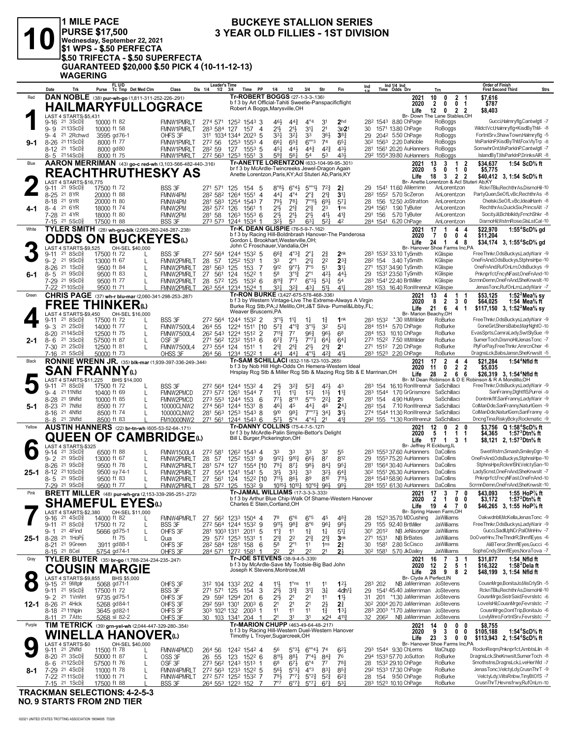# 10

**1 MILE PACE**
**PURSE $17,500**
**Wednesday, September 22, 2021**
**$1 WPS - $.50 PERFECTA**
**$.50 TRIFECTA - $.50 SUPERFECTA**
**GUARANTEED $20,000 $.50 PICK 4 (10-11-12-13) WAGERING**

## BUCKEYE STALLION SERIES
## 3 YEAR OLD FILLIES - 1ST DIVISION

---

### 1 — Red — 9-1
**DAN NOBLE** (38) pur-wh-go (1,811-311-252-226-.291)
**HAILMARYFULLOGRACE**
Tr-ROBERT BOGGS (27-1-3-3-.136)
b f 3 by Art Official-Tahiti Sweetie-Panspacificflight
Robert A Boggs,Marysville,OH
Br- Down The Lane Stables,OH
2021: 10 0 2 1 $7,616 | 2020: 2 0 0 1 $787 | Life: 12 0 2 2 $8,403
LAST 4 STARTS-$5,431

| Date | Trk | Purse | Class | 1/4 | 1/2 | 3/4 | Time | PP | 1/4 | 1/2 | 3/4 | Str | Fin | Ind | Odds | Drv | Trn | Order of Finish |
|---|---|---|---|---|---|---|---|---|---|---|---|---|---|---|---|---|---|---|
| 9-16 21 | 3ScD⅝ | 10000 ft 82 | FMNW1PMRLT | 27⁴ | 57¹ | 125² | 154³ | 3 | 4⁶½ | 4⁴¾ | 4°⁴ | 3¹ | 2hd | 28² 154³ | 8.80 ChPage | RoBoggs | Gucci,Halmryflg,Cantwlgtl -7 |
| 9-9 21 | 13ScD⅝ | 10000 ft 58 | FMNW1PMRLT | 28³ | 58⁴ | 127 | 157 | 4 | 2¹½ | 2¹½ | 3¹½ | 2¹ | 3p2¹ | 30 157¹ | 13.80 ChPage | RoBoggs | WildctVct,Halmryflg+KisdByThM- -8 |
| 9-4 21 | 2Rchwd | 3595 gd76-1 | OHFS 3F | 31¹ | 103⁴ | 134⁴ | 202³ | 5 | 3³½ | 3²½ | 3³ | 3⁶½ | 3⁸¾ | 29 204² | 5.50 ChPage | RoBoggs | FortntSrv,ShawTown,Halmryflg -5 |
| 8-26 21 | 11ScD⅝ | 8000 ft 77 | FMNW1PMRLT | 27² | 56 | 125³ | 155³ | 4 | 6⁶½ | 6⁵¾ | 6°°³ | 7⁴ | 6⁵¼ | 30² 156³ | 2.20 DaNoble | RoBoggs | MsParkInP,KisdByThM,FoxVlyTrp -8 |
| 8-12 21 | 1ScD⅝ | 8000 gd80 | FMNW1PMRLT | 28² | 59 | 127 | 155³ | 5 | 4⁵½ | 4⁴½ | 4⁴¾ | 4²¾ | 4³½ | 28¹ 156¹ | 20.20 AuHanners | RoBoggs | SomwhrOnt,MsParkInP,Cantwlgtl -7 |
| 8-5 21 | 14ScD⅝ | 8000 ft 75 | FMNW1PMRLT | 27² | 56³ | 125³ | 155¹ | 3 | 5⁹¾ | 5⁶¾ | 5⁴ | 5³ | 4³½ | 29² 155⁴ | 39.80 AuHanners | RoBoggs | IslandByT,MsParkInP,DrinksAlR -8 |

### 2 — Blue — 4-1
**AARON MERRIMAN** (43) go-c red-wh (3,103-566-482-440-.316)
**REACHTHRUTHESKY AS**
Tr-ANETTE LORENTZON (633-104-99-95-.301)
br f 3 by McArdle-Twincreeks Jewel-Dragon Again
Anette Lorentzon,Paris,KY;Acl Stuteri Ab,Paris,KY
Br- Anette Lorentzon & Acl Stuteri Ab,KY
2021: 13 3 1 2 $34,637 1:54 ScD⅝ ft | 2020: 5 0 1 0 $5,775 | Life: 18 3 2 2 $40,412 3, 1:54 ScD⅝ ft
LAST 4 STARTS-$16,775

| Date | Trk | Purse | Class | 1/4 | 1/2 | 3/4 | Time | PP | 1/4 | 1/2 | 3/4 | Str | Fin | Ind | Odds | Drv | Trn | Order of Finish |
|---|---|---|---|---|---|---|---|---|---|---|---|---|---|---|---|---|---|---|
| 9-11 21 | 9ScD⅝ | 17500 ft 72 | BSS 3F | 27¹ | 57¹ | 125 | 154 | 5 | 8⁶⁸½ | 6°⁴½ | 5°°¹½ | 7²¾ | 2¾ | 29 154¹ | 11.60 AMerrimn | AnLorentzon | RcknTBlu,RechthrAs,DisrnoHil -10 |
| 8-25 21 | 8YR | 20000 ft 88 | FMNW4PMLT | 28² | 58² | 126⁴ | 155¹ | 4 | 4⁴¾ | 4°⁴ | 2°¾ | 2¹¾ | 3¹½ | 28² 155² | 5.70 ScZeron | AnLorentzon | PartyQuen,SeOfLvBc,RechthrAs -8 |
| 8-18 21 | 9YR | 20000 ft 80 | FMNW4PMLT | 28¹ | 58³ | 125⁴ | 154³ | 7 | 7⁹½ | 7⁸¼ | 7°¹¹½ | 6⁹½ | 5⁷¼ | 28 156 | 12.50 JoStratton | AnLorentzon | Chelski,SeOfLvBc,IdealHanh -8 |
| 8-4 21 | 6YR | 18000 ft 74 | FMNW2PMLT | 28² | 57² | 126 | 156¹ | 1 | 2¹½ | 2¹½ | 2¹¾ | 2³ | 1ns | 29⁴ 156¹ | 1.90 TyButer | AnLorentzon | RechthrAs,QuickSix,PrinsAlt -7 |
| 7-28 21 | 4YR | 18000 ft 80 | FMNW2PM | 28¹ | 58 | 126³ | 155³ | 6 | 2¹½ | 2¹½ | 2¹½ | 4¹½ | 4¹¾ | 29¹ 156 | 5.70 TyButer | AnLorentzon | SocityJil,Bchblkldy,FrnchShkr -8 |
| 7-15 21 | 5ScD⅝ | 17500 ft 88 | BSS 3F | 27³ | 57³ | 124⁴ | 153⁴ | 1 | 3²½ | 5³ | 6³¾ | 5²¾ | 4² | 28⁴ 154¹ | 6.20 ChPage | AnLorentzon | DisrnoHil,WstrnRose,GlsLstCal -10 |

### 3 — White — 6-1
**TYLER SMITH** (28) wh-gra-blk (2,069-260-248-287-.238)
**ODDS ON BUCKEYES(L)**
Tr-K. DEAN GLISPIE (76-5-9-7-.162)
b f 3 by Racing Hill-Boldnbrash Hanover-The Panderosa
Gordon L Brookhart,Westerville,OH; John C Froschauer,Vandalia,OH
Br- Hanover Shoe Farms Inc,PA
2021: 17 1 4 4 $22,970 1:55⁴ScD⅝ gd | 2020: 7 0 0 4 $11,204 | Life: 24 1 4 8 $34,174 3, 1:55⁴ScD⅝ gd
LAST 4 STARTS-$9,525 | OH-SEL $40,000

| Date | Trk | Purse | Class | 1/4 | 1/2 | 3/4 | Time | PP | 1/4 | 1/2 | 3/4 | Str | Fin | Ind | Odds | Drv | Trn | Order of Finish |
|---|---|---|---|---|---|---|---|---|---|---|---|---|---|---|---|---|---|---|
| 9-11 21 | 8ScD⅝ | 17500 ft 72 L | BSS 3F | 27² | 56⁴ | 124⁴ | 153² | 5 | 6⁶¾ | 4°³¾ | 2°½ | 2¾ | 2nk | 28³ 153² | 33.10 TySmith | KGlispie | FreeThnkr,OdsBuckys,LadyWarir -9 |
| 9-2 21 | 9ScD⅝ | 13000 ft 67 L | FMNW2PMRLT | 28 | 57 | 125² | 153¹ | 1 | 3³ | 2°¹ | 2¹¾ | 2² | 2³¾ | 28² 154 | 3.40 TySmith | KGlispie | OneFnAnd,OdsBuckys,StphnsHpe -10 |
| 8-26 21 | 1ScD⅝ | 9500 ft 84 L | FMNW2PMRLT | 28¹ | 56³ | 125 | 153 | 7 | 9¹² | 9°⁷½ | 7°⁵ | 5¹ | 3¹½ | 27¹ 153¹ | 34.90 TySmith | KGlispie | OneFnAnd,RufOnLrn,OdsBuckys -9 |
| 8-5 21 | 9ScD⅝ | 9500 ft 83 L | FMNW2PMRLT | 27 | 56¹ | 124 | 152² | 1 | 5⁸ | 3°¹¾ | 2°¹ | 4²½ | 4⁴½ | 29 153¹ | 23.50 TySmith | KGlispie | Pnknprfct,FncyNFast,OneFnAnd -10 |
| 7-29 21 | 9ScD⅝ | 9500 ft 77 L | FMNW2PMRLT | 28 | 57² | 125 | 153² | 6 | 8¹¹¾ | 7°⁷ | 6°³½ | 5³¼ | 5⁴ | 28³ 154¹ | 22.40 BrtMiller | KGlispie | ScrmnDemn,OneFnAnd,SheKnwslt -10 |
| 7-22 21 | 10ScD⅝ | 9500 ft 71 L | FMNW2PMRLT | 26³ | 55⁴ | 123⁴ | 152⁴ | 1 | 3³½ | 3²¾ | 4³½ | 5¹½ | 4¹½ | 28³ 153 | 16.40 RonWrennJr | KGlispie | JenasTonc,RufOnLrn,LadyWarir -7 |

### 4 — Green — 2-1
**CHRIS PAGE** (37) wh-r blu-mar (2,060-341-298-253-.287)
**FREE THINKER(L)**
Tr-RON BURKE (3,427-675-578-468-.336)
b f 3 by Western Vintage-Live The Extreme-Always A Virgin
Burke Rcg Stb,PA;J Melillo,OH;J&T Silva- Purnel&Libby,FL; Weaver Bruscemi,PA
Br- Marion Beachy,OH
2021: 13 4 1 1 $53,125 1:52²Mea⅝ sy | 2020: 8 2 3 0 $64,025 1:54 Mea⅝ ft | Life: 21 6 4 1 $117,150 3, 1:52²Mea⅝ sy
LAST 4 STARTS-$9,450 | OH-SEL $16,000

| Date | Trk | Purse | Class | 1/4 | 1/2 | 3/4 | Time | PP | 1/4 | 1/2 | 3/4 | Str | Fin | Ind | Odds | Drv | Trn | Order of Finish |
|---|---|---|---|---|---|---|---|---|---|---|---|---|---|---|---|---|---|---|
| 9-11 21 | 8ScD⅝ | 17500 ft 72 L | BSS 3F | 27² | 56⁴ | 124⁴ | 153² | 2 | 3°¹½ | 1¹½ | 1½ | 1¾ | 1nk | 28³ 153² | *.30 WMWilder | RoBurke | FreeThnkr,OdsBuckys,LadyWarir -9 |
| 9-3 21 | 2ScD⅝ | 14000 ft 77 L | FMNW7500L4 | 26⁴ | 55 | 122⁴ | 151¹ | [10 | 5⁷¾ | 4°¹¾ | 3°¹½ | 3² | 5³¼ | 28⁴ 151⁴ | 5.70 ChPage | RoBurke | GoneGirl,ShersBabe,MajrNghtO -10 |
| 8-20 21 | 14ScD⅝ | 12500 ft 75 L | FMNW7500L4 | 26² | 54³ | 122⁴ | 151² | 2 | 7¹¹¾ | 7⁷ | 9⁶¾ | 9⁶½ | 6⁸ | 28⁴ 153 | 10.10 ChPage | RoBurke | EvasSprts,CamraLady,SwtSlySue -9 |
| 8-6 21 | 3ScD⅝ | 57500 ft 87 L | OSF 3F | 27¹ | 56² | 123² | 151³ | 6 | 6⁷¾ | 7⁷½ | 7°⁷¼ | 6⁴¼ | 6⁴¼ | 27³ 152² | 7.50 WMWilder | RoBurke | SumerToch,DisrnoHil,JenasTonc -7 |
| 7-30 21 | 2ScD⅝ | 12500 ft 81 L | FMNW7500L4 | 27³ | 55⁴ | 124 | 151¹ | 2 | 2¹¾ | 2¹¾ | 2¹½ | 2¹¾ | 2¹ | 27¹ 151² | 7.20 ChPage | RoBurke | PlyForPay,FreeThnkr,AmrcnCher -6 |
| 7-16 21 | 5ScD⅝ | 50000 ft 73 | OHSS 3F | 26⁴ | 56 | 123⁴ | 152² | 1 | 4⁴½ | 4⁴½ | 4°¹½ | 4²¾ | 4¹½ | 28³ 152³ | 2.20 ChPage | RoBurke | DragnsLck,BabsJansn,SheKnwslt -5 |

### 5 — Black — 5-1
**RONNIE WRENN JR.** (35) blk-mar (1,939-397-336-249-.344)
**SAN FRANNY(L)**
Tr-SAM SCHILLACI (832-118-123-103-.265)
b f 3 by Nob Hill High-Odds On Hemera-Western Ideal
Hrsplay Rcg Stb & Miller Rcg Stb & Mazing Rcg Stb & E Marrinan,OH
Br- M Dean Robinson & D E Robinson & R A Mondillo,OH
2021: 17 2 4 4 $21,284 1:54⁴Nfld ft | 2020: 11 0 2 2 $5,035 | Life: 28 2 6 6 $26,319 3, 1:54⁴Nfld ft
LAST 4 STARTS-$11,225 | BHS $14,000

| Date | Trk | Purse | Class | 1/4 | 1/2 | 3/4 | Time | PP | 1/4 | 1/2 | 3/4 | Str | Fin | Ind | Odds | Drv | Trn | Order of Finish |
|---|---|---|---|---|---|---|---|---|---|---|---|---|---|---|---|---|---|---|
| 9-11 21 | 8ScD⅝ | 17500 ft 72 L | BSS 3F | 27² | 56⁴ | 124⁴ | 153² | 4 | 2¹½ | 3²¾ | 5²¾ | 4²½ | 4³ | 28³ 154 | 16.10 RonWrennJr | SaSchillaci | FreeThnkr,OdsBuckys,LadyWarir -9 |
| 9-4 21 | 11Nfld | 10400 ft 69 L | FMNW2PMCD | 27³ | 57² | 126¹ | 154⁴ | 7 | 1¹¾ | 1¹½ | 1²½ | 1³½ | 1¹¾ | 28³ 154⁴ | 1.70 GrGrismore | SaSchillaci | SanFranny,DlghtflSPurrei -9 |
| 8-28 21 | 9Nfld | 10000 ft 85 L | FMNW2PMCD | 27³ | 55³ | 124⁴ | 153 | 6 | 7⁷½ | 8°¹¹ | 5°°⁵ | 2²½ | 2⁵ | 28¹ 154 | 4.90 HuMyers | SaSchillaci | Dontmkflf,SanFranny,LadyWarir -9 |
| 8-23 21 | 7Nfld | 8500 ft 77 L | 10000CLNW2 | 27⁴ | 56³ | 124⁴ | 153¹ | 8 | 4⁶½ | 4⁵ | 4⁴½ | 4⁶ | 2⁴½ | 28² 154 | 7.10 RonWrennJr | SaSchillaci | ColManDbe,SanFranny,NaturlGem -9 |
| 8-16 21 | 4Nfld | 8500 ft 74 L | 10000CLNW2 | 28¹ | 56³ | 125³ | 154³ | 8 | 9¹⁰ | 9⁹½ | 7°°⁷¼ | 3⁴½ | 3¹½ | 27⁴ 154⁴ | 11.30 RonWrennJr | SaSchillaci | ColManDbe,NaturlGem,SanFranny -9 |
| 8-8 21 | 3Nfld | 8500 ft 83 L | FM10000NW2 | 27¹ | 56¹ | 124⁴ | 154³ | 6 | 5⁷½ | 5°⁴ | 4°⁴½ | 2¹ | 4¹¾ | 29² 155 | *1.30 RonWrennJr | SaSchillaci | DncngTina,RiskyBcky,Rockmatic -9 |

### 6 — Yellow — 25-1
**AUSTIN HANNERS** (22) br-tn-wh (605-53-52-64-.171)
**QUEEN OF CAMBRIDGE(L)**
Tr-DANNY COLLINS (75-4-7-5-.127)
br f 3 by McArdle-Pan Simple-Bettor's Delight
Bill L Burger,Pickerington,OH
Br- Jeffrey R Eckburg,IL
2021: 12 0 2 0 $3,756 Q 1:58⁴ScD⅝ ft | 2020: 5 1 1 1 $4,365 1:57³Dtn⅝ ft | Life: 17 1 3 1 $8,121 2, 1:57³Dtn⅝ ft
LAST 4 STARTS-$325

| Date | Trk | Purse | Class | 1/4 | 1/2 | 3/4 | Time | PP | 1/4 | 1/2 | 3/4 | Str | Fin | Ind | Odds | Drv | Trn | Order of Finish |
|---|---|---|---|---|---|---|---|---|---|---|---|---|---|---|---|---|---|---|
| 9-14 21 | 3ScD⅝ | 6500 ft 88 L | FMNW1500L4 | 27² | 58¹ | 126² | 154³ | 4 | 3³ | 3³ | 3³ | 3² | 5⁵ | 28³ 155³ | 37.60 AuHanners | DaCollins | SwetWstrn,Smash,SmileyDgn -8 |
| 9-2 21 | 9ScD⅝ | 13000 ft 67 L | FMNW2PMRLT | 28 | 57 | 125² | 153¹ | 9 | 9¹²½ | 9¹⁰¼ | 6⁶½ | 8⁷ | 8¹² | 29 155³ | 75.20 AuHanners | DaCollins | OneFnAnd,OdsBuckys,StphnsHpe -10 |
| 8-26 21 | 9ScD⅝ | 9500 ft 78 L | FMNW2PMRLT | 28¹ | 57⁴ | 127 | 155⁴ | [10 | 7⁹½ | 8⁷½ | 9⁸½ | 8⁴½ | 9⁵¼ | 28¹ 156⁴ | 30.40 AuHanners | DaCollins | StphnsHpe,RcknrlShl,VelctySan -10 |
| 8-12 21 | 10ScD⅝ | 9500 sy 74-1 L | FMNW2PMRLT | 27 | 55⁴ | 124¹ | 154¹ | 5 | 3¹½ | 3³½ | 3³ | 3²½ | 6⁴¾ | 30² 155¹ | 26.30 AuHanners | DaCollins | LadyScnst,OneFnAnd,SheKnwslt -7 |
| 8-5 21 | 9ScD⅝ | 9500 ft 83 L | FMNW2PMRLT | 27 | 56¹ | 124 | 152² | [10 | 7¹¹½ | 8⁶½ | 8⁹ | 8¹⁰ | 7¹¹½ | 28⁴ 154³ | 58.90 AuHanners | DaCollins | Pnknprfct,FncyNFast,OneFnAnd -10 |
| 7-29 21 | 9ScD⅝ | 9500 ft 77 L | FMNW2PMRLT | 28 | 57² | 125 | 153² | 9 | 10¹⁵½ | 10¹⁰½ | 10°⁶½ | 9⁶½ | 9⁹½ | 28⁴ 155¹ | 61.30 AuHanners | DaCollins | ScrmnDemn,OneFnAnd,SheKnwslt -10 |

### 7 — Pink — 25-1
**BRETT MILLER** (48) pur-wh-gra (2,153-339-295-251-.272)
**SHAMEFUL EYES(L)**
Tr-JAMAL WILLIAMS (17-3-3-3-.333)
b f 3 by Arthur Blue Chip-Walk Of Shame-Western Hanover
Charles E Stein,Cortland,OH
Br- Spring Haven Farm,OH
2021: 17 3 7 0 $43,093 1:55 HoP⅞ ft | 2020: 2 1 0 0 $3,172 1:57²Dtn⅝ ft | Life: 19 4 7 0 $46,265 3, 1:55 HoP⅞ ft
LAST 4 STARTS-$2,380 | OH-SEL $11,000

| Date | Trk | Purse | Class | 1/4 | 1/2 | 3/4 | Time | PP | 1/4 | 1/2 | 3/4 | Str | Fin | Ind | Odds | Drv | Trn | Order of Finish |
|---|---|---|---|---|---|---|---|---|---|---|---|---|---|---|---|---|---|---|
| 9-16 21 | 4ScD⅝ | 14000 ft 82 L | FMNW4PMRLT | 27 | 56² | 123³ | 150⁴ | 4 | 7⁸ | 6°⁶ | 6°⁵ | 4⁵ | 4⁸¾ | 28 152³ | 35.70 MDCushing | JaWilliams | Oakwdnbll,McKella,JenasTonc -9 |
| 9-11 21 | 8ScD⅝ | 17500 ft 72 L | BSS 3F | 27² | 56⁴ | 124⁴ | 153² | 9 | 9¹¹½ | 9⁸¾ | 8°⁶ | 9⁶¼ | 9⁸½ | 29 155 | 92.40 BrtMiller | JaWilliams | FreeThnkr,OdsBuckys,LadyWarir -9 |
| 9-1 21 | 4Find | 5666 gd75-1 L | OHFS 3F | 28¹ | 100³ | 131¹ | 201¹ | 5 | 1°¾ | 1¹ | 1¾ | 1¾ | 5¹¾ | 30¹ 201² | NB JeNisonger | JaWilliams | Gucci,SadlUpNCr,PalOMnHnv -7 |
| 8-28 21 | 1HoP⅞ | ft 75 L | Qua | 29 | 57² | 125³ | 153¹ | 1 | 2¹¾ | 2² | 2¹¾ | 2¹¾ | 3nk | 27¹ 153¹ | NB BrBates | JaWilliams | DoOverHnv,TheThndrR,ShmflEyes -6 |
| 8-21 21 | 9Green | 3911 gd88-1 | OHFS 3F | 28² | 58⁴ | 128¹ | 158 | 6 | 5⁸ | 2°¹ | 1¹ | 1ns | 2¾ | 30 158¹ | 2.80 ScCisco | JaWilliams | AliBTeror,ShmflEyes,Gucci -6 |
| 8-15 21 | 8Cel | 5754 gd74-1 | OHFS 3F | 28⁴ | 57¹ | 127² | 158¹ | 1 | 2² | 2¹ | 2² | 2¹ | 2½ | 30² 158¹ | 5.70 JkDailey | JaWilliams | SophsCndy,ShmflEyes,NoraTova -7 |

### 8 — Gray — 12-1
**TYLER BUTER** (35) br-go (1,788-234-234-235-.247)
**COUSIN MARGIE**
Tr-JOE STEVENS (38-9-4-5-.339)
b f 3 by McArdle-Save My Tootsie-Big Bad John
Joseph K Stevens,Montrose,MI
Br- Clyde A Perfect,IN
2021: 16 7 3 1 $31,877 1:54 Nfld ft | 2020: 12 2 5 1 $16,322 1:58²Dela ft | Life: 28 9 8 2 $48,199 3, 1:54 Nfld ft
LAST 4 STARTS-$9,855 | BHS $5,000

| Date | Trk | Purse | Class | 1/4 | 1/2 | 3/4 | Time | PP | 1/4 | 1/2 | 3/4 | Str | Fin | Ind | Odds | Drv | Trn | Order of Finish |
|---|---|---|---|---|---|---|---|---|---|---|---|---|---|---|---|---|---|---|
| 9-15 21 | 9Mtplr | 5068 gd71-1 | OHFS 3F | 31² | 104 | 133² | 202 | 4 | 1¹½ | 1°ns | 1¹ | 1¹ | 1²½ | 28³ 202 | NB JaMerriman | JoStevens | CousnMrge,BonitaJo,MisCrlySh -5 |
| 9-11 21 | 9ScD⅝ | 17500 ft 72 | BSS 3F | 27¹ | 57¹ | 125 | 154 | 3 | 2¹½ | 3¹¾ | 3¹¾ | 3¾ | 4dh1½ | 29 154¹ | 45.40 JaMerriman | JoStevens | RcknTBlu,RechthrAs,DisrnoHil -10 |
| 9-2 21 | 1VnWrt | 9735 gd75-1 | OHFS 3F | 29 | 59² | 129⁴ | 201 | 6 | 2¹½ | 2¹ | 2¹ | 1¹ | 1¹½ | 31 201 | *1.30 JaMerriman | JoStevens | CousnMrge,SistrSaid,Fevrslstc -6 |
| 8-26 21 | 4Hick | 5268 gd84-1 | OHFS 3F | 29² | 59³ | 130¹ | 200³ | 6 | 2¹ | 2¹ | 2¹ | 2½ | 2¾ | 30² 200⁴ | 20.70 JaMerriman | JoStevens | LovelsHil,CousnMrge,Fevrslstc -7 |
| 8-18 21 | 1Npln | 3645 gd82-1 | OHFS 3F | 30³ | 102¹ | 132 | 200³ | 1 | 1¹ | 1¹ | 1¹ | 1¾ | 1³¼ | 28³ 200³ | *1.70 JaMerriman | JoStevens | CousnMrge,DontTrip,BonitaJo -6 |
| 8-11 21 | 7Attc | 5268 sl 82-2 | OHFS 3F | 30 | 103 | 134¹ | 204 | 1 | 2¹ | 3¹ | 3¹ | x2⁴ | 4¹¹¾ | 32 206² | NB JaMerriman | JoStevens | LovlyMnro,FortntSrv,Fevrslstc -7 |

### 9 — Purple — 8-1
**TIM TETRICK** (39) grn-yel-wh (2,044-447-329-280-.354)
**WINELLA HANOVER(L)**
Tr-MARION CHUPP (463-49-64-48-.217)
b f 3 by Racing Hill-Western Duel-Western Hanover
Timothy L Troyer,Sugarcreek,OH
Br- Hanover Shoe Farms Inc,PA
2021: 14 0 0 0 $8,755 | 2020: 9 3 0 0 $105,188 1:54⁴ScD⅝ ft | Life: 23 3 0 0 $113,943 2, 1:54⁴ScD⅝ ft
LAST 4 STARTS-$0 | OH-SEL $40,000

| Date | Trk | Purse | Class | 1/4 | 1/2 | 3/4 | Time | PP | 1/4 | 1/2 | 3/4 | Str | Fin | Ind | Odds | Drv | Trn | Order of Finish |
|---|---|---|---|---|---|---|---|---|---|---|---|---|---|---|---|---|---|---|
| 9-11 21 | 2Nfld | 11500 ft 78 L | FMNW4PMCD | 26⁴ | 56 | 124² | 154² | 4 | 5⁶ | 5°³½ | 6°°⁴½ | 7⁴ | 6²½ | 29³ 154⁴ | 9.30 ChLems | MaChupp | RocknReqm,Pnknprfct,AmbtsLiln -8 |
| 8-20 21 | 3ScD⅝ | 50000 ft 87 L | OSS 3F | 26 | 55 | 123 | 152² | 6 | 8¹¹½ | 8⁸½ | 7°⁴½ | 8⁴¾ | 7⁶ | 29⁴ 153³ | 57.70 JoSutton | RoBurke | DragnsLck,SheKnwslt,SumerToch -8 |
| 8-6 21 | 12ScD⅝ | 57500 ft 76 L | OSF 3F | 27³ | 56² | 124³ | 151³ | 1 | 6⁸ | 6⁷½ | 6°⁴ | 7⁷ | 7⁸¾ | 28 153² | 29.10 ChPage | RoBurke | Smothstns,DragnsLck,LveHerWld -7 |
| 7-29 21 | 4ScD⅝ | 11000 ft 78 L | FMNW4PMRLT | 27² | 56³ | 123³ | 152² | 5 | 5⁶½ | 5°³¾ | 4°³ | 8³½ | 8⁵¾ | 29² 153³ | 17.30 ChPage | RoBurke | JenasTonc,VelctyLdy,CrusnThrT -9 |
| 7-22 21 | 11ScD⅝ | 11000 ft 71 L | FMNW4PMRLT | 27² | 57² | 125² | 152² | 7 | 7⁹½ | 7°⁷½ | 5°²¾ | 5²¾ | 6²¾ | 28 154 | 9.50 ChPage | RoBurke | VelctyLdy,VltsRnbw,TinyBtOfS -7 |
| 7-15 21 | 1ScD⅝ | 17500 ft 88 | BSS 3F | 26⁴ | 55³ | 122³ | 152 | 7 | 7°⁷ | 6°⁷¾ | 5°⁷½ | 6⁷¾ | 5³½ | 28³ 152³ | 10.10 ChPage | RoBurke | CrusnThrT,Hevnsfrwy,RufOnLrn -10 |

**TRACKMAN SELECTIONS: 4-2-5-3**
**NO. 9 STARTS FROM 2ND TIER**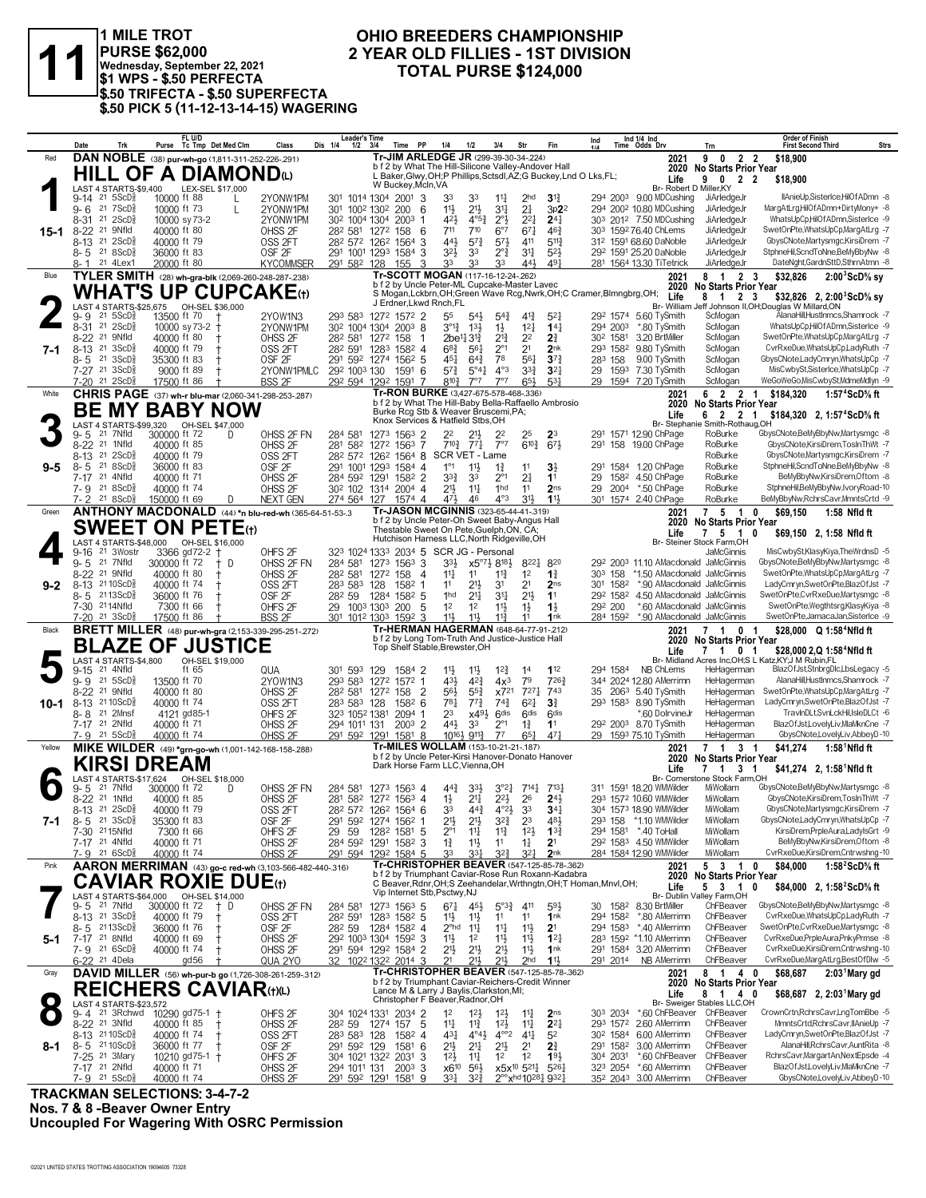# 11

**1 MILE TROT**
**PURSE $62,000**
**Wednesday, September 22, 2021**
**$1 WPS - $.50 PERFECTA**
**$.50 TRIFECTA - $.50 SUPERFECTA**
**$.50 PICK 5 (11-12-13-14-15) WAGERING**

## OHIO BREEDERS CHAMPIONSHIP
## 2 YEAR OLD FILLIES - 1ST DIVISION
## TOTAL PURSE $124,000

---

### 1 — Red — 15-1
**DAN NOBLE** (38) pur-wh-go (1,811-311-252-226-.291)

**HILL OF A DIAMOND(L)**
Tr-JIM ARLEDGE JR (299-39-30-34-.224)
b f 2 by What The Hill-Silicone Valley-Andover Hall
L Baker,Glwy,OH;P Phillips,Sctsdl,AZ;G Buckey,Lnd O Lks,FL; W Buckey,Mcln,VA
LAST 4 STARTS-$9,400 LEX-SEL $17,000
2021: 9 0 2 2 $18,900 | 2020 No Starts Prior Year | Life 9 0 2 2 $18,900
Br- Robert D Miller,KY

| Date | Trk | Purse | Cond | Class | 1/4 | 1/2 | 3/4 | Time | PP | 1/4 | 1/2 | 3/4 | Str | Fin | Ind | Odds Drv | Trn | Order of Finish |
|---|---|---|---|---|---|---|---|---|---|---|---|---|---|---|---|---|---|---|
| 9-14 21 | 5ScD⅝ | 10000 | ft 88 L | 2YONW1PM | 30¹ | 101⁴ | 130⁴ | 200¹ | 3 | 3³ | 3³ | 1½ | 2hd | 3½ | 29⁴ 200³ | 9.00 MDCushing | JiArledgeJr | IlAnieUp,SisterIce,HilOfADmn -8 |
| 9-6 21 | 7ScD⅝ | 10000 | ft 73 L | 2YONW1PM | 30¹ | 100² | 130² | 200 | 6 | 1½ | 2½ | 3½ | 2¾ | 3p2² | 29⁴ 200² | 10.80 MDCushing | JiArledgeJr | MargAtLrg,HilOfADmn+DirtyMony+ -8 |
| 8-31 21 | 2ScD⅝ | 10000 | sy 73-2 | 2YONW1PM | 30² | 100⁴ | 130⁴ | 200³ | 1 | 4²½ | 4°⁵½ | 2°½ | 2²½ | 2⁴½ | 30³ 201² | 7.50 MDCushing | JiArledgeJr | WhatsUpCp,HilOfADmn,Sisterlce -9 |
| 8-22 21 | 9Nfld | 40000 | ft 80 | OHSS 2F | 28² | 58¹ | 127² | 158 | 6 | 7¹¹ | 7¹⁰ | 6°⁷ | 6⁷½ | 4⁶¾ | 30³ 159² | 76.40 ChLems | JiArledgeJr | SwetOnPte,WhatsUpCp,MargAtLrg -7 |
| 8-13 21 | 2ScD⅝ | 40000 | ft 79 | OSS 2F | 28² | 57² | 126² | 156⁴ | 3 | 4⁴½ | 5⁷¾ | 5⁷½ | 4¹¹ | 5¹¹¾ | 31² 159¹ | 68.60 DaNoble | JiArledgeJr | GbysCNote,Martysmgc,KirsiDrem -7 |
| 8-5 21 | 8ScD⅝ | 36000 | ft 83 | OSF 2F | 29¹ | 100¹ | 129³ | 158⁴ | 3 | 3²½ | 3³ | 2°¾ | 3¹½ | 5²½ | 29² 159¹ | 25.20 DaNoble | JiArledgeJr | StphneHil,ScndToNne,BeMyBbyNw -8 |
| 8-1 21 | 4Lex1 | 20000 | ft 80 | KYCOMMSER | 29¹ | 58² | 128 | 155 | 3 | 3³ | 3³ | 3³ | 4⁴½ | 4⁹½ | 28¹ 156⁴ | 13.30 TiTetrick | JiArledgeJr | DateNght,GardnSttD,SthrnAtmn -8 |

### 2 — Blue — 7-1
**TYLER SMITH** (28) wh-gra-blk (2,069-260-248-287-.238)

**WHAT'S UP CUPCAKE(†)**
Tr-SCOTT MOGAN (117-16-12-24-.262)
b f 2 by Uncle Peter-ML Cupcake-Master Lavec
S Mogan,Lckbrn,OH;Green Wave Rcg,Nwrk,OH;C Cramer,Blmngbrg,OH; J Erdner,Lkwd Rnch,FL
LAST 4 STARTS-$25,675 OH-SEL $36,000
2021: 8 1 2 3 $32,826 2:00³ScD⅝ sy | 2020 No Starts Prior Year | Life 8 1 2 3 $32,826 2, 2:00³ScD⅝ sy
Br- William Jeff Johnson II,OH;Douglas W Millard,ON

| Date | Trk | Purse | Cond | Class | 1/4 | 1/2 | 3/4 | Time | PP | 1/4 | 1/2 | 3/4 | Str | Fin | Ind | Odds Drv | Trn | Order of Finish |
|---|---|---|---|---|---|---|---|---|---|---|---|---|---|---|---|---|---|---|
| 9-9 21 | 5ScD⅝ | 13500 | ft 70 † | 2YOW1N3 | 29³ | 58³ | 127² | 157² | 2 | 5⁵ | 5⁴½ | 5⁴¾ | 4¹¾ | 5²½ | 29² 157⁴ | 5.60 TySmith | ScMogan | AlanaHill,HustInmcs,Shamrock -7 |
| 8-31 21 | 2ScD⅝ | 10000 | sy 73-2 † | 2YONW1PM | 30² | 100⁴ | 130⁴ | 200³ | 8 | 3°¹½ | 1³½ | 1½ | 1²½ | 1⁴½ | 29⁴ 200³ | *.80 TySmith | ScMogan | WhatsUpCp,HilOfADmn,Sisterlce -9 |
| 8-22 21 | 9Nfld | 40000 | ft 80 † | OHSS 2F | 28² | 58¹ | 127² | 158 | 1 | 2be1½ | 3¹½ | 2¹¾ | 2² | 2¾ | 30² 158¹ | 3.20 BrtMiller | ScMogan | SwetOnPte,WhatsUpCp,MargAtLrg -7 |
| 8-13 21 | 3ScD⅝ | 40000 | ft 79 † | OSS 2F | 28² | 58¹ | 128³ | 158² | 4 | 6⁸¾ | 5⁶½ | 2°¹ | 2¹ | 2nk | 29³ 158² | 9.80 TySmith | ScMogan | CvrRxeDue,WhatsUpCp,LadyRuth -7 |
| 8-5 21 | 3ScD⅝ | 35300 | ft 83 † | OSF 2F | 29¹ | 59² | 127⁴ | 156² | 5 | 4⁵½ | 6⁴¾ | 7⁸ | 5⁶½ | 3⁷¾ | 28³ 158 | 9.00 TySmith | ScMogan | GbysCNote,LadyCmryn,WhatsUpCp -7 |
| 7-27 21 | 3ScD⅝ | 9000 | ft 89 † | 2YONW1PMLC | 29² | 100³ | 130 | 159¹ | 6 | 5⁷½ | 5°⁴½ | 4°³ | 3³¾ | 3²½ | 29 159³ | 7.30 TySmith | ScMogan | MisCwbySt,SisterIce,WhatsUpCp -7 |
| 7-20 21 | 2ScD⅝ | 17500 | ft 86 † | BSS 2F | 29² | 59⁴ | 129² | 159¹ | 7 | 8¹⁰½ | 7°⁷ | 7°⁷ | 6⁵½ | 5³¼ | 29 159⁴ | 7.20 TySmith | ScMogan | WeGoWeGo,MisCwbySt,MdmeMdlyn -9 |

### 3 — White — 9-5
**CHRIS PAGE** (37) wh-r blu-mar (2,060-341-298-253-.287)

**BE MY BABY NOW**
Tr-RON BURKE (3,427-675-578-468-.336)
b f 2 by What The Hill-Baby Bella-Raffaello Ambrosio
Burke Rcg Stb & Weaver Bruscemi,PA; Knox Services & Hatfield Stbs,OH
LAST 4 STARTS-$99,320 OH-SEL $47,000
2021: 6 2 2 1 $184,320 1:57⁴ScD⅝ ft | 2020 No Starts Prior Year | Life 6 2 2 1 $184,320 2, 1:57⁴ScD⅝ ft
Br- Stephanie Smith-Rothaug,OH

| Date | Trk | Purse | Cond | Class | 1/4 | 1/2 | 3/4 | Time | PP | 1/4 | 1/2 | 3/4 | Str | Fin | Ind | Odds Drv | Trn | Order of Finish |
|---|---|---|---|---|---|---|---|---|---|---|---|---|---|---|---|---|---|---|
| 9-5 21 | 7Nfld | 300000 | ft 72 D | OHSS 2F FN | 28⁴ | 58¹ | 127³ | 156³ | 2 | 2² | 2½ | 2² | 2⁵ | 2³ | 29¹ 157¹ | 12.90 ChPage | RoBurke | GbysCNote,BeMyBbyNw,Martysmgc -8 |
| 8-22 21 | 1Nfld | 40000 | ft 85 | OHSS 2F | 28¹ | 58² | 127² | 156³ | 7 | 7¹⁰³ | 7⁷½ | 7°⁷ | 6¹⁰¾ | 6⁷½ | 29¹ 158 | 19.00 ChPage | RoBurke | GbysCNote,KirsiDrem,TosInThWt -7 |
| 8-13 21 | 2ScD⅝ | 40000 | ft 79 | OSS 2F | 28² | 57² | 126² | 156⁴ | 8 | SCR VET - Lame | | | | | | | RoBurke | GbysCNote,Martysmgc,KirsiDrem -7 |
| 8-5 21 | 8ScD⅝ | 36000 | ft 83 | OSF 2F | 29¹ | 100¹ | 129³ | 158⁴ | 4 | 1°¹ | 1½ | 1¾ | 1¹ | 3½ | 29¹ 158⁴ | 1.20 ChPage | RoBurke | StphneHil,ScndToNne,BeMyBbyNw -8 |
| 7-17 21 | 4Nfld | 40000 | ft 71 | OHSS 2F | 28⁴ | 59² | 129¹ | 158² | 2 | 3³¾ | 3³ | 2°¹ | 2¾ | 1¹ | 29 158² | 4.50 ChPage | RoBurke | BeMyBbyNw,KirsiDrem,Oftom -8 |
| 7-9 21 | 8ScD⅝ | 40000 | ft 74 | OHSS 2F | 30² | 102 | 131⁴ | 200⁴ | 4 | 2½ | 1½ | 1hd | 1¹ | 2ns | 29 200⁴ | *.50 ChPage | RoBurke | StphneHil,BeMyBbyNw,IvoryRoad-10 |
| 7-2 21 | 8ScD⅝ | 150000 | ft 69 D | NEXT GEN | 27⁴ | 56⁴ | 127 | 157⁴ | 4 | 4⁷½ | 4⁶ | 4°³ | 3½ | 1½ | 30¹ 157⁴ | 2.40 ChPage | RoBurke | BeMyBbyNw,RchrsCavr,MnmtsCrtd -9 |

### 4 — Green — 9-2
**ANTHONY MACDONALD** (44) *n blu-red-wh (365-64-51-53-.3

**SWEET ON PETE(†)**
Tr-JASON MCGINNIS (323-65-44-41-.319)
b f 2 by Uncle Peter-Oh Sweet Baby-Angus Hall
Thestable Sweet On Pete,Guelph,ON, CA; Hutchison Harness LLC,North Ridgeville,OH
LAST 4 STARTS-$48,000 OH-SEL $16,000
2021: 7 5 1 0 $69,150 1:58 Nfld ft | 2020 No Starts Prior Year | Life 7 5 1 0 $69,150 2, 1:58 Nfld ft
Br- Steiner Stock Farm,OH

| Date | Trk | Purse | Cond | Class | 1/4 | 1/2 | 3/4 | Time | PP | 1/4 | 1/2 | 3/4 | Str | Fin | Ind | Odds Drv | Trn | Order of Finish |
|---|---|---|---|---|---|---|---|---|---|---|---|---|---|---|---|---|---|---|
| 9-16 21 | 3Wostr | 3366 | gd 72-2 † | OHFS 2F | 32³ | 102⁴ | 133³ | 203⁴ | 5 | SCR JG - Personal | | | | | | | JaMcGinnis | MisCwbySt,KlasyKiya,TheWrdnsD -5 |
| 9-5 21 | 7Nfld | 300000 | ft 72 † D | OHSS 2F FN | 28⁴ | 58¹ | 127³ | 156³ | 3 | 3³½ | x5°⁷½ | 8¹⁸½ | 8²²½ | 8²⁰ | 29² 200³ | 11.10 AMacdonald | JaMcGinnis | GbysCNote,BeMyBbyNw,Martysmgc -8 |
| 8-22 21 | 9Nfld | 40000 | ft 80 † | OHSS 2F | 28² | 58¹ | 127² | 158 | 4 | 1¹½ | 1¹ | 1¹¾ | 1² | 1¾ | 30³ 158 | *1.50 AMacdonald | JaMcGinnis | SwetOnPte,WhatsUpCp,MargAtLrg -7 |
| 8-13 21 | 10ScD⅝ | 40000 | ft 74 † | OSS 2F | 28³ | 58³ | 128 | 158² | 1 | 1¹ | 2¹½ | 3¹ | 2¹ | 2ns | 30¹ 158² | *.90 AMacdonald | JaMcGinnis | LadyCmryn,SwetOnPte,BlazOfJst -7 |
| 8-5 21 | 13ScD⅝ | 36000 | ft 76 † | OSF 2F | 28² | 59 | 128⁴ | 158² | 5 | 1hd | 2¹½ | 3¹½ | 2¹½ | 1¹ | 29² 158² | 4.50 AMacdonald | JaMcGinnis | SwetOnPte,CvrRxeDue,Martysmgc -8 |
| 7-30 21 | 14Nfld | 7300 | ft 66 † | OHFS 2F | 29 | 100³ | 130³ | 200 | 5 | 1² | 1² | 1½ | 1½ | 1½ | 29² 200 | *.60 AMacdonald | JaMcGinnis | SwetOnPte,Wegthtsrg,KlasyKiya -8 |
| 7-20 21 | 3ScD⅝ | 17500 | ft 86 † | BSS 2F | 30¹ | 101² | 130³ | 159² | 3 | 1½ | 1½ | 1¹¾ | 1¹ | 1nk | 28⁴ 159² | *.90 AMacdonald | JaMcGinnis | SwetOnPte,JamacaJan,Sisterlce -9 |

### 5 — Black — 10-1
**BRETT MILLER** (48) pur-wh-gra (2,153-339-295-251-.272)

**BLAZE OF JUSTICE**
Tr-HERMAN HAGERMAN (648-64-77-91-.212)
b f 2 by Long Tom-Truth And Justice-Justice Hall
Top Shelf Stable,Brewster,OH
LAST 4 STARTS-$4,800 OH-SEL $19,000
2021: 7 1 0 1 $28,000 Q 1:58⁴Nfld ft | 2020 No Starts Prior Year | Life 7 1 0 1 $28,000 2,Q 1:58⁴Nfld ft
Br- Midland Acres Inc,OH;S L Katz,KY;J M Rubin,FL

| Date | Trk | Purse | Cond | Class | 1/4 | 1/2 | 3/4 | Time | PP | 1/4 | 1/2 | 3/4 | Str | Fin | Ind | Odds Drv | Trn | Order of Finish |
|---|---|---|---|---|---|---|---|---|---|---|---|---|---|---|---|---|---|---|
| 9-15 21 | 4Nfld | | ft 65 | QUA | 30¹ | 59³ | 129 | 158⁴ | 2 | 1½ | 1½ | 1²¾ | 1⁴ | 1¹² | 29⁴ 158⁴ | NB ChLems | HeHagerman | BlazOfJst,StnbrgDlc,LbsLegacy -5 |
| 9-9 21 | 5ScD⅝ | 13500 | ft 70 | 2YOW1N3 | 29³ | 58³ | 127² | 157² | 1 | 4³½ | 4²¾ | 4x³ | 7⁹ | 7²⁶¾ | 34⁴ 202⁴ | 12.80 AMerrimn | HeHagerman | AlanaHill,HustInmcs,Shamrock -7 |
| 8-22 21 | 9Nfld | 40000 | ft 80 | OHSS 2F | 28² | 58¹ | 127² | 158 | 2 | 5⁶½ | 5⁵¾ | x7²¹ | 7²⁷½ | 7⁴³ | 35 206³ | 5.40 TySmith | HeHagerman | SwetOnPte,WhatsUpCp,MargAtLrg -7 |
| 8-13 21 | 10ScD⅝ | 40000 | ft 74 | OSS 2F | 28³ | 58³ | 128 | 158² | 6 | 7⁸½ | 7⁷¾ | 7⁴¾ | 6²½ | 3¾ | 29³ 158³ | 8.90 TySmith | HeHagerman | LadyCmryn,SwetOnPte,BlazOfJst -7 |
| 8-8 21 | 2Mnsf | 4121 | gd 85-1 | OHFS 2F | 32³ | 105² | 138¹ | 209¹ | 4 | 2³ | x4⁹½ | 6dis | 6dis | 6dis | | *.60 DolrvineJr | HeHagerman | TravlnDLt,SvnLckHil,IsleDLCt -6 |
| 7-17 21 | 2Nfld | 40000 | ft 71 | OHSS 2F | 29⁴ | 101¹ | 131 | 200³ | 2 | 4⁴½ | 3³ | 2°¹ | 1¾ | 1¹ | 29² 200³ | 8.70 TySmith | HeHagerman | BlazOfJst,LovelyLiv,MlaMknCne -7 |
| 7-9 21 | 5ScD⅝ | 40000 | ft 74 | OHSS 2F | 29¹ | 59² | 129¹ | 158¹ | 8 | 10¹⁶½ | 9¹¹¾ | 7⁷ | 6⁵½ | 4⁷½ | 29 159³ | 75.10 TySmith | HeHagerman | GbysCNote,LovelyLiv,AbbeyD -10 |

### 6 — Yellow — 7-1
**MIKE WILDER** (49) *grn-go-wh (1,001-142-168-158-.288)

**KIRSI DREAM**
Tr-MIKE WOLLAM (153-10-21-21-.187)
b f 2 by Uncle Peter-Kirsi Hanover-Donato Hanover
Dark Horse Farm LLC,Vienna,OH
LAST 4 STARTS-$17,624 OH-SEL $18,000
2021: 7 1 3 1 $41,274 1:58¹Nfld ft | 2020 No Starts Prior Year | Life 7 1 3 1 $41,274 2, 1:58¹Nfld ft
Br- Cornerstone Stock Farm,OH

| Date | Trk | Purse | Cond | Class | 1/4 | 1/2 | 3/4 | Time | PP | 1/4 | 1/2 | 3/4 | Str | Fin | Ind | Odds Drv | Trn | Order of Finish |
|---|---|---|---|---|---|---|---|---|---|---|---|---|---|---|---|---|---|---|
| 9-5 21 | 7Nfld | 300000 | ft 72 D | OHSS 2F FN | 28⁴ | 58¹ | 127³ | 156³ | 4 | 4⁴¾ | 3³½ | 3°²½ | 7¹⁴½ | 7¹³½ | 31¹ 159¹ | 18.20 WMWilder | MiWollam | GbysCNote,BeMyBbyNw,Martysmgc -8 |
| 8-22 21 | 1Nfld | 40000 | ft 85 | OHSS 2F | 28¹ | 58² | 127² | 156³ | 4 | 1½ | 2¹½ | 2²½ | 2⁶ | 2⁴½ | 29³ 157² | 10.90 WMWilder | MiWollam | GbysCNote,KirsiDrem,TosInThWt -7 |
| 8-13 21 | 2ScD⅝ | 40000 | ft 79 | OSS 2F | 28² | 57² | 126² | 156⁴ | 6 | 3³ | 4⁴¾ | 4°²½ | 3³ | 3⁴½ | 30⁴ 157³ | 18.90 WMWilder | MiWollam | GbysCNote,Martysmgc,KirsiDrem -7 |
| 8-5 21 | 3ScD⅝ | 35300 | ft 83 | OSF 2F | 29¹ | 59² | 127⁴ | 156² | 1 | 2¹½ | 2¹½ | 3²¾ | 2³ | 4⁸½ | 29³ 158 | *1.10 WMWilder | MiWollam | GbysCNote,LadyCmryn,WhatsUpCp -7 |
| 7-30 21 | 15Nfld | 7300 | ft 66 | OHFS 2F | 29 | 59 | 128² | 158¹ | 5 | 2°¹ | 1¹½ | 1¹¾ | 1²½ | 1³¾ | 29⁴ 158¹ | *.40 ToHall | MiWollam | KirsiDrem,PrpleAura,LadylsGrt -9 |
| 7-17 21 | 4Nfld | 40000 | ft 71 | OHSS 2F | 28⁴ | 59² | 129¹ | 158² | 3 | 1¾ | 1½ | 1¹ | 1¾ | 2¹ | 29² 158³ | 4.50 WMWilder | MiWollam | BeMyBbyNw,KirsiDrem,Oftom -8 |
| 7-9 21 | 6ScD⅝ | 40000 | ft 74 | OHSS 2F | 29¹ | 59⁴ | 129² | 158⁴ | 5 | 3³ | 3³½ | 3²¾ | 3²½ | 2nk | 28⁴ 158⁴ | 12.90 WMWilder | MiWollam | CvrRxeDue,KirsiDrem,Cntrwshng-10 |

### 7 — Pink — 5-1
**AARON MERRIMAN** (43) go-c red-wh (3,103-566-482-440-.316)

**CAVIAR ROXIE DUE(†)**
Tr-CHRISTOPHER BEAVER (547-125-85-78-.362)
b f 2 by Triumphant Caviar-Rose Run Roxann-Kadabra
C Beaver,Rdnr,OH;S Zeehandelar,Wrthngtn,OH;T Homan,Mnvl,OH; Vip Internet Stb,Psctwy,NJ
LAST 4 STARTS-$64,000 OH-SEL $14,000
2021: 5 3 1 0 $84,000 1:58²ScD⅝ ft | 2020 No Starts Prior Year | Life 5 3 1 0 $84,000 2, 1:58²ScD⅝ ft
Br- Dublin Valley Farm,OH

| Date | Trk | Purse | Cond | Class | 1/4 | 1/2 | 3/4 | Time | PP | 1/4 | 1/2 | 3/4 | Str | Fin | Ind | Odds Drv | Trn | Order of Finish |
|---|---|---|---|---|---|---|---|---|---|---|---|---|---|---|---|---|---|---|
| 9-5 21 | 7Nfld | 300000 | ft 72 † D | OHSS 2F FN | 28⁴ | 58¹ | 127³ | 156³ | 5 | 6⁷½ | 4⁵½ | 5°³¾ | 4¹¹ | 5⁹½ | 30 158² | 8.30 BrtMiller | ChFBeaver | GbysCNote,BeMyBbyNw,Martysmgc -8 |
| 8-13 21 | 3ScD⅝ | 40000 | ft 79 † | OSS 2F | 28² | 58¹ | 128³ | 158² | 5 | 1¹½ | 1¹½ | 1¹ | 1¹ | 1nk | 29⁴ 158² | *.80 AMerrimn | ChFBeaver | CvrRxeDue,WhatsUpCp,LadyRuth -7 |
| 8-5 21 | 13ScD⅝ | 36000 | ft 76 † | OSF 2F | 28² | 59 | 128⁴ | 158² | 4 | 2°hd | 1¹½ | 1¹½ | 1¹½ | 2¹ | 29⁴ 158³ | *.40 AMerrimn | ChFBeaver | SwetOnPte,CvrRxeDue,Martysmgc -8 |
| 7-17 21 | 8Nfld | 40000 | ft 69 † | OHSS 2F | 29² | 100³ | 130⁴ | 159² | 3 | 1¹½ | 1² | 1¹½ | 1¹½ | 1²½ | 28³ 159² | *1.10 AMerrimn | ChFBeaver | CvrRxeDue,PrpleAura,PnkyPrmse -8 |
| 7-9 21 | 6ScD⅝ | 40000 | ft 74 † | OHSS 2F | 29¹ | 59⁴ | 129² | 158⁴ | 2 | 2½ | 2½ | 2½ | 1½ | 1nk | 29¹ 158⁴ | 3.20 AMerrimn | ChFBeaver | CvrRxeDue,KirsiDrem,Cntrwshng-10 |
| 6-22 21 | 4Dela | | gd 56 | QUA 2YO | 32 | 102² | 132² | 201⁴ | 3 | 2¹ | 2½ | 2½ | 2hd | 1½ | 29¹ 201⁴ | NB AMerrimn | ChFBeaver | CvrRxeDue,MargAtLrg,BestOfDlw -5 |

### 8 — Gray — 8-1
**DAVID MILLER** (56) wh-pur-b go (1,726-308-261-259-.312)

**REICHERS CAVIAR(†)(L)**
Tr-CHRISTOPHER BEAVER (547-125-85-78-.362)
b f 2 by Triumphant Caviar-Reichers-Credit Winner
Lance M & Larry J Baylis,Clarkston,MI; Christopher F Beaver,Radnor,OH
LAST 4 STARTS-$23,572
2021: 8 1 4 0 $68,687 2:03¹Mary gd | 2020 No Starts Prior Year | Life 8 1 4 0 $68,687 2, 2:03¹Mary gd
Br- Sweiger Stables LLC,OH

| Date | Trk | Purse | Cond | Class | 1/4 | 1/2 | 3/4 | Time | PP | 1/4 | 1/2 | 3/4 | Str | Fin | Ind | Odds Drv | Trn | Order of Finish |
|---|---|---|---|---|---|---|---|---|---|---|---|---|---|---|---|---|---|---|
| 9-4 21 | 3Rchwd | 10290 | gd 75-1 † | OHFS 2F | 30⁴ | 102⁴ | 133¹ | 203⁴ | 2 | 1² | 1²½ | 1²½ | 1¹½ | 2ns | 30³ 203⁴ | *.60 ChFBeaver | ChFBeaver | CrownCrtn,RchrsCavr,LngTomBbe -5 |
| 8-22 21 | 3Nfld | 40000 | ft 85 † | OHSS 2F | 28² | 59 | 127⁴ | 157 | 5 | 1¹½ | 1¹¾ | 1²½ | 1¹½ | 2²½ | 29³ 157² | 2.60 AMerrimn | ChFBeaver | MnmtsCrtd,RchrsCavr,IlAnieUp -7 |
| 8-13 21 | 10ScD⅝ | 40000 | ft 74 † | OSS 2F | 28³ | 58³ | 128 | 158² | 4 | 4³½ | 4°⁴½ | 4°°² | 4¹½ | 5² | 30² 158⁴ | 6.00 AMerrimn | ChFBeaver | LadyCmryn,SwetOnPte,BlazOfJst -7 |
| 8-5 21 | 10ScD⅝ | 36000 | ft 77 † | OSF 2F | 29¹ | 59² | 129 | 158¹ | 6 | 2¹½ | 2¹½ | 2¹½ | 2¹ | 2¾ | 29¹ 158² | 3.00 AMerrimn | ChFBeaver | AlanaHill,RchrsCavr,AuntRita -8 |
| 7-25 21 | 3Mary | 10210 | gd 75-1 † | OHFS 2F | 30⁴ | 102¹ | 132² | 203¹ | 3 | 1²½ | 1¹½ | 1² | 1² | 1⁹½ | 30⁴ 203¹ | *.60 ChFBeaver | ChFBeaver | RchrsCavr,MargartAn,NextEpsde -4 |
| 7-17 21 | 2Nfld | 40000 | ft 71 † | OHSS 2F | 29⁴ | 101¹ | 131 | 200³ | 3 | x6¹⁰ | 5⁶½ | x5x¹⁰ | 5²¹½ | 5²⁶½ | 32³ 205⁴ | *.60 AMerrimn | ChFBeaver | BlazOfJst,LovelyLiv,MlaMknCne -7 |
| 7-9 21 | 5ScD⅝ | 40000 | ft 74 † | OHSS 2F | 29¹ | 59² | 129¹ | 158¹ | 9 | 3³½ | 3²½ | 2°°x¹hd | 10²⁸½ | 9³²½ | 35² 204³ | 3.00 AMerrimn | ChFBeaver | GbysCNote,LovelyLiv,AbbeyD-10 |

**TRACKMAN SELECTIONS: 3-4-7-2**
**Nos. 7 & 8 -Beaver Owner Entry**
**Uncoupled For Wagering With OSRC Permission**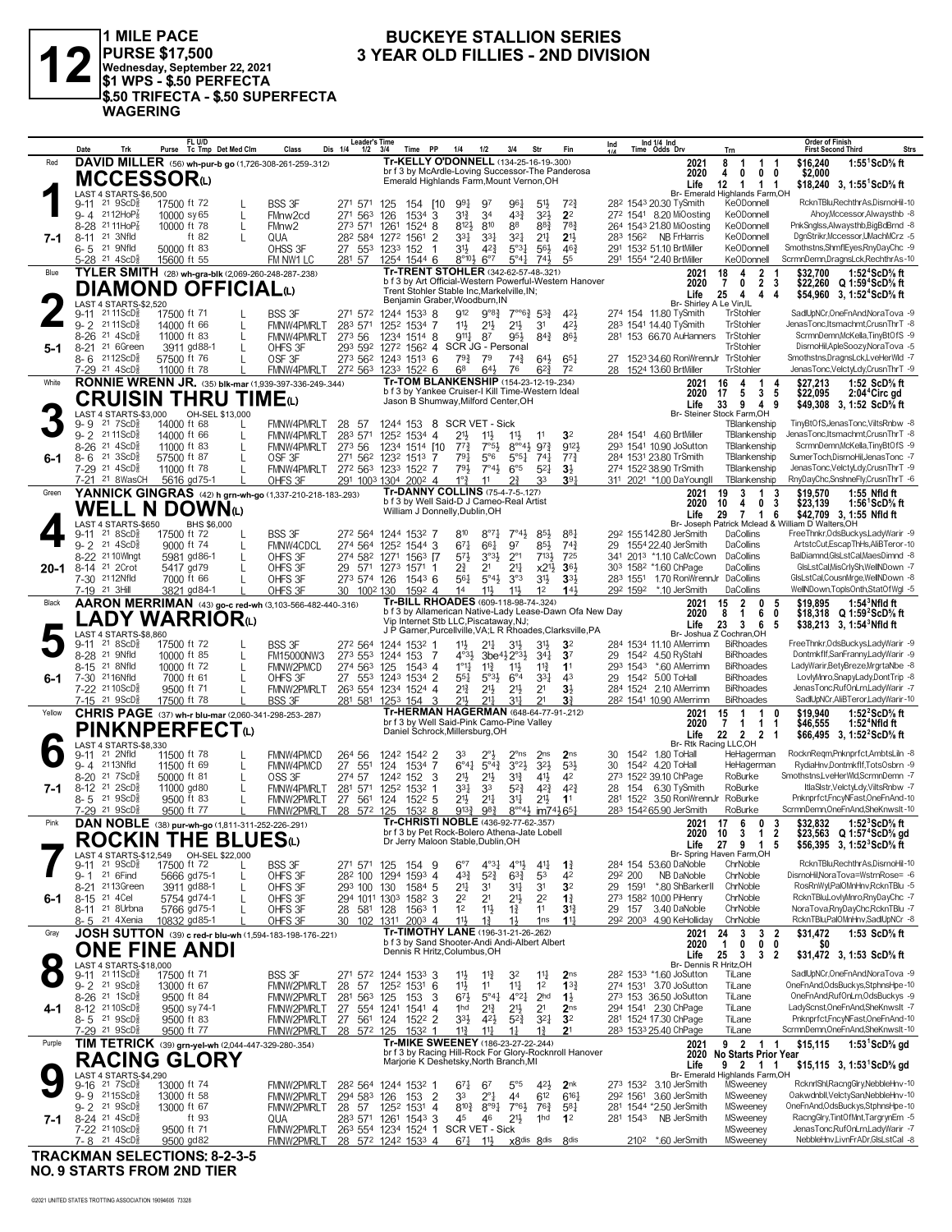# 12

**1 MILE PACE**
**PURSE $17,500**
**Wednesday, September 22, 2021**
**$1 WPS - $.50 PERFECTA**
**$.50 TRIFECTA - $.50 SUPERFECTA WAGERING**

## BUCKEYE STALLION SERIES
## 3 YEAR OLD FILLIES - 2ND DIVISION

---

### 1 — Red — MCCESSOR(L) — 7-1

**DAVID MILLER** (56) wh-pur-b go (1,726-308-261-259-.312)
Tr-KELLY O'DONNELL (134-25-16-19-.300)
br f 3 by McArdle-Loving Successor-The Panderosa
Emerald Highlands Farm,Mount Vernon,OH
Br- Emerald Highlands Farm,OH
LAST 4 STARTS-$6,500

| Year | Starts | 1st | 2nd | 3rd | Earnings | Record |
|---|---|---|---|---|---|---|
| 2021 | 8 | 1 | 1 | 1 | $16,240 | 1:55¹ScD⅝ ft |
| 2020 | 4 | 0 | 0 | 0 | $2,000 | |
| Life | 12 | 1 | 1 | 1 | $18,240 | 3, 1:55¹ScD⅝ ft |

| Date | Trk | Purse | Cond | Class | 1/4 | 1/2 | 3/4 | Time | PP | 1/4 | 1/2 | 3/4 | Str | Fin | Ind Time | Odds | Drv | Trn | Order of Finish |
|---|---|---|---|---|---|---|---|---|---|---|---|---|---|---|---|---|---|---|---|
| 9-11 21 9ScD⅝ | | 17500 ft 72 | L | BSS 3F | 27¹ | 57¹ | 125 | 154 | [10 | 9⁹½ | 9⁷ | 9⁶¼ | 5¹½ | 7²¾ | 28² 154³ | 20.30 | TySmith | KeODonnell | RcknTBlu,RechthrAs,DismoHil-10 |
| 9-4 21 12HoP⅞ | | 10000 sy 65 | L | FMnw2cd | 27¹ | 56³ | 126 | 153⁴ | 3 | 3¹¾ | 3⁴ | 4³¾ | 3²½ | 2² | 27² 154¹ | 8.20 | MiOosting | KeODonnell | Ahoy,Mccessor,Alwaysthb -8 |
| 8-28 21 11HoP⅞ | | 10000 ft 78 | L | FMnw2 | 27³ | 57¹ | 126¹ | 152⁴ | 8 | 8¹²½ | 8¹⁰ | 8⁸ | 8⁸¾ | 7⁸¾ | 26⁴ 154³ | 21.80 | MiOosting | KeODonnell | PnkSnglss,Alwaysthb,BigBdBrnd -8 |
| 8-11 21 3Nfld | | ft 82 | L | QUA | 28² | 58⁴ | 127² | 156¹ | 2 | 3³¼ | 3³½ | 3²¼ | 2¹¼ | 2¹½ | 28³ 156² | NB | FrHarris | KeODonnell | DgnStrikr,Mccessor,UMachMCrz -5 |
| 6-5 21 9Nfld | | 50000 ft 83 | | OHSS 3F | 27 | 55³ | 123³ | 152 | 1 | 3¹½ | 4²¾ | 5°³¼ | 5⁶½ | 4⁶¾ | 29¹ 153² | 51.10 | BrtMiller | KeODonnell | Smothstns,ShmflEyes,RnyDayChc -9 |
| 5-28 21 4ScD⅝ | | 15600 ft 55 | | FM NW1 LC | 28¹ | 57 | 125⁴ | 154⁴ | 6 | 8°¹⁰½ | 6°⁷ | 5°⁴¼ | 7⁴½ | 5⁵ | 29¹ 155⁴ | *2.40 | BrtMiller | KeODonnell | ScrmnDemn,DragnsLck,RechthrAs-10 |

---

### 2 — Blue — DIAMOND OFFICIAL(L) — 5-1

**TYLER SMITH** (28) wh-gra-blk (2,069-260-248-287-.238)
Tr-TRENT STOHLER (342-62-57-48-.321)
b f 3 by Art Official-Western Powerful-Western Hanover
Trent Stohler Stable Inc,Markelville,IN;
Benjamin Graber,Woodburn,IN
Br- Shirley A Le Vin,IL
LAST 4 STARTS-$2,520

| Year | Starts | 1st | 2nd | 3rd | Earnings | Record |
|---|---|---|---|---|---|---|
| 2021 | 18 | 4 | 2 | 1 | $32,700 | 1:52⁴ScD⅝ ft |
| 2020 | 7 | 0 | 2 | 3 | $22,260 | Q 1:59⁴ScD⅝ ft |
| Life | 25 | 4 | 4 | 4 | $54,960 | 3, 1:52⁴ScD⅝ ft |

| Date | Trk | Purse | Cond | Class | 1/4 | 1/2 | 3/4 | Time | PP | 1/4 | 1/2 | 3/4 | Str | Fin | Ind Time | Odds | Drv | Trn | Order of Finish |
|---|---|---|---|---|---|---|---|---|---|---|---|---|---|---|---|---|---|---|---|
| 9-11 21 11ScD⅝ | | 17500 ft 71 | L | BSS 3F | 27¹ | 57² | 124⁴ | 153³ | 8 | 9¹² | 9°⁹¾ | 7°⁶¾ | 5³¾ | 4²½ | 27⁴ 154 | 11.80 | TySmith | TrStohler | SadlUpNCr,OneFnAnd,NoraTova -9 |
| 9-2 21 11ScD⅝ | | 14000 ft 66 | L | FMNW4PMRLT | 28³ | 57¹ | 125² | 153⁴ | 4 | 1¹½ | 2¹½ | 2¹½ | 3¹ | 4²½ | 28³ 154¹ | 14.40 | TySmith | TrStohler | JenasTonc,Itsmachmt,CrusnThrT -8 |
| 8-26 21 4ScD⅝ | | 11000 ft 83 | L | FMNW4PMRLT | 27³ | 56 | 123⁴ | 151⁴ | 8 | 9¹¹½ | 8⁷ | 9⁵½ | 8⁴¾ | 8⁶½ | 28¹ 153 | 66.70 | AuHanners | TrStohler | ScrmnDemn,McKella,TinyBtOfS -9 |
| 8-21 21 6Green | | 3911 gd88-1 | L | OHFS 3F | 29³ | 59² | 127² | 156² | 4 | SCR JG - Personal | | | | | | | | TrStohler | DismoHil,AbleSoozy,NoraTova -5 |
| 8-6 21 12ScD⅝ | | 57500 ft 76 | L | OSF 3F | 27³ | 56² | 124³ | 151³ | 6 | 7⁹¾ | 7⁹ | 7⁴¾ | 6⁴½ | 6⁵¼ | 27 152³ | 34.60 | RonWrennJr | TrStohler | Smothstns,DragnsLck,LveHerWld -7 |
| 7-29 21 4ScD⅝ | | 11000 ft 78 | L | FMNW4PMRLT | 27² | 56³ | 123³ | 152² | 6 | 6⁸ | 6⁴½ | 7⁶ | 6²¾ | 7² | 28 152⁴ | 13.60 | BrtMiller | TrStohler | JenasTonc,VelctyLdy,CrusnThrT -9 |

---

### 3 — White — CRUISIN THRU TIME(L) — 6-1

**RONNIE WRENN JR.** (35) blk-mar (1,939-397-336-249-.344)
Tr-TOM BLANKENSHIP (154-23-12-19-.234)
b f 3 by Yankee Cruiser-I Kill Time-Western Ideal
Jason B Shumway,Milford Center,OH
Br- Steiner Stock Farm,OH
LAST 4 STARTS-$3,000 — OH-SEL $13,000

| Year | Starts | 1st | 2nd | 3rd | Earnings | Record |
|---|---|---|---|---|---|---|
| 2021 | 16 | 4 | 1 | 4 | $27,213 | 1:52 ScD⅝ ft |
| 2020 | 17 | 5 | 3 | 5 | $22,095 | 2:04⁴Circ gd |
| Life | 33 | 9 | 4 | 9 | $49,308 | 3, 1:52 ScD⅝ ft |

| Date | Trk | Purse | Cond | Class | 1/4 | 1/2 | 3/4 | Time | PP | 1/4 | 1/2 | 3/4 | Str | Fin | Ind Time | Odds | Drv | Trn | Order of Finish |
|---|---|---|---|---|---|---|---|---|---|---|---|---|---|---|---|---|---|---|---|
| 9-9 21 7ScD⅝ | | 14000 ft 68 | L | FMNW4PMRLT | 28 | 57 | 124⁴ | 153 | 8 | SCR VET - Sick | | | | | | | | TBlankenship | TinyBtOfS,JenasTonc,ViltsRnbw -8 |
| 9-2 21 11ScD⅝ | | 14000 ft 66 | L | FMNW4PMRLT | 28³ | 57¹ | 125² | 153⁴ | 4 | 2¹½ | 1¹½ | 1¹½ | 1¹ | 3² | 28⁴ 154¹ | 4.60 | BrtMiller | TBlankenship | JenasTonc,Itsmachmt,CrusnThrT -8 |
| 8-26 21 4ScD⅝ | | 11000 ft 83 | L | FMNW4PMRLT | 27³ | 56 | 123⁴ | 151⁴ | [10 | 7⁷¾ | 7°⁵½ | 8°°⁴½ | 9⁷¾ | 9¹²½ | 29³ 154¹ | 10.90 | JoSutton | TBlankenship | ScrmnDemn,McKella,TinyBtOfS -9 |
| 8-6 21 3ScD⅝ | | 57500 ft 87 | L | OSF 3F | 27¹ | 56² | 123² | 151³ | 7 | 7⁹½ | 5°⁶ | 5°⁵½ | 7⁴½ | 7⁷¾ | 28⁴ 153¹ | 23.80 | TrSmith | TBlankenship | SumerToch,DismoHil,JenasTonc -7 |
| 7-29 21 4ScD⅝ | | 11000 ft 78 | L | FMNW4PMRLT | 27² | 56³ | 123³ | 152² | 7 | 7⁹½ | 7°⁴½ | 6°⁵ | 5²¼ | 3½ | 27⁴ 152² | 38.90 | TrSmith | TBlankenship | JenasTonc,VelctyLdy,CrusnThrT -9 |
| 7-21 21 8WasCH | | 5616 gd75-1 | | OHFS 3F | 29¹ | 100³ | 130⁴ | 200² | 4 | 1°¾ | 1¹ | 2¾ | 3³ | 3⁹½ | 31¹ 202¹ | *1.00 | DaYoungII | TBlankenship | RnyDayChc,SnshneFly,CrusnThrT -6 |

---

### 4 — Green — WELL N DOWN(L) — 20-1

**YANNICK GINGRAS** (42) h grn-wh-go (1,337-210-218-183-.293)
Tr-DANNY COLLINS (75-4-7-5-.127)
b f 3 by Well Said-D J Cameo-Real Artist
William J Donnelly,Dublin,OH
Br- Joseph Patrick Mclead & William D Walters,OH
LAST 4 STARTS-$650 — BHS $6,000

| Year | Starts | 1st | 2nd | 3rd | Earnings | Record |
|---|---|---|---|---|---|---|
| 2021 | 19 | 3 | 1 | 3 | $19,570 | 1:55 Nfld ft |
| 2020 | 10 | 4 | 0 | 3 | $23,139 | 1:56¹ScD⅝ ft |
| Life | 29 | 7 | 1 | 6 | $42,709 | 3, 1:55 Nfld ft |

| Date | Trk | Purse | Cond | Class | 1/4 | 1/2 | 3/4 | Time | PP | 1/4 | 1/2 | 3/4 | Str | Fin | Ind Time | Odds | Drv | Trn | Order of Finish |
|---|---|---|---|---|---|---|---|---|---|---|---|---|---|---|---|---|---|---|---|
| 9-11 21 8ScD⅝ | | 17500 ft 72 | L | BSS 3F | 27² | 56⁴ | 124⁴ | 153² | 7 | 8¹⁰ | 8°⁷¼ | 7°⁴½ | 8⁵¾ | 8⁸¼ | 29² 155 | 142.80 | JerSmith | DaCollins | FreeThnkr,OdsBuckys,LadyWarir -9 |
| 9-2 21 4ScD⅝ | | 9000 ft 74 | L | FMNW4CDCL | 27⁴ | 56⁴ | 125² | 154⁴ | 3 | 6⁷¾ | 6⁶¾ | 9⁷ | 8⁵½ | 7⁴¾ | 29 155⁴ | 22.40 | JerSmith | DaCollins | ArtstcCut,EscapTHHs,AliBTeror-10 |
| 8-22 21 10Wlngt | | 5981 gd86-1 | L | OHFS 3F | 27⁴ | 58² | 127¹ | 156³ | [7 | 5⁷½ | 3°³½ | 2°¹ | 7¹³½ | 7²⁵ | 34¹ 201³ | *1.10 | CaMcCown | DaCollins | BalDiamnd,GlsLstCal,MaesDimnd -8 |
| 8-14 21 2Crot | | 5417 gd79 | L | OHFS 3F | 29 | 57¹ | 127³ | 157¹ | 1 | 2¾ | 2¹ | 2¹¾ | x2¹½ | 3⁶½ | 30³ 158² | *1.60 | ChPage | DaCollins | GlsLstCal,MisCrlySh,WellNDown -7 |
| 7-30 21 12Nfld | | 7000 ft 66 | L | OHFS 3F | 27³ | 57⁴ | 126 | 154³ | 6 | 5⁶½ | 5°⁴½ | 3°³ | 3¹½ | 3³½ | 28³ 155¹ | 1.70 | RonWrennJr | DaCollins | GlsLstCal,CousnMrge,WellNDown -8 |
| 7-19 21 3Hill | | 3821 gd84-1 | | OHFS 3F | 30 | 100² | 130 | 159² | 4 | 1⁴ | 1¹½ | 1¹½ | 1² | 1⁴½ | 29¹ 159² | *.10 | JerSmith | DaCollins | WellNDown,ToplsOnth,StatOfWgl -5 |

---

### 5 — Black — LADY WARRIOR(L) — 6-1

**AARON MERRIMAN** (43) go-c red-wh (3,103-566-482-440-.316)
Tr-BILL RHOADES (609-118-98-74-.324)
b f 3 by Allamerican Native-Lady Lease-Dawn Ofa New Day
Vip Internet Stb LLC,Piscataway,NJ;
J P Gerner,Purcellville,VA;L R Rhoades,Clarksville,PA
Br- Joshua Z Cochran,OH
LAST 4 STARTS-$8,860

| Year | Starts | 1st | 2nd | 3rd | Earnings | Record |
|---|---|---|---|---|---|---|
| 2021 | 15 | 2 | 0 | 5 | $19,895 | 1:54³Nfld ft |
| 2020 | 8 | 1 | 6 | 0 | $18,318 | Q 1:59²ScD⅝ ft |
| Life | 23 | 3 | 6 | 5 | $38,213 | 3, 1:54³Nfld ft |

| Date | Trk | Purse | Cond | Class | 1/4 | 1/2 | 3/4 | Time | PP | 1/4 | 1/2 | 3/4 | Str | Fin | Ind Time | Odds | Drv | Trn | Order of Finish |
|---|---|---|---|---|---|---|---|---|---|---|---|---|---|---|---|---|---|---|---|
| 9-11 21 8ScD⅝ | | 17500 ft 72 | L | BSS 3F | 27² | 56⁴ | 124⁴ | 153² | 1 | 1¹½ | 2¹½ | 3¹½ | 3¹½ | 3² | 28⁴ 153⁴ | 11.10 | AMerrimn | BiRhoades | FreeThnkr,OdsBuckys,LadyWarir -9 |
| 8-28 21 9Nfld | | 10000 ft 85 | L | FM15000NW3 | 27³ | 55³ | 124⁴ | 153 | 7 | 4°³½ | 3be4½ | 2°³½ | 3⁴½ | 3⁷ | 29 154² | 4.50 | RyStahl | BiRhoades | Dontmkflf,SanFranny,LadyWarir -9 |
| 8-15 21 8Nfld | | 10000 ft 72 | L | FMNW2PMCD | 27⁴ | 56³ | 125 | 154³ | 4 | 1°¹¼ | 1¹¾ | 1¹½ | 1¹¾ | 1¹ | 29³ 154³ | *.60 | AMerrimn | BiRhoades | LadyWarir,BetyBreze,MrgrtaNbe -8 |
| 7-30 21 16Nfld | | 7000 ft 61 | L | OHFS 3F | 27 | 55³ | 124³ | 153⁴ | 2 | 5⁵½ | 5°³½ | 6°⁴ | 3³¼ | 4³ | 29 154² | 5.00 | ToHall | BiRhoades | LovlyMnro,SnapyLady,DontTrip -8 |
| 7-22 21 10ScD⅝ | | 9500 ft 71 | L | FMNW2PMRLT | 26³ | 55⁴ | 123⁴ | 152⁴ | 4 | 2²¾ | 2¹½ | 2¹½ | 2¹ | 3½ | 28⁴ 152⁴ | 2.10 | AMerrimn | BiRhoades | JenasTonc,RufOnLrn,LadyWarir -7 |
| 7-15 21 9ScD⅝ | | 17500 ft 78 | L | BSS 3F | 28¹ | 58¹ | 125³ | 154 | 3 | 2¹½ | 2¹½ | 3¹¼ | 2¹ | 3¾ | 28² 154¹ | 10.90 | AMerrimn | BiRhoades | SadlUpNCr,AliBTeror,LadyWarir-10 |

---

### 6 — Yellow — PINKNPERFECT(L) — 7-1

**CHRIS PAGE** (37) wh-r blu-mar (2,060-341-298-253-.287)
Tr-HERMAN HAGERMAN (648-64-77-91-.212)
br f 3 by Well Said-Pink Camo-Pine Valley
Daniel Schrock,Millersburg,OH
Br- Rtk Racing LLC,OH
LAST 4 STARTS-$8,330

| Year | Starts | 1st | 2nd | 3rd | Earnings | Record |
|---|---|---|---|---|---|---|
| 2021 | 15 | 1 | 1 | 0 | $19,940 | 1:52²ScD⅝ ft |
| 2020 | 7 | 1 | 1 | 1 | $46,555 | 1:52⁴Nfld ft |
| Life | 22 | 2 | 2 | 1 | $66,495 | 3, 1:52²ScD⅝ ft |

| Date | Trk | Purse | Cond | Class | 1/4 | 1/2 | 3/4 | Time | PP | 1/4 | 1/2 | 3/4 | Str | Fin | Ind Time | Odds | Drv | Trn | Order of Finish |
|---|---|---|---|---|---|---|---|---|---|---|---|---|---|---|---|---|---|---|---|
| 9-11 21 2Nfld | | 11500 ft 78 | L | FMNW4PMCD | 26⁴ | 56 | 124² | 154² | 2 | 3³ | 2°½ | 2°ⁿˢ | 2ⁿˢ | 2ⁿˢ | 30 154² | 1.80 | ToHall | HeHagerman | RocknReqm,Pnknprfct,AmbtsLiln -8 |
| 9-4 21 13Nfld | | 11500 ft 69 | L | FMNW4PMCD | 27 | 55¹ | 124 | 153⁴ | 1 | 6°⁴½ | 5°⁴¾ | 3°²½ | 3²½ | 5³½ | 30 154² | 4.20 | ToHall | HeHagerman | RydiaHnv,Dontmkflf,TotsOsbrn -9 |
| 8-20 21 7ScD⅝ | | 50000 ft 81 | L | OSS 3F | 27⁴ | 57 | 124² | 152 | 3 | 2¹½ | 2¹½ | 3¹¾ | 4¹½ | 4² | 27³ 152² | 39.10 | ChPage | RoBurke | Smothstns,LveHerWld,ScrmnDemn -7 |
| 8-12 21 2ScD⅝ | | 11000 gd80 | L | FMNW4PMRLT | 28¹ | 57¹ | 125² | 153² | 1 | 3³½ | 3³ | 5²¾ | 4²¾ | 4²¾ | 28 154 | 6.30 | TySmith | RoBurke | IllaSlstr,VelctyLdy,ViltsRnbw -7 |
| 8-5 21 9ScD⅝ | | 9500 ft 83 | L | FMNW2PMRLT | 27 | 56¹ | 124 | 152² | 5 | 2¹½ | 2¹½ | 3¹¾ | 2¹½ | 1¹ | 28¹ 152² | 3.50 | RonWrennJr | RoBurke | Pnknprfct,FncyNFast,OneFnAnd-10 |
| 7-29 21 9ScD⅝ | | 9500 ft 77 | L | FMNW2PMRLT | 28 | 57² | 125 | 153² | 8 | 9¹³¾ | 9⁸¾ | 8°°⁴½ | im7⁴½ | 6⁵¼ | 28³ 154² | 65.90 | JerSmith | RoBurke | ScrmnDemn,OneFnAnd,SheKnwslt-10 |

---

### 7 — Pink — ROCKIN THE BLUES(L) — 6-1

**DAN NOBLE** (38) pur-wh-go (1,811-311-252-226-.291)
Tr-CHRISTI NOBLE (436-92-77-62-.357)
br f 3 by Pet Rock-Bolero Athena-Jate Lobell
Dr Jerry Maloon Stable,Dublin,OH
Br- Spring Haven Farm,OH
LAST 4 STARTS-$12,549 — OH-SEL $22,000

| Year | Starts | 1st | 2nd | 3rd | Earnings | Record |
|---|---|---|---|---|---|---|
| 2021 | 17 | 6 | 0 | 3 | $32,832 | 1:52³ScD⅝ ft |
| 2020 | 10 | 3 | 1 | 2 | $23,563 | Q 1:57⁴ScD⅝ gd |
| Life | 27 | 9 | 1 | 5 | $56,395 | 3, 1:52³ScD⅝ ft |

| Date | Trk | Purse | Cond | Class | 1/4 | 1/2 | 3/4 | Time | PP | 1/4 | 1/2 | 3/4 | Str | Fin | Ind Time | Odds | Drv | Trn | Order of Finish |
|---|---|---|---|---|---|---|---|---|---|---|---|---|---|---|---|---|---|---|---|
| 9-11 21 9ScD⅝ | | 17500 ft 72 | L | BSS 3F | 27¹ | 57¹ | 125 | 154 | 9 | 6°⁷ | 4°³¼ | 4°¹½ | 4¹¼ | 1¾ | 28⁴ 154 | 53.60 | DaNoble | ChrNoble | RcknTBlu,RechthrAs,DismoHil-10 |
| 9-1 21 6Find | | 5664 gd75-1 | L | OHFS 3F | 28² | 100 | 129⁴ | 159³ | 4 | 4³¾ | 5²¾ | 6³¾ | 5³ | 4² | 29² 200 | | NB DaNoble | ChrNoble | DismoHil,NoraTova=WstrnRose= -6 |
| 8-21 21 13Green | | 3911 gd88-1 | L | OHFS 3F | 29³ | 100 | 130 | 158⁴ | 5 | 2¹¾ | 3¹ | 3¹¾ | 3¹ | 3² | 29 159¹ | *.80 | ShBarkerII | ChrNoble | RosRnWy,PalOMnHnv,RcknTBlu -5 |
| 8-15 21 4Cel | | 5754 gd74-1 | L | OHFS 3F | 29⁴ | 101¹ | 130³ | 158² | 3 | 2² | 2¹ | 2¹½ | 2² | 1¾ | 27³ 158² | 10.00 | PiHenry | ChrNoble | RcknTBlu,LovlyMnro,RnyDayChc -7 |
| 8-11 21 8Urbna | | 5766 gd75-1 | L | OHFS 3F | 28 | 58¹ | 128 | 156³ | 1 | 1² | 1¹½ | 1¾ | 1¹ | 1³½ | 29 157 | 3.40 | DaNoble | ChrNoble | NoraTova,RnyDayChc,RcknTBlu -7 |
| 8-5 21 4Xenia | | 10832 gd85-1 | L | OHFS 3F | 30 | 102 | 131¹ | 200³ | 4 | 1¹½ | 1¾ | 1½ | 1ⁿˢ | 1¹¼ | 29² 200³ | 4.90 | KeHolliday | ChrNoble | RcknTBlu,PalOMnHnv,SadlUpNCr -8 |

---

### 8 — Gray — ONE FINE ANDI — 4-1

**JOSH SUTTON** (39) c red-r blu-wh (1,594-183-198-176-.221)
Tr-TIMOTHY LANE (196-31-21-26-.262)
b f 3 by Sand Shooter-Andi Andi-Albert Albert
Dennis R Hritz,Columbus,OH
Br- Dennis R Hritz,OH
LAST 4 STARTS-$18,000

| Year | Starts | 1st | 2nd | 3rd | Earnings | Record |
|---|---|---|---|---|---|---|
| 2021 | 24 | 3 | 3 | 2 | $31,472 | 1:53 ScD⅝ ft |
| 2020 | 1 | 0 | 0 | 0 | $0 | |
| Life | 25 | 3 | 3 | 2 | $31,472 | 3, 1:53 ScD⅝ ft |

| Date | Trk | Purse | Cond | Class | 1/4 | 1/2 | 3/4 | Time | PP | 1/4 | 1/2 | 3/4 | Str | Fin | Ind Time | Odds | Drv | Trn | Order of Finish |
|---|---|---|---|---|---|---|---|---|---|---|---|---|---|---|---|---|---|---|---|
| 9-11 21 11ScD⅝ | | 17500 ft 71 | | BSS 3F | 27¹ | 57² | 124⁴ | 153³ | 1 | 1¹½ | 1¹¾ | 3² | 1¹¼ | 2ⁿˢ | 28² 153³ | *1.60 | JoSutton | TiLane | SadlUpNCr,OneFnAnd,NoraTova -9 |
| 9-2 21 9ScD⅝ | | 13000 ft 67 | | FMNW2PMRLT | 28 | 57 | 125² | 153¹ | 6 | 1¹½ | 1¹ | 1¹¼ | 1² | 1³¾ | 27⁴ 153¹ | 3.70 | JoSutton | TiLane | OneFnAnd,OdsBuckys,StphnsHpe-10 |
| 8-26 21 1ScD⅝ | | 9500 ft 84 | | FMNW2PMRLT | 28¹ | 56³ | 125 | 153 | 3 | 6⁷½ | 5°⁴½ | 4°²½ | 2ʰᵈ | 1½ | 27³ 153 | 36.50 | JoSutton | TiLane | OneFnAnd,RufOnLrn,OdsBuckys -9 |
| 8-12 21 10ScD⅝ | | 9500 sy74-1 | | FMNW2PMRLT | 27 | 55⁴ | 124¹ | 154¹ | 4 | 1ʰᵈ | 2¹¾ | 2¹½ | 2¹ | 2ⁿˢ | 29⁴ 154¹ | 2.30 | ChPage | TiLane | LadyScnst,OneFnAnd,SheKnwslt -7 |
| 8-5 21 9ScD⅝ | | 9500 ft 83 | | FMNW2PMRLT | 27 | 56¹ | 124 | 152² | 2 | 3³½ | 4²½ | 5²¾ | 3²¼ | 3² | 28¹ 152⁴ | 17.30 | ChPage | TiLane | Pnknprfct,FncyNFast,OneFnAnd-10 |
| 7-29 21 9ScD⅝ | | 9500 ft 77 | | FMNW2PMRLT | 28 | 57² | 125 | 153² | 1 | 1¹¾ | 1¹½ | 1½ | 1¾ | 2¹ | 28³ 153³ | 25.40 | ChPage | TiLane | ScrmnDemn,OneFnAnd,SheKnwslt-10 |

---

### 9 — Purple — RACING GLORY — 7-1

**TIM TETRICK** (39) grn-yel-wh (2,044-447-329-280-.354)
Tr-MIKE SWEENEY (186-23-27-22-.244)
br f 3 by Racing Hill-Rock For Glory-Rocknroll Hanover
Marjorie K Deshetsky,North Branch,MI
Br- Emerald Highlands Farm,OH
LAST 4 STARTS-$4,290

| Year | Starts | 1st | 2nd | 3rd | Earnings | Record |
|---|---|---|---|---|---|---|
| 2021 | 9 | 2 | 1 | 1 | $15,115 | 1:53¹ScD⅝ gd |
| 2020 | No Starts Prior Year | | | | | |
| Life | 9 | 2 | 1 | 1 | $15,115 | 3, 1:53¹ScD⅝ gd |

| Date | Trk | Purse | Cond | Class | 1/4 | 1/2 | 3/4 | Time | PP | 1/4 | 1/2 | 3/4 | Str | Fin | Ind Time | Odds | Drv | Trn | Order of Finish |
|---|---|---|---|---|---|---|---|---|---|---|---|---|---|---|---|---|---|---|---|
| 9-16 21 7ScD⅝ | | 13000 ft 74 | | FMNW2PMRLT | 28² | 56⁴ | 124⁴ | 153² | 1 | 6⁷¾ | 6⁷ | 5°⁵ | 4²½ | 2ⁿᵏ | 27³ 153² | 3.10 | MiSweeney | MSweeney | RcknrlShl,RacngGlry,NebbleHnv-10 |
| 9-9 21 15ScD⅝ | | 13000 ft 58 | | FMNW2PMRLT | 29⁴ | 58³ | 126 | 153 | 2 | 3³ | 2°½ | 4⁴ | 6¹² | 6¹⁶½ | 29² 156¹ | 3.60 | MiSweeney | MSweeney | Oakwdnbll,VelctySan,NebbleHnv-10 |
| 9-2 21 9ScD⅝ | | 13000 ft 67 | | FMNW2PMRLT | 28 | 57 | 125² | 153¹ | 9 | 8¹⁰¾ | 8°⁹¼ | 7°⁶½ | 7⁶½ | 5⁸¼ | 28¹ 154⁴ | *2.50 | MiSweeney | MSweeney | OneFnAnd,OdsBuckys,StphnsHpe-10 |
| 8-24 21 4ScD⅝ | | ft 93 | | QUA | 28³ | 57¹ | 126¹ | 154³ | 3 | 4⁵ | 4⁶ | 2¹½ | 1ʰᵈ | 1² | 28¹ 154³ | | NB JerSmith | MSweeney | RacngGlry,TintOfMnt,TargrynEm -5 |
| 7-22 21 10ScD⅝ | | 9500 ft 71 | | FMNW2PMRLT | 26³ | 55⁴ | 123⁴ | 152⁴ | 1 | SCR VET - Sick | | | | | | | | MSweeney | JenasTonc,RufOnLrn,LadyWarir -7 |
| 7-8 21 4ScD⅝ | | 9500 gd82 | | FMNW2PMRLT | 28 | 57² | 124² | 153³ | 4 | 6⁷¾ | 1¹½ | x8ᵈⁱˢ | 8ᵈⁱˢ | 8ᵈⁱˢ | 210² | *.60 | JerSmith | MSweeney | NebbleHnv,LivnFrADr,GlsLstCal -8 |

---

**TRACKMAN SELECTIONS: 8-2-3-5**
**NO. 9 STARTS FROM 2ND TIER**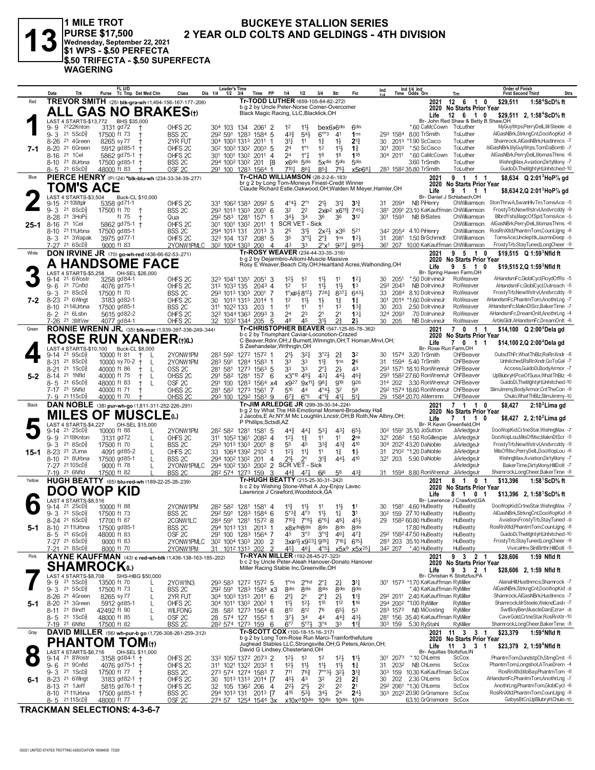# 13

**1 MILE TROT**
**PURSE $17,500**
**Wednesday, September 22, 2021**
**$1 WPS - $.50 PERFECTA**
**$.50 TRIFECTA - $.50 SUPERFECTA WAGERING**

## BUCKEYE STALLION SERIES
## 2 YEAR OLD COLTS AND GELDINGS - 4TH DIVISION

---

### 1 — Red — 7-1
**TREVOR SMITH** (25) blk-gra-wh (1,494-156-167-177-.206)
**ALL GAS NO BRAKES(t)**
Tr-TODD LUTHER (659-105-84-82-.272)
b g 2 by Uncle Peter-Norse Comer-Overcomer
Black Magic Racing, LLC,Blacklick,OH
Br- John Red Shaw & Betty B Shaw,OH
LAST 4 STARTS-$13,772 BHS $35,000
2021: 12 6 1 0 $29,511 1:58⁴ScD⅝ ft
2020 No Starts Prior Year
Life: 12 6 1 0 $29,511 2, 1:58⁴ScD⅝ ft

| Date | Trk | Purse | Tc Tmp | Class | 1/4 | 1/2 | 3/4 | Time | PP | 1/4 | 1/2 | 3/4 | Str | Fin | Ind 1/4 | Ind Time | Odds Drv | Trn | Order of Finish |
|---|---|---|---|---|---|---|---|---|---|---|---|---|---|---|---|---|---|---|---|
| 9-9 | 21 22Knton | 3131 | gd72 † | OHFS 2C | 30⁴ | 103 | 134 | 206¹ | 2 | 1² | 1½ | bex6x6dis | | 6dis | | | *.60 CaMcCown | ToLuther | MyGuyWrps,PerryDell,MrSteele -6 |
| 9-3 | 21 5ScD⅝ | 17500 | ft 73 † | BSS 2C | 29² | 59¹ | 128³ | 158⁴ | 5 | 4³½ | 5⁴½ | 6°°³ | 41 | 1ns | 29³ | 158⁴ | 8.00 TrSmith | ToLuther | AlGasNBrk,StrkngCnt,DooWopKid -8 |
| 8-26 | 21 4Green | 8265 | sy77 † | 2YR FUT | 30⁴ | 100³ | 131³ | 201¹ | 1 | 3¹½ | 1¹ | 1½ | 1½ | 2¹½ | 30 | 201³ | *1.90 ScCisco | ToLuther | Shamrock,AlGasNBrk,HustInmcs -7 |
| 8-20 | 21 6Green | 5912 | gd85-1 † | OHFS 2C | 30² | 100² | 130² | 200³ | 5 | 2⁴ | 1°¹ | 1² | 1½ | 1¾ | 30¹ | 200³ | *.50 ScCisco | ToLuther | AlGasNBrk,MyGuyWrps,TomDaBomb -7 |
| 8-16 | 21 1Cel | 5862 | gd75-1 † | OHFS 2C | 30¹ | 100¹ | 130² | 201¹ | 4 | 2⁴ | 1°½ | 1⁸ | 1⁸ | 1¹⁸ | 30⁴ | 201¹ | *.60 CaMcCown | ToLuther | AlGasNBrk,PerryDell,MomasThms -6 |
| 8-10 | 21 8Urbna | 17500 | gd85-1 † | BSS 2C | 29⁴ | 100² | 130² | 201 | [8 | x6dis | 5dis | 5xdis | 5dis | 5dis | | | 3.60 TrSmith | ToLuther | WishngMax,Aviation,DirtyMony -7 |
| 8-5 | 21 6ScD⅝ | 48000 | ft 83 † | OSF 2C | 29¹ | 100 | 128³ | 156⁴ | 1 | 7¹⁰½ | 8⁶½ | 8⁵¾ | 7⁸½ | x5p6⁸½ | 28³ | 158² | 35.80 TrSmith | ToLuther | GuidoDi,TheMghtyH,Unhitched-10 |

### 2 — Blue — 25-1
**PIERCE HENRY** (P) (24) *blk-blu-wh (234-33-34-39-.277)
**TOM'S ACE**
Tr-CHAD WILLIAMSON (28-2-2-6-.183)
br g 2 by Long Tom-Moneys Finest-Credit Winner
Claude Richard Estle,Oakwood,OH;Walden M Meyer,Hamler,OH
Br- Daniel J Schlabach,OH
LAST 4 STARTS-$3,504 Buck-CL $10,000
2021: 9 1 1 1 $8,634 Q 2:01³HoP⅞ gd
2020 No Starts Prior Year
Life: 9 1 1 1 $8,634 2,Q 2:01³HoP⅞ gd

| Date | Trk | Purse | Tc Tmp | Class | 1/4 | 1/2 | 3/4 | Time | PP | 1/4 | 1/2 | 3/4 | Str | Fin | Ind 1/4 | Ind Time | Odds Drv | Trn | Order of Finish |
|---|---|---|---|---|---|---|---|---|---|---|---|---|---|---|---|---|---|---|---|
| 9-15 | 21 10Mtplr | 5358 | gd71-1 | OHFS 2C | 33¹ | 106² | 138³ | 209² | 5 | 4°⁴½ | 2°¹ | 2¹½ | 3¹½ | 3¹½ | 31 | 209⁴ | NB PiHenry | ChWilliamson | StonThrwA,SwanHlvTm,TomsAce -5 |
| 9-3 | 21 8ScD⅝ | 17500 | ft 70 † | BSS 2C | 29³ | 101³ | 130³ | 200¹ | 6 | 3² | 2² | 2xip² | x6¹¹½ | 7⁴⁵¼ | 38¹ | 209¹ | 23.10 KaKauffman | ChWilliamson | FrostyTrb,NewWstrvl,Andvrcddy -9 |
| 8-28 | 21 3HoP⅞ | | ft 75 † | Qua | 29² | 58³ | 128¹ | 157¹ | 1 | 3⁴½ | 3⁴ | 3⁶ | 3⁶ | 3¹² | 30¹ | 159³ | NB BrBates | ChWilliamson | BlbrdYshi,MagcOfSpd,TomsAce -5 |
| 8-16 | 21 1Cel | 5862 | gd75-1 † | OHFS 2C | 30¹ | 100¹ | 130² | 201¹ | 1 | SCR VET - Sick | | | | | | | | ChWilliamson | AlGasNBrk,PerryDell,MomasThms -6 |
| 8-10 | 21 11Urbna | 17500 | gd85-1 | BSS 2C | 29⁴ | 101³ | 131 | 201³ | 3 | 2⁵ | 3¹½ | 2x2½ | x3⁶ | 5²¹ | 34² | 205⁴ | 4.10 PiHenry | ChWilliamson | RosRnXltd,PhantmTom,CountJgng -8 |
| 8-3 | 21 3Wapak | 3975 | gd77-1 | OHFS 2C | 32³ | 104 | 137 | 208¹ | 5 | 3⁵ | 3°¹½ | 2°¾ | 1ns | 1²½ | 31 | 208¹ | 1.50 BrSchmidt | ChWilliamson | TomsAce,Uncleptk,JazmnDeep -5 |
| 7-27 | 21 6ScD⅝ | 9000 | ft 83 | 2YONW1PMLC | 30² | 100⁴ | 130³ | 200 | 4 | 4³ | 3³ | 2°x¹ | 9²⁷½ | 9³⁵½ | 36¹ | 207 | 10.00 KaKauffman | ChWilliamson | FrostyTrb,StayTuned,LongCheer -9 |

### 3 — White — 7-2
**DON IRVINE JR** (70) go-wh-red (436-66-62-53-.271)
**A HANDSOME FACE**
Tr-ROSY WEAVER (234-44-33-35-.316)
b g 2 by Dejarmbro-Alliomi-Muscle Massive
Rosy E Weaver,Beach City,OH;Heartland Acres,Walhonding,OH
Br- Spring Haven Farm,OH
LAST 4 STARTS-$5,258 OH-SEL $26,000
2021: 9 5 1 0 $19,515 Q 1:59³Nfld ft
2020 No Starts Prior Year
Life: 9 5 1 0 $19,515 2,Q 1:59³Nfld ft

| Date | Trk | Purse | Tc Tmp | Class | 1/4 | 1/2 | 3/4 | Time | PP | 1/4 | 1/2 | 3/4 | Str | Fin | Ind 1/4 | Ind Time | Odds Drv | Trn | Order of Finish |
|---|---|---|---|---|---|---|---|---|---|---|---|---|---|---|---|---|---|---|---|
| 9-14 | 21 6Wostr | 3258 | gd84-1 | OHFS 2C | 32³ | 104¹ | 135¹ | 205¹ | 3 | 1²½ | 1² | 1½ | 1¹ | 1²½ | 30 | 205¹ | *.50 DoIrvineJr | RoWeaver | AHandsmFc,GloblCycl,FloydOfRs -5 |
| 9-6 | 21 7Cnfld | 4076 | gd75-1 | OHFS 2C | 31³ | 103³ | 135 | 204³ | 4 | 1² | 1² | 1½ | 1½ | 1³ | 29³ | 204³ | NB DoIrvineJr | RoWeaver | AHandsmFc,GloblCycl,Outreach -5 |
| 9-3 | 21 8ScD⅝ | 17500 | ft 70 | BSS 2C | 29³ | 101³ | 130³ | 200¹ | 7 | 1°xip¾ | 8¹⁷½ | 7²⁶½ | 8³⁷½ | 6⁴³½ | 33 | 208⁴ | 8.10 DoIrvineJr | RoWeaver | FrostyTrb,NewWstrvl,Andvrcddy -9 |
| 8-23 | 21 6Wlngt | 3183 | gd82-1 | OHFS 2C | 30 | 101³ | 131³ | 201⁴ | 1 | 1² | 1¹½ | 1½ | 1¾ | 1¾ | 30¹ | 201⁴ | *1.60 DoIrvineJr | RoWeaver | AHandsmFc,PhantmTom,AnothrLng -7 |
| 8-10 | 21 14Urbna | 17500 | gd85-1 | BSS 2C | 31¹ | 102² | 133 | 203 | 1 | 1¹ | 1¹ | 1¹ | 1³ | 1³¾ | 30 | 203 | 2.50 DoIrvineJr | RoWeaver | AHandsmFc,MaknDtScr,BakerTime -7 |
| 8-2 | 21 6Lsbn | 5615 | gd82-2 | OHFS 2C | 32² | 104⁴ | 136³ | 209³ | 3 | 2⁴ | 2³ | 2¹ | 2¹ | 1³¾ | 32⁴ | 209³ | .70 DoIrvineJr | RoWeaver | AHandsmFc,DreamOnlt,AnothrLng -4 |
| 7-26 | 21 3MtVer | 4077 | gd84-1 | OHFS 2C | 32 | 103² | 134⁴ | 205 | 5 | 4⁸ | 4⁵ | 3¹½ | 2¾ | 2½ | 30 | 205 | NB DoIrvineJr | RoWeaver | ArblsGldr,AHandsmFc,DreamOnlt -6 |

### 4 — Green — 5-2
**RONNIE WRENN JR.** (35) blk-mar (1,939-337-336-249-.344)
**ROSE RUN XANDER(t)(L)**
Tr-CHRISTOPHER BEAVER (547-125-85-78-.362)
b c 2 by Triumphant Caviar-Loconotion-Crazed
C Beaver,Rdnr,OH;J Burnett,Wlmngtn,OH;T Homan,Mnvl,OH;
S Zeehandelar,Wrthngtn,OH
Br- Rose Run Farm,OH
LAST 4 STARTS-$10,100 Buck-CL $8,000
2021: 7 0 1 1 $14,100 Q 2:00⁴Dela gd
2020 No Starts Prior Year
Life: 7 0 1 1 $14,100 2,Q 2:00⁴Dela gd

| Date | Trk | Purse | Tc Tmp | Class | 1/4 | 1/2 | 3/4 | Time | PP | 1/4 | 1/2 | 3/4 | Str | Fin | Ind 1/4 | Ind Time | Odds Drv | Trn | Order of Finish |
|---|---|---|---|---|---|---|---|---|---|---|---|---|---|---|---|---|---|---|---|
| 9-14 | 21 9ScD⅝ | 10000 | ft 81 † L | 2YONW1PM | 28³ | 59² | 127² | 157² | 1 | 2¹½ | 3²½ | 3°²½ | 2¾ | 3² | 30 | 157⁴ | 3.20 TrSmith | ChFBeaver | OutsdThFr,WhatThBlz,RsRnXndr -8 |
| 8-31 | 21 8ScD⅝ | 10000 | sy70-2 † L | 2YONW1PM | 28³ | 58³ | 128⁴ | 158³ | 3 | 3³ | 3³ | 1¹¾ | 1ns | 2⁶ | 31 | 159⁴ | 5.40 TrSmith | ChFBeaver | Unhitched,RsRnXndr,GoToGal -7 |
| 8-21 | 21 1ScD⅝ | 40000 | ft 86 † L | OSS 2C | 28¹ | 58¹ | 127³ | 156³ | 5 | 3³ | 3³ | 2°¾ | 2½ | 4³ | 29³ | 157¹ | 18.10 RonWrennJr | ChFBeaver | Access,GuidoDi,BodyArmor -7 |
| 8-14 | 21 1Nfld | 40000 | ft 75 † L | OHSS 2C | 29¹ | 58² | 128¹ | 157 | 6 | x3°¹⁰ | 4⁹½ | 4³¼ | 4⁴½ | 4⁶¾ | 29³ | 158² | 27.60 RonWrennJr | ChFBeaver | UpBlubryH,PceOfSusx,WhatThBlz -6 |
| 8-5 | 21 6ScD⅝ | 48000 | ft 83 † L | OSF 2C | 29¹ | 100 | 128³ | 156⁴ | x4 | x9²⁷ | 9x¹¹¾ | 9⁸¼ | 9¹⁹ | 9²⁶ | 31⁴ | 202 | 3.30 RonWrennJr | ChFBeaver | GuidoDi,TheMghtyH,Unhitched-10 |
| 7-17 | 21 5Nfld | 40000 | ft 71 † | OHSS 2C | 28¹ | 58² | 127³ | 156¹ | 7 | 5¹⁰ | 4⁴ | 4°⁴½ | 3² | 5⁸ | 29² | 157⁴ | 18.60 RonWrennJr | ChFBeaver | SlimJimmy,BodyArmor,CntTheCon -9 |
| 7-9 | 21 11ScD⅝ | 40000 | ft 70 † | OHSS 2C | 29³ | 100 | 129² | 158³ | 9 | 6⁷¾ | 6°⁵ | 4°¹¾ | 4¹½ | 5¹½ | 29 | 158⁴ | 20.70 AMerrimn | ChFBeaver | Chulo,WhatThBlz,SlimJimmy-10 |

### 5 — Black — 15-1
**DAN NOBLE** (38) pur-wh-go (1,811-311-252-226-.291)
**MILES OF MUSCLE(L)**
Tr-JIM ARLEDGE JR (299-39-30-34-.224)
b g 2 by What The Hill-Emotional Moment-Broadway Hall
J Jacobs,E Ar,NY;M Mc Loughlin,Lncstr,OH;B Roth,Nw Albny,OH;
P Phillips,Sctsdl,AZ
Br- R Kevin Greenfield,OH
LAST 4 STARTS-$4,227 OH-SEL $15,000
2021: 7 1 1 0 $8,427 2:10²Lima gd
2020 No Starts Prior Year
Life: 7 1 1 0 $8,427 2, 2:10²Lima gd

| Date | Trk | Purse | Tc Tmp | Class | 1/4 | 1/2 | 3/4 | Time | PP | 1/4 | 1/2 | 3/4 | Str | Fin | Ind 1/4 | Ind Time | Odds Drv | Trn | Order of Finish |
|---|---|---|---|---|---|---|---|---|---|---|---|---|---|---|---|---|---|---|---|
| 9-14 | 21 2ScD⅝ | 10000 | ft 88 L | 2YONW1PM | 28² | 58² | 128¹ | 158¹ | 5 | 4⁴¾ | 4⁴¼ | 5³¼ | 4³¾ | 6⁵½ | 30² | 159¹ | 35.10 JoSutton | JiArledgeJr | DooWopKid,CrtneStar,WishngMax -7 |
| 9-9 | 21 18Knton | 3131 | gd72 L | OHFS 2C | 31¹ | 105² | 136¹ | 208² | 4 | 1²½ | 1¾ | 1¹ | 1¹ | 2nk | 32¹ | 208² | 1.50 RoGillespie | JiArledgeJr | DooWopKid,MilsOfMsc,MaknDtScr -5 |
| 9-3 | 21 8ScD⅝ | 17500 | ft 70 L | BSS 2C | 29³ | 101³ | 130³ | 200¹ | 8 | 5⁵ | 4⁵ | 3³¾ | 4³¾ | 4¹⁰ | 30⁴ | 202¹ | 43.20 DaNoble | JiArledgeJr | FrostyTrb,NewWstrvl,Andvrcddy -9 |
| 8-23 | 21 2Lima | 4091 | gd85-2 L | OHFS 2C | 33 | 106⁴ | 139² | 210² | 1 | 1²½ | 1¹½ | 1¹ | 1¾ | 1½ | 31 | 210² | *1.20 DaNoble | JiArledgeJr | MilsOfMsc,PerryDell,DooWopLou -6 |
| 8-10 | 21 8Urbna | 17500 | gd85-1 L | BSS 2C | 29⁴ | 100² | 130² | 201 | 4 | 2¹½ | 2¹ | 3¹¾ | 4⁴½ | 4¹⁰ | 32¹ | 203 | 5.90 DaNoble | JiArledgeJr | WishngMax,Aviation,DirtyMony -7 |
| 7-27 | 21 10ScD⅝ | 9000 | ft 78 L | 2YONW1PMLC | 29⁴ | 100² | 130³ | 200² | 3 | SCR VET - Sick | | | | | | | | JiArledgeJr | BakerTime,DirtyMony,HillDolt -7 |
| 7-19 | 21 6Nfld | 17500 | ft 82 L | BSS 2C | 28² | 57⁴ | 127³ | 159 | 3 | 4⁴¾ | 4⁷½ | 6⁾6 | 5⁸ | 4³¾ | 31 | 159⁴ | 8.80 RonWrennJr | JiArledgeJr | Shamrock,LongCheer,BakerTime -8 |

### 6 — Yellow — 5-1
**HUGH BEATTY** (65) blu-red-wh (189-22-25-28-.239)
**DOO WOP KID**
Tr-HUGH BEATTY (215-25-30-31-.242)
b c 2 by Wishing Stone-What A Joy-Enjoy Lavec
Lawrence J Crawford,Woodstock,GA
Br- Lawrence J Crawford,GA
LAST 4 STARTS-$8,516
2021: 8 1 0 1 $13,396 1:58¹ScD⅝ ft
2020 No Starts Prior Year
Life: 8 1 0 1 $13,396 2, 1:58¹ScD⅝ ft

| Date | Trk | Purse | Tc Tmp | Class | 1/4 | 1/2 | 3/4 | Time | PP | 1/4 | 1/2 | 3/4 | Str | Fin | Ind 1/4 | Ind Time | Odds Drv | Trn | Order of Finish |
|---|---|---|---|---|---|---|---|---|---|---|---|---|---|---|---|---|---|---|---|
| 9-14 | 21 2ScD⅝ | 10000 | ft 88 | 2YONW1PM | 28² | 58² | 128¹ | 158¹ | 4 | 1¹¾ | 1¹½ | 1¹ | 1¹½ | 1¹ | 30 | 158¹ | 4.60 HuBeatty | HuBeatty | DooWopKid,CrtneStar,WishngMax -7 |
| 9-9 | 21 18Knton | 3131 | gd72 | OHFS 2C | 31¹ | 105² | 136¹ | 208² | 4 | 1²½ | 1¾ | 1¹ | 1¹ | 2nk | | | | | |
| 9-3 | 21 5ScD⅝ | 17500 | ft 73 | BSS 2C | 29² | 59¹ | 128³ | 158⁴ | 6 | 5°³¾ | 4°³ | 1¹½ | 1¾ | 3¹ | 30² | 159 | 27.10 HuBeatty | HuBeatty | AlGasNBrk,StrkngCnt,DooWopKid -8 |
| 8-24 | 21 6ScD⅝ | 17700 | ft 87 | 2CGNW1LC | 28⁴ | 59¹ | 128¹ | 157² | 8 | 7¹⁰¾ | 7°⁸½ | 6°⁶½ | 4⁶½ | 4⁵½ | 29 | 158² | 60.80 HuBeatty | HuBeatty | Aviation,FrostyTrb,StayTuned -9 |
| 8-10 | 21 11Urbna | 17500 | gd85-1 | BSS 2C | 29⁴ | 101³ | 131 | 201³ | 1 | x8xdis | 8dis | 8dis | 8dis | 8dis | | | 17.80 HuBeatty | HuBeatty | RosRnXltd,PhantmTom,CountJgng -8 |
| 8-5 | 21 6ScD⅝ | 48000 | ft 83 | OSF 2C | 29¹ | 100 | 128³ | 156⁴ | 7 | 4⁵ | 3°³ | 3°¹¾ | 4⁶½ | 4⁷¾ | 29² | 158² | 47.50 HuBeatty | HuBeatty | GuidoDi,TheMghtyH,Unhitched-10 |
| 7-27 | 21 6ScD⅝ | 9000 | ft 83 | 2YONW1PMLC | 30² | 100⁴ | 130³ | 200 | 2 | 3xip1½ | x9²³½ | 9¹⁹½ | 7¹⁶½ | 6¹⁵½ | 28³ | 203 | 35.10 HuBeatty | HuBeatty | FrostyTrb,StayTuned,LongCheer -9 |
| 7-21 | 21 8ScD⅝ | 8000 | ft 70 | 2YONW1PM | 31 | 101² | 131³ | 202 | 2 | 4⁵½ | 4⁶½ | 4°⁵½ | x5x⁹ | x5x²⁵½ | 34² | 207 | *.40 HuBeatty | HuBeatty | VivicaHnv,SlntBrthr,HillDolt -5 |

### 7 — Pink — 5-1
**KAYNE KAUFFMAN** (43) c red-wh-blk (1,436-138-163-185-.202)
**SHAMROCK(L)**
Tr-RYAN MILLER (192-28-45-27-.323)
b c 2 by Uncle Peter-Aleah Hanover-Donato Hanover
Miller Racing Stable Inc,Greenville,OH
Br- Christian K Stoltzfus,PA
LAST 4 STARTS-$8,708 SHS-HBG $50,000
2021: 9 3 2 1 $28,606 1:59 Nfld ft
2020 No Starts Prior Year
Life: 9 3 2 1 $28,606 2, 1:59 Nfld ft

| Date | Trk | Purse | Tc Tmp | Class | 1/4 | 1/2 | 3/4 | Time | PP | 1/4 | 1/2 | 3/4 | Str | Fin | Ind 1/4 | Ind Time | Odds Drv | Trn | Order of Finish |
|---|---|---|---|---|---|---|---|---|---|---|---|---|---|---|---|---|---|---|---|
| 9-9 | 21 5ScD⅝ | 13500 | ft 70 L | 2YOW1N3 | 29³ | 58³ | 127² | 157² | 5 | 1°ns | 2°hd | 2°¾ | 2¾ | 3¹½ | 30¹ | 157³ | *1.70 KaKauffman | RyMiller | AlanaHill,HustInmcs,Shamrock -7 |
| 9-3 | 21 5ScD⅝ | 17500 | ft 73 L | BSS 2C | 29² | 59¹ | 128³ | 158⁴ | x3 | 8dis | 8dis | 8dis | 8dis | 8dis | | | *.40 KaKauffman | RyMiller | AlGasNBrk,StrkngCnt,DooWopKid -8 |
| 8-26 | 21 4Green | 8265 | sy77 L | 2YR FUT | 30⁴ | 100³ | 131³ | 201¹ | 6 | 2¹½ | 2¹ | 2°¾ | 2½ | 1¹¾ | 29² | 201¹ | 2.40 KaKauffman | RyMiller | Shamrock,AlGasNBrk,HustInmcs -7 |
| 8-20 | 21 3Green | 5912 | gd85-1 L | OHFS 2C | 30⁴ | 101¹ | 130³ | 200² | 1 | 1¹½ | 1²½ | 1¹⁰ | 1¹² | 1¹⁶ | 29⁴ | 200² | *1.00 RyMiller | RyMiller | Shamrock,MrSteele,WekndCash -7 |
| 8-11 | 21 8Ind1 | 42492 | ft 90 L | WILFONG | 28 | 58² | 127³ | 156⁴ | 6 | 8¹² | 8¹² | 7⁶ | 6⁵½ | 5³ | 28³ | 157² | NB MiOosting | RyMiller | SwtBoyBen,MuscleDan,Ezra+ -8 |
| 8-5 | 21 1ScD⅝ | 48000 | ft 85 L | OSF 2C | 28 | 57⁴ | 127 | 155² | 1 | 3⁷½ | 3⁴ | 4⁴ | 4⁴¾ | 4³½ | 28¹ | 156 | 35.40 KaKauffman | RyMiller | CavirGold,CrtneStar,RosRnXtr-10 |
| 7-19 | 21 6Nfld | 17500 | ft 82 L | BSS 2C | 28² | 57⁴ | 127³ | 159 | 6 | 6°⁷ | 5°⁷½ | 3°⁴ | 3³ | 1¹¾ | 30³ | 159 | 5.30 RySlahl | RyMiller | Shamrock,LongCheer,BakerTime -8 |

### 8 — Gray — 6-1
**DAVID MILLER** (56) wh-pur-b go (1,726-308-261-259-.312)
**PHANTOM TOM(t)**
Tr-SCOTT COX (100-18-15-16-.317)
b g 2 by Long Tom-Rose Run Marci-Trainforthefuture
Jughead Stables LLC,Strongsville,OH;G Peters,Akron,OH;
David G Lindsey,Chesterland,OH
Br- Aquillas Stoltzfus,IN
LAST 4 STARTS-$6,716 OH-SEL $11,000
2021: 11 3 3 1 $23,379 1:59⁴Nfld ft
2020 No Starts Prior Year
Life: 11 3 3 1 $23,379 2, 1:59⁴Nfld ft

| Date | Trk | Purse | Tc Tmp | Class | 1/4 | 1/2 | 3/4 | Time | PP | 1/4 | 1/2 | 3/4 | Str | Fin | Ind 1/4 | Ind Time | Odds Drv | Trn | Order of Finish |
|---|---|---|---|---|---|---|---|---|---|---|---|---|---|---|---|---|---|---|---|
| 9-14 | 21 8Wostr | 3158 | gd84-1 † | OHFS 2C | 33³ | 105² | 137² | 207³ | 2 | 1²½ | 1² | 1² | 1²½ | 1¹½ | 30¹ | 207³ | *.10 ChLems | ScCox | PhantmTom,DundstpCh,StrngCrnt -5 |
| 9-6 | 21 9Cnfld | 4076 | gd75-1 † | OHFS 2C | 31¹ | 102¹ | 132² | 203² | 1 | 1²½ | 1¹½ | 1¹½ | 1¹½ | 1¾ | 31 | 203² | NB ChLems | ScCox | PhantmTom,Longshot,ATrueDrem -4 |
| 9-3 | 21 1ScD⅝ | 17500 | ft 77 † | BSS 2C | 27³ | 57⁴ | 127⁴ | 158³ | 7 | 7¹¹ | 7⁶¾ | 7°°³¼ | 3²½ | 3¹¾ | 30³ | 159 | 10.30 KaKauffman | ScCox | RosRnXltd,MoBay,PhantmTom -8 |
| 8-23 | 21 6Wlngt | 3183 | gd82-1 † | OHFS 2C | 30 | 101³ | 131³ | 201⁴ | [7 | 4⁵½ | 4³ | 3² | 2¾ | 2¾ | 30 | 202 | 2.30 ChLems | ScCox | AHandsmFc,PhantmTom,AnothrLng -7 |
| 8-13 | 21 1Jeff | 5815 | gd76-1 † | OHFS 2C | 32 | 105 | 136² | 206 | 4 | 2²½ | 2¹½ | 2² | 2² | 2¹ | 29² | 206¹ | *1.30 ChLems | ScCox | AnothrLng,PhantmTom,GloblCycl -6 |
| 8-10 | 21 11Urbna | 17500 | gd85-1 † | BSS 2C | 29⁴ | 101³ | 131 | 201³ | [7 | 4¹⁵ | 5³½ | 3⁴½ | 2⁴ | 2⁴½ | 30³ | 202² | 20.90 GrGrismore | ScCox | RosRnXltd,PhantmTom,CountJgng -8 |
| 8-5 | 21 11ScD⅝ | 48000 | ft 77 | OSF 2C | 27⁴ | 57 | 125⁴ | 154⁴ | 3x | x10xd10dis | | 10dis | 10dis | 10dis | | | 63.10 GrGrismore | ScCox | GabysBtCn,UpBlubryH,Chulo-10 |

**TRACKMAN SELECTIONS: 4-3-6-7**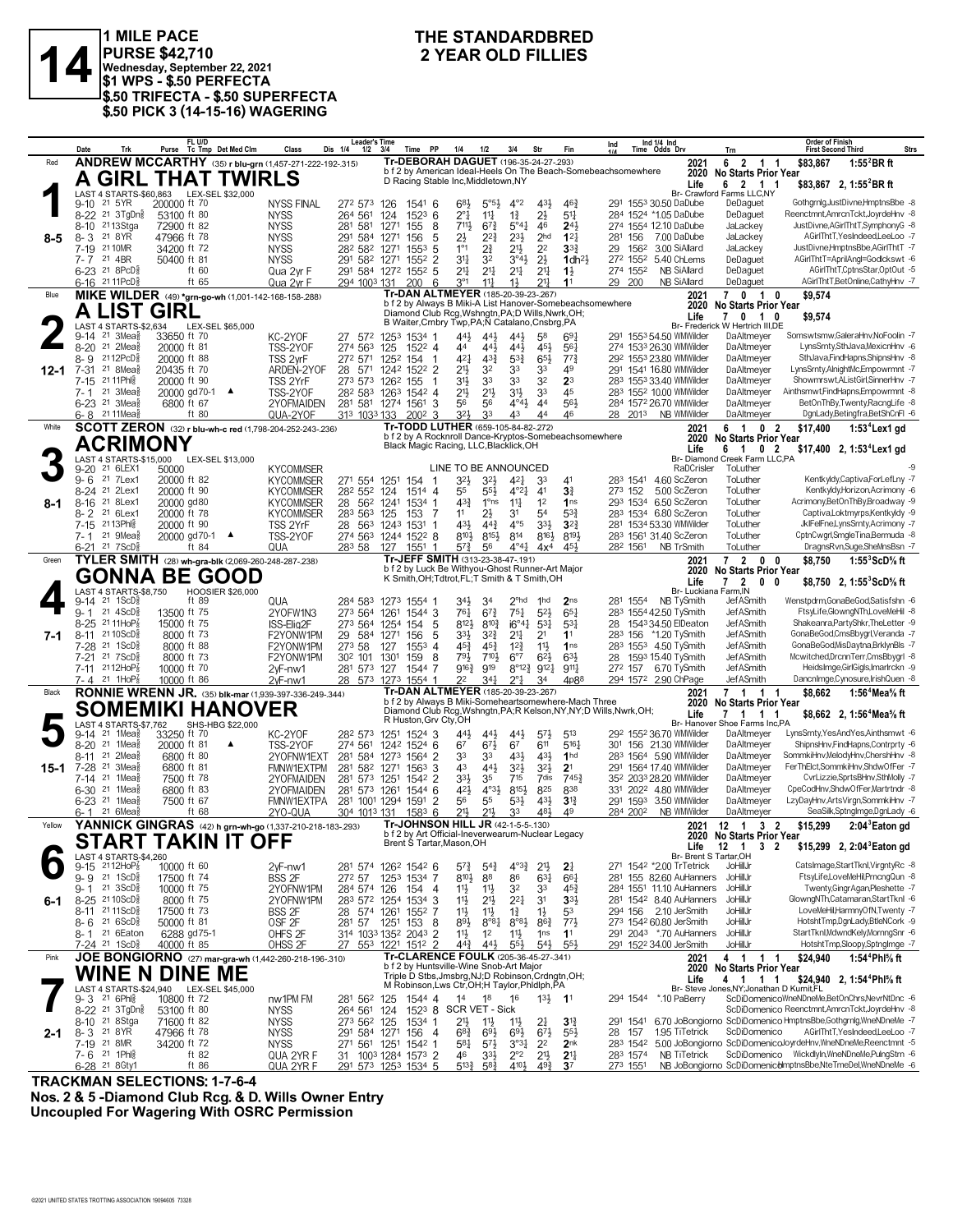# 14

**1 MILE PACE**
**PURSE $42,710**
**Wednesday, September 22, 2021**
**$1 WPS - $.50 PERFECTA**
**$.50 TRIFECTA - $.50 SUPERFECTA**
**$.50 PICK 3 (14-15-16) WAGERING**

## THE STANDARDBRED
## 2 YEAR OLD FILLIES

---

### 1 — Red — 8-5
**ANDREW McCARTHY** (35) r blu-grn (1,457-271-222-192-.315)
**A GIRL THAT TWIRLS**
Tr-DEBORAH DAGUET (196-35-24-27-.293)
b f 2 by American Ideal-Heels On The Beach-Somebeachsomewhere
D Racing Stable Inc,Middletown,NY
Br- Crawford Farms LLC,NY
LAST 4 STARTS-$60,863 LEX-SEL $32,000
2021: 6 2 1 1 $83,867 1:55²BR ft
2020: No Starts Prior Year
Life: 6 2 1 1 $83,867 2, 1:55²BR ft

| Date | Trk | Purse | Tc Tmp | Class | 1/4 | 1/2 | 3/4 | Time | PP | 1/4 | 1/2 | 3/4 | Str | Fin | Ind 1/4 Ind Time | Odds Drv | Trn | Order of Finish |
|---|---|---|---|---|---|---|---|---|---|---|---|---|---|---|---|---|---|---|
| 9-10 21 | 5YR | 200000 | ft 70 | NYSS FINAL | 27² | 57³ | 126 | 1541 | 6 | 6⁸½ | 5°⁵½ | 4°² | 4³½ | 4⁶¾ | 29¹ 155³ | 30.50 DaDube | DeDaguet | GothgrnIg,JustDivne,HmptnsBbe -8 |
| 8-22 21 | 3TgDn⅝ | 53100 | ft 80 | NYSS | 26⁴ | 56¹ | 124 | 152³ | 6 | 2°½ | 1¹½ | 1¾ | 2½ | 5¹¼ | 28⁴ 152⁴ | *1.05 DaDube | DeDaguet | Reenctmnt,AmrcnTckt,JoyrdeHnv -8 |
| 8-10 21 | 13Stga | 72900 | ft 82 | NYSS | 28¹ | 58¹ | 127¹ | 155 | 8 | 7¹¹½ | 6⁷¾ | 5°⁴¼ | 4⁶ | 2⁴½ | 27⁴ 155⁴ | 12.10 DaDube | JaLackey | JustDivne,AGirlThtT,SymphonyG -8 |
| 8-3 21 | 8YR | 47966 | ft 78 | NYSS | 29¹ | 58⁴ | 127¹ | 156 | 5 | 2½ | 2²¾ | 2³½ | 2hd | 1²¼ | 28¹ 156 | 7.00 DaDube | JaLackey | AGirlThtT,YesIndeed,LeeLoo -7 |
| 7-19 21 | 10MR | 34200 | ft 72 | NYSS | 28² | 58² | 127¹ | 155³ | 5 | 1°¹ | 2¾ | 2¹½ | 2² | 3³¾ | 29 156² | 3.00 SiAllard | JaLackey | JustDivne,HmptnsBbe,AGirlThtT -7 |
| 7-7 21 | 4BR | 50400 | ft 81 | NYSS | 29¹ | 58² | 127¹ | 155² | 2 | 3¹½ | 3² | 3°⁴½ | 2½ | 1dh2½ | 27² 155² | 5.40 ChLems | DeDaguet | AGirlThtT=AprilAngl=Godlckswt -6 |
| 6-23 21 | 8PcD⅝ | | ft 60 | Qua 2yr F | 29¹ | 58⁴ | 127² | 155² | 5 | 2¹¼ | 2¹¼ | 2¹¼ | 2¹¼ | 1½ | 27⁴ 155² | NB SiAllard | DeDaguet | AGirlThtT,CptnsStar,OptOut -5 |
| 6-16 21 | 11PcD⅝ | | ft 65 | Qua 2yr F | 29⁴ | 100³ | 131 | 200 | 6 | 3°¹ | 1¹¼ | 1½ | 2¹¼ | 1¹ | 29 200 | NB SiAllard | DeDaguet | AGirlThtT,BetOnline,CathyHnv -7 |

### 2 — Blue — 12-1
**MIKE WILDER** (49) *grn-go-wh (1,001-142-168-158-.288)
**A LIST GIRL**
Tr-DAN ALTMEYER (185-20-39-23-.267)
b f 2 by Always B Miki-A List Hanover-Somebeachsomewhere
Diamond Club Rcg,Wshngtn,PA;D Wills,Nwrk,OH; B Waiter,Crnbry Twp,PA;N Catalano,Cnsbrg,PA
Br- Frederick W Hertrich III,DE
LAST 4 STARTS-$2,634 LEX-SEL $65,000
2021: 7 0 1 0 $9,574
2020: No Starts Prior Year
Life: 7 0 1 0 $9,574

| Date | Trk | Purse | Tc Tmp | Class | 1/4 | 1/2 | 3/4 | Time | PP | 1/4 | 1/2 | 3/4 | Str | Fin | Ind 1/4 Ind Time | Odds Drv | Trn | Order of Finish |
|---|---|---|---|---|---|---|---|---|---|---|---|---|---|---|---|---|---|---|
| 9-14 21 | 3Mea⅝ | 33650 | ft 70 | KC-2YOF | 27 | 57² | 125³ | 153⁴ | 1 | 4⁴½ | 4⁴½ | 4⁴½ | 5⁸ | 6⁹¼ | 29¹ 155³ | 54.50 WMWilder | DaAltmeyer | Somswtsmw,GaleraHnv,NoFoolin -7 |
| 8-20 21 | 2Mea⅝ | 20000 | ft 81 | TSS-2YOF | 27⁴ | 56³ | 125 | 152² | 4 | 4⁴ | 4⁴½ | 4⁴½ | 4⁵½ | 5⁶¼ | 27⁴ 153³ | 26.30 WMWilder | DaAltmeyer | LynsSrnty,ShJava,MexicnHnv -6 |
| 8-9 21 | 12PcD⅝ | 20000 | ft 88 | TSS 2yrF | 27² | 57¹ | 125² | 154 | 1 | 4²½ | 4³¾ | 5³¾ | 6⁵½ | 7⁷¾ | 29² 155³ | 23.80 WMWilder | DaAltmeyer | SthJava,FindHapns,ShipnsHnv -8 |
| 7-31 21 | 8Mea⅝ | 20435 | ft 70 | ARDEN-2YOF | 28 | 57¹ | 124² | 152² | 2 | 2¹½ | 3² | 3³ | 3³ | 4⁹ | 29¹ 154¹ | 16.80 WMWilder | DaAltmeyer | LynsSrnty,AlnightMc,Empowrmnt -7 |
| 7-15 21 | 11Phl⅝ | 20000 | ft 90 | TSS 2YrF | 27³ | 57³ | 126² | 155 | 1 | 3¹½ | 3³ | 3³ | 3² | 2³ | 28³ 155³ | 33.40 WMWilder | DaAltmeyer | Showmrswt,AListGirl,SinnerHnv -7 |
| 7-1 21 | 3Mea⅝ | 20000 | gd70-1 ▲ | TSS-2YOF | 28² | 58³ | 126³ | 154² | 4 | 2¹½ | 2¹½ | 3¹½ | 3³ | 4⁵ | 28³ 155² | 10.00 WMWilder | DaAltmeyer | Ainthsmwt,FindHapns,Empowrmnt -8 |
| 6-23 21 | 3Mea⅝ | 6800 | ft 67 | 2YOFMAIDEN | 28¹ | 58¹ | 127⁴ | 156¹ | 3 | 5⁶ | 5⁶ | 4°⁴¼ | 4⁴ | 5⁶½ | 28⁴ 157² | 26.70 WMWilder | DaAltmeyer | BetOnThBy,Twenty,RacngLife -8 |
| 6-8 21 | 11Mea⅝ | | ft 80 | QUA-2YOF | 31³ | 103³ | 133 | 200² | 3 | 3²½ | 3³ | 4³ | 4⁴ | 4⁶ | 28 201³ | NB WMWilder | DaAltmeyer | DgnLady,Betingfra,BetShCnFl -6 |

### 3 — White — 8-1
**SCOTT ZERON** (32) r blu-wh-c red (1,798-204-252-243-.236)
**ACRIMONY**
Tr-TODD LUTHER (659-105-84-82-.272)
b f 2 by A Rocknroll Dance-Kryptos-Somebeachsomewhere
Black Magic Racing, LLC,Blacklick,OH
Br- Diamond Creek Farm LLC,PA
LAST 4 STARTS-$15,000 LEX-SEL $13,000
2021: 6 1 0 2 $17,400 1:53⁴Lex1 gd
2020: No Starts Prior Year
Life: 6 1 0 2 $17,400 2, 1:53⁴Lex1 gd

| Date | Trk | Purse | Tc Tmp | Class | 1/4 | 1/2 | 3/4 | Time | PP | 1/4 | 1/2 | 3/4 | Str | Fin | Ind 1/4 Ind Time | Odds Drv | Trn | Order of Finish |
|---|---|---|---|---|---|---|---|---|---|---|---|---|---|---|---|---|---|---|
| 9-20 21 | 6LEX1 | 50000 | | KYCOMMSER | | | | | | LINE TO BE ANNOUNCED | | | | | | RaDCrisler | ToLuther | -9 |
| 9-6 21 | 7Lex1 | 20000 | ft 82 | KYCOMMSER | 27¹ | 55⁴ | 125¹ | 154 | 1 | 3²½ | 3²½ | 4²¼ | 3³ | 4¹ | 28³ 154¹ | 4.60 ScZeron | ToLuther | Kentkyldy,Captiva,ForLefLny -7 |
| 8-24 21 | 2Lex1 | 20000 | ft 90 | KYCOMMSER | 28² | 55² | 124 | 151⁴ | 4 | 5⁵ | 5⁵½ | 4°²¼ | 4¹ | 3¾ | 27³ 152 | 5.00 ScZeron | ToLuther | Kentkyldy,Horizon,Acrimony -6 |
| 8-16 21 | 8Lex1 | 20000 | gd80 | KYCOMMSER | 28 | 56² | 124¹ | 153⁴ | 1 | 4³¾ | 1°ns | 1¹¼ | 1² | 1ns | 29³ 153⁴ | 6.50 ScZeron | ToLuther | Acrimony,BetOnThBy,Broadway -9 |
| 8-2 21 | 6Lex1 | 20000 | ft 78 | KYCOMMSER | 28³ | 56³ | 125 | 153 | 7 | 1¹ | 2½ | 3¹ | 5⁴ | 5³¾ | 28³ 153⁴ | 6.80 ScZeron | ToLuther | Captiva,Loktmyrps,Kentkyldy -9 |
| 7-15 21 | 13Phl⅝ | 20000 | ft 90 | TSS 2YrF | 28 | 56³ | 124³ | 153¹ | 1 | 4³½ | 4⁴¾ | 4°⁵ | 3³½ | 3²¾ | 28¹ 153⁴ | 53.40 WMWilder | ToLuther | JklFelFne,LynsSrnty,Acrimony -7 |
| 7-1 21 | 9Mea⅝ | 20000 | gd70-1 ▲ | TSS-2YOF | 27⁴ | 56³ | 124⁴ | 152² | 8 | 8¹⁰½ | 8¹⁵½ | 8¹⁴ | 8¹⁶½ | 8¹⁹½ | 28³ 156¹ | 31.40 ScZeron | ToLuther | CptnCwgrl,SmgleTina,Bermuda -8 |
| 6-21 21 | 7ScD⅝ | | ft 84 | QUA | 28³ | 58 | 127 | 155¹ | 1 | 5⁷¾ | 5⁶ | 4°⁴¼ | 4x⁴ | 4⁵½ | 28² 156¹ | NB TrSmith | ToLuther | DragnsRvn,Suge,SheMnsBsn -7 |

### 4 — Green — 7-1
**TYLER SMITH** (28) wh-gra-blk (2,069-260-248-287-.238)
**GONNA BE GOOD**
Tr-JEFF SMITH (313-25-38-47-.191)
b f 2 by Luck Be Withyou-Ghost Runner-Art Major
K Smith,OH;Tdtrot,FL;T Smith & T Smith,OH
Br- Luckiana Farm,IN
LAST 4 STARTS-$8,750 HOOSIER $26,000
2021: 7 2 0 0 $8,750 1:55³ScD⅝ ft
2020: No Starts Prior Year
Life: 7 2 0 0 $8,750 2, 1:55³ScD⅝ ft

| Date | Trk | Purse | Tc Tmp | Class | 1/4 | 1/2 | 3/4 | Time | PP | 1/4 | 1/2 | 3/4 | Str | Fin | Ind 1/4 Ind Time | Odds Drv | Trn | Order of Finish |
|---|---|---|---|---|---|---|---|---|---|---|---|---|---|---|---|---|---|---|
| 9-14 21 | 1ScD⅝ | | ft 89 | QUA | 28⁴ | 58³ | 127³ | 155⁴ | 1 | 3⁴½ | 3⁴ | 2°hd | 1hd | 2ns | 28¹ 155⁴ | NB TySmith | JefASmith | Wenstpdrm,GonaBeGod,Satisfshn -6 |
| 9-1 21 | 4ScD⅝ | 13500 | ft 75 | 2YOFW1N3 | 27³ | 56⁴ | 126¹ | 154⁴ | 3 | 7⁶¼ | 6⁷¾ | 7⁵¾ | 5²½ | 6⁵¼ | 28³ 155⁴ | 42.50 TySmith | JefASmith | FtsyLife,GlowngNTh,LoveMeHil -8 |
| 8-25 21 | 11HoP⅞ | 15000 | ft 75 | ISS-Eliq2F | 27³ | 56⁴ | 125⁴ | 154 | 5 | 8¹²½ | 8¹⁰¾ | i6°⁴¼ | 5³¼ | 5³¼ | 28 154³ | 34.50 ElDeaton | JefASmith | Shakeanra,PartyShkr,TheLetter -9 |
| 8-11 21 | 10ScD⅝ | 8000 | ft 73 | F2YONW1PM | 29 | 58⁴ | 127¹ | 156 | 5 | 3³½ | 3²¾ | 2¹¼ | 2¹ | 1¹ | 28³ 156 | *1.20 TySmith | JefASmith | GonaBeGod,CmsBbygrl,Veranda -7 |
| 7-28 21 | 1ScD⅝ | 8000 | ft 88 | F2YONW1PM | 27³ | 58 | 127 | 155³ | 4 | 4⁵¾ | 4⁵¾ | 1²¾ | 1¹½ | 1ns | 28³ 155³ | 4.50 TySmith | JefASmith | GonaBeGod,MisDaytna,BrklynBls -7 |
| 7-21 21 | 7ScD⅝ | 8000 | ft 73 | F2YONW1PM | 30² | 101 | 130¹ | 159 | 8 | 7⁹¼ | 7¹⁰½ | 6°⁷ | 6²½ | 6³½ | 28 159³ | 15.40 TySmith | JefASmith | Mcwitched,DrcnnTerr,CmsBbygrl -8 |
| 7-11 21 | 12HoP⅞ | 10000 | ft 70 | 2yF-nw1 | 28¹ | 57³ | 127 | 154⁴ | 7 | 9¹⁶¾ | 9¹⁹ | 8°¹²¾ | 9¹²½ | 9¹¹¼ | 27² 157 | 6.70 TySmith | JefASmith | HeidsImge,GirlGigls,Imarlrckn -9 |
| 7-4 21 | 1HoP⅞ | 10000 | ft 86 | 2yF-nw1 | 28 | 57³ | 127³ | 155⁴ | 1 | 2² | 3⁴½ | 2°¼ | 3⁴ | 4p8⁸ | 29⁴ 157² | 2.90 ChPage | JefASmith | DancnImge,Cynosure,IrishQuen -8 |

### 5 — Black — 15-1
**RONNIE WRENN JR.** (35) blk-mar (1,939-397-336-249-.344)
**SOMEKIKI HANOVER**
Tr-DAN ALTMEYER (185-20-39-23-.267)
b f 2 by Always B Miki-Someheartsomewhere-Mach Three
Diamond Club Rcg,Wshngtn,PA;R Kelson,NY,NY;D Wills,Nwrk,OH; R Huston,Grv Cty,OH
Br- Hanover Shoe Farms Inc,PA
LAST 4 STARTS-$7,762 SHS-HBG $22,000
2021: 7 1 1 1 $8,662 1:56⁴Mea⅝ ft
2020: No Starts Prior Year
Life: 7 1 1 1 $8,662 2, 1:56⁴Mea⅝ ft

| Date | Trk | Purse | Tc Tmp | Class | 1/4 | 1/2 | 3/4 | Time | PP | 1/4 | 1/2 | 3/4 | Str | Fin | Ind 1/4 Ind Time | Odds Drv | Trn | Order of Finish |
|---|---|---|---|---|---|---|---|---|---|---|---|---|---|---|---|---|---|---|
| 9-14 21 | 1Mea⅝ | 33250 | ft 70 | KC-2YOF | 28² | 57³ | 125¹ | 152⁴ | 3 | 4⁴½ | 4⁴½ | 4⁴½ | 5⁷½ | 5¹³ | 29² 155² | 36.70 WMWilder | DaAltmeyer | LynsSrnty,YesAndYes,Ainthsmwt -6 |
| 8-20 21 | 1Mea⅝ | 20000 | ft 81 ▲ | TSS-2YOF | 27⁴ | 56¹ | 124² | 152⁴ | 6 | 6⁷ | 6⁷½ | 6⁷ | 6¹¹ | 5¹⁶¼ | 30¹ 156 | 21.30 WMWilder | DaAltmeyer | ShipnsHnv,FindHapns,Contrprty -6 |
| 8-11 21 | 2Mea⅝ | 6800 | ft 81 | 2YOFNW1EXT | 28¹ | 58⁴ | 127³ | 156⁴ | 2 | 3³ | 3³ | 4³½ | 4³½ | 1hd | 28³ 156⁴ | 5.90 WMWilder | DaAltmeyer | SommkiHnv,MelodyHnv,ChershHnv -8 |
| 7-28 21 | 3Mea⅝ | 6800 | ft 81 | FMNW1EXTPM | 28¹ | 58² | 127¹ | 156³ | 3 | 4³ | 4⁴½ | 3²½ | 3²½ | 2¹ | 29¹ 156⁴ | 17.40 WMWilder | DaAltmeyer | FerThElct,SommkiHnv,ShdwOfFer -7 |
| 7-14 21 | 1Mea⅝ | 7500 | ft 78 | 2YOFMAIDEN | 28¹ | 57³ | 125¹ | 154² | 2 | 3³½ | 3⁵ | 7¹⁵ | 7dis | 7⁴⁵³ | 35² 203³ | 28.20 WMWilder | DaAltmeyer | CvrLizzie,SprtsBHnv,SthMolly -7 |
| 6-30 21 | 1Mea⅝ | 6800 | ft 83 | 2YOFMAIDEN | 28¹ | 57³ | 126¹ | 154⁴ | 6 | 4²½ | 4°³½ | 8¹⁵½ | 8²⁵ | 8³⁸ | 33¹ 202² | 4.80 WMWilder | DaAltmeyer | CpeCodHnv,ShdwOfFer,Martrtndr -8 |
| 6-23 21 | 1Mea⅝ | 7500 | ft 67 | FMNW1EXTPA | 28¹ | 100¹ | 129⁴ | 159¹ | 2 | 5⁶ | 5⁵ | 5³½ | 4³½ | 3¹¾ | 29¹ 159³ | 3.50 WMWilder | DaAltmeyer | LzyDayHnv,ArtsVirgn,SommkiHnv -7 |
| 6-1 21 | 6Mea⅝ | | ft 68 | 2YO-QUA | 30⁴ | 101³ | 131 | 158³ | 6 | 2¹½ | 2¹½ | 3³ | 4⁸½ | 4⁹ | 28⁴ 200² | NB WMWilder | DaAltmeyer | SeaSilk,SptngImge,DgnLady -6 |

### 6 — Yellow — 6-1
**YANNICK GINGRAS** (42) h grn-wh-go (1,337-210-218-183-.293)
**START TAKIN IT OFF**
Tr-JOHNSON HILL JR (42-1-5-5-.130)
b f 2 by Art Official-Ineverwearum-Nuclear Legacy
Brent S Tartar,Mason,OH
Br- Brent S Tartar,OH
LAST 4 STARTS-$4,260
2021: 12 1 3 2 $15,299 2:04³Eaton gd
2020: No Starts Prior Year
Life: 12 1 3 2 $15,299 2, 2:04³Eaton gd

| Date | Trk | Purse | Tc Tmp | Class | 1/4 | 1/2 | 3/4 | Time | PP | 1/4 | 1/2 | 3/4 | Str | Fin | Ind 1/4 Ind Time | Odds Drv | Trn | Order of Finish |
|---|---|---|---|---|---|---|---|---|---|---|---|---|---|---|---|---|---|---|
| 9-15 21 | 12HoP⅞ | 10000 | ft 67 | 2yF-nw1 | 28¹ | 57⁴ | 126² | 154² | 6 | 5⁷¾ | 5⁴¾ | 4°³¾ | 2¹½ | 2¼ | 27¹ 154² | *2.00 TrTetrick | JoHillJr | CatsImage,StartTknI,VirgntyRc -8 |
| 9-9 21 | 1ScD⅝ | 17500 | ft 74 | BSS 2F | 27² | 57 | 125³ | 153⁴ | 3 | 8¹⁰½ | 8⁸½ | 8⁶ | 6³¾ | 6⁶¼ | 28¹ 155 | 82.60 AuHanners | JoHillJr | FtsyLife,LoveMeHil,PrncngQun -8 |
| 9-1 21 | 3ScD⅝ | 10000 | ft 75 | 2YOFNW1PM | 28⁴ | 57⁴ | 126 | 154 | 4 | 1¹½ | 1¹½ | 3² | 3³ | 4⁵¾ | 28⁴ 155¹ | 11.10 AuHanners | JoHillJr | Twenty,GingrAgan,Pleshette -7 |
| 8-25 21 | 10ScD⅝ | 8000 | ft 75 | 2YOFNW1PM | 28³ | 57² | 125⁴ | 153⁴ | 3 | 1¹½ | 2¹½ | 2²¼ | 3¹ | 3³½ | 28¹ 154² | 8.40 AuHanners | JoHillJr | GlowngNTh,Catamaran,StartTknI -6 |
| 8-11 21 | 11ScD⅝ | 17500 | ft 73 | BSS 2F | 28 | 57⁴ | 126¹ | 155² | 7 | 1¹½ | 1¹½ | 1¾ | 1½ | 5³ | 29⁴ 156 | 2.10 JerSmith | JoHillJr | LoveMeHil,HarmnyOfN,Twenty -7 |
| 8-6 21 | 6ScD⅝ | 50000 | ft 81 | OSF 2F | 28¹ | 57 | 125¹ | 153 | 8 | 8⁹½ | 8°¹⁰½ | 8°⁸½ | 8⁶¾ | 7⁷½ | 27³ 154² | 60.80 JerSmith | JoHillJr | HotshtTmp,DgnLady,BtleNCork -9 |
| 8-1 21 | 6Eaton | 6288 | gd75-1 | OHFS 2F | 31⁴ | 103³ | 135² | 204³ | 2 | 1¹½ | 1² | 1¹½ | 1ns | 1¹ | 29¹ 204³ | *.70 AuHanners | JoHillJr | StartTknI,MdwndKely,MornngSnr -6 |
| 7-24 21 | 1ScD⅝ | 40000 | ft 85 | OHSS 2F | 27 | 55³ | 122¹ | 152¹ | 4 | 4⁴¾ | 4⁴½ | 5⁵½ | 5⁴½ | 5⁵½ | 29¹ 152² | 34.00 JerSmith | JoHillJr | HotshtTmp,Sloopy,SptngImge -7 |

### 7 — Pink — 2-1
**JOE BONGIORNO** (27) mar-gra-wh (1,442-260-218-196-.310)
**WINE N DINE ME**
Tr-CLARENCE FOULK (205-36-45-27-.341)
b f 2 by Huntsville-Wine Snob-Art Major
Triple D Stbs,Jmsbrg,NJ;D Robinson,Crdngtn,OH; M Robinson,Lws Ctr,OH;H Taylor,Phldlph,PA
Br- Steve Jones,NY;Jonathan D Kurnit,FL
LAST 4 STARTS-$24,940 LEX-SEL $45,000
2021: 4 1 1 1 $24,940 1:54⁴Phl⅝ ft
2020: No Starts Prior Year
Life: 4 1 1 1 $24,940 2, 1:54⁴Phl⅝ ft

| Date | Trk | Purse | Tc Tmp | Class | 1/4 | 1/2 | 3/4 | Time | PP | 1/4 | 1/2 | 3/4 | Str | Fin | Ind 1/4 Ind Time | Odds Drv | Trn | Order of Finish |
|---|---|---|---|---|---|---|---|---|---|---|---|---|---|---|---|---|---|---|
| 9-3 21 | 6Phl⅝ | 10800 | ft 72 | nw1PM FM | 28¹ | 56² | 125 | 154⁴ | 4 | 1⁴ | 1⁸ | 1⁶ | 1³½ | 1¹ | 29⁴ 154⁴ | *.10 PaBerry | ScDiDomenico | WneNDneMe,ScDmCnrs,NevrNtDnc -6 |
| 8-22 21 | 3TgDn⅝ | 53100 | ft 80 | NYSS | 26⁴ | 56¹ | 124 | 152³ | 8 | SCR VET - Sick | | | | | | | ScDiDomenico | Reenctmnt,AmrcnTckt,JoyrdeHnv -8 |
| 8-10 21 | 8Stga | 71600 | ft 82 | NYSS | 27³ | 56² | 125 | 153⁴ | 1 | 2¹½ | 1¹½ | 1¹½ | 2¾ | 3¹¾ | 29¹ 154¹ | 6.70 JoBongiorno | ScDiDomenico | HmptnsBbe,Gothgrnlg,WneNDneMe -7 |
| 8-3 21 | 8YR | 47966 | ft 78 | NYSS | 29¹ | 58⁴ | 127¹ | 156 | 4 | 6⁸¾ | 6⁹½ | 6⁹½ | 6⁷½ | 5⁵½ | 28 157 | 1.95 TiTetrick | ScDiDomenico | AGirlThtT,YesIndeed,LeeLoo -7 |
| 7-19 21 | 8MR | 34200 | ft 72 | NYSS | 27¹ | 56¹ | 125¹ | 154² | 1 | 5⁸½ | 5⁷½ | 3°³¼ | 2² | 2nk | 28³ 154² | 5.00 JoBongiorno | ScDiDomenico | JoyrdeHnv,WneNDneMe,Reenctmnt -5 |
| 7-6 21 | 1Phl⅝ | | ft 82 | QUA 2YR F | 31 | 100³ | 128⁴ | 157³ | 2 | 4⁶ | 3³½ | 2°² | 2¹½ | 2¹½ | 28³ 157⁴ | NB TiTetrick | ScDiDomenico | Wickdlyln,WneNDneMe,PulngStrn -6 |
| 6-28 21 | 8Gty1 | | ft 86 | QUA 2YR F | 29¹ | 57³ | 125³ | 153⁴ | 5 | 5¹³¾ | 5⁸¾ | 4¹⁰½ | 4⁹¾ | 3⁷ | 27³ 155¹ | NB JoBongiorno | ScDiDomenico | HmptnsBbe,NteTmeDel,WneNDneMe -6 |

**TRACKMAN SELECTIONS: 1-7-6-4**
**Nos. 2 & 5 -Diamond Club Rcg. & D. Wills Owner Entry**
**Uncoupled For Wagering With OSRC Permission**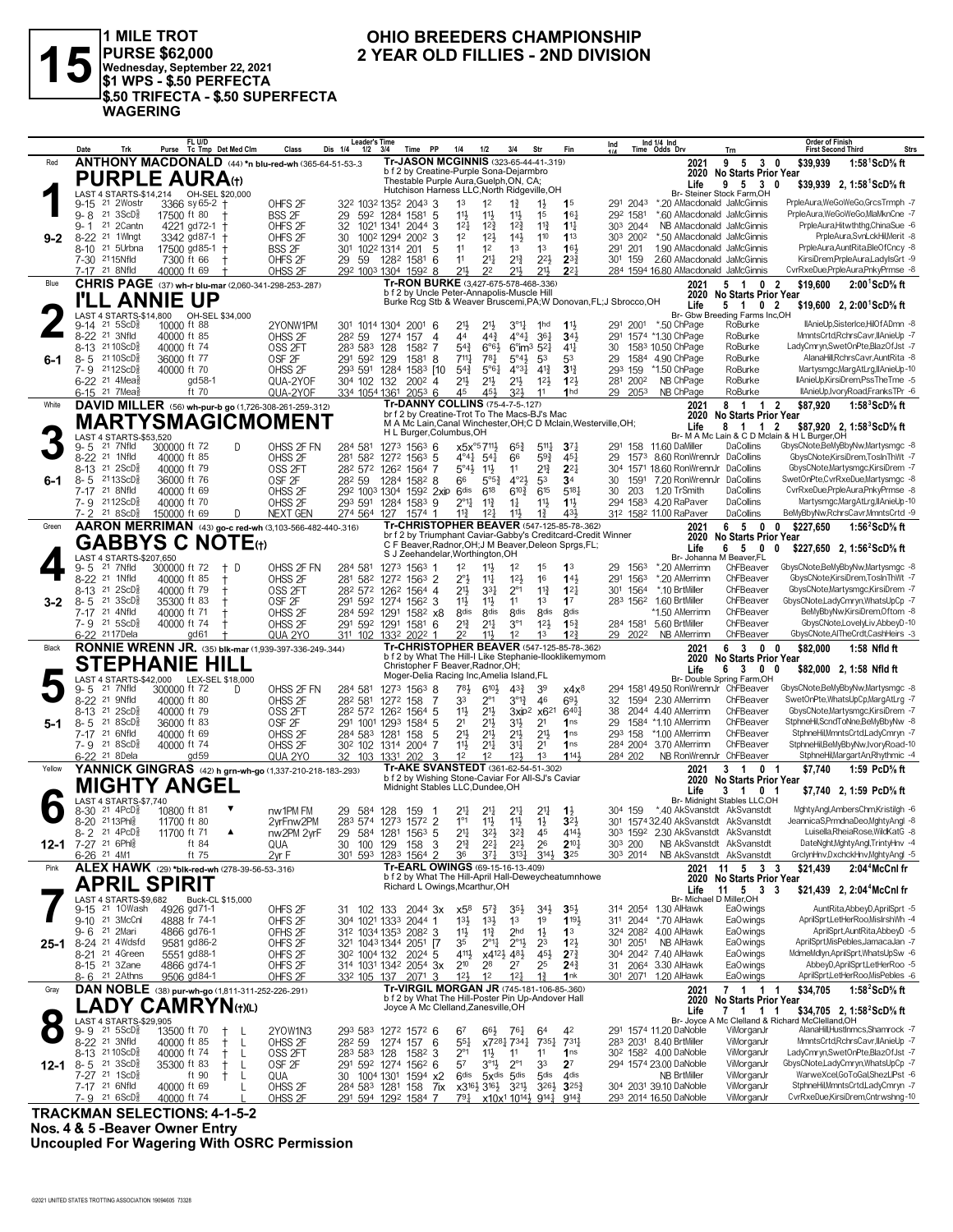# 15

**1 MILE TROT**
**PURSE $62,000**
**Wednesday, September 22, 2021**
**$1 WPS - $.50 PERFECTA**
**$.50 TRIFECTA - $.50 SUPERFECTA WAGERING**

## OHIO BREEDERS CHAMPIONSHIP
## 2 YEAR OLD FILLIES - 2ND DIVISION

---

### 1 — Red — PURPLE AURA(t) — 9-2

**ANTHONY MACDONALD** (44) *n blu-red-wh (365-64-51-53-.3)
Tr-JASON MCGINNIS (323-65-44-41-.319)
b f 2 by Creature-Purple Sona-Dejarmbro
Thestable Purple Aura,Guelph,ON, CA; Hutchison Harness LLC,North Ridgeville,OH
Br- Steiner Stock Farm,OH
LAST 4 STARTS-$14,214 OH-SEL $20,000
2021: 9 5 3 0 $39,939 1:58¹ScD⅝ ft
2020 No Starts Prior Year
Life: 9 5 3 0 $39,939 2, 1:58¹ScD⅝ ft

| Date | Trk | Purse | Cond | Class | 1/4 | 1/2 | 3/4 | Time | PP | 1/4 | 1/2 | 3/4 | Str | Fin | Ind 1/4 | Ind Time | Odds Drv | Trn | Order of Finish |
|---|---|---|---|---|---|---|---|---|---|---|---|---|---|---|---|---|---|---|---|
| 9-15 21 | 2Wostr | 3366 | sy65-2 † | OHFS 2F | 32² | 103² | 135² | 204³ | 3 | 1³ | 1² | 1¾ | 1½ | 1⁵ | 29¹ | 204³ | *.20 AMacdonald | JaMcGinnis | PrpleAura,WeGoWeGo,GrcsTrmph -7 |
| 9-8 21 | 3ScD⅝ | 17500 | ft 80 † | BSS 2F | 29 | 59² | 128⁴ | 158¹ | 5 | 1½ | 1½ | 1½ | 1⁵ | 1⁶¾ | 29² | 158¹ | *.60 AMacdonald | JaMcGinnis | PrpleAura,WeGoWeGo,MlaMknCne -7 |
| 9-1 21 | 2Cantn | 4221 | gd72-1 † | OHFS 2F | 32 | 102¹ | 134¹ | 204⁴ | 3 | 1²¼ | 1²¾ | 1²¾ | 1¹¾ | 1¹¾ | 30³ | 204⁴ | NB AMacdonald | JaMcGinnis | PrpleAura,Hitwththg,ChinaSue -6 |
| 8-22 21 | 1Wlngt | 3342 | gd87-1 † | OHFS 2F | 30 | 100² | 129⁴ | 200² | 3 | 1² | 1²½ | 1⁴½ | 1¹⁰ | 1¹³ | 30³ | 200² | *.50 AMacdonald | JaMcGinnis | PrpleAura,SvnLckHil,Merit -8 |
| 8-10 21 | 5Urbna | 17500 | gd85-1 † | BSS 2F | 30¹ | 102² | 131⁴ | 201 | 5 | 1¹ | 1² | 1³ | 1³ | 1⁶½ | 29¹ | 201 | 1.90 AMacdonald | JaMcGinnis | PrpleAura,AuntRita,BleOfCncy -8 |
| 7-30 21 | 15Nfld | 7300 | ft 66 † | OHFS 2F | 29 | 59 | 128² | 158¹ | 6 | 1¹ | 2¹¾ | 2¹¾ | 2²½ | 2³¾ | 30¹ | 159 | 2.60 AMacdonald | JaMcGinnis | KirsiDrem,PrpleAura,LadylsGrt -9 |
| 7-17 21 | 8Nfld | 40000 | ft 69 † | OHSS 2F | 29² | 100³ | 130⁴ | 159² | 8 | 2¹½ | 2² | 2¹½ | 2¹½ | 2²¼ | 28⁴ | 159⁴ | 16.80 AMacdonald | JaMcGinnis | CvrRxeDue,PrpleAura,PnkyPrmse -8 |

### 2 — Blue — I'LL ANNIE UP — 6-1

**CHRIS PAGE** (37) wh-r blu-mar (2,060-341-298-253-.287)
Tr-RON BURKE (3,427-675-578-468-.336)
b f 2 by Uncle Peter-Annapolis-Muscle Hill
Burke Rcg Stb & Weaver Bruscemi,PA;W Donovan,FL;J Sbrocco,OH
Br- Gbw Breeding Farms Inc,OH
LAST 4 STARTS-$14,800 OH-SEL $34,000
2021: 5 1 0 2 $19,600 2:00¹ScD⅝ ft
2020 No Starts Prior Year
Life: 5 1 0 2 $19,600 2, 2:00¹ScD⅝ ft

| Date | Trk | Purse | Cond | Class | 1/4 | 1/2 | 3/4 | Time | PP | 1/4 | 1/2 | 3/4 | Str | Fin | Ind 1/4 | Ind Time | Odds Drv | Trn | Order of Finish |
|---|---|---|---|---|---|---|---|---|---|---|---|---|---|---|---|---|---|---|---|
| 9-14 21 | 5ScD⅝ | 10000 | ft 88 | 2YONW1PM | 30¹ | 101⁴ | 130⁴ | 200¹ | 6 | 2¹½ | 2¹½ | 3°¹¼ | 1hd | 1¹½ | 29¹ | 200¹ | *.50 ChPage | RoBurke | IllAnieUp,Sisterlce,HilOfADmn -8 |
| 8-22 21 | 3Nfld | 40000 | ft 85 | OHSS 2F | 28² | 59 | 127⁴ | 157 | 4 | 4⁴ | 4⁴¾ | 4°⁴¼ | 3⁶½ | 3⁴½ | 29¹ | 157⁴ | *1.30 ChPage | RoBurke | MmntsCrtd,RchrsCavr,IllAnieUp -7 |
| 8-13 21 | 10ScD⅝ | 40000 | ft 74 | OSS 2FT | 28³ | 58³ | 128 | 158² | 7 | 5⁴¾ | 6°⁶½ | 6°im³ | 5²¼ | 4¹¾ | 30 | 158³ | 10.50 ChPage | RoBurke | LadyCmryn,SwetOnPte,BlazOfJst -7 |
| 8-5 21 | 10ScD⅝ | 36000 | ft 77 | OSF 2F | 29¹ | 59² | 129 | 158¹ | 8 | 7¹¹¼ | 7⁸½ | 5°⁴¼ | 5³ | 5³ | 29 | 158⁴ | 4.90 ChPage | RoBurke | AlanaHill,RchrsCavr,AuntRita -8 |
| 7-9 21 | 12ScD⅝ | 40000 | ft 70 | OHSS 2F | 29³ | 59¹ | 128⁴ | 158³ | [10 | 5⁴¾ | 5°⁶¼ | 4°³¼ | 4¹¾ | 3¹¾ | 29³ | 159 | *1.50 ChPage | RoBurke | Martysmgc,MargAtLrg,IllAnieUp -10 |
| 6-22 21 | 4Mea⅝ | | gd58-1 | QUA-2YOF | 30⁴ | 102 | 132 | 200² | 4 | 2¹½ | 2¹½ | 2¹½ | 1²¾ | 1²½ | 28¹ | 200² | NB ChPage | RoBurke | IllAnieUp,KirsiDrem,PssTheTme -5 |
| 6-15 21 | 7Mea⅝ | | ft 70 | QUA-2YOF | 33⁴ | 105⁴ | 136¹ | 205³ | 6 | 4⁵ | 4⁵½ | 3²½ | 1¹ | 1hd | 29 | 205³ | NB ChPage | RoBurke | IllAnieUp,IvoryRoad,FranksTPr -6 |

### 3 — White — MARTYSMAGICMOMENT — 6-1

**DAVID MILLER** (56) wh-pur-b go (1,726-308-261-259-.312)
Tr-DANNY COLLINS (75-4-7-5-.127)
br f 2 by Creatine-Trot To The Macs-BJ's Mac
M A Mc Lain,Canal Winchester,OH;C D Mclain,Westerville,OH; H L Burger,Columbus,OH
Br- M A Mc Lain & C D Mclain & H L Burger,OH
LAST 4 STARTS-$53,520
2021: 8 1 1 2 $87,920 1:58³ScD⅝ ft
2020 No Starts Prior Year
Life: 8 1 1 2 $87,920 2, 1:58³ScD⅝ ft

| Date | Trk | Purse | Cond | Class | 1/4 | 1/2 | 3/4 | Time | PP | 1/4 | 1/2 | 3/4 | Str | Fin | Ind 1/4 | Ind Time | Odds Drv | Trn | Order of Finish |
|---|---|---|---|---|---|---|---|---|---|---|---|---|---|---|---|---|---|---|---|
| 9-5 21 | 7Nfld | 300000 | ft 72 D | OHSS 2F FN | 28⁴ | 58¹ | 127³ | 156³ | 6 | x5x°⁵ | 7¹¹½ | 6⁵¾ | 5¹¹¼ | 3⁷¼ | 29¹ | 158 | 11.60 DaMiller | DaCollins | GbysCNote,BeMyBbyNw,Martysmgc -8 |
| 8-22 21 | 1Nfld | 40000 | ft 85 | OHSS 2F | 28¹ | 58² | 127² | 156³ | 5 | 4°⁴¼ | 5⁴¼ | 6⁶ | 5⁹¾ | 4⁵¼ | 29 | 157³ | 8.60 RonWrennJr | DaCollins | GbysCNote,KirsiDrem,ToslnThWt -7 |
| 8-13 21 | 2ScD⅝ | 40000 | ft 79 | OSS 2FT | 28² | 57² | 126² | 156⁴ | 7 | 5°⁴½ | 1¹½ | 1¹ | 2¹¾ | 2²¼ | 30⁴ | 157¹ | 18.60 RonWrennJr | DaCollins | GbysCNote,Martysmgc,KirsiDrem -7 |
| 8-5 21 | 13ScD⅝ | 36000 | ft 76 | OSF 2F | 28² | 59 | 128⁴ | 158² | 8 | 6⁶ | 5°⁵¾ | 4°²½ | 5³ | 3⁴ | 30 | 159¹ | 7.20 RonWrennJr | DaCollins | SwetOnPte,CvrRxeDue,Martysmgc -8 |
| 7-17 21 | 8Nfld | 40000 | ft 69 | OHSS 2F | 29² | 100³ | 130⁴ | 159² | 2xip | 6dis | 6¹⁸ | 6¹⁰¾ | 6¹⁵ | 5¹⁸¼ | 30 | 203 | 1.20 TrSmith | DaCollins | CvrRxeDue,PrpleAura,PnkyPrmse -8 |
| 7-9 21 | 12ScD⅝ | 40000 | ft 70 | OHSS 2F | 29³ | 59¹ | 128⁴ | 158³ | 9 | 2°¹¼ | 1¹¾ | 1½ | 1¹½ | 1¹½ | 29⁴ | 158³ | 4.20 RaPaver | DaCollins | Martysmgc,MargAtLrg,IllAnieUp -10 |
| 7-2 21 | 8ScD⅝ | 150000 | ft 69 D | NEXT GEN | 27⁴ | 56⁴ | 127 | 157⁴ | 1 | 1¹¾ | 1²½ | 1¹½ | 1¾ | 4³½ | 31² | 158² | 11.00 RaPaver | DaCollins | BeMyBbyNw,RchrsCavr,MmntsCrtd -9 |

### 4 — Green — GABBYS C NOTE(t) — 3-2

**AARON MERRIMAN** (43) go-c red-wh (3,103-566-482-440-.316)
Tr-CHRISTOPHER BEAVER (547-125-85-78-.362)
br f 2 by Triumphant Caviar-Gabby's Creditcard-Credit Winner
C F Beaver,Radnor,OH;J M Beaver,Deleon Sprgs,FL; S J Zeehandelar,Worthington,OH
Br- Johanna M Beaver,FL
LAST 4 STARTS-$207,650
2021: 6 5 0 0 $227,650 1:56²ScD⅝ ft
2020 No Starts Prior Year
Life: 6 5 0 0 $227,650 2, 1:56²ScD⅝ ft

| Date | Trk | Purse | Cond | Class | 1/4 | 1/2 | 3/4 | Time | PP | 1/4 | 1/2 | 3/4 | Str | Fin | Ind 1/4 | Ind Time | Odds Drv | Trn | Order of Finish |
|---|---|---|---|---|---|---|---|---|---|---|---|---|---|---|---|---|---|---|---|
| 9-5 21 | 7Nfld | 300000 | ft 72 † D | OHSS 2F FN | 28⁴ | 58¹ | 127³ | 156³ | 1 | 1² | 1¹½ | 1² | 1⁵ | 1³ | 29 | 156³ | *.20 AMerrimn | ChFBeaver | GbysCNote,BeMyBbyNw,Martysmgc -8 |
| 8-22 21 | 1Nfld | 40000 | ft 85 † | OHSS 2F | 28¹ | 58² | 127² | 156³ | 2 | 2°½ | 1¹½ | 1²½ | 1⁶ | 1⁴½ | 29¹ | 156³ | *.20 AMerrimn | ChFBeaver | GbysCNote,KirsiDrem,ToslnThWt -7 |
| 8-13 21 | 2ScD⅝ | 40000 | ft 79 † | OSS 2FT | 28² | 57² | 126² | 156⁴ | 4 | 2¹½ | 3³¼ | 2°¹ | 1¹¾ | 1²¼ | 30¹ | 156⁴ | *.10 BrtMiller | ChFBeaver | GbysCNote,Martysmgc,KirsiDrem -7 |
| 8-5 21 | 3ScD⅝ | 35300 | ft 83 † | OSF 2F | 29¹ | 59² | 127⁴ | 156² | 3 | 1¹½ | 1¹½ | 1¹ | 1³ | 1⁷ | 28³ | 156² | 1.60 BrtMiller | ChFBeaver | GbysCNote,LadyCmryn,WhatsUpCp -7 |
| 7-17 21 | 4Nfld | 40000 | ft 71 † | OHSS 2F | 28⁴ | 59² | 129¹ | 158² | x8 | 8dis | 8dis | 8dis | 8dis | 8dis | | | *1.50 AMerrimn | ChFBeaver | BeMyBbyNw,KirsiDrem,Oftom -8 |
| 7-9 21 | 5ScD⅝ | 40000 | ft 74 † | OHSS 2F | 29¹ | 59² | 128⁴ | 158³ | 1 | 2¹¾ | 2¹½ | 3°¹ | 1²½ | 1⁵¾ | 28⁴ | 158¹ | 5.60 BrtMiller | ChFBeaver | GbysCNote,LovelyLiv,AbbeyD -10 |
| 6-22 21 | 17Dela | | gd61 | QUA 2YO | 31¹ | 102 | 133² | 202² | 1 | 2² | 1¹½ | 1² | 1³ | 1²¾ | 29 | 202² | NB AMerrimn | ChFBeaver | GbysCNote,AlTheCrdt,CashHeirs -3 |

### 5 — Black — STEPHANIE HILL — 5-1

**RONNIE WRENN JR.** (35) blk-mar (1,939-397-336-249-.344)
Tr-CHRISTOPHER BEAVER (547-125-85-78-.362)
b f 2 by What The Hill-I Like Stephanie-Ilooklikemymom
Christopher F Beaver,Radnor,OH; Moger-Delia Racing Inc,Amelia Island,FL
Br- Double Spring Farm,OH
LAST 4 STARTS-$42,000 LEX-SEL $18,000
2021: 6 3 0 0 $82,000 1:58 Nfld ft
2020 No Starts Prior Year
Life: 6 3 0 0 $82,000 2, 1:58 Nfld ft

| Date | Trk | Purse | Cond | Class | 1/4 | 1/2 | 3/4 | Time | PP | 1/4 | 1/2 | 3/4 | Str | Fin | Ind 1/4 | Ind Time | Odds Drv | Trn | Order of Finish |
|---|---|---|---|---|---|---|---|---|---|---|---|---|---|---|---|---|---|---|---|
| 9-5 21 | 7Nfld | 300000 | ft 72 D | OHSS 2F FN | 28⁴ | 58¹ | 127³ | 156³ | 8 | 7⁸½ | 6¹⁰½ | 4³¾ | 3⁹ | x4x⁸ | 29⁴ | 158¹ | 49.50 RonWrennJr | ChFBeaver | GbysCNote,BeMyBbyNw,Martysmgc -8 |
| 8-22 21 | 9Nfld | 40000 | ft 80 | OHSS 2F | 28² | 58¹ | 127² | 158 | 7 | 3³ | 2°¹ | 3°¹¾ | 4⁶ | 6⁹½ | 32 | 159⁴ | 2.30 AMerrimn | ChFBeaver | SwetOnPte,WhatsUpCp,MargAtLrg -7 |
| 8-13 21 | 2ScD⅝ | 40000 | ft 79 | OSS 2FT | 28² | 57² | 126² | 156⁴ | 5 | 1¹½ | 2¹½ | 3xip² | x6²¹ | 6⁴⁰¾ | 38 | 204⁴ | 4.40 AMerrimn | ChFBeaver | GbysCNote,Martysmgc,KirsiDrem -7 |
| 8-5 21 | 8ScD⅝ | 36000 | ft 83 | OSF 2F | 29¹ | 100¹ | 129³ | 158⁴ | 5 | 2¹ | 2¹½ | 3¹½ | 2¹ | 1ns | 29 | 158⁴ | *1.10 AMerrimn | ChFBeaver | StphneHil,ScndToNne,BeMyBbyNw -8 |
| 7-17 21 | 6Nfld | 40000 | ft 69 | OHSS 2F | 28⁴ | 58³ | 128¹ | 158 | 5 | 2¹½ | 2¹½ | 2¹½ | 2¹½ | 1ns | 29³ | 158 | *1.00 AMerrimn | ChFBeaver | StphneHil,MmntsCrtd,LadyCmryn -7 |
| 7-9 21 | 8ScD⅝ | 40000 | ft 74 | OHSS 2F | 30² | 102 | 131⁴ | 200⁴ | 7 | 1¹½ | 1¹½ | 3¹¾ | 2¹ | 1ns | 28⁴ | 200⁴ | 3.70 AMerrimn | ChFBeaver | StphneHil,BeMyBbyNw,IvoryRoad-10 |
| 6-22 21 | 8Dela | | gd59 | QUA 2YO | 32 | 103 | 133¹ | 202 | 3 | 1² | 1² | 1²½ | 1³ | 1¹⁴¾ | 28⁴ | 202 | NB RonWrennJr | ChFBeaver | StphneHil,MargartAn,Rhythmic -4 |

### 6 — Yellow — MIGHTY ANGEL — 12-1

**YANNICK GINGRAS** (42) h grn-wh-go (1,337-210-218-183-.293)
Tr-AKE SVANSTEDT (361-62-54-51-.302)
b f 2 by Wishing Stone-Caviar For All-SJ's Caviar
Midnight Stables LLC,Dundee,OH
Br- Midnight Stables LLC,OH
LAST 4 STARTS-$7,740
2021: 3 1 0 1 $7,740 1:59 PcD⅝ ft
2020 No Starts Prior Year
Life: 3 1 0 1 $7,740 2, 1:59 PcD⅝ ft

| Date | Trk | Purse | Cond | Class | 1/4 | 1/2 | 3/4 | Time | PP | 1/4 | 1/2 | 3/4 | Str | Fin | Ind 1/4 | Ind Time | Odds Drv | Trn | Order of Finish |
|---|---|---|---|---|---|---|---|---|---|---|---|---|---|---|---|---|---|---|---|
| 8-30 21 | 4PcD⅝ | 10800 | ft 81 ▼ | nw1PM FM | 29 | 58⁴ | 128 | 159 | 1 | 2¹½ | 2¹½ | 2¹½ | 2¹½ | 1½ | 30⁴ | 159 | *.40 AkSvanstdt | AkSvanstdt | MghtyAngl,AmbersChm,Kristligh -6 |
| 8-20 21 | 13Phl⅝ | 11700 | ft 80 | 2yrFnw2PM | 28³ | 57⁴ | 127³ | 157² | 2 | 1°¹ | 1¹½ | 1¹½ | 1½ | 3²½ | 30¹ | 157⁴ | 32.40 AkSvanstdt | AkSvanstdt | JeannicaS,PrmdnaDeo,MghtyAngl -8 |
| 8-2 21 | 4PcD⅝ | 11700 | ft 71 ▲ | nw2PM 2yrF | 29 | 58⁴ | 128¹ | 156³ | 5 | 2¹½ | 3²½ | 3²¾ | 4⁵ | 4¹⁴½ | 30³ | 159² | 2.30 AkSvanstdt | AkSvanstdt | Luisella,RheiaRose,WildKatG -8 |
| 7-27 21 | 6Phl⅝ | | ft 84 | QUA | 30 | 100 | 129 | 158 | 3 | 2¹¾ | 2²½ | 2²½ | 2⁶ | 2¹⁰¼ | 30³ | 200 | NB AkSvanstdt | AkSvanstdt | DateNght,MghtyAngl,TrintyHnv -4 |
| 6-26 21 | 4M1 | | ft 75 | 2yr F | 30¹ | 59³ | 128³ | 156⁴ | 2 | 3⁶ | 3⁷½ | 3¹³½ | 3¹⁴½ | 3²⁵ | 30³ | 201⁴ | NB AkSvanstdt | AkSvanstdt | GrclynHnv,DxchckHnv,MghtyAngl -5 |

### 7 — Pink — APRIL SPIRIT — 25-1

**ALEX HAWK** (29) *blk-red-wh (278-39-56-53-.316)
Tr-EARL OWINGS (69-15-16-13-.409)
b f 2 by What The Hill-April Hall-Deweycheatumnhowe
Richard L Owings,Mcarthur,OH
Br- Michael D Miller,OH
LAST 4 STARTS-$9,682 Buck-CL $15,000
2021: 11 5 3 3 $21,439 2:04⁴McCnl fr
2020 No Starts Prior Year
Life: 11 5 3 3 $21,439 2, 2:04⁴McCnl fr

| Date | Trk | Purse | Cond | Class | 1/4 | 1/2 | 3/4 | Time | PP | 1/4 | 1/2 | 3/4 | Str | Fin | Ind 1/4 | Ind Time | Odds Drv | Trn | Order of Finish |
|---|---|---|---|---|---|---|---|---|---|---|---|---|---|---|---|---|---|---|---|
| 9-15 21 | 10Wash | 4926 | gd71-1 | OHFS 2F | 31 | 102 | 133 | 204⁴ | 3x | x5⁸ | 5⁷¾ | 3⁵½ | 3⁴½ | 3⁵½ | 31⁴ | 205⁴ | 1.30 AlHawk | EaOwings | AuntRita,AbbeyD,AprilSprt -5 |
| 9-10 21 | 3McCnl | 4888 | fr 74-1 | OHFS 2F | 30⁴ | 102¹ | 133³ | 204⁴ | 1 | 1³½ | 1³½ | 1³ | 1⁹ | 1¹⁹½ | 31¹ | 204⁴ | *.70 AlHawk | EaOwings | AprilSprt,LetHerRoo,Mislrsh Wh -4 |
| 9-6 21 | 2Mari | 4866 | gd76-1 | OHFS 2F | 31² | 103⁴ | 135³ | 208² | 3 | 1½ | 1½ | 2hd | 1½ | 1³ | 32⁴ | 208² | 4.00 AlHawk | EaOwings | AprilSprt,AuntRita,AbbeyD -5 |
| 8-24 21 | 4Wdsfd | 9581 | gd86-2 | OHFS 2F | 32¹ | 104³ | 135¹ | 205¹ | [7 | 3⁵ | 2°¹½ | 2°¹½ | 2³ | 1²½ | 30¹ | 205¹ | NB AlHawk | EaOwings | AprilSprt,MisPebles,JamacaJan -7 |
| 8-21 21 | 4Green | 5551 | gd88-1 | OHFS 2F | 30² | 100⁴ | 132 | 202⁴ | 5 | 4¹¹½ | x4¹²½ | 4⁸½ | 4⁵½ | 2⁷¾ | 30⁴ | 204² | 7.40 AlHawk | EaOwings | MdmeMdlyn,AprilSprt,WhatsUpSw -6 |
| 8-15 21 | 3Zane | 4866 | gd74-1 | OHFS 2F | 31⁴ | 103¹ | 134² | 205⁴ | 3x | 2¹⁰ | 2⁸ | 2⁷ | 2⁵ | 2⁴¾ | 31 | 206⁴ | 3.30 AlHawk | EaOwings | AbbeyD,AprilSprt,LetHerRoo -5 |
| 8-6 21 | 2Athns | 9506 | gd84-1 | OHFS 2F | 33² | 105 | 137 | 207¹ | 3 | 1²½ | 1² | 1²½ | 1¾ | 1nk | 30¹ | 207¹ | 1.20 AlHawk | EaOwings | AprilSprt,LetHerRoo,MisPebles -6 |

### 8 — Gray — LADY CAMRYN(t)(L) — 12-1

**DAN NOBLE** (38) pur-wh-go (1,811-311-252-226-.291)
Tr-VIRGIL MORGAN JR (745-181-106-85-.360)
b f 2 by What The Hill-Poster Pin Up-Andover Hall
Joyce A Mc Clelland,Zanesville,OH
Br- Joyce A Mc Clelland & Richard McClelland,OH
LAST 4 STARTS-$29,905
2021: 7 1 1 1 $34,705 1:58²ScD⅝ ft
2020 No Starts Prior Year
Life: 7 1 1 1 $34,705 2, 1:58²ScD⅝ ft

| Date | Trk | Purse | Cond | Class | 1/4 | 1/2 | 3/4 | Time | PP | 1/4 | 1/2 | 3/4 | Str | Fin | Ind 1/4 | Ind Time | Odds Drv | Trn | Order of Finish |
|---|---|---|---|---|---|---|---|---|---|---|---|---|---|---|---|---|---|---|---|
| 9-9 21 | 5ScD⅝ | 13500 | ft 70 † L | 2YOW1N3 | 29³ | 58³ | 127² | 157² | 6 | 6⁷ | 6⁶½ | 7⁶¾ | 6⁴ | 4² | 29¹ | 157⁴ | 11.20 DaNoble | ViMorganJr | AlanaHill,HustInmcs,Shamrock -7 |
| 8-22 21 | 3Nfld | 40000 | ft 85 † L | OHSS 2F | 28² | 59 | 127⁴ | 157 | 6 | 5⁵½ | x7²⁸¼ | 7³⁴½ | 7³⁵½ | 7³¹¾ | 28³ | 203¹ | 8.40 BrtMiller | ViMorganJr | MmntsCrtd,RchrsCavr,IllAnieUp -7 |
| 8-13 21 | 10ScD⅝ | 40000 | ft 74 † L | OSS 2FT | 28³ | 58³ | 128 | 158² | 3 | 2°¹ | 1¹½ | 1¹ | 1¹ | 1ns | 30² | 158² | 4.00 DaNoble | ViMorganJr | LadyCmryn,SwetOnPte,BlazOfJst -7 |
| 8-5 21 | 3ScD⅝ | 35300 | ft 83 † L | OSF 2F | 29¹ | 59² | 127⁴ | 156² | 6 | 5⁷ | 3°¹½ | 2°¹ | 3³ | 2⁷ | 29⁴ | 157⁴ | 23.00 DaNoble | ViMorganJr | GbysCNote,LadyCmryn,WhatsUpCp -7 |
| 7-27 21 | 1ScD⅝ | | ft 90 † L | QUA | 30 | 100⁴ | 130¹ | 159⁴ | x2 | 6dis | 5xdis | 5dis | 5dis | 4dis | | | NB BrtMiller | ViMorganJr | WarweXcel,GoToGal,ShezLlPst -6 |
| 7-17 21 | 6Nfld | 40000 | ft 69 L | OHSS 2F | 28⁴ | 58³ | 128¹ | 158 | 7ix | x3¹⁶½ | 3¹⁶½ | 3²¹½ | 3²⁶½ | 3²⁵¾ | 30⁴ | 203¹ | 39.10 DaNoble | ViMorganJr | StphneHil,MmntsCrtd,LadyCmryn -7 |
| 7-9 21 | 6ScD⅝ | 40000 | ft 74 L | OHSS 2F | 29¹ | 59⁴ | 129² | 158⁴ | 7 | 7⁹½ | x10x¹ | 10¹⁴½ | 9¹⁴¼ | 9¹⁴¾ | 29³ | 201⁴ | 16.50 DaNoble | ViMorganJr | CvrRxeDue,KirsiDrem,Cntrwshng-10 |

---

**TRACKMAN SELECTIONS: 4-1-5-2**
**Nos. 4 & 5 -Beaver Owner Entry**
**Uncoupled For Wagering With OSRC Permission**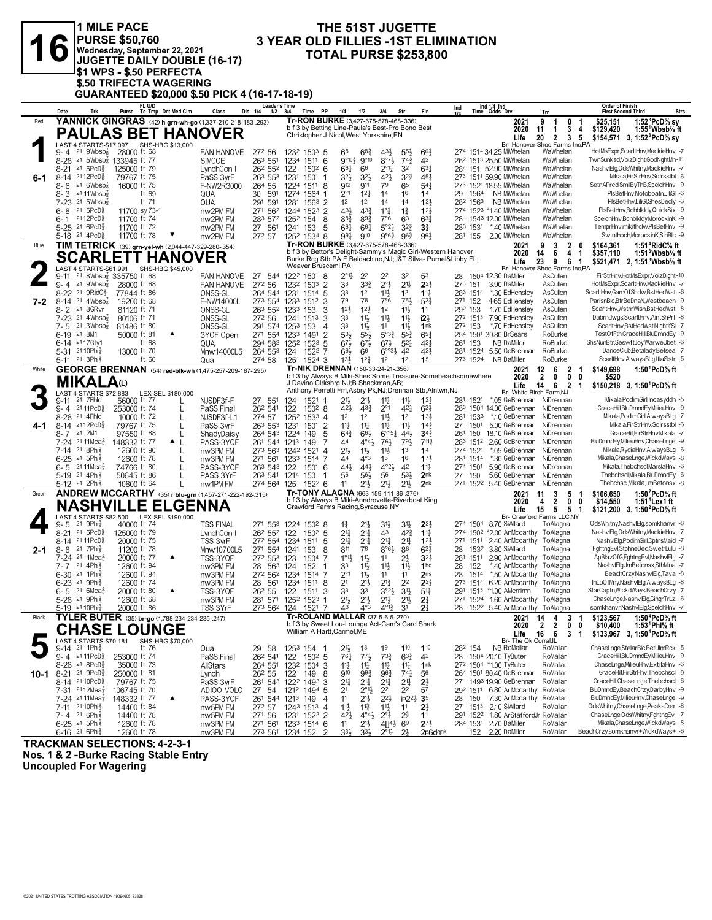# 16

**1 MILE PACE**
**PURSE $50,760**
**Wednesday, September 22, 2021**
**JUGETTE DAILY DOUBLE (16-17)**
**$1 WPS - $.50 PERFECTA**
**$.50 TRIFECTA WAGERING**
**GUARANTEED $20,000 $.50 PICK 4 (16-17-18-19)**

## THE 51ST JUGETTE
## 3 YEAR OLD FILLIES -1ST ELIMINATION
## TOTAL PURSE $253,800

---

### 1 — Red — 6-1
**YANNICK GINGRAS** (42) h grn-wh-go (1,337-210-218-183-.293)
**PAULAS BET HANOVER**
Tr-RON BURKE (3,427-675-578-468-.336)
b f 3 by Betting Line-Paula's Best-Pro Bono Best
Christopher J Nicol,West Yorkshire,EN
LAST 4 STARTS-$17,097 SHS-HBG $13,000
Br- Hanover Shoe Farms Inc,PA

| | Starts | Win | Place | Show | Earnings | Best |
|---|---|---|---|---|---|---|
| 2021 | 9 | 1 | 0 | 1 | $25,151 | 1:52³PcD⅝ sy |
| 2020 | 11 | 1 | 3 | 4 | $129,420 | 1:55¹Wbsb⅞ ft |
| Life | 20 | 2 | 3 | 5 | $154,571 | 3, 1:52³PcD⅝ sy |

| Date | Trk | Purse | Class | 1/4 | 1/2 | 3/4 | Time | PP | 1/4 | 1/2 | 3/4 | Str | Fin | Ind 1/4 | Ind Time | Odds | Drv | Trn | Order of Finish |
|---|---|---|---|---|---|---|---|---|---|---|---|---|---|---|---|---|---|---|---|
| 9-4 21 | 9Wbsb⅞ | 28000 ft 68 | FAN HANOVE | 27² | 56 | 123² | 150³ | 5 | 6⁸ | 6⁸¾ | 4³½ | 5⁵½ | 6⁶½ | 27⁴ | 151⁴ | 34.25 | MiWhelan | WaWhelan | HotMsExpr,ScarltHnv,MackieHnv -7 |
| 8-28 21 | 5Wbsb⅞ | 133945 ft 77 | SIMCOE | 26³ | 55¹ | 123⁴ | 151¹ | 6 | 9°¹⁰¾ | 9°¹⁰ | 8°⁷½ | 7⁴¾ | 4² | 26² | 151³ | 25.50 | MiWhelan | WaWhelan | TwnSunksd,VolzDlght,GodNghtMn-11 |
| 8-21 21 | 5PcD⅝ | 125000 ft 79 | LynchCon I | 26² | 55² | 122 | 150² | 6 | 6⁶½ | 6⁶ | 2°¹¼ | 3² | 6³¼ | 28⁴ | 151 | 52.90 | MiWhelan | WaWhelan | NashvlElg,OdsWhitny,MackieHnv -7 |
| 8-14 21 | 12PcD⅝ | 79767 ft 75 | PaSS 3yrF | 26³ | 55³ | 123¹ | 150¹ | 1 | 3²½ | 3²½ | 4²½ | 3²¾ | 4⁵½ | 27³ | 151¹ | 59.90 | MiWhelan | WaWhelan | Mikala,FirStrHnv,Solrsstbl -6 |
| 8-6 21 | 6Wbsb⅞ | 16000 ft 75 | F-NW2R3000 | 26⁴ | 55 | 122⁴ | 151¹ | 8 | 9¹² | 9¹¹ | 7⁹ | 6⁵ | 5⁴¾ | 27³ | 152¹ | 18.55 | MiWhelan | WaWhelan | SetnAPrcd,SmilByThB,SpelchHnv -9 |
| 8-3 21 | 11Wbsb⅞ | ft 69 | QUA | 30 | 59¹ | 127⁴ | 156⁴ | 1 | 2°¹ | 1²½ | 1⁴ | 1⁶ | 1⁴ | 29 | 156⁴ | NB | MiWhelan | WaWhelan | PlsBetHnv,MotoboatnLiliGl -6 |
| 7-23 21 | 5Wbsb⅞ | ft 71 | QUA | 29¹ | 59¹ | 128¹ | 156³ | 2 | 1² | 1² | 1⁴ | 1⁴ | 1²½ | 28² | 156³ | NB | MiWhelan | WaWhelan | PlsBetHnv,LiliGl,ShesDedly -3 |
| 6-8 21 | 5PcD⅝ | 11700 sy 73-1 | nw2PM FM | 27¹ | 56² | 124⁴ | 152³ | 2 | 4³½ | 4³¾ | 1°¾ | 1¾ | 1²¾ | 27⁴ | 152³ | *1.40 | MiWhelan | WaWhelan | PlsBetHnv,Bchblkldy,QuickSix -9 |
| 6-1 21 | 12PcD⅝ | 11700 ft 74 | nw2PM FM | 28³ | 57² | 125² | 154 | 8 | 8⁸¾ | 8⁹¾ | 7°⁶ | 6³ | 6³¼ | 28 | 154³ | 12.00 | MiWhelan | WaWhelan | SpelchHnv,Bchblkldy,MorockinK -9 |
| 5-25 21 | 6PcD⅝ | 11700 ft 72 | nw2PM FM | 27 | 56¹ | 124¹ | 153 | 5 | 6⁶½ | 6⁶½ | 5°²½ | 3²¾ | 3¾ | 28³ | 153¹ | *.40 | MiWhelan | WaWhelan | TemprHnv,mikithclw,PlsBetHnv -9 |
| 5-18 21 | 4PcD⅝ | 11700 ft 78 ▼ | nw2PM FM | 27² | 57 | 125² | 153⁴ | 8 | 9⁹½ | 9¹⁰ | 9°⁶¾ | 9⁶¾ | 9⁶½ | 28¹ | 155 | 2.00 | MiWhelan | WaWhelan | Swtnthbch,MorockinK,SiriBlc -9 |

### 2 — Blue — 7-2
**TIM TETRICK** (39) grn-yel-wh (2,044-447-329-280-.354)
**SCARLETT HANOVER**
Tr-RON BURKE (3,427-675-578-468-.336)
b f 3 by Bettor's Delight-Sammy's Magic Girl-Western Hanover
Burke Rcg Stb,PA;F Baldachino,NJ;J&T Silva- Purnel&Libby,FL;
Weaver Bruscemi,PA
LAST 4 STARTS-$61,991 SHS-HBG $45,000
Br- Hanover Shoe Farms Inc,PA

| | Starts | Win | Place | Show | Earnings | Best |
|---|---|---|---|---|---|---|
| 2021 | 9 | 3 | 2 | 0 | $164,361 | 1:51⁴RidC⅝ ft |
| 2020 | 14 | 6 | 4 | 1 | $357,110 | 1:51³Wbsb⅞ ft |
| Life | 23 | 9 | 6 | 1 | $521,471 | 2, 1:51³Wbsb⅞ ft |

| Date | Trk | Purse | Class | 1/4 | 1/2 | 3/4 | Time | PP | 1/4 | 1/2 | 3/4 | Str | Fin | Ind 1/4 | Ind Time | Odds | Drv | Trn | Order of Finish |
|---|---|---|---|---|---|---|---|---|---|---|---|---|---|---|---|---|---|---|---|
| 9-11 21 | 8Wbsb⅞ | 335750 ft 68 | FAN HANOVE | 27 | 54⁴ | 122² | 150¹ | 8 | 2°¹¾ | 2² | 2² | 3² | 5³ | 28 | 150⁴ | 12.30 | DaMiller | AsCullen | FirStrHnv,HotMsExpr,VolzDlght-10 |
| 9-4 21 | 9Wbsb⅞ | 28000 ft 68 | FAN HANOVE | 27² | 56 | 123² | 150³ | 2 | 3³ | 3³¾ | 2°½ | 2¹½ | 2²½ | 27³ | 151 | 3.90 | DaMiller | AsCullen | HotMsExpr,ScarltHnv,MackieHnv -7 |
| 8-22 21 | 8Wbsb⅞ | 77844 ft 86 | ONSS-GL | 26⁴ | 54⁴ | 123¹ | 151⁴ | 5 | 3³ | 1² | 1¹½ | 1² | 1¹¾ | 28³ | 151⁴ | *.30 | EdHensley | AsCullen | ScarltHnv,GamOfShdw,BstHedWst -6 |
| 8-14 21 | 4Wbsb⅞ | 19200 ft 68 | F-NW14000L | 27³ | 55⁴ | 123³ | 151² | 3 | 7⁹ | 7⁸ | 7°⁶ | 7⁵½ | 5²¾ | 27¹ | 152 | 4.65 | EdHensley | AsCullen | ParisnBlc,BtrBeDnaN,Westbeach -9 |
| 8-2 21 | 8GRvr | 81120 ft 71 | ONSS-GL | 26³ | 55² | 123³ | 153 | 3 | 1²½ | 1²½ | 1² | 1¹½ | 1¹ | 29² | 153 | 1.70 | EdHensley | AsCullen | ScarltHnv,WstrnWish,BstHedWst -8 |
| 7-23 21 | 4Wbsb⅞ | 80106 ft 71 | ONSS-GL | 27² | 56 | 124¹ | 151³ | 3 | 3³ | 1¹½ | 1¹½ | 1¹½ | i2½ | 27² | 151³ | 7.90 | EdHensley | AsCullen | Dabrndwgs,ScarltHnv,AintShPrf -8 |
| 7-5 21 | 3Wbsb⅞ | 81486 ft 80 | ONSS-GL | 29¹ | 57⁴ | 125³ | 153 | 4 | 3³ | 1¹½ | 1¹ | 1¹½ | 1ⁿᵏ | 27² | 153 | *.70 | EdHensley | AsCullen | ScarltHnv,BstHedWst,NightifSl -7 |
| 6-19 21 | 8M1 | 50000 ft 81 ▲ | 3YOF Open | 27¹ | 55⁴ | 123³ | 149¹ | 2 | 5³½ | 5⁵½ | 5°³¾ | 5⁵¾ | 6⁵½ | 25⁴ | 150¹ | 30.80 | BrSears | RoBurke | TestOfFth,GraceHill,BluDmndEy -9 |
| 6-14 21 | 17Gty1 | ft 68 | QUA | 29⁴ | 58² | 125² | 152³ | 5 | 6⁷½ | 6⁷½ | 6⁷½ | 5²¼ | 4²½ | 26¹ | 153 | NB | DaMiller | RoBurke | ShsNunBtr,SeswftJoy,WarweUbet -6 |
| 5-31 21 | 10Phl⅝ | 13000 ft 70 | Mnw14000L5 | 26⁴ | 55³ | 124 | 152² | 7 | 6⁶½ | 6⁶ | 6°°³¾ | 4² | 4²½ | 28¹ | 152⁴ | 5.50 | GeBrennan | RoBurke | DanceClub,Betalady,Betsea -7 |
| 5-11 21 | 3Phl⅝ | ft 60 | Qua | 27⁴ | 58 | 125¹ | 152⁴ | 3 | 1³½ | 1²¾ | 1² | 1² | 1⁵ | 27³ | 152⁴ | NB | DaMiller | RoBurke | ScarltHnv,AlwaysBLg,ItlaSlstr -5 |

### 3 — White — 4-1
**GEORGE BRENNAN** (54) red-blk-wh (1,475-257-209-187-.295)
**MIKALA**(L)
Tr-NIK DRENNAN (150-33-24-21-.356)
b f 3 by Always B Miki-Shes Some Treasure-Somebeachsomewhere
J Davino,Clrksbrg,NJ;B Shackman,AB;
Anthony Perretti Fm,Asbry Pk,NJ;Drennan Stb,Alntwn,NJ
LAST 4 STARTS-$72,883 LEX-SEL $180,000
Br- White Birch Farm,NJ

| | Starts | Win | Place | Show | Earnings | Best |
|---|---|---|---|---|---|---|
| 2021 | 12 | 6 | 2 | 1 | $149,698 | 1:50¹PcD⅝ ft |
| 2020 | 2 | 0 | 0 | 0 | $520 | |
| Life | 14 | 6 | 2 | 1 | $150,218 | 3, 1:50¹PcD⅝ ft |

| Date | Trk | Purse | Class | 1/4 | 1/2 | 3/4 | Time | PP | 1/4 | 1/2 | 3/4 | Str | Fin | Ind 1/4 | Ind Time | Odds | Drv | Trn | Order of Finish |
|---|---|---|---|---|---|---|---|---|---|---|---|---|---|---|---|---|---|---|---|
| 9-11 21 | 7Fhld | 56000 ft 77 L | NJSDF3f-F | 27 | 55¹ | 124 | 152¹ | 1 | 2¹½ | 2¹½ | 1¹¾ | 1¹½ | 1²½ | 28¹ | 152¹ | *.05 | GeBrennan | NiDrennan | Mikala,PodimGirl,Incasyddn -5 |
| 9-4 21 | 11PcD⅝ | 253000 ft 74 L | PaSS Final | 26² | 54¹ | 122 | 150² | 8 | 4²½ | 4³¾ | 2°¹ | 4²½ | 6²½ | 28³ | 150⁴ | 14.00 | GeBrennan | NiDrennan | GraceHill,BluDmndEy,MilieuHnv -9 |
| 8-28 21 | 4Fhld | 10000 ft 72 L | NJSDF3f-L1 | 27⁴ | 57 | 125² | 153³ | 4 | 1² | 1² | 1¹½ | 1² | 1³¼ | 28¹ | 153³ | *.10 | GeBrennan | NiDrennan | Mikala,PodimGirl,AlwaysBLg -7 |
| 8-14 21 | 12PcD⅝ | 79767 ft 75 L | PaSS 3yrF | 26³ | 55³ | 123¹ | 150¹ | 2 | 1¹¼ | 1¹½ | 1¹¾ | 1¹½ | 1⁴¾ | 27 | 150¹ | 5.00 | GeBrennan | NiDrennan | Mikala,FirStrHnv,Solrsstbl -6 |
| 8-7 21 | 2M1 | 97550 ft 88 L | ShadyDaisy | 26⁴ | 54³ | 122⁴ | 149 | 5 | 6⁴¾ | 6⁶½ | 6°°⁵¼ | 4⁴½ | 3⁴¾ | 26¹ | 150 | 18.10 | GeBrennan | NiDrennan | GraceHill,FirStrHnv,Mikala -7 |
| 7-24 21 | 11Mea⅝ | 148332 ft 77 ▲ L | PASS-3YOF | 26¹ | 54⁴ | 121³ | 149 | 7 | 4⁴ | 4°⁴½ | 7⁶½ | 7⁹½ | 7¹¹¾ | 28³ | 151² | 2.60 | GeBrennan | NiDrennan | BluDmndEy,MilieuHnv,ChaseLnge -9 |
| 7-14 21 | 8Phl⅝ | 12600 ft 90 L | nw2PM FM | 27³ | 56³ | 124² | 152¹ | 4 | 2¹½ | 1¹½ | 1¹½ | 1³ | 1⁴ | 27⁴ | 152¹ | *.05 | GeBrennan | NiDrennan | Mikala,RydiaHnv,AlwaysBLg -6 |
| 6-25 21 | 5Phl⅝ | 12600 ft 78 L | nw3PM FM | 27¹ | 56¹ | 123³ | 151⁴ | 7 | 4⁴ | 4°³ | 1³ | 1⁶ | 1⁷½ | 28¹ | 151⁴ | *.30 | GeBrennan | NiDrennan | Mikala,ChaseLnge,WickdWays -8 |
| 6-5 21 | 11Mea⅝ | 74766 ft 80 L | PASS-3YOF | 26³ | 54³ | 122 | 150¹ | 6 | 4⁴½ | 4⁴½ | 4°²½ | 4² | 1¹¾ | 27⁴ | 150¹ | 5.90 | GeBrennan | NiDrennan | Mikala,Thebchscl,MarslaHnv -6 |
| 5-19 21 | 4Phl⅝ | 50645 ft 86 L | PASS 3YrF | 26³ | 54¹ | 121⁴ | 150 | 1 | 5⁶ | 5⁶½ | 5⁶ | 5³½ | 2ⁿᵏ | 27 | 150 | 5.60 | GeBrennan | NiDrennan | Thebchscl,Mikala,BluDmndEy -6 |
| 5-12 21 | 2Phl⅝ | 10800 ft 64 L | nw1PM FM | 27⁴ | 56⁴ | 125 | 152² | 6 | 1¹ | 2¹½ | 2¹½ | 2¹½ | 2ⁿᵏ | 27¹ | 152² | 5.40 | GeBrennan | NiDrennan | Thebchscl,Mikala,JmBetonsx -8 |

### 4 — Green — 2-1
**ANDREW MCCARTHY** (35) r blu-grn (1,457-271-222-192-.315)
**NASHVILLE ELGENNA**
Tr-TONY ALAGNA (663-159-111-86-.376)
b f 3 by Always B Miki-Anndrovette-Riverboat King
Crawford Farms Racing,Syracuse,NY
LAST 4 STARTS-$82,500 LEX-SEL $190,000
Br- Crawford Farms LLC,NY

| | Starts | Win | Place | Show | Earnings | Best |
|---|---|---|---|---|---|---|
| 2021 | 11 | 3 | 5 | 1 | $106,650 | 1:50²PcD⅝ ft |
| 2020 | 4 | 2 | 0 | 0 | $14,550 | 1:51⁴Lex1 ft |
| Life | 15 | 5 | 5 | 1 | $121,200 | 3, 1:50²PcD⅝ ft |

| Date | Trk | Purse | Class | 1/4 | 1/2 | 3/4 | Time | PP | 1/4 | 1/2 | 3/4 | Str | Fin | Ind 1/4 | Ind Time | Odds | Drv | Trn | Order of Finish |
|---|---|---|---|---|---|---|---|---|---|---|---|---|---|---|---|---|---|---|---|
| 9-5 21 | 9Phl⅝ | 40000 ft 74 | TSS FINAL | 27¹ | 55³ | 122⁴ | 150² | 8 | 1¾ | 2¹½ | 3¹½ | 3¹½ | 2²½ | 27⁴ | 150⁴ | 8.70 | SiAllard | ToAlagna | OdsWhitny,NashvlElg,somkhanvr -8 |
| 8-21 21 | 5PcD⅝ | 125000 ft 79 | LynchCon I | 26² | 55² | 122 | 150² | 5 | 2¹¼ | 2¹½ | 4³ | 4²¾ | 1¹¾ | 27⁴ | 150² | *2.00 | AnMccarthy | ToAlagna | NashvlElg,OdsWhitny,MackieHnv -7 |
| 8-14 21 | 11PcD⅝ | 20000 ft 75 | TSS 3yrF | 27² | 55⁴ | 123⁴ | 151¹ | 5 | 2¹½ | 2¹½ | 2¹¼ | 2¹¼ | 1²½ | 27¹ | 151¹ | 2.40 | AnMccarthy | ToAlagna | NashvlElg,PodimGirl,CptnsMaid -7 |
| 8-8 21 | 7Phl⅝ | 11200 ft 78 | Mnw10700L5 | 27¹ | 55⁴ | 124¹ | 153 | 8 | 8¹¹ | 7⁸ | 8°⁶¾ | 8⁶ | 6²½ | 28 | 153² | 3.80 | SiAllard | ToAlagna | FghtngEvl,StphneDeo,SwetrLulu -8 |
| 7-24 21 | 1Mea⅝ | 20000 ft 77 ▲ | TSS-3YOF | 27² | 55³ | 123 | 150⁴ | 7 | 1°¹½ | 1¹½ | 1¹ | 2½ | 3²¼ | 28¹ | 151¹ | 2.90 | AnMccarthy | ToAlagna | ApBlazOfG,FghtngEvl,NashvlElg -7 |
| 7-7 21 | 4Phl⅝ | 12600 ft 94 | nw3PM FM | 28 | 56³ | 124 | 152 | 1 | 3³ | 1¹½ | 1¹½ | 1¹½ | 1ʰᵈ | 28 | 152 | *.40 | AnMccarthy | ToAlagna | NashvlElg,JmBetonsx,SthMina -7 |
| 6-30 21 | 1Phl⅝ | 12600 ft 94 | nw3PM FM | 27² | 56² | 123⁴ | 151⁴ | 7 | 2°¹ | 1¹½ | 1¹ | 1¹ | 2ⁿˢ | 28 | 151⁴ | *.50 | AnMccarthy | ToAlagna | BeachCrzy,NashvlElg,Tava -8 |
| 6-23 21 | 9Phl⅝ | 12600 ft 74 | nw3PM FM | 28 | 56¹ | 123⁴ | 151¹ | 8 | 2¹ | 2¹½ | 2¹¾ | 2² | 2²¾ | 27³ | 151⁴ | 6.20 | AnMccarthy | ToAlagna | InLoOfMny,NashvlElg,AlwaysBLg -8 |
| 6-5 21 | 6Mea⅝ | 20000 ft 80 ▲ | TSS-3YOF | 26² | 55 | 122 | 151¹ | 3 | 3³ | 3³ | 3°²½ | 3¹½ | 5¹¾ | 29¹ | 151³ | *1.00 | AMerrimn | ToAlagna | StarCaptn,WickdWays,BeachCrzy -7 |
| 5-28 21 | 9Phl⅝ | 12600 ft 68 | nw3PM FM | 28¹ | 57¹ | 125² | 152³ | 1 | 2¹½ | 2¹½ | 2¹½ | 2¹½ | 2¾ | 27¹ | 152⁴ | 1.60 | AnMccarthy | ToAlagna | ChaseLnge,NashvlElg,GingrTrLz -6 |
| 5-19 21 | 10Phl⅝ | 20000 ft 86 | TSS 3YrF | 27³ | 56² | 124 | 152¹ | 7 | 4³ | 4°³ | 4°¹¾ | 3¹ | 2¾ | 28 | 152² | 5.40 | AnMccarthy | ToAlagna | somkhanvr,NashvlElg,SpelchHnv -7 |

### 5 — Black — 10-1
**TYLER BUTER** (35) br-go (1,788-234-234-235-.247)
**CHASE LOUNGE**
Tr-ROLAND MALLAR (37-5-6-5-.270)
b f 3 by Sweet Lou-Lounge Act-Cam's Card Shark
William A Hartt,Carmel,ME
LAST 4 STARTS-$70,181 SHS-HBG $70,000
Br- The Ok Corral,IL

| | Starts | Win | Place | Show | Earnings | Best |
|---|---|---|---|---|---|---|
| 2021 | 14 | 4 | 3 | 1 | $123,567 | 1:50⁴PcD⅝ ft |
| 2020 | 2 | 2 | 0 | 0 | $10,400 | 1:53¹Phl⅝ ft |
| Life | 16 | 6 | 3 | 1 | $133,967 | 3, 1:50⁴PcD⅝ ft |

| Date | Trk | Purse | Class | 1/4 | 1/2 | 3/4 | Time | PP | 1/4 | 1/2 | 3/4 | Str | Fin | Ind 1/4 | Ind Time | Odds | Drv | Trn | Order of Finish |
|---|---|---|---|---|---|---|---|---|---|---|---|---|---|---|---|---|---|---|---|
| 9-14 21 | 1Phl⅝ | ft 76 | Qua | 29 | 58 | 125³ | 154 | 1 | 2¹½ | 1³ | 1⁹ | 1¹⁰ | 1¹⁰ | 28² | 154 | NB | RoMallar | RoMallar | ChaseLnge,StelarBlc,BetUlmRck -5 |
| 9-4 21 | 11PcD⅝ | 253000 ft 74 | PaSS Final | 26² | 54¹ | 122 | 150² | 5 | 7⁶½ | 7⁷½ | 7³¾ | 6³¾ | 4² | 28 | 150⁴ | 20.10 | TyButer | RoMallar | GraceHill,BluDmndEy,MilieuHnv -9 |
| 8-28 21 | 8PcD⅝ | 35000 ft 73 | AllStars | 26⁴ | 55¹ | 123² | 150⁴ | 3 | 1¹¾ | 1¹½ | 1¹¾ | 1¹½ | 1ⁿᵏ | 27² | 150⁴ | *1.00 | TyButer | RoMallar | ChaseLnge,MilieuHnv,ExtrlaHnv -6 |
| 8-21 21 | 9PcD⅝ | 250000 ft 81 | Lynch | 26² | 55 | 122 | 149 | 8 | 9¹⁰ | 9⁹¾ | 9⁶¾ | 7⁴½ | 5⁶ | 26⁴ | 150¹ | 80.40 | GeBrennan | RoMallar | GraceHill,FirStrHnv,Thebchscl -9 |
| 8-14 21 | 10PcD⅝ | 79767 ft 75 | PaSS 3yrF | 26¹ | 54³ | 122² | 149³ | 3 | 2¹½ | 2¹½ | 2¹½ | 2¹½ | 2½ | 27 | 149³ | 19.90 | GeBrennan | RoMallar | GraceHill,ChaseLnge,Thebchscl -6 |
| 7-31 21 | 12Mea⅝ | 106745 ft 70 | ADIOO VOLO | 27 | 54 | 121² | 149⁴ | 5 | 2¹ | 2°¹½ | 2² | 2² | 5⁷ | 29² | 151 | 6.80 | AnMccarthy | RoMallar | BluDmndEy,MilieuHnv,DarbyHnv -9 |
| 7-24 21 | 11Mea⅝ | 148332 ft 77 ▲ | PASS-3YOF | 26¹ | 54⁴ | 121³ | 149 | 4 | 1¹ | 2¹½ | 2²½ | ip2²½ | 3⁵ | 28 | 150 | 7.30 | AnMccarthy | RoMallar | BluDmndEy,MilieuHnv,ChaseLnge -9 |
| 7-11 21 | 10Phl⅝ | 14400 ft 84 | nw5PM FM | 27² | 57 | 124³ | 151³ | 4 | 1¹½ | 1¹½ | 1¹½ | 1¹ | 2½ | 27 | 151³ | 2.10 | SiAllard | RoMallar | OdsWhitny,ChaseLnge,PeaksCrsr -8 |
| 7-4 21 | 6Phl⅝ | 14400 ft 78 | nw5PM FM | 27¹ | 56 | 123¹ | 152² | 2 | 4²¾ | 4°¹½ | 2°¾ | 2¾ | 1¹ | 29¹ | 152² | 1.80 | ArStaffordJr | RoMallar | ChaseLnge,OdsWhitny,FghtngEvl -7 |
| 6-25 21 | 5Phl⅝ | 12600 ft 78 | nw3PM FM | 27¹ | 56¹ | 123³ | 151⁴ | 6 | 1¹ | 2¹½ | 4[]⁴½ | 6⁹ | 2⁷½ | 28⁴ | 153¹ | 2.70 | DaMiller | RoMallar | Mikala,ChaseLnge,WickdWays -8 |
| 6-16 21 | 6Phl⅝ | 12600 ft 78 | nw3PM FM | 27³ | 56¹ | 123⁴ | 152 | 2 | 3³½ | 3³½ | 2°¹¾ | 2½ | 2p6dqⁿᵏ | | 152 | 2.20 | DaMiller | RoMallar | BeachCrzy,somkhanvr+WickdWays+ -6 |

**TRACKMAN SELECTIONS: 4-2-3-1**
**Nos. 1 & 2 -Burke Racing Stable Entry**
**Uncoupled For Wagering**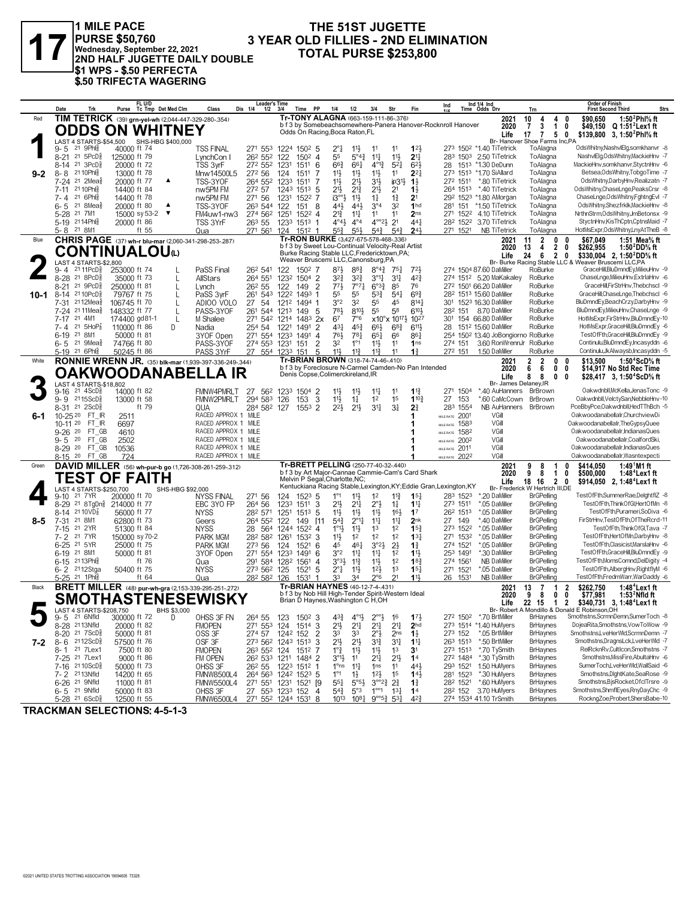# 17

**1 MILE PACE**
**PURSE $50,760**
**Wednesday, September 22, 2021**
**2ND HALF JUGETTE DAILY DOUBLE**
**$1 WPS - $.50 PERFECTA**
**$.50 TRIFECTA WAGERING**

## THE 51ST JUGETTE
## 3 YEAR OLD FILLIES - 2ND ELIMINATION
## TOTAL PURSE $253,800

---

### 1 — Red — 9-2

**TIM TETRICK** (39) grn-yel-wh (2,044-447-329-280-.354)

**ODDS ON WHITNEY**

Tr-TONY ALAGNA (663-159-111-86-.376)
b f 3 by Somebeachsomewhere-Panera Hanover-Rocknroll Hanover
Odds On Racing,Boca Raton,FL

LAST 4 STARTS-$54,500 — SHS-HBG $400,000

| Year | Sts | 1st | 2nd | 3rd | Earnings | Best |
|---|---|---|---|---|---|---|
| 2021 | 10 | 4 | 4 | 0 | $90,650 | 1:50²Phl⅝ ft |
| 2020 | 7 | 3 | 1 | 0 | $49,150 | Q 1:51²Lex1 ft |
| Life | 17 | 7 | 5 | 0 | $139,800 | 3, 1:50²Phl⅝ ft |

Br- Hanover Shoe Farms Inc,PA

| Date | Trk | Purse | Cond | Class | 1/4 | 1/2 | 3/4 | Time | PP | 1/4 | 1/2 | 3/4 | Str | Fin | Ind | Odds | Driver | Trainer | Order of Finish |
|---|---|---|---|---|---|---|---|---|---|---|---|---|---|---|---|---|---|---|---|
| 9-5 21 9Phl⅝ | | 40000 | ft 74 | TSS FINAL | 27¹ | 55³ | 122⁴ | 150² | 5 | 2°½ | 1½ | 1¹ | 1¹ | 1²½ | 27³ 150² | *1.40 | TiTetrick | ToAlagna | OdsWhitny,NashvlElg,somkhanvr -8 |
| 8-21 21 5Pcd⅝ | | 125000 | ft 79 | LynchCon I | 26² | 55² | 122 | 150² | 4 | 5⁵ | 5°4¾ | 1½ | 1½ | 2½ | 28³ 150³ | 2.50 | TiTetrick | ToAlagna | NashvlElg,OdsWhitny,MackieHnv -7 |
| 8-14 21 3Pcd⅝ | | 20000 | ft 72 | TSS 3yrF | 27² | 55² | 123¹ | 151¹ | 6 | 6⁶¾ | 6⁶¼ | 4°¹¾ | 5²¾ | 6²½ | 28 151³ | *1.30 | DeDunn | ToAlagna | MackieHnv,somkhanvr,StyctnHnv -6 |
| 8-8 21 10Phl⅝ | | 13000 | ft 78 | Mnw14500L5 | 27² | 56 | 124 | 151¹ | 7 | 1½ | 1½ | 1½ | 1¹ | 2²¼ | 27³ 151³ | *1.70 | SiAllard | ToAlagna | Betsea,OdsWhitny,TobgoTime -7 |
| 7-24 21 2Mea⅝ | | 20000 | ft 77 ▲ | TSS-3YOF | 26⁴ | 55² | 123³ | 151¹ | 7 | 1½ | 2½ | 3½ | ip3½ | 1¾ | 27² 151¹ | *.80 | TiTetrick | ToAlagna | OdsWhitny,DarbyHnv,Realizatn -7 |
| 7-11 21 10Phl⅝ | | 14400 | ft 84 | nw5PM FM | 27² | 57 | 124³ | 151³ | 5 | 2½ | 2¼ | 2½ | 2¹ | 1½ | 26⁴ 151³ | *.40 | TiTetrick | ToAlagna | OdsWhitny,ChaseLnge,PeaksCrsr -8 |
| 7-4 21 6Phl⅝ | | 14400 | ft 78 | nw5PM FM | 27¹ | 56 | 123¹ | 152² | 7 | i3°°½ | 1½ | 1¾ | 1¾ | 2¹ | 29² 152³ | *1.80 | AMorgan | ToAlagna | ChaseLnge,OdsWhitny,FghtngEvl -7 |
| 6-5 21 8Mea⅝ | | 20000 | ft 80 ▲ | TSS-3YOF | 26³ | 54⁴ | 122 | 151 | 8 | 4⁴½ | 4⁴½ | 3°⁴ | 3² | 1hd | 28¹ 151 | *1.50 | TiTetrick | ToAlagna | OdsWhitny,ShezfrkIk,MackieHnv -8 |
| 5-28 21 7M1 | | 15000 | sy 53-2 ▼ | FM4uw1-nw3 | 27⁴ | 56² | 125¹ | 152² | 4 | 2¹¾ | 1½ | 1¹ | 1¹ | 2ns | 27¹ 152² | 4.10 | TiTetrick | ToAlagna | NrthnStrm,OdsWhitny,JmBetonsx -9 |
| 5-19 21 14Phl⅝ | | 20000 | ft 86 | TSS 3YrF | 26³ | 55 | 123³ | 151³ | 1 | 4°⁴½ | 4°⁴ | 4°°2½ | 2¹ | 4⁴¾ | 28² 152² | 3.70 | TiTetrick | ToAlagna | StyctnHnv,KisThCptn,CptnsMaid -7 |
| 5-8 21 8M1 | | | ft 55 | Qua | 27¹ | 56¹ | 124 | 151² | 1 | 5⁵¾ | 5⁵½ | 5⁴¾ | 5⁴¾ | 2⁴½ | 27¹ 152¹ | | NB TiTetrick | ToAlagna | HotMsExpr,OdsWhitny,LnyAtTheB -8 |

---

### 2 — Blue — 10-1

**CHRIS PAGE** (37) wh-r blu-mar (2,060-341-298-253-.287)

**CONTINUALOU**(L)

Tr-RON BURKE (3,427-675-578-468-.336)
b f 3 by Sweet Lou-Continual Velocity-Real Artist
Burke Racing Stable LLC,Fredericktown,PA;
Weaver Bruscemi LLC,Canonsburg,PA

LAST 4 STARTS-$2,800

| Year | Sts | 1st | 2nd | 3rd | Earnings | Best |
|---|---|---|---|---|---|---|
| 2021 | 11 | 2 | 0 | 0 | $67,049 | 1:51 Mea⅝ ft |
| 2020 | 13 | 4 | 2 | 0 | $262,955 | 1:50²DD⅝ ft |
| Life | 24 | 6 | 2 | 0 | $330,004 | 2, 1:50²DD⅝ ft |

Br- Burke Racing Stable LLC & Weaver Bruscemi LLC,PA

| Date | Trk | Purse | Cond | Class | 1/4 | 1/2 | 3/4 | Time | PP | 1/4 | 1/2 | 3/4 | Str | Fin | Ind | Odds | Driver | Trainer | Order of Finish |
|---|---|---|---|---|---|---|---|---|---|---|---|---|---|---|---|---|---|---|---|
| 9-4 21 11Pcd⅝ | | 253000 | ft 74 L | PaSS Final | 26² | 54¹ | 122 | 150² | 7 | 8⁷½ | 8⁶¾ | 8°⁴¾ | 7⁵¼ | 7²½ | 27⁴ 150⁴ | 87.60 | DaMiller | RoBurke | GraceHill,BluDmndEy,MilieuHnv -9 |
| 8-28 21 8Pcd⅝ | | 35000 | ft 73 L | AllStars | 26⁴ | 55¹ | 123² | 150⁴ | 2 | 3²¾ | 3²¾ | 3°¹¼ | 3¹¼ | 4²¾ | 27⁴ 151² | 5.20 | MaKakaley | RoBurke | ChaseLnge,MilieuHnv,ExtrlaHnv -6 |
| 8-21 21 9Pcd⅝ | | 250000 | ft 81 L | Lynch | 26² | 55 | 122 | 149 | 2 | 7⁷½ | 7°⁷¼ | 6°⁵¾ | 8⁵ | 7⁶ | 27² 150¹ | 66.20 | DaMiller | RoBurke | GraceHill,FirStrHnv,Thebchscl -9 |
| 8-14 21 10Pcd⅝ | | 79767 | ft 75 L | PaSS 3yrF | 26¹ | 54³ | 122² | 149³ | 1 | 5⁵ | 5⁵ | 5³¾ | 5⁴¼ | 6⁹¾ | 28² 151³ | 15.60 | DaMiller | RoBurke | GraceHill,ChaseLnge,Thebchscl -6 |
| 7-31 21 12Mea⅝ | | 106745 | ft 70 L | ADIOO VOLO | 27 | 54 | 121² | 149⁴ | 1 | 3°² | 3² | 5⁵ | 4⁵ | 8¹⁴¼ | 30¹ 152³ | 16.30 | DaMiller | RoBurke | BluDmndEy,BeachCrzy,DarbyHnv -9 |
| 7-24 21 11Mea⅝ | | 148332 | ft 77 L | PASS-3YOF | 26¹ | 54⁴ | 121³ | 149 | 5 | 7⁸½ | 8¹⁰½ | 5⁵ | 5⁸ | 6¹⁰½ | 28² 151 | 8.70 | DaMiller | RoBurke | BluDmndEy,MilieuHnv,ChaseLnge -9 |
| 7-17 21 4M1 | | 174400 | gd 81-1 L | M Shalee | 27¹ | 54² | 121⁴ | 148³ | 2x | 6⁷ | 7°⁶ | x10°x | 10¹⁷½ | 10²⁷ | 30¹ 154 | 66.80 | DaMiller | RoBurke | HotMsExpr,FirStrHnv,BluDmndEy -10 |
| 7-4 21 5HoP⅞ | | 110000 | ft 86 D | Nadia | 25⁴ | 54 | 122¹ | 149¹ | 2 | 4³¼ | 4⁵¾ | 6⁶½ | 6⁸¾ | 6¹¹½ | 28 151² | 15.60 | DaMiller | RoBurke | HotMsExpr,GraceHill,BluDmndEy -6 |
| 6-19 21 8M1 | | 50000 | ft 81 | 3YOF Open | 27¹ | 55⁴ | 123³ | 149¹ | 4 | 7⁶½ | 7⁸¾ | 6⁵¼ | 6⁶ | 8⁶¼ | 25⁴ 150² | 13.40 | JoBongiorno | RoBurke | TestOfFth,GraceHill,BluDmndEy -9 |
| 6-5 21 9Mea⅝ | | 74766 | ft 80 | PASS-3YOF | 27⁴ | 55³ | 123¹ | 151 | 2 | 3² | 1°¹ | 1½ | 1¹ | 1ns | 27⁴ 151 | 3.60 | RonWrennJr | RoBurke | Continulu,BluDmndEy,Incasyddn -6 |
| 5-19 21 6Phl⅝ | | 50245 | ft 86 | PASS 3YrF | 27 | 55⁴ | 123³ | 151 | 5 | 1½ | 1¹¾ | 1¹¾ | 1¹ | 1¾ | 27² 151 | 1.50 | DaMiller | RoBurke | Continulu,JkAlwaysb,Incasyddn -5 |

---

### 3 — White — 6-1

**RONNIE WRENN JR.** (35) blk-mar (1,939-397-336-249-.344)

**OAKWOODANABELLA IR**

Tr-BRIAN BROWN (318-74-74-46-.410)
b f 3 by Foreclosure N-Carmel Camden-No Pan Intended
Denis Copse,Colimerckireland,IR

LAST 4 STARTS-$18,802

| Year | Sts | 1st | 2nd | 3rd | Earnings | Best |
|---|---|---|---|---|---|---|
| 2021 | 2 | 2 | 0 | 0 | $13,500 | 1:50⁴ScD⅝ ft |
| 2020 | 6 | 6 | 0 | 0 | $14,917 | No Std Rec Time |
| Life | 8 | 8 | 0 | 0 | $28,417 | 3, 1:50⁴ScD⅝ ft |

Br- James Delaney,IR

| Date | Trk | Purse | Cond | Class | 1/4 | 1/2 | 3/4 | Time | PP | 1/4 | 1/2 | 3/4 | Str | Fin | Ind | Odds | Driver | Trainer | Order of Finish |
|---|---|---|---|---|---|---|---|---|---|---|---|---|---|---|---|---|---|---|---|
| 9-16 21 4ScD⅝ | | 14000 | ft 82 | FMNW4PMRLT | 27 | 56² | 123³ | 150⁴ | 2 | 1½ | 1½ | 1¼ | 1¹ | 1¹¾ | 27¹ 150⁴ | *.40 | AuHanners | BrBrown | Oakwdnbll,McKella,JenasTonc -9 |
| 9-9 21 15ScD⅝ | | 13000 | ft 58 | FMNW2PMRLT | 29⁴ | 58³ | 126 | 153 | 3 | 1½ | 1¾ | 1² | 1⁵ | 1¹⁰¾ | 27 153 | *.60 | CaMcCown | BrBrown | Oakwdnbll,VelctySan,NebbleHnv -10 |
| 8-31 21 2ScD⅝ | | | ft 79 | QUA | 28⁴ | 58² | 127 | 155³ | 2 | 2²½ | 2¹½ | 3¹¾ | 3¾ | 2¾ | 28³ 155⁴ | | NB AuHanners | BrBrown | PceBbyPce,Oakwdnbll,HedTThBch -5 |
| 10-25 20 FT_IR | | 2511 | | RACED APPROX 1 MILE | | | | | | | | | | 1 | MILE RATE 200¹ | | VGill | | Oakwoodanabellalr,ChurchviewDi |
| 10-11 20 FT_IR | | 6697 | | RACED APPROX 1 MILE | | | | | | | | | | 1 | MILE RATE 158³ | | VGill | | Oakwoodanabellalr,TheGypsyQuee |
| 9-26 20 FT_GB | | 4610 | | RACED APPROX 1 MILE | | | | | | | | | | 1 | MILE RATE 158² | | VGill | | Oakwoodanabellalr,IndianasQues |
| 9-5 20 FT_GB | | 2502 | | RACED APPROX 1 MILE | | | | | | | | | | 1 | MILE RATE 200² | | VGill | | Oakwoodanabellalr,CoalfordSki, |
| 8-29 20 FT_GB | | 10536 | | RACED APPROX 1 MILE | | | | | | | | | | 1 | MILE RATE 201¹ | | VGill | | Oakwoodanabellalr,IndianasQues |
| 8-15 20 FT_GB | | 724 | | RACED APPROX 1 MILE | | | | | | | | | | 1 | MILE RATE 202² | | VGill | | Oakwoodanabellalr,Wasntexpecti |

---

### 4 — Green — 8-5

**DAVID MILLER** (56) wh-pur-b go (1,726-308-261-259-.312)

**TEST OF FAITH**

Tr-BRETT PELLING (250-77-40-32-.440)
b f 3 by Art Major-Cannae Cammie-Cam's Card Shark
Melvin P Segal,Charlotte,NC;
Kentuckiana Racing Stable,Lexington,KY;Eddie Gran,Lexington,KY

LAST 4 STARTS-$250,700 — SHS-HBG $92,000

| Year | Sts | 1st | 2nd | 3rd | Earnings | Best |
|---|---|---|---|---|---|---|
| 2021 | 9 | 8 | 1 | 0 | $414,050 | 1:49¹M1 ft |
| 2020 | 9 | 8 | 1 | 0 | $500,000 | 1:48⁴Lex1 ft |
| Life | 18 | 16 | 2 | 0 | $914,050 | 2, 1:48⁴Lex1 ft |

Br- Frederick W Hertrich III,DE

| Date | Trk | Purse | Cond | Class | 1/4 | 1/2 | 3/4 | Time | PP | 1/4 | 1/2 | 3/4 | Str | Fin | Ind | Odds | Driver | Trainer | Order of Finish |
|---|---|---|---|---|---|---|---|---|---|---|---|---|---|---|---|---|---|---|---|
| 9-10 21 7YR | | 200000 | ft 70 | NYSS FINAL | 27¹ | 56 | 124 | 152³ | 5 | 1°¹ | 1½ | 1² | 1¹¾ | 1⁵¼ | 28³ 152³ | *.20 | DaMiller | BrGPelling | TestOfFth,SummerRae,DelghtflZ -8 |
| 8-29 21 8TgDn⅝ | | 214000 | ft 77 | EBC 3YO FP | 26⁴ | 56 | 123³ | 151¹ | 3 | 2½ | 2¼ | 2°½ | 1¾ | 1¹¼ | 27³ 151¹ | *.05 | DaMiller | BrGPelling | TestOfFth,ThinkOfGl,HertOfMn -8 |
| 8-14 21 10VD⅝ | | 56000 | ft 77 | NYSS | 28² | 57¹ | 125¹ | 151³ | 5 | 1½ | 1½ | 1½ | 1⁶½ | 1⁷ | 26² 151³ | *.05 | DaMiller | BrGPelling | TestOfFth,Puramer,SoDiva -6 |
| 7-31 21 8M1 | | 62800 | ft 73 | Geers | 26⁴ | 55² | 122 | 149 | [11 | 5⁴¾ | 2°¹½ | 1½ | 1½ | 2nk | 27 149 | *.40 | DaMiller | BrGPelling | FirStrHnv,TestOfFth,OfTheRcrd-11 |
| 7-15 21 2YR | | 51300 | ft 84 | NYSS | 28 | 56⁴ | 124⁴ | 152² | 4 | 1°½ | 1½ | 1³ | 1² | 1⁵¾ | 27³ 152² | *.05 | DaMiller | BrGPelling | TestOfFth,ThinkOfGl,Tava -7 |
| 7-2 21 7YR | | 150000 | sy 70-2 | PARK MGM | 28² | 58² | 126¹ | 153² | 3 | 1½ | 1² | 1² | 1² | 1³½ | 27¹ 153² | *.05 | DaMiller | BrGPelling | TestOfFth,HertOfMn,DarbyHnv -8 |
| 6-25 21 5YR | | 25000 | ft 75 | PARK MGM | 27³ | 56 | 124 | 152¹ | 6 | 4⁵ | 4⁶½ | 3°²½ | 2½ | 1¾ | 27⁴ 152¹ | *.05 | DaMiller | BrGPelling | TestOfFth,Clasicist,MarslaHnv -6 |
| 6-19 21 8M1 | | 50000 | ft 81 | 3YOF Open | 27¹ | 55⁴ | 123³ | 149¹ | 6 | 3°² | 1½ | 1½ | 1² | 1½ | 25³ 149¹ | *.30 | DaMiller | BrGPelling | TestOfFth,GraceHill,BluDmndEy -9 |
| 6-15 21 13Phl⅝ | | | ft 76 | Qua | 29¹ | 58⁴ | 128² | 156¹ | 4 | 3°³½ | 1¹¾ | 1½ | 1² | 1⁸¾ | 27⁴ 156¹ | | NB DaMiller | BrGPelling | TestOfFth,MomsComnd,DelDigity -4 |
| 6-2 21 12Stga | | 50400 | ft 75 | NYSS | 27³ | 56² | 125 | 152¹ | 5 | 2°½ | 1½ | 1²½ | 1³ | 1⁵¼ | 27¹ 152¹ | *.05 | DaMiller | BrGPelling | TestOfFth,AlbergHnv,RightflyM -6 |
| 5-25 21 1Phl⅝ | | | ft 64 | Qua | 28² | 58² | 126 | 153¹ | 1 | 3³ | 3⁴ | 2°⁶ | 2¹ | 1½ | 26 153¹ | | NB DaMiller | BrGPelling | TestOfFth,FredmWarr,WarDaddy -6 |

---

### 5 — Black — 7-2

**BRETT MILLER** (48) pur-wh-gra (2,153-339-295-251-.272)

**SMOTHASTENESEWISKY**

Tr-BRIAN HAYNES (40-12-7-4-.431)
b f 3 by Nob Hill High-Tender Spirit-Western Ideal
Brian D Haynes,Washington C H,OH

LAST 4 STARTS-$208,750 — BHS $3,000

| Year | Sts | 1st | 2nd | 3rd | Earnings | Best |
|---|---|---|---|---|---|---|
| 2021 | 13 | 7 | 1 | 2 | $262,750 | 1:48⁴Lex1 ft |
| 2020 | 9 | 8 | 0 | 0 | $77,981 | 1:53²Nfld ft |
| Life | 22 | 15 | 1 | 2 | $340,731 | 3, 1:48⁴Lex1 ft |

Br- Robert A Mondillo & Donald E Robinson,OH

| Date | Trk | Purse | Cond | Class | 1/4 | 1/2 | 3/4 | Time | PP | 1/4 | 1/2 | 3/4 | Str | Fin | Ind | Odds | Driver | Trainer | Order of Finish |
|---|---|---|---|---|---|---|---|---|---|---|---|---|---|---|---|---|---|---|---|
| 9-5 21 6Nfld | | 300000 | ft 72 D | OHSS 3F FN | 26⁴ | 55 | 123 | 150² | 3 | 4³¾ | 4°¹½ | 2°°½ | 1⁶ | 1⁷½ | 27² 150² | *.70 | BrtMiller | BrHaynes | Smothstns,ScrmnDemn,SumerToch -8 |
| 8-28 21 13Nfld | | 20000 | ft 82 | FMOPEN | 27¹ | 55³ | 124 | 151⁴ | 3 | 2½ | 2½ | 2¼ | 2¼ | 2hd | 27³ 151⁴ | *1.40 | HuMyers | BrHaynes | DojeaRita,Smothstns,VowToWow -9 |
| 8-20 21 7ScD⅝ | | 50000 | ft 81 | OSS 3F | 27⁴ | 57 | 124² | 152 | 2 | 3³ | 3³ | 2°½ | 2ns | 1½ | 27³ 152 | *.05 | BrtMiller | BrHaynes | Smothstns,LveHerWld,ScrmnDemn -7 |
| 8-6 21 12ScD⅝ | | 57500 | ft 76 | OSF 3F | 27³ | 56² | 124³ | 151³ | 3 | 2½ | 2½ | 3¹¾ | 3¹¼ | 1¹¼ | 26³ 151³ | *.50 | BrtMiller | BrHaynes | Smothstns,DragnsLck,LveHerWld -7 |
| 8-1 21 7Lex1 | | 7500 | ft 80 | FMOPEN | 26³ | 55² | 124 | 151² | 7 | 1°¾ | 1½ | 1½ | 1³ | 3¹ | 27³ 151³ | *.70 | TySmith | BrHaynes | RelRcknRv,CultIcon,Smothstns -7 |
| 7-25 21 7Lex1 | | 9000 | ft 86 | FM OPEN | 26² | 53³ | 121¹ | 148⁴ | 2 | 3°¹½ | 1¹ | 2¼ | 2¼ | 1⁴ | 27² 148⁴ | *.30 | TySmith | BrHaynes | Smothstns,MissFire,AbultaHnv -6 |
| 7-16 21 10ScD⅝ | | 50000 | ft 73 | OHSS 3F | 26² | 55 | 122³ | 151² | 1 | 1°ns | 1½ | 1ns | 1¹ | 4⁴½ | 29³ 152¹ | 1.50 | HuMyers | BrHaynes | SumerToch,LveHerWld,WallSaid -6 |
| 7-2 21 13Nfld | | 14200 | ft 65 | FMNW8500L4 | 26⁴ | 56³ | 124² | 152³ | 5 | 1°¹ | 1½ | 1²½ | 1⁵ | 1⁴½ | 28¹ 152³ | *.30 | HuMyers | BrHaynes | Smothstns,DlghtKate,SeaRose -9 |
| 6-26 21 9Nfld | | 11000 | ft 81 | FMNW5500L4 | 27¹ | 55¹ | 123¹ | 152¹ | [9 | 5⁵½ | 5°⁵½ | 3°°2¾ | 2¾ | 1³ | 28² 152¹ | *.60 | HuMyers | BrHaynes | Smothstns,BjsRocket,OfclTrsre -9 |
| 6-5 21 9Nfld | | 50000 | ft 83 | OHSS 3F | 27 | 55³ | 123³ | 152 | 4 | 5⁴¾ | 5°³ | 1°°¹ | 1³¼ | 1⁴ | 28² 152 | 3.70 | HuMyers | BrHaynes | Smothstns,ShmflEyes,RnyDayChc -9 |
| 5-28 21 6ScD⅝ | | 12500 | ft 55 | FMNW6500L4 | 27¹ | 55² | 124⁴ | 153¹ | 8 | 10¹³ | 10⁸¼ | 9°°5¾ | 5³¼ | 4²¾ | 27⁴ 153⁴ | 41.10 | TrSmith | BrHaynes | RocknqZoe,Probert,ShersBabe-10 |

---

**TRACKMAN SELECTIONS: 4-5-1-3**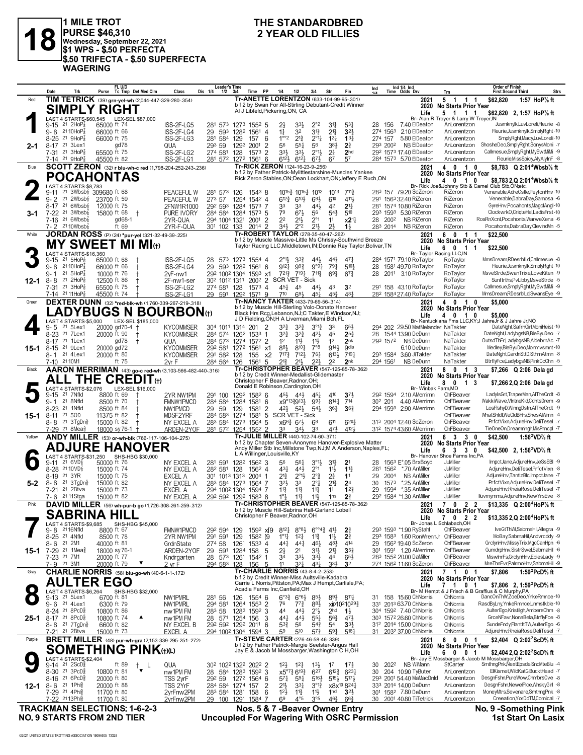# 18

**1 MILE TROT**
**PURSE $46,310**
**Wednesday, September 22, 2021**
**$1 WPS - $.50 PERFECTA**
**$.50 TRIFECTA - $.50 SUPERFECTA WAGERING**

## THE STANDARDBRED
## 2 YEAR OLD FILLIES

---

### 1 — Red — 2-1
**TIM TETRICK** (39) grn-yel-wh (2,044-447-329-280-.354)
**SIMPLY RIGHT**
Tr-ANETTE LORENTZON (633-104-99-95-.301)
b f 2 by Swan For All-Stirling Debutant-Credit Winner
Al J Libfeld,Pickering,ON, CA
Br- Alan R Troyer & Larry W Troyer,IN
LAST 4 STARTS-$60,545 LEX-SEL $87,000
2021: 5 1 1 1 $62,820 1:57 HoP⅞ ft
2020 No Starts Prior Year
Life: 5 1 1 1 $62,820 2, 1:57 HoP⅞ ft

| Date | Trk | Purse | Cond | Class | 1/4 | 1/2 | 3/4 | Time | PP | 1/4 | 1/2 | 3/4 | Str | Fin | Ind 1/4 | Ind Time | Odds | Drv | Trn | Order of Finish |
|---|---|---|---|---|---|---|---|---|---|---|---|---|---|---|---|---|---|---|---|---|
| 9-15 21 | 2HoP⅞ | 65000 | ft 74 | ISS-2F-LG5 | 281 | 573 | 1273 | 1552 | 5 | 2½ | 33½ | 2°2 | 31½ | 53¾ | 28 | 156 | 7.40 | ElDeaton | AnLorentzon | Jusmknylk,LuvLoreli,Fleurie -8 |
| 9-8 21 | 10HoP⅞ | 66000 | ft 66 | ISS-2F-LG4 | 29 | 593 | 1282 | 1561 | 4 | 1¾ | 32 | 31¾ | 21¾ | 32½ | 274 | 1563 | 2.10 | ElDeaton | AnLorentzon | Fleurie,Jusmknylk,SmplyRght-10 |
| 8-25 21 | 9HoP⅞ | 66000 | ft 75 | ISS-2F-LG3 | 281 | 584 | 129 | 157 | 6 | 1°°2 | 21¾ | 2°1¼ | 12¼ | 13¼ | 274 | 157 | 5.80 | ElDeaton | AnLorentzon | SmplyRght,Macy,LuvLoreli-10 |
| 8-17 21 | 3Lex1 | | gd78 | QUA | 293 | 59 | 1293 | 2001 | 2 | 56 | 55¼ | 56 | 38½ | 2¾ | 293 | 2002 | NB | ElDeaton | AnLorentzon | ShosheDeo,SmplyRght,SonysMoni -7 |
| 7-31 21 | 3HoP⅞ | 65500 | ft 75 | ISS-2F-LG2 | 274 | 581 | 128 | 1573 | 2 | 33½ | 33½ | 2°1½ | 2¾ | 2hd | 292 | 1573 | 17.40 | ElDeaton | AnLorentzon | Callmesue,SmplyRght,MySwtMiMi -9 |
| 7-14 21 | 9HoP⅞ | 45500 | ft 82 | ISS-2F-LG1 | 281 | 572 | 1272 | 1561 | 6 | 612½ | 612¼ | 67½ | 67 | 57 | 284 | 1573 | 5.70 | ElDeaton | AnLorentzon | Fleurie,MissSpicy,AlyAlyInF -8 |

### 2 — Blue — 3-1
**SCOTT ZERON** (32) r blu-wh-c red (1,798-204-252-243-.236)
**POCAHONTAS**
Tr-RICK ZERON (124-16-23-9-.256)
b f 2 by Father Patrick-Mylittlestarshine-Muscles Yankee
Rick Zeron Stables,ON;Dean Lockhart,ON;Jeffery E Ruch,ON
Br- Rick Joe&Johnny Stb & Camel Club Stb,ON;etc.
LAST 4 STARTS-$8,783
2021: 4 0 1 0 $8,783 Q 2:01⁴Wbsb⅞ ft
2020 No Starts Prior Year
Life: 4 0 1 0 $8,783 2,Q 2:01⁴Wbsb⅞ ft

| Date | Trk | Purse | Cond | Class | 1/4 | 1/2 | 3/4 | Time | PP | 1/4 | 1/2 | 3/4 | Str | Fin | Ind 1/4 | Ind Time | Odds | Drv | Trn | Order of Finish |
|---|---|---|---|---|---|---|---|---|---|---|---|---|---|---|---|---|---|---|---|---|
| 9-11 21 | 3Wbsb⅞ | 309680 | ft 68 | PEACEFUL W | 281 | 573 | 126 | 1543 | 8 | 1015¾ | 1015¼ | 1012 | 1013 | 711¾ | 283 | 157 | 79.20 | ScZeron | RiZeron | Venerable,AdreCstle,PeytonHnv-10 |
| 9-2 21 | 2Wbsb⅞ | 23700 | ft 59 | PEACEFUL W | 273 | 57 | 1254 | 1542 | 4 | 612¾ | 610½ | 68½ | 610 | 411½ | 291 | 1563 | 32.40 | RiZeron | RiZeron | Venerable,DabraDay,Samosa -6 |
| 8-17 21 | 6Wbsb⅞ | 12000 | ft 75 | 2FNW1R1000 | 292 | 593 | 1284 | 1573 | 7 | 33 | 33 | 44½ | 42 | 2½ | 281 | 1574 | 10.80 | RiZeron | RiZeron | GyreHnv,Pocahonts,MagclAngl-10 |
| 7-22 21 | 3Wbsb⅞ | 15800 | ft 68 † | PURE IVORY | 284 | 584 | 1284 | 1573 | 5 | 79 | 67½ | 56 | 54½ | 510 | 293 | 1593 | 5.30 | RiZeron | RiZeron | ClockwrkO,CriqteHal,LadisFrst-10 |
| 7-16 21 | 6Wbsb⅞ | | gd68-1 | 2YR-QUA | 294 | 1004 | 1321 | 2001 | 2 | 2² | 21½ | 2°1 | 11 | x2¹¾ | 28 | 2002 | NB | RiZeron | RiZeron | RosRnXcnt,Pocahonts,WarweXena -6 |
| 7-2 21 | 10Wbsb⅞ | | ft 69 | 2YR-F-QUA | 301 | 102 | 133 | 2014 | 2 | 34½ | 2°2 | 21½ | 2½ | 1½ | 283 | 2014 | NB | RiZeron | RiZeron | Pocahonts,DabraDay,ClevlndMn -5 |

### 3 — White — 12-1
**JORDAN ROSS** (P) (24) *pur-yel (321-32-49-39-.225)
**MY SWEET MI MI(t)**
Tr-ROBERT TAYLOR (278-35-40-47-.262)
b f 2 by Muscle Massive-Little Ms Chrissy-Southwind Breeze
Taylor Racing LLC,Middletown,IN;Donnie Ray Taylor,Bolivar,TN
Br- Taylor Racing LLC,IN
LAST 4 STARTS-$16,360
2021: 6 0 1 1 $22,500
2020 No Starts Prior Year
Life: 6 0 1 1 $22,500

| Date | Trk | Purse | Cond | Class | 1/4 | 1/2 | 3/4 | Time | PP | 1/4 | 1/2 | 3/4 | Str | Fin | Ind 1/4 | Ind Time | Odds | Drv | Trn | Order of Finish |
|---|---|---|---|---|---|---|---|---|---|---|---|---|---|---|---|---|---|---|---|---|
| 9-15 21 | 5HoP⅞ | 65000 | ft 68 † | ISS-2F-LG5 | 28 | 573 | 1273 | 1554 | 4 | 2°1½ | 33¾ | 44½ | 44¾ | 47¼ | 284 | 1571 | 79.10 | RoTaylor | RoTaylor | MmsDream,RDesrbllLd,Callmesue -8 |
| 9-8 21 | 10HoP⅞ | 66000 | ft 66 † | ISS-2F-LG4 | 29 | 593 | 1282 | 1561 | 6 | 912¼ | 99¾ | 9°9¼ | 79¼ | 510½ | 28 | 1581 | 49.70 | RoTaylor | RoTaylor | Fleurie,Jusmknylk,SmplyRght-10 |
| 9-1 21 | 5HoP⅞ | 10000 | ft 76 † | 2yF-nw1 | 292 | 1002 | 1304 | 1593 | x1 | 721¾ | 719¼ | 711¾ | 69¾ | 67¾ | 28 | 2011 | 3.10 | RoTaylor | RoTaylor | MsveStrde,SwanTrixe,LoveKiten -9 |
| 8-8 21 | 2HoP⅞ | 12500 | ft 86 † | 2F-nw1-ser | 302 | 1012 | 1311 | 2002 | 2 | SCR VET - Sick | | | | | | | | | RoTaylor | Sunftrths,PvLibby,MsveStrde -5 |
| 7-31 21 | 3HoP⅞ | 65500 | ft 75 † | ISS-2F-LG2 | 274 | 581 | 128 | 1573 | 4 | 45½ | 45 | 44½ | 43 | 32 | 291 | 158 | 43.10 | RoTaylor | RoTaylor | Callmesue,SmplyRght,MySwtMiMi -9 |
| 7-14 21 | 11HoP⅞ | 45500 | ft 74 † | ISS-2F-LG1 | 29 | 591 | 1292 | 1571 | 9 | 710 | 69½ | 45¼ | 45¾ | 48¼ | 282 | 1584 | 27.40 | RoTaylor | RoTaylor | MmsDream,RDesrbllLd,SwansEye -9 |

### 4 — Green — 15-1
**DEXTER DUNN** (32) *red-blk-wh (1,760-339-267-219-.318)
**LADYBUGS N BOURBON(t)**
Tr-NANCY TAKTER (433-79-69-56-.314)
b f 2 by Muscle Hill-Sterling Volo-Donato Hanover
Black Hrs Rcg,Lebanon,NJ;C Takter,E Windsor,NJ;
J D Fielding,ON;H J Liverman,Miami Bch,FL
Br- Kentuckiana Fms LLC,KY;J JahreJr & J Jahre Jr,NO
LAST 4 STARTS-$5,000 LEX-SEL $185,000
2021: 4 0 1 0 $5,000
2020 No Starts Prior Year
Life: 4 0 1 0 $5,000

| Date | Trk | Purse | Cond | Class | 1/4 | 1/2 | 3/4 | Time | PP | 1/4 | 1/2 | 3/4 | Str | Fin | Ind 1/4 | Ind Time | Odds | Drv | Trn | Order of Finish |
|---|---|---|---|---|---|---|---|---|---|---|---|---|---|---|---|---|---|---|---|---|
| 9-5 21 | 5Lex1 | 20000 | gd70-4 † | KYCOMMSER | 304 | 1011 | 1314 | 201 | 2 | 32¾ | 32¾ | 3°1¾ | 33 | 65½ | 294 | 202 | 29.50 | MatMelander | NaTakter | DateNght,SafrnGirl,MoniHeist-10 |
| 8-23 21 | 7Lex1 | 20000 | ft 90 † | KYCOMMSER | 284 | 574 | 1262 | 1533 | 1 | 32¾ | 32¾ | 42½ | 45 | 25¾ | 28 | 1544 | 13.90 | DeDunn | NaTakter | DateNght,LadybgsNB,BleByuDeo -7 |
| 8-17 21 | 1Lex1 | | gd78 † | QUA | 284 | 573 | 1274 | 1572 | 2 | 12 | 11½ | 11½ | 12 | 2nk | 293 | 1572 | NB | DeDunn | NaTakter | OutsdThFr,LadybgsNB,AldebrnAc -7 |
| 8-15 21 | 9Lex1 | 20000 | gd72 | KYCOMMSER | 292 | 581 | 1272 | 1561 | x1 | 88½ | 810¼ | 7°8 | 914½ | 9dis | | | 6.10 | DeDunn | NaTakter | Medley,BleByuDeo,Monmvsmnt-10 |
| 8-1 21 | 4Lex1 | 20000 | ft 80 | KYCOMMSER | 291 | 582 | 128 | 155 | x2 | 717¾ | 712½ | 76¼ | 613½ | 719¼ | 293 | 1584 | 3.60 | JiTakter | NaTakter | DateNght,GardnSttD,SthrnAtmn -8 |
| 7-10 21 | 10M1 | | ft 75 | 2yr F | 284 | 564 | 126 | 1561 | 5 | 21¾ | 21½ | 22½ | 22 | 2nk | 294 | 1561 | NB | DeDunn | NaTakter | BtrflyFce,LadybgsNB,PinkCcChn -5 |

### 5 — Black — 15-1
**AARON MERRIMAN** (43) go-c red-wh (3,103-566-482-440-.316)
**ALL THE CREDIT(t)**
Tr-CHRISTOPHER BEAVER (547-125-85-78-.362)
b f 2 by Credit Winner-Medallist-Glidemaster
Christopher F Beaver,Radnor,OH;
Donald E Robinson,Cardington,OH
Br- Winbak Farm,MD
LAST 4 STARTS-$2,076 LEX-SEL $16,000
2021: 8 0 1 3 $7,266 Q 2:06 Dela gd
2020 No Starts Prior Year
Life: 8 0 1 3 $7,266 2,Q 2:06 Dela gd

| Date | Trk | Purse | Cond | Class | 1/4 | 1/2 | 3/4 | Time | PP | 1/4 | 1/2 | 3/4 | Str | Fin | Ind 1/4 | Ind Time | Odds | Drv | Trn | Order of Finish |
|---|---|---|---|---|---|---|---|---|---|---|---|---|---|---|---|---|---|---|---|---|
| 9-15 21 | 7Nfld | 8800 | ft 69 † | 2YR NW1PM | 291 | 100 | 1292 | 1582 | 6 | 45½ | 44½ | 45¼ | 410 | 37½ | 292 | 1594 | 2.10 | AMerrimn | ChFBeaver | LadylsGrt,TraperMan,AlTheCrdt -8 |
| 9-1 21 | 8Nfld | 8500 | ft 70 † | FMNW1PMCD | 284 | 584 | 1284 | 1581 | 6 | x9°13¾ | 913½ | 99¾ | 814¼ | 714 | 302 | 201 | 4.40 | AMerrimn | ChFBeaver | WakkiWave,VIntneKid,CchtsDrem -9 |
| 8-23 21 | 1Nfld | 8500 | ft 84 † | NW1PMCD | 29 | 59 | 129 | 1581 | 2 | 42½ | 52½ | 54½ | 36½ | 36¾ | 294 | 1593 | 2.90 | AMerrimn | ChFBeaver | LosFlshyD,WinngDstn,AlTheCrdt -9 |
| 8-11 21 | 5OD | 11375 | ft 82 | MDSF2YRF | 284 | 583 | 1274 | 1581 | 5 | SCR VET - Sick | | | | | | | | | ChFBeaver | WhatShldI,WeCldBHrs,ShesAlWmn -4 |
| 8-8 21 | 3TgDn⅝ | 15000 | ft 82 | NY EXCEL A | 283 | 584 | 1273 | 1564 | 5 | x6⁶¾ | 67½ | 68 | 611 | 620¼ | 313 | 2004 | 12.40 | ScZeron | ChFBeaver | PrfctVixn,AdjureHnv,DeliTesel -7 |
| 7-29 21 | 8Mea⅝ | 18000 | sy 76-1 † | ARDEN-2YOF | 281 | 572 | 1254 | 1552 | 2 | 33 | 34½ | 33 | 47½ | 412½ | 312 | 1574 | 43.60 | AMerrimn | ChFBeaver | TieOneOn,Dreamnhgh,MisPrncpl -7 |

### 6 — Yellow — 5-2
**ANDY MILLER** (53) or-wh-blk (766-117-106-104-.275)
**ADJURE HANOVER**
Tr-JULIE MILLER (440-102-74-60-.371)
b f 2 by Chapter Seven-Anonyme Hanover-Explosive Matter
Andy Miller Stb Inc,Millstone Twp,NJ;M A Anderson,Naples,FL;
L A Willinger,Louisville,KY
Br- Hanover Shoe Farms Inc,PA
LAST 4 STARTS-$31,250 SHS-HBG $30,000
2021: 6 3 3 0 $42,500 1:56²VD⅞ ft
2020 No Starts Prior Year
Life: 6 3 3 0 $42,500 2, 1:56²VD⅞ ft

| Date | Trk | Purse | Cond | Class | 1/4 | 1/2 | 3/4 | Time | PP | 1/4 | 1/2 | 3/4 | Str | Fin | Ind 1/4 | Ind Time | Odds | Drv | Trn | Order of Finish |
|---|---|---|---|---|---|---|---|---|---|---|---|---|---|---|---|---|---|---|---|---|
| 9-11 21 | 6VD⅞ | 50000 | ft 76 | NY EXCEL A | 281 | 591 | 1282 | 1562 | 3 | 56 | 56½ | 3°1½ | 31½ | 21 | 28 | 1563 | E*.05 | BrxBoyd | JuMiller | ImpctJane,AdjureHnv,JeSsSBI -9 |
| 8-28 21 | 10VD⅞ | 15000 | ft 74 | NY EXCEL A | 282 | 581 | 128 | 1562 | 4 | 43¼ | 44½ | 2°1 | 11½ | 1¾ | 281 | 1562 | *.70 | AnMiller | JuMiller | AdjureHnv,DeliTesel,PrfctVixn -8 |
| 8-19 21 | 3YR | 15000 | ft 75 | EXCEL A | 301 | 1013 | 1313 | 2004 | 1 | 21¾ | 2°1½ | 2°¾ | 2¾ | 11 | 29 | 2004 | NB | AnMiller | JuMiller | AdjureHnv,TantlzBlc,ImpctJane -7 |
| 8-8 21 | 3TgDn⅝ | 15000 | ft 82 | NY EXCEL A | 283 | 584 | 1273 | 1564 | 7 | 32½ | 33 | 2°1 | 21¾ | 24 | 30 | 1573 | *.25 | AnMiller | JuMiller | PrfctVixn,AdjureHnv,DeliTesel -7 |
| 7-21 21 | 2Btva | 15000 | ft 73 | EXCEL A | 294 | 1002 | 1304 | 1594 | 7 | 11¾ | 11¾ | 11¼ | 11 | 12¾ | 29 | 1594 | *.35 | AnMiller | JuMiller | AdjureHnv,RheiaRose,DeliTesel -7 |
| 7-6 21 | 11Stga | 15000 | ft 82 | NY EXCEL A | 292 | 592 | 1292 | 1583 | 8 | 1°1 | 11½ | 11½ | 1ns | 2¾ | 292 | 1584 | *1.30 | AnMiller | JuMiller | Iluvmymms,AdjureHnv,NewYrsEve -8 |

### 7 — Pink — 15-1
**DAVID MILLER** (56) wh-pur-b go (1,726-308-261-259-.312)
**SABRINA HILL**
Tr-CHRISTOPHER BEAVER (547-125-85-78-.362)
b f 2 by Muscle Hill-Sabrina Hall-Garland Lobell
Christopher F Beaver,Radnor,OH
Br- Jonas L Schlabach,OH
LAST 4 STARTS-$9,685 SHS-HBG $45,000
2021: 7 0 2 2 $13,335 Q 2:00⁴HoP⅞ ft
2020 No Starts Prior Year
Life: 7 0 2 2 $13,335 2,Q 2:00⁴HoP⅞ ft

| Date | Trk | Purse | Cond | Class | 1/4 | 1/2 | 3/4 | Time | PP | 1/4 | 1/2 | 3/4 | Str | Fin | Ind 1/4 | Ind Time | Odds | Drv | Trn | Order of Finish |
|---|---|---|---|---|---|---|---|---|---|---|---|---|---|---|---|---|---|---|---|---|
| 9-8 21 | 16Nfld | 8800 | ft 67 | FMNW1PMCD | 292 | 594 | 129 | 1592 | x[9 | 812¼ | 8°8½ | 6°°4¾ | 41¼ | 2¾ | 293 | 1593 | *1.90 | RyStahl | ChFBeaver | IveGtThWl,SabrnaHil,Allegra -9 |
| 8-25 21 | 4Nfld | 8500 | ft 78 | 2YR NW1PM | 291 | 591 | 129 | 1582 | [9 | 1°1¼ | 12¼ | 11¾ | 11½ | 2¾ | 293 | 1583 | 1.60 | RonWrennJr | ChFBeaver | MoBay,SabrnaHil,Andvrcddy -9 |
| 8-6 21 | 2M1 | 40000 | ft 81 | GrdnState | 274 | 58 | 1261 | 1533 | 4 | 44¼ | 44¼ | 46½ | 48½ | 414 | 29 | 1562 | 19.40 | ScZeron | ChFBeaver | GrclynHnv,MissyTrix,MgcCanHpn -6 |
| 7-29 21 | 1Mea⅝ | 18000 | sy 76-1 | ARDEN-2YOF | 29 | 591 | 1284 | 158 | 5 | 2½ | 21 | 31½ | 21½ | 35¾ | 301 | 1591 | 1.20 | AMerrimn | ChFBeaver | GumdrpHnv,SistrSwel,SabrnaHil -6 |
| 7-23 21 | 7M1 | 20000 | ft 77 | Kndrgarten | 28 | 573 | 1261 | 1542 | 1 | 34 | 33½ | 33¼ | 44 | 65½ | 283 | 1552 | 20.00 | DaMiller | ChFBeaver | MiswlnrFs,GrclynHnv,EbiesLady -9 |
| 7-9 21 | 3M1 | 20000 | ft 79 ▼ | 2 yr F | 294 | 583 | 128 | 156 | 5 | 11 | 32¼ | 43¼ | 33¾ | 32 | 274 | 1562 | 11.60 | ScZeron | ChFBeaver | MreThnEvr,PalrmoHnv,SabrnaHil -9 |

### 8 — Gray — 25-1
**CHARLIE NORRIS** (58) blu-go-wh (40-6-1-1-.172)
**AULTER EGO**
Tr-CHARLIE NORRIS (43-8-4-2-.253)
b f 2 by Credit Winner-Miss Aultsville-Kadabra
Carrie L Norris,Pittston,PA;Max J Hempt,Carlisle,PA;
Acadia Farms Inc,Canfield,OH
Br- M Hempt & J Frisch & B Graffius & C Murphy,PA
LAST 4 STARTS-$6,264 SHS-HBG $32,000
2021: 7 1 0 1 $7,806 1:59²PcD⅝ ft
2020 No Starts Prior Year
Life: 7 1 0 1 $7,806 2, 1:59²PcD⅝ ft

| Date | Trk | Purse | Cond | Class | 1/4 | 1/2 | 3/4 | Time | PP | 1/4 | 1/2 | 3/4 | Str | Fin | Ind 1/4 | Ind Time | Odds | Drv | Trn | Order of Finish |
|---|---|---|---|---|---|---|---|---|---|---|---|---|---|---|---|---|---|---|---|---|
| 9-13 21 | 5Lex1 | 6700 | ft 81 | NW1PMRL | 281 | 56 | 126 | 1554 | 6 | 6°3¾ | 6°6½ | 85½ | 89¼ | 811¼ | 31 | 158 | 15.60 | ChNorris | ChNorris | DancOnThW,ZoeDeo,YnkeRmnce-10 |
| 9-6 21 | 4Lex1 | 6300 | ft 79 | NW1PMRL | 294 | 581 | 1264 | 1553 | 2 | 76 | 77¾ | 88½ | xip10²10²⁹¾ | | 331 | 2013 | 63.70 | ChNorris | ChNorris | RasdByLny,YnkeRmnce,Unmstkble-10 |
| 8-24 21 | 8PcD⅝ | 10800 | ft 86 | nw1PM FM | 283 | 58 | 1283 | 1592 | 3 | 44 | 44½ | 2°½ | 2hd | 1½ | 304 | 1592 | 7.40 | ChNorris | ChNorris | AulterEgo,Kristilgh,AmbersChm -8 |
| 8-17 21 | 8PcD⅝ | 10800 | ft 74 ▲ | nw1PM FM | 28 | 571 | 1254 | 156 | 3 | 44¼ | 44½ | 55¼ | 56¾ | 47½ | 303 | 1572 | 26.60 | ChNorris | ChNorris | GrceNFavr,NonaBela,BtrflyFce -8 |
| 8-8 21 | 7TgDn⅝ | 6600 | ft 82 | NY EXCEL B | 292 | 592 | 1292 | 2011 | 6 | 53¾ | 56 | 54¾ | 54 | 33½ | 312 | 2014 | 15.00 | ChNorris | ChNorris | SundeFndy,FlantltTW,AulterEgo -6 |
| 7-21 21 | 2Btva | 15000 | ft 73 | EXCEL A | 294 | 1002 | 1304 | 1594 | 3 | 59 | 510 | 57¾ | 59¼ | 518¼ | 31 | 2032 | 37.00 | ChNorris | ChNorris | AdjureHnv,RheiaRose,DeliTesel -7 |

### 9 — Purple — 12-1
**BRETT MILLER** (48) pur-wh-gra (2,153-339-295-251-.272)
**SOMETHING PINK(t)(L)**
Tr-STEVE CARTER (276-46-58-46-.339)
b f 2 by Father Patrick-Margie Seelster-Angus Hall
Jay E & Jacob M Mossbarger,Washington C H,OH
Br- Jay E Mossbarger & Jacob M Mossbarger,OH
LAST 4 STARTS-$2,404
2021: 6 0 0 1 $2,404 Q 2:02²ScD⅝ ft
2020 No Starts Prior Year
Life: 6 0 0 1 $2,404 2,Q 2:02²ScD⅝ ft

| Date | Trk | Purse | Cond | Class | 1/4 | 1/2 | 3/4 | Time | PP | 1/4 | 1/2 | 3/4 | Str | Fin | Ind 1/4 | Ind Time | Odds | Drv | Trn | Order of Finish |
|---|---|---|---|---|---|---|---|---|---|---|---|---|---|---|---|---|---|---|---|---|
| 9-14 21 | 2ScD⅝ | | ft 89 † L | QUA | 302 | 1022 | 1322 | 2022 | 2 | 12½ | 12¼ | 13½ | 17 | 17¼ | 30 | 2022 | NB | WiMann | StCarter | SmthngPnk,NextEpsde,SndMteBlu -4 |
| 8-30 21 | 3PcD⅝ | 10800 | ft 81 ▼ | nw1PM FM | 28 | 584 | 1283 | 1592 | 3 | x5°7¾ | 619¾ | 627 | 612¾ | 623¼ | 30 | 204 | 10.90 | TyButler | AnLorentzon | ElKismet,WildKatG,BucktHead -7 |
| 8-16 21 | 6PcD⅝ | 20000 | ft 80 | TSS 2yrF | 292 | 59 | 1272 | 1564 | 6 | 57¼ | 59¼ | 5¹6½ | 515½ | 517½ | 293 | 2001 | 54.40 | MaMacDnld | AnLorentzon | DesgnFshn,PureWow,ChmbrsCve -8 |
| 8-6 21 | 1Phl⅝ | 20000 | ft 88 | TSS 2YrF | 284 | 584 | 1274 | 157 | 2 | 21½ | 33¼ | 3°1¾ | x8x¹⁰ | 824¼ | 333 | 2014 | 14.00 | DeDunn | AnLorentzon | DesgnFshn,NewelPlce,WhskyGirl -8 |
| 7-29 21 | 4Phl⅝ | 11700 | ft 80 | 2yrFnw2PM | 283 | 583 | 1281 | 158 | 6 | 12½ | 11½ | 11½ | 1hd | 32½ | 301 | 1582 | 7.80 | DeDunn | AnLorentzon | MoneyMtrs,Sevenare,SmthngPnk -8 |
| 7-22 21 | 13Phl⅝ | 11700 | ft 80 | 2yrFnw2PM | 29 | 100 | 1291 | 1584 | 7 | 69 | 4°5 | 3°5 | 46¾ | 66¾ | 30 | 2001 | 40.80 | TiTetrick | AnLorentzon | Creeation,YorDdTM,Comical -7 |

---

**TRACKMAN SELECTIONS: 1-6-2-3**
**Nos. 5 & 7 -Beaver Owner Entry**
**No. 9 -Something Pink**
**NO. 9 STARTS FROM 2ND TIER**
**Uncoupled For Wagering With OSRC Permission**
**1st Start On Lasix**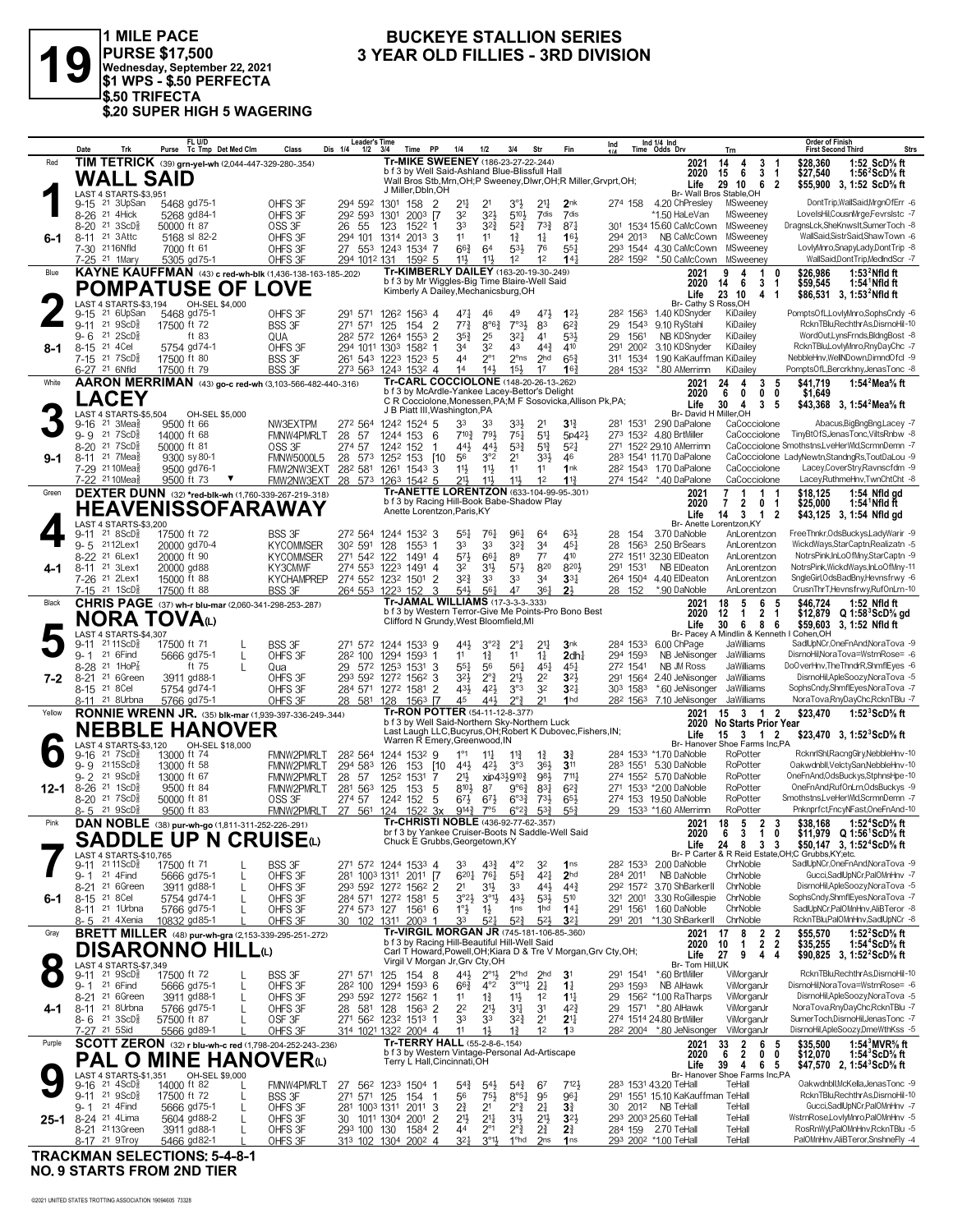# 19

**1 MILE PACE**
**PURSE $17,500**
**Wednesday, September 22, 2021**
**$1 WPS - $.50 PERFECTA**
**$.50 TRIFECTA**
**$.20 SUPER HIGH 5 WAGERING**

## BUCKEYE STALLION SERIES
## 3 YEAR OLD FILLIES - 3RD DIVISION

---

### 1 — WALL SAID (Red) 6-1
**TIM TETRICK** (39) grn-yel-wh (2,044-447-329-280-.354)
Tr-MIKE SWEENEY (186-23-27-22-.244)
b f 3 by Well Said-Ashland Blue-Blissfull Hall
Wall Bros Stb,Mrn,OH;P Sweeney,Dlwr,OH;R Miller,Grvprt,OH; J Miller,Dbln,OH
Br- Wall Bros Stable,OH
LAST 4 STARTS-$3,951

| | Starts | Win | 2nd | 3rd | Earnings | Record |
|---|---|---|---|---|---|---|
| 2021 | 14 | 4 | 3 | 1 | $28,360 | 1:52 ScD⅝ ft |
| 2020 | 15 | 6 | 3 | 1 | $27,540 | 1:56² ScD⅝ ft |
| Life | 29 | 10 | 6 | 2 | $55,900 | 3, 1:52 ScD⅝ ft |

| Date | Trk | Purse | Cond | Class | 1/4 | 1/2 | 3/4 | Time | PP | 1/4 | 1/2 | 3/4 | Str | Fin | Ind | Odds Drv | Trn | Order of Finish |
|---|---|---|---|---|---|---|---|---|---|---|---|---|---|---|---|---|---|---|
| 9-15 21 | 3UpSan | 5468 | gd75-1 | OHFS 3F | 29⁴ | 59² | 130¹ | 158 | 2 | 2¹½ | 2¹ | 3°½ | 2¹½ | 2nk | 27⁴ 158 | 4.20 ChPresley | MSweeney | DontTrip,WallSaid,MrgnOfErr -6 |
| 8-26 21 | 4Hick | 5268 | gd84-1 | OHFS 3F | 29² | 59³ | 130¹ | 200³ | [7 | 3² | 3²½ | 5¹⁰½ | 7dis | 7dis | | *1.50 HaLeVan | MSweeney | LoveIsHil,CousnMrge,Fevrslstc -7 |
| 8-20 21 | 3ScD⅝ | 50000 | ft 87 | OSS 3F | 26 | 55 | 123 | 152² | 1 | 3³ | 3²¾ | 5²¾ | 7³¾ | 8⁷¼ | 30¹ 153⁴ | 15.60 CaMcCown | MSweeney | DragnsLck,SheKnwsIt,SumerToch -8 |
| 8-11 21 | 3Attc | 5168 | sl 82-2 | OHFS 3F | 29⁴ | 101 | 131⁴ | 201³ | 3 | 1¹ | 1¹ | 1¾ | 1¾ | 1⁶½ | 29⁴ 201³ | NB CaMcCown | MSweeney | WallSaid,SistrSaid,ShawTown -6 |
| 7-30 21 | 16Nfld | 7000 | ft 61 | OHFS 3F | 27 | 55³ | 124³ | 153⁴ | 7 | 6⁶¾ | 6⁴ | 5³½ | 7⁶ | 5⁵¼ | 29³ 154⁴ | 4.30 CaMcCown | MSweeney | LovlyMnro,SnapyLady,DontTrip -8 |
| 7-25 21 | 1Mary | 5305 | gd75-1 | OHFS 3F | 29⁴ | 101² | 131 | 159² | 5 | 1¹½ | 1¹½ | 1² | 1² | 1⁴¾ | 28² 159² | *.50 CaMcCown | MSweeney | WallSaid,DontTrip,MedlndScr -7 |

---

### 2 — POMPATUSE OF LOVE (Blue) 8-1
**KAYNE KAUFFMAN** (43) c red-wh-blk (1,436-138-163-185-.202)
Tr-KIMBERLY DAILEY (163-20-19-30-.249)
b f 3 by Mr Wiggles-Big Time Blaire-Well Said
Kimberly A Dailey,Mechanicsburg,OH
Br- Cathy S Ross,OH
LAST 4 STARTS-$3,194 OH-SEL $4,000

| | Starts | Win | 2nd | 3rd | Earnings | Record |
|---|---|---|---|---|---|---|
| 2021 | 9 | 4 | 1 | 0 | $26,986 | 1:53² Nfld ft |
| 2020 | 14 | 6 | 3 | 1 | $59,545 | 1:54¹ Nfld ft |
| Life | 23 | 10 | 4 | 1 | $86,531 | 3, 1:53² Nfld ft |

| Date | Trk | Purse | Cond | Class | 1/4 | 1/2 | 3/4 | Time | PP | 1/4 | 1/2 | 3/4 | Str | Fin | Ind | Odds Drv | Trn | Order of Finish |
|---|---|---|---|---|---|---|---|---|---|---|---|---|---|---|---|---|---|---|
| 9-15 21 | 6UpSan | 5468 | gd75-1 | OHFS 3F | 29¹ | 57¹ | 126² | 156³ | 4 | 4⁷¼ | 4⁶ | 4⁹ | 4⁷½ | 1²½ | 28² 156³ | 1.40 KDSnyder | KiDailey | PomptsOfL,LovlyMnro,SophsCndy -6 |
| 9-11 21 | 9ScD⅝ | 17500 | ft 72 | BSS 3F | 27¹ | 57¹ | 125 | 154 | 2 | 7⁷¾ | 8°⁶¾ | 7°³½ | 8³ | 6²¾ | 29 154³ | 9.10 RyStahl | KiDailey | RcknTBlu,RechthrAs,DisrnoHil -10 |
| 9-6 21 | 2ScD⅝ | | ft 83 | QUA | 28² | 57² | 126⁴ | 155³ | 2 | 3⁵¾ | 2⁵ | 3²¼ | 4¹ | 5³½ | 29 1561 | NB KDSnyder | KiDailey | WordOutLynsFrnds,BldngBost -8 |
| 8-15 21 | 4Cel | 5754 | gd74-1 | OHFS 3F | 29⁴ | 101¹ | 130³ | 158² | 1 | 3⁴ | 3² | 4³ | 4⁴¾ | 4¹⁰ | 29¹ 200² | 3.10 KDSnyder | KiDailey | RcknTBlu,LovlyMnro,RnyDayChc -7 |
| 7-15 21 | 7ScD⅝ | 17500 | ft 80 | BSS 3F | 26¹ | 54³ | 122³ | 152³ | 5 | 4⁴ | 2°¹ | 2°ns | 2hd | 6⁵¾ | 31¹ 153⁴ | 1.90 KaKauffman | KiDailey | NebbleHnv,WellNDown,DimndOfcl -9 |
| 6-27 21 | 6Nfld | 17500 | ft 79 | BSS 3F | 27³ | 56³ | 124³ | 153² | 4 | 1⁴ | 1⁴½ | 1⁵½ | 1⁷ | 1⁶¾ | 28⁴ 153² | *.80 AMerrimn | KiDailey | PomptsOfL,Bercrkhny,JenasTonc -8 |

---

### 3 — LACEY (White) 9-1
**AARON MERRIMAN** (43) go-c red-wh (3,103-566-482-440-.316)
Tr-CARL COCCIOLONE (148-20-26-13-.262)
b f 3 by McArdle-Yankee Lacey-Bettor's Delight
C R Cocciolone,Monessen,PA;M F Sosovicka,Allison Pk,PA; J B Piatt III,Washington,PA
Br- David H Miller,OH
LAST 4 STARTS-$5,504 OH-SEL $5,000

| | Starts | Win | 2nd | 3rd | Earnings | Record |
|---|---|---|---|---|---|---|
| 2021 | 24 | 4 | 3 | 5 | $41,719 | 1:54² Mea⅝ ft |
| 2020 | 6 | 0 | 0 | 0 | $1,649 | |
| Life | 30 | 4 | 3 | 5 | $43,368 | 3, 1:54² Mea⅝ ft |

| Date | Trk | Purse | Cond | Class | 1/4 | 1/2 | 3/4 | Time | PP | 1/4 | 1/2 | 3/4 | Str | Fin | Ind | Odds Drv | Trn | Order of Finish |
|---|---|---|---|---|---|---|---|---|---|---|---|---|---|---|---|---|---|---|
| 9-16 21 | 3Mea⅝ | 9500 | ft 66 | NW3EXTPM | 27² | 56⁴ | 124² | 152⁴ | 5 | 3³ | 3³ | 3³½ | 2¹ | 3¹¾ | 28¹ 153¹ | 2.90 DaPalone | CaCocciolone | Abacus,BigBngBng,Lacey -7 |
| 9-9 21 | 7ScD⅝ | 14000 | ft 68 | FMNW4PMRLT | 28 | 57 | 124⁴ | 153 | 6 | 7¹⁰¾ | 7⁹½ | 7⁵¼ | 5¹¼ | 5p4²½ | 27³ 153² | 4.80 BrtMiller | CaCocciolone | TinyBtOfS,JenasTonc,VltsRnbw -8 |
| 8-20 21 | 7ScD⅝ | 50000 | ft 81 | OSS 3F | 27⁴ | 57 | 124² | 152 | 1 | 4⁴¾ | 4⁴½ | 5³¾ | 5¹¾ | 5²¼ | 27¹ 152² | 29.10 AMerrimn | CaCocciolone | Smothstns,LveHerWld,ScrmnDemn -7 |
| 8-11 21 | 7Mea⅝ | 9300 | sy 80-1 | FMNW5000L5 | 28 | 57³ | 125² | 153 | [10 | 5⁶ | 3°² | 2¹ | 3³½ | 4⁶ | 28³ 154¹ | 11.70 DaPalone | CaCocciolone | LadyNewtn,StandngRs,ToutDaLou -9 |
| 7-29 21 | 10Mea⅝ | 9500 | gd76-1 | FMW2NW3EXT | 28² | 58¹ | 126¹ | 154³ | 6 | 1¹½ | 1¹½ | 1¹ | 1¹ | 1nk | 28² 154³ | 1.70 DaPalone | CaCocciolone | Lacey,CoverStry,Ravnscfdm -9 |
| 7-22 21 | 10Mea⅝ | 9500 | ft 73 ▼ | FMW2NW3EXT | 28 | 57³ | 126³ | 154² | 5 | 2¹½ | 1¹½ | 1¹½ | 1² | 1¹¾ | 27⁴ 154² | *.40 DaPalone | CaCocciolone | Lacey,RuthmeHnv,TwnChtCht -8 |

---

### 4 — HEAVENISSOFARAWAY (Green) 4-1
**DEXTER DUNN** (32) *red-blk-wh (1,760-339-267-219-.318)
Tr-ANETTE LORENTZON (633-104-99-95-.301)
b f 3 by Racing Hill-Book Babe-Shadow Play
Anette Lorentzon,Paris,KY
Br- Anette Lorentzon,KY
LAST 4 STARTS-$3,200

| | Starts | Win | 2nd | 3rd | Earnings | Record |
|---|---|---|---|---|---|---|
| 2021 | 7 | 1 | 1 | 1 | $18,125 | 1:54 Nfld gd |
| 2020 | 7 | 2 | 0 | 1 | $25,000 | 1:54¹ Nfld ft |
| Life | 14 | 3 | 1 | 2 | $43,125 | 3, 1:54 Nfld gd |

| Date | Trk | Purse | Cond | Class | 1/4 | 1/2 | 3/4 | Time | PP | 1/4 | 1/2 | 3/4 | Str | Fin | Ind | Odds Drv | Trn | Order of Finish |
|---|---|---|---|---|---|---|---|---|---|---|---|---|---|---|---|---|---|---|
| 9-11 21 | 8ScD⅝ | 17500 | ft 72 | BSS 3F | 27² | 56⁴ | 124⁴ | 153² | 3 | 5⁵¼ | 7⁶¼ | 9⁶¼ | 6⁴ | 6³½ | 28 154 | 3.70 DaNoble | AnLorentzon | FreeThnkr,OdsBuckys,LadyWarir -9 |
| 9-5 21 | 12Lex1 | 20000 | gd70-4 | KYCOMMSER | 30² | 59¹ | 128 | 155³ | 1 | 3³ | 3³ | 3²¾ | 3⁴ | 4⁵¼ | 28 156³ | 2.50 BrSears | AnLorentzon | WickdWays,StarCaptn,Realizatn -5 |
| 8-22 21 | 6Lex1 | 20000 | ft 90 | KYCOMMSER | 27¹ | 54² | 122 | 149¹ | 4 | 5⁷½ | 6⁶½ | 8⁹ | 7⁷ | 4¹⁰ | 27² 151¹ | 32.30 ElDeaton | AnLorentzon | NotrsPink,InLoOfMny,StarCaptn -9 |
| 8-11 21 | 3Lex1 | 20000 | gd88 | KY3CMWF | 27⁴ | 55³ | 122³ | 149¹ | 4 | 3² | 3¹½ | 5⁷½ | 8²⁰ | 8²⁰½ | 29¹ 153¹ | NB ElDeaton | AnLorentzon | NotrsPink,WickdWays,InLoOfMny-11 |
| 7-26 21 | 2Lex1 | 15000 | ft 88 | KYCHAMPREP | 27⁴ | 55² | 123² | 150¹ | 2 | 3²¾ | 3³ | 3³ | 3⁴ | 3³¼ | 26⁴ 150⁴ | 4.40 ElDeaton | AnLorentzon | SngleGirl,OdsBadDny,Hevnsfrwy -6 |
| 7-15 21 | 1ScD⅝ | 17500 | ft 88 | BSS 3F | 26⁴ | 55³ | 122³ | 152 | 3 | 5⁴½ | 5⁶½ | 4⁷ | 3⁶½ | 2½ | 28 152 | *.90 DaNoble | AnLorentzon | CrusnThrT,Hevnsfrwy,RufOnLrn-10 |

---

### 5 — NORA TOVA(L) (Black) 7-2
**CHRIS PAGE** (37) wh-r blu-mar (2,060-341-298-253-.287)
Tr-JAMAL WILLIAMS (17-3-3-3-.333)
b f 3 by Western Terror-Give Me Points-Pro Bono Best
Clifford N Grundy,West Bloomfield,MI
Br- Pacey A Mindlin & Kenneth I Cohen,OH
LAST 4 STARTS-$4,307

| | Starts | Win | 2nd | 3rd | Earnings | Record |
|---|---|---|---|---|---|---|
| 2021 | 18 | 5 | 6 | 5 | $46,724 | 1:52 Nfld ft |
| 2020 | 12 | 1 | 2 | 1 | $12,879 | Q 1:58³ ScD⅝ gd |
| Life | 30 | 6 | 8 | 6 | $59,603 | 3, 1:52 Nfld ft |

| Date | Trk | Purse | Cond | L | Class | 1/4 | 1/2 | 3/4 | Time | PP | 1/4 | 1/2 | 3/4 | Str | Fin | Ind | Odds Drv | Trn | Order of Finish |
|---|---|---|---|---|---|---|---|---|---|---|---|---|---|---|---|---|---|---|---|
| 9-11 21 | 11ScD⅝ | 17500 | ft 71 | L | BSS 3F | 27¹ | 57² | 124⁴ | 153³ | 9 | 4⁴½ | 3°²¾ | 2°¾ | 2¹¼ | 3nk | 28⁴ 153³ | 6.00 ChPage | JaWilliams | SadlUpNCr,OneFnAnd,NoraTova -9 |
| 9-1 21 | 6Find | 5666 | gd75-1 | L | OHFS 3F | 28² | 100 | 129⁴ | 159³ | 1 | 1¹ | 1¾ | 1¹ | 1¾ | 2dh½ | 29⁴ 159³ | NB JeNisonger | JaWilliams | DisrnoHil,NoraTova=WstrnRose= -6 |
| 8-28 21 | 1HoP⅞ | | ft 75 | L | Qua | 29 | 57² | 125³ | 153¹ | 3 | 5⁵¼ | 5⁶ | 5⁶¼ | 4⁵¼ | 4⁵½ | 27² 154¹ | NB JM Ross | JaWilliams | DoOverHnv,TheThndrR,ShmflEyes -6 |
| 8-21 21 | 6Green | 3911 | gd88-1 | | OHFS 3F | 29³ | 59² | 127² | 156² | 3 | 3²½ | 2°¾ | 2¹½ | 2² | 3²½ | 29¹ 156⁴ | 2.40 JeNisonger | JaWilliams | DisrnoHil,ApleSoozy,NoraTova -5 |
| 8-15 21 | 8Cel | 5754 | gd74-1 | | OHFS 3F | 28⁴ | 57¹ | 127² | 158¹ | 2 | 4³½ | 4²½ | 3°³ | 3² | 3²½ | 30³ 158³ | *.60 JeNisonger | JaWilliams | SophsCndy,ShmflEyes,NoraTova -7 |
| 8-11 21 | 8Urbna | 5766 | gd75-1 | | OHFS 3F | 28 | 58¹ | 128 | 156³ | [7 | 4⁵ | 4⁴½ | 2°¾ | 2¹ | 1hd | 28² 156³ | 7.10 JeNisonger | JaWilliams | NoraTova,RnyDayChc,RcknTBlu -7 |

---

### 6 — NEBBLE HANOVER (Yellow) 12-1
**RONNIE WRENN JR.** (35) blk-mar (1,939-397-336-249-.344)
Tr-RON POTTER (54-11-12-8-.377)
b f 3 by Well Said-Northern Sky-Northern Luck
Last Laugh LLC,Bucyrus,OH;Robert K Dubovec,Fishers,IN; Warren R Emery,Greenwood,IN
Br- Hanover Shoe Farms Inc,PA
LAST 4 STARTS-$3,120 OH-SEL $18,000

| | Starts | Win | 2nd | 3rd | Earnings | Record |
|---|---|---|---|---|---|---|
| 2021 | 15 | 3 | 1 | 2 | $23,470 | 1:52³ ScD⅝ ft |
| 2020 | No Starts Prior Year | | | | | |
| Life | 15 | 3 | 1 | 2 | $23,470 | 3, 1:52³ ScD⅝ ft |

| Date | Trk | Purse | Cond | Class | 1/4 | 1/2 | 3/4 | Time | PP | 1/4 | 1/2 | 3/4 | Str | Fin | Ind | Odds Drv | Trn | Order of Finish |
|---|---|---|---|---|---|---|---|---|---|---|---|---|---|---|---|---|---|---|
| 9-16 21 | 7ScD⅝ | 13000 | ft 74 | FMNW2PMRLT | 28² | 56⁴ | 124⁴ | 153² | 9 | 1°¹ | 1¹½ | 1¹¾ | 1¾ | 3¾ | 28⁴ 153³ | *1.70 DaNoble | RoPotter | RcknrlShl,RacngGlry,NebbleHnv-10 |
| 9-9 21 | 15ScD⅝ | 13000 | ft 58 | FMNW2PMRLT | 29⁴ | 58³ | 126 | 153 | [10 | 4⁴½ | 4²½ | 3°³ | 3⁶½ | 3¹¹ | 28³ 155¹ | 5.30 DaNoble | RoPotter | Oakwdnbll,VelctySan,NebbleHnv-10 |
| 9-2 21 | 9ScD⅝ | 13000 | ft 67 | FMNW2PMRLT | 28 | 57 | 125² | 153¹ | 7 | 2¹½ | xip4³½ | 9¹⁰½ | 9⁸½ | 7¹¹¼ | 27⁴ 155² | 5.70 DaNoble | RoPotter | OneFnAnd,OdsBuckys,StphnsHpe-10 |
| 8-26 21 | 1ScD⅝ | 9500 | ft 84 | FMNW2PMRLT | 28¹ | 56³ | 125 | 153 | 5 | 8¹⁰½ | 8⁷ | 9°⁶¾ | 8³¼ | 6²¾ | 27¹ 153³ | *2.00 DaNoble | RoPotter | OneFnAnd,RufOnLrn,OdsBuckys -9 |
| 8-20 21 | 7ScD⅝ | 50000 | ft 81 | OSS 3F | 27⁴ | 57 | 124² | 152 | 5 | 6⁷½ | 6⁷½ | 6°³¾ | 7³¼ | 6⁵½ | 27⁴ 153 | 19.50 DaNoble | RoPotter | Smothstns,LveHerWld,ScrmnDemn -7 |
| 8-5 21 | 9ScD⅝ | 9500 | ft 83 | FMNW2PMRLT | 27 | 56¹ | 124 | 152² | 3x | 9¹⁴¾ | 7°⁵ | 6°²¾ | 5³¾ | 5⁵¾ | 29 153³ | *1.60 AMerrimn | RoPotter | Pnknprfct,FncyNFast,OneFnAnd-10 |

---

### 7 — SADDLE UP N CRUISE(L) (Pink) 6-1
**DAN NOBLE** (38) pur-wh-go (1,811-311-252-226-.291)
Tr-CHRISTI NOBLE (436-92-77-62-.357)
br f 3 by Yankee Cruiser-Boots N Saddle-Well Said
Chuck E Grubbs,Georgetown,KY
Br- P Carter & R Reid Estate,OH;C Grubbs,KY;etc.
LAST 4 STARTS-$10,765

| | Starts | Win | 2nd | 3rd | Earnings | Record |
|---|---|---|---|---|---|---|
| 2021 | 18 | 5 | 2 | 3 | $38,168 | 1:52⁴ ScD⅝ ft |
| 2020 | 6 | 3 | 1 | 0 | $11,979 | Q 1:56¹ ScD⅝ ft |
| Life | 24 | 8 | 3 | 3 | $50,147 | 3, 1:52⁴ ScD⅝ ft |

| Date | Trk | Purse | Cond | L | Class | 1/4 | 1/2 | 3/4 | Time | PP | 1/4 | 1/2 | 3/4 | Str | Fin | Ind | Odds Drv | Trn | Order of Finish |
|---|---|---|---|---|---|---|---|---|---|---|---|---|---|---|---|---|---|---|---|
| 9-11 21 | 11ScD⅝ | 17500 | ft 71 | L | BSS 3F | 27¹ | 57² | 124⁴ | 153³ | 4 | 3³ | 4³¾ | 4°² | 3² | 1ns | 28² 153³ | 2.00 DaNoble | ChrNoble | SadlUpNCr,OneFnAnd,NoraTova -9 |
| 9-1 21 | 4Find | 5666 | gd75-1 | L | OHFS 3F | 28¹ | 100³ | 131¹ | 201¹ | 3 | 6²⁰½ | 7⁶¼ | 5⁵¾ | 4²¼ | 2hd | 28⁴ 201¹ | NB DaNoble | ChrNoble | Gucci,SadlUpNCr,PalOMnHnv -7 |
| 8-21 21 | 6Green | 3911 | gd88-1 | L | OHFS 3F | 29³ | 59² | 127² | 156² | 2 | 2¹ | 3¹½ | 3³ | 4⁴¼ | 4⁴¾ | 29² 157² | 3.70 ShBarkerII | ChrNoble | DisrnoHil,ApleSoozy,NoraTova -5 |
| 8-15 21 | 8Cel | 5754 | gd74-1 | L | OHFS 3F | 28⁴ | 57¹ | 127² | 158¹ | 5 | 3°²½ | 3°¹½ | 4³½ | 5³¼ | 5¹⁰ | 32¹ 200¹ | 3.30 RoGillespie | ChrNoble | SophsCndy,ShmflEyes,NoraTova -7 |
| 8-11 21 | 1Urbna | 5766 | gd75-1 | L | OHFS 3F | 27⁴ | 57³ | 127 | 156¹ | 6 | 1°½ | 1½ | 1ns | 1hd | 1⁴¼ | 29¹ 156¹ | 1.60 DaNoble | ChrNoble | SadlUpNCr,PalOMnHnv,AliBTeror -8 |
| 8-5 21 | 4Xenia | 10832 | gd85-1 | L | OHFS 3F | 30 | 102 | 131¹ | 200³ | 1 | 3³ | 5²¾ | 5²¾ | 5²¾ | 3²¼ | 29¹ 201 | *1.30 ShBarkerII | ChrNoble | RcknTBlu,PalOMnHnv,SadlUpNCr -8 |

---

### 8 — DISARONNO HILL(L) (Gray) 4-1
**BRETT MILLER** (48) pur-wh-gra (2,153-339-295-251-.272)
Tr-VIRGIL MORGAN JR (745-181-106-85-.360)
b f 3 by Racing Hill-Beautiful Hill-Well Said
Carl T Howard,Powell,OH;Kiara D & Tre V Morgan,Grv Cty,OH; Virgil V Morgan Jr,Grv Cty,OH
Br- Tom Hill,UK
LAST 4 STARTS-$7,349

| | Starts | Win | 2nd | 3rd | Earnings | Record |
|---|---|---|---|---|---|---|
| 2021 | 17 | 8 | 2 | 2 | $55,570 | 1:52² ScD⅝ ft |
| 2020 | 10 | 1 | 2 | 2 | $35,255 | 1:54⁴ ScD⅝ ft |
| Life | 27 | 9 | 4 | 4 | $90,825 | 3, 1:52² ScD⅝ ft |

| Date | Trk | Purse | Cond | L | Class | 1/4 | 1/2 | 3/4 | Time | PP | 1/4 | 1/2 | 3/4 | Str | Fin | Ind | Odds Drv | Trn | Order of Finish |
|---|---|---|---|---|---|---|---|---|---|---|---|---|---|---|---|---|---|---|---|
| 9-11 21 | 9ScD⅝ | 17500 | ft 72 | L | BSS 3F | 27¹ | 57¹ | 125 | 154 | 8 | 4⁴½ | 2°¹½ | 2°hd | 2hd | 3¹ | 29¹ 154¹ | *.60 BrtMiller | ViMorganJr | RcknTBlu,RechthrAs,DisrnoHil-10 |
| 9-1 21 | 6Find | 5666 | gd75-1 | L | OHFS 3F | 28² | 100 | 129⁴ | 159³ | 6 | 6⁶¾ | 4°² | 3°°¹¼ | 2¼ | 1¾ | 29³ 159³ | NB AlHawk | ViMorganJr | DisrnoHil,NoraTova=WstrnRose= -6 |
| 8-21 21 | 6Green | 3911 | gd88-1 | L | OHFS 3F | 29³ | 59² | 127² | 156² | 1 | 1¹ | 1¾ | 1¹½ | 1² | 1¹¼ | 29 156² | *1.00 RaTharps | ViMorganJr | DisrnoHil,ApleSoozy,NoraTova -5 |
| 8-11 21 | 8Urbna | 5766 | gd75-1 | L | OHFS 3F | 28 | 58¹ | 128 | 156³ | 2 | 2² | 2¹½ | 3¹¼ | 3¹ | 4²¾ | 29 157¹ | *.80 AlHawk | ViMorganJr | NoraTova,RnyDayChc,RcknTBlu -7 |
| 8-6 21 | 3ScD⅝ | 57500 | ft 87 | | OSF 3F | 27¹ | 56² | 123² | 151³ | 1 | 3³ | 3³ | 3²¾ | 2¹ | 2¹¼ | 27⁴ 151⁴ | 24.80 BrtMiller | ViMorganJr | SumerToch,DisrnoHil,JenasTonc -7 |
| 7-27 21 | 5Sid | 5566 | gd89-1 | | OHFS 3F | 31⁴ | 102¹ | 132² | 200⁴ | 4 | 1¹ | 1½ | 1¾ | 1² | 1³ | 28² 200⁴ | *.80 JeNisonger | ViMorganJr | DisrnoHil,ApleSoozy,DmeWthKss -5 |

---

### 9 — PAL O MINE HANOVER(L) (Purple) 25-1
**SCOTT ZERON** (32) r blu-wh-c red (1,798-204-252-243-.236)
Tr-TERRY HALL (55-2-8-6-.154)
b f 3 by Western Vintage-Personal Ad-Artiscape
Terry L Hall,Cincinnati,OH
Br- Hanover Shoe Farms Inc,PA
LAST 4 STARTS-$1,351 OH-SEL $9,000

| | Starts | Win | 2nd | 3rd | Earnings | Record |
|---|---|---|---|---|---|---|
| 2021 | 33 | 2 | 6 | 5 | $35,500 | 1:54³ MVR⅝ ft |
| 2020 | 6 | 2 | 0 | 0 | $12,070 | 1:54³ ScD⅝ ft |
| Life | 39 | 4 | 6 | 5 | $47,570 | 2, 1:54³ ScD⅝ ft |

| Date | Trk | Purse | Cond | L | Class | 1/4 | 1/2 | 3/4 | Time | PP | 1/4 | 1/2 | 3/4 | Str | Fin | Ind | Odds Drv | Trn | Order of Finish |
|---|---|---|---|---|---|---|---|---|---|---|---|---|---|---|---|---|---|---|---|
| 9-16 21 | 4ScD⅝ | 14000 | ft 82 | L | FMNW4PMRLT | 27 | 56² | 123³ | 150⁴ | 1 | 5⁴¾ | 5⁴½ | 5⁴¾ | 6⁷ | 7¹²½ | 28³ 153¹ | 43.20 TeHall | TeHall | Oakwdnbll,McKella,JenasTonc -9 |
| 9-11 21 | 9ScD⅝ | 17500 | ft 72 | L | BSS 3F | 27¹ | 57¹ | 125 | 154 | 1 | 5⁶ | 7⁵½ | 8°⁵½ | 9⁵ | 9⁶¼ | 29¹ 155¹ | 16.10 KaKauffman | TeHall | RcknTBlu,RechthrAs,DisrnoHil-10 |
| 9-1 21 | 4Find | 5666 | gd75-1 | L | OHFS 3F | 28¹ | 100³ | 131¹ | 201¹ | 3 | 2¾ | 2¹ | 2°¾ | 2¼ | 3¾ | 30 201² | NB TeHall | TeHall | Gucci,SadlUpNCr,PalOMnHnv -7 |
| 8-24 21 | 4Lima | 5604 | gd88-2 | L | OHFS 3F | 30 | 101¹ | 130⁴ | 200¹ | 2 | 2¹½ | 2¹½ | 3¹½ | 2¹½ | 3²½ | 29³ 200³ | 25.60 TeHall | TeHall | WstrnRose,LovlyMnro,PalOMnHnv -5 |
| 8-21 21 | 13Green | 3911 | gd88-1 | L | OHFS 3F | 29³ | 100 | 130 | 158⁴ | 2 | 4⁴ | 2°¹ | 2°¾ | 2¾ | 2¾ | 28⁴ 159 | 2.70 TeHall | TeHall | RosRnWyt,PalOMnHnv,RcknTBlu -5 |
| 8-17 21 | 9Troy | 5466 | gd82-1 | L | OHFS 3F | 31³ | 102 | 130⁴ | 200² | 4 | 3²¼ | 3°¹½ | 1°hd | 2ns | 1ns | 29³ 200² | *1.00 TeHall | TeHall | PalOMnHnv,AliBTeror,SnshneFly -4 |

---

**TRACKMAN SELECTIONS: 5-4-8-1**
**NO. 9 STARTS FROM 2ND TIER**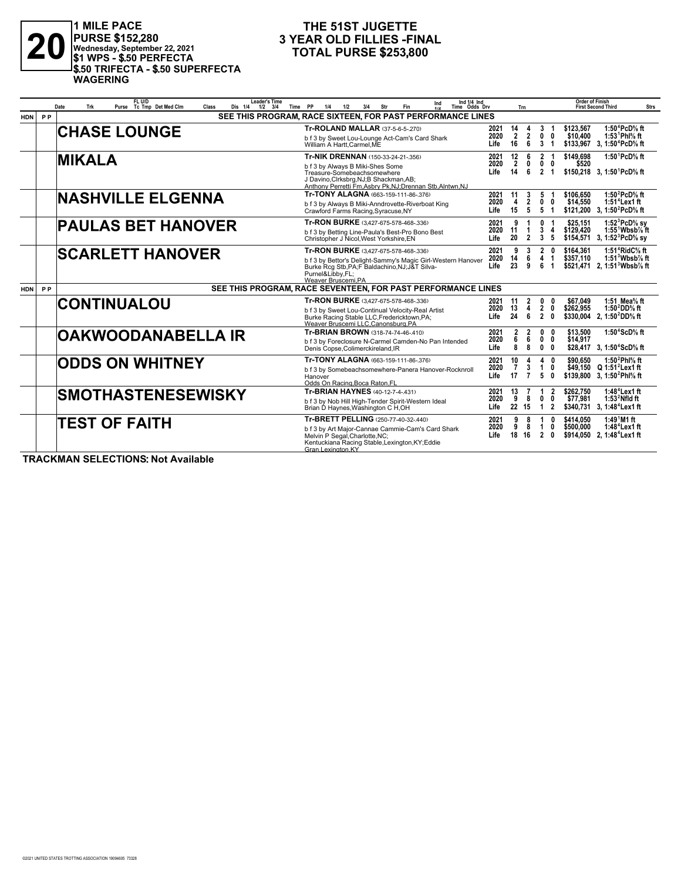**20**

**1 MILE PACE**
**PURSE $152,280**
**Wednesday, September 22, 2021**
**$1 WPS - $.50 PERFECTA**
**$.50 TRIFECTA - $.50 SUPERFECTA WAGERING**

## THE 51ST JUGETTE
## 3 YEAR OLD FILLIES -FINAL
## TOTAL PURSE $253,800

**HDN PP — SEE THIS PROGRAM, RACE SIXTEEN, FOR PAST PERFORMANCE LINES**

### CHASE LOUNGE
Tr-ROLAND MALLAR (37-5-6-5-.270)
b f 3 by Sweet Lou-Lounge Act-Cam's Card Shark
William A Hartt,Carmel,ME

| Year | Starts | 1st | 2nd | 3rd | Earnings | Record |
|---|---|---|---|---|---|---|
| 2021 | 14 | 4 | 3 | 1 | $123,567 | 1:50⁴PcD⅝ ft |
| 2020 | 2 | 2 | 0 | 0 | $10,400 | 1:53¹Phl⅝ ft |
| Life | 16 | 6 | 3 | 1 | $133,967 | 3, 1:50⁴PcD⅝ ft |

### MIKALA
Tr-NIK DRENNAN (150-33-24-21-.356)
b f 3 by Always B Miki-Shes Some Treasure-Somebeachsomewhere
J Davino,Clrksbrg,NJ;B Shackman,AB;
Anthony Perretti Fm,Asbry Pk,NJ;Drennan Stb,Alntwn,NJ

| Year | Starts | 1st | 2nd | 3rd | Earnings | Record |
|---|---|---|---|---|---|---|
| 2021 | 12 | 6 | 2 | 1 | $149,698 | 1:50¹PcD⅝ ft |
| 2020 | 2 | 0 | 0 | 0 | $520 | |
| Life | 14 | 6 | 2 | 1 | $150,218 | 3, 1:50¹PcD⅝ ft |

### NASHVILLE ELGENNA
Tr-TONY ALAGNA (663-159-111-86-.376)
b f 3 by Always B Miki-Anndrovette-Riverboat King
Crawford Farms Racing,Syracuse,NY

| Year | Starts | 1st | 2nd | 3rd | Earnings | Record |
|---|---|---|---|---|---|---|
| 2021 | 11 | 3 | 5 | 1 | $106,650 | 1:50²PcD⅝ ft |
| 2020 | 4 | 2 | 0 | 0 | $14,550 | 1:51⁴Lex1 ft |
| Life | 15 | 5 | 5 | 1 | $121,200 | 3, 1:50²PcD⅝ ft |

### PAULAS BET HANOVER
Tr-RON BURKE (3,427-675-578-468-.336)
b f 3 by Betting Line-Paula's Best-Pro Bono Best
Christopher J Nicol,West Yorkshire,EN

| Year | Starts | 1st | 2nd | 3rd | Earnings | Record |
|---|---|---|---|---|---|---|
| 2021 | 9 | 1 | 0 | 1 | $25,151 | 1:52³PcD⅝ sy |
| 2020 | 11 | 1 | 3 | 4 | $129,420 | 1:55¹Wbsb⅞ ft |
| Life | 20 | 2 | 3 | 5 | $154,571 | 3, 1:52³PcD⅝ sy |

### SCARLETT HANOVER
Tr-RON BURKE (3,427-675-578-468-.336)
b f 3 by Bettor's Delight-Sammy's Magic Girl-Western Hanover
Burke Rcg Stb,PA;F Baldachino,NJ;J&T Silva-Purnel&Libby,FL;
Weaver Bruscemi,PA

| Year | Starts | 1st | 2nd | 3rd | Earnings | Record |
|---|---|---|---|---|---|---|
| 2021 | 9 | 3 | 2 | 0 | $164,361 | 1:51⁴RidC⅝ ft |
| 2020 | 14 | 6 | 4 | 1 | $357,110 | 1:51³Wbsb⅞ ft |
| Life | 23 | 9 | 6 | 1 | $521,471 | 2, 1:51³Wbsb⅞ ft |

**HDN PP — SEE THIS PROGRAM, RACE SEVENTEEN, FOR PAST PERFORMANCE LINES**

### CONTINUALOU
Tr-RON BURKE (3,427-675-578-468-.336)
b f 3 by Sweet Lou-Continual Velocity-Real Artist
Burke Racing Stable LLC,Fredericktown,PA;
Weaver Bruscemi LLC,Canonsburg,PA

| Year | Starts | 1st | 2nd | 3rd | Earnings | Record |
|---|---|---|---|---|---|---|
| 2021 | 11 | 2 | 0 | 0 | $67,049 | 1:51 Mea⅝ ft |
| 2020 | 13 | 4 | 2 | 0 | $262,955 | 1:50²DD⅝ ft |
| Life | 24 | 6 | 2 | 0 | $330,004 | 2, 1:50²DD⅝ ft |

### OAKWOODANABELLA IR
Tr-BRIAN BROWN (318-74-74-46-.410)
b f 3 by Foreclosure N-Carmel Camden-No Pan Intended
Denis Copse,Colimerckireland,IR

| Year | Starts | 1st | 2nd | 3rd | Earnings | Record |
|---|---|---|---|---|---|---|
| 2021 | 2 | 2 | 0 | 0 | $13,500 | 1:50⁴ScD⅝ ft |
| 2020 | 6 | 6 | 0 | 0 | $14,917 | |
| Life | 8 | 8 | 0 | 0 | $28,417 | 3, 1:50⁴ScD⅝ ft |

### ODDS ON WHITNEY
Tr-TONY ALAGNA (663-159-111-86-.376)
b f 3 by Somebeachsomewhere-Panera Hanover-Rocknroll Hanover
Odds On Racing,Boca Raton,FL

| Year | Starts | 1st | 2nd | 3rd | Earnings | Record |
|---|---|---|---|---|---|---|
| 2021 | 10 | 4 | 4 | 0 | $90,650 | 1:50²Phl⅝ ft |
| 2020 | 7 | 3 | 1 | 0 | $49,150 | Q 1:51²Lex1 ft |
| Life | 17 | 7 | 5 | 0 | $139,800 | 3, 1:50²Phl⅝ ft |

### SMOTHASTENESEWISKY
Tr-BRIAN HAYNES (40-12-7-4-.431)
b f 3 by Nob Hill High-Tender Spirit-Western Ideal
Brian D Haynes,Washington C H,OH

| Year | Starts | 1st | 2nd | 3rd | Earnings | Record |
|---|---|---|---|---|---|---|
| 2021 | 13 | 7 | 1 | 2 | $262,750 | 1:48⁴Lex1 ft |
| 2020 | 9 | 8 | 0 | 0 | $77,981 | 1:53²Nfld ft |
| Life | 22 | 15 | 1 | 2 | $340,731 | 3, 1:48⁴Lex1 ft |

### TEST OF FAITH
Tr-BRETT PELLING (250-77-40-32-.440)
b f 3 by Art Major-Cannae Cammie-Cam's Card Shark
Melvin P Segal,Charlotte,NC;
Kentuckiana Racing Stable,Lexington,KY;Eddie Gran,Lexington,KY

| Year | Starts | 1st | 2nd | 3rd | Earnings | Record |
|---|---|---|---|---|---|---|
| 2021 | 9 | 8 | 1 | 0 | $414,050 | 1:49¹M1 ft |
| 2020 | 9 | 8 | 1 | 0 | $500,000 | 1:48⁴Lex1 ft |
| Life | 18 | 16 | 2 | 0 | $914,050 | 2, 1:48⁴Lex1 ft |

**TRACKMAN SELECTIONS: Not Available**